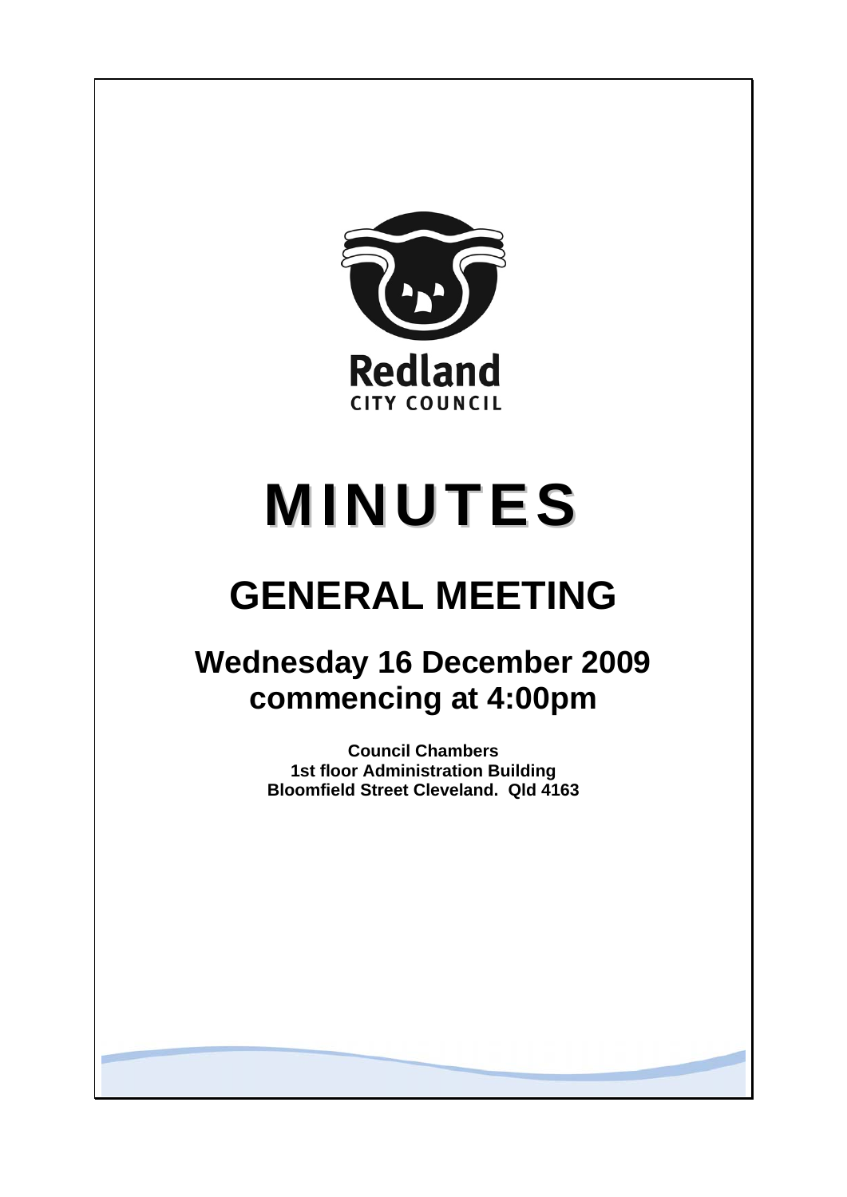Redland

CITY COUNCIL

# MINUTES

## GENERAL MEETING

### Wednesday 16 December 2009 commencing at 4:00pm

**Council Chambers**
**1st floor Administration Building**
**Bloomfield Street Cleveland. Qld 4163**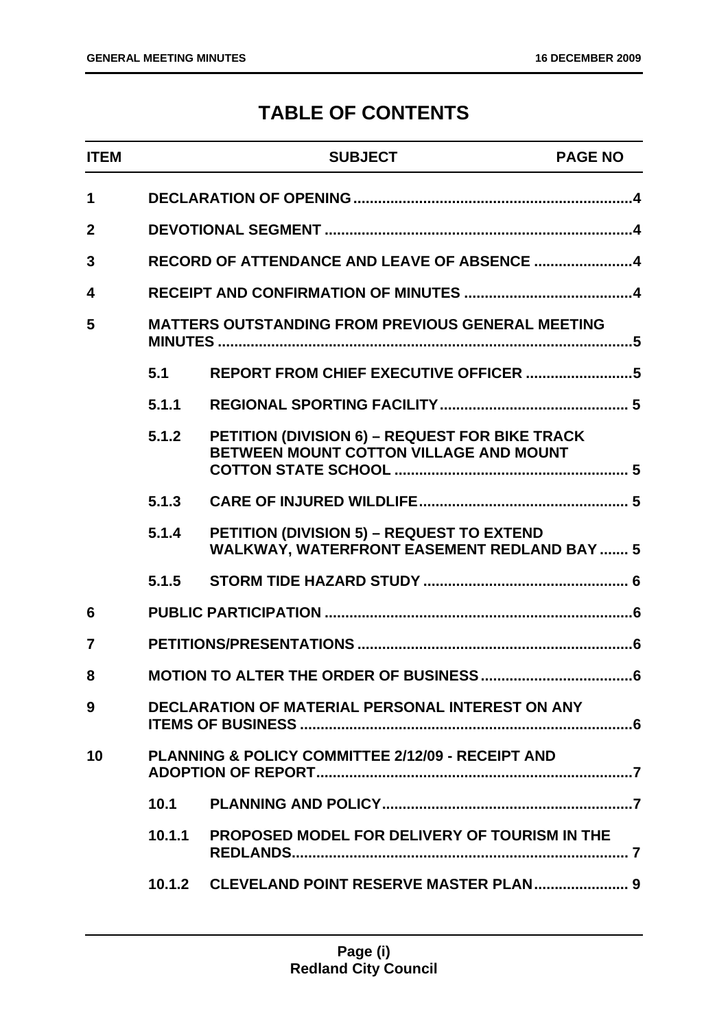# TABLE OF CONTENTS

| ITEM | | SUBJECT | PAGE NO |
|---|---|---|---|
| 1 | | DECLARATION OF OPENING | 4 |
| 2 | | DEVOTIONAL SEGMENT | 4 |
| 3 | | RECORD OF ATTENDANCE AND LEAVE OF ABSENCE | 4 |
| 4 | | RECEIPT AND CONFIRMATION OF MINUTES | 4 |
| 5 | | MATTERS OUTSTANDING FROM PREVIOUS GENERAL MEETING MINUTES | 5 |
| | 5.1 | REPORT FROM CHIEF EXECUTIVE OFFICER | 5 |
| | 5.1.1 | REGIONAL SPORTING FACILITY | 5 |
| | 5.1.2 | PETITION (DIVISION 6) – REQUEST FOR BIKE TRACK BETWEEN MOUNT COTTON VILLAGE AND MOUNT COTTON STATE SCHOOL | 5 |
| | 5.1.3 | CARE OF INJURED WILDLIFE | 5 |
| | 5.1.4 | PETITION (DIVISION 5) – REQUEST TO EXTEND WALKWAY, WATERFRONT EASEMENT REDLAND BAY | 5 |
| | 5.1.5 | STORM TIDE HAZARD STUDY | 6 |
| 6 | | PUBLIC PARTICIPATION | 6 |
| 7 | | PETITIONS/PRESENTATIONS | 6 |
| 8 | | MOTION TO ALTER THE ORDER OF BUSINESS | 6 |
| 9 | | DECLARATION OF MATERIAL PERSONAL INTEREST ON ANY ITEMS OF BUSINESS | 6 |
| 10 | | PLANNING & POLICY COMMITTEE 2/12/09 - RECEIPT AND ADOPTION OF REPORT | 7 |
| | 10.1 | PLANNING AND POLICY | 7 |
| | 10.1.1 | PROPOSED MODEL FOR DELIVERY OF TOURISM IN THE REDLANDS | 7 |
| | 10.1.2 | CLEVELAND POINT RESERVE MASTER PLAN | 9 |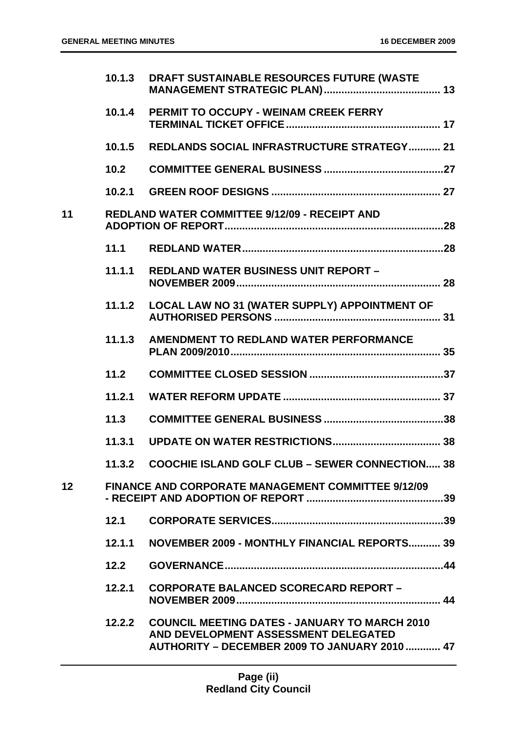| | | | |
|---|---|---|---|
| | 10.1.3 | **DRAFT SUSTAINABLE RESOURCES FUTURE (WASTE MANAGEMENT STRATEGIC PLAN)** | 13 |
| | 10.1.4 | **PERMIT TO OCCUPY - WEINAM CREEK FERRY TERMINAL TICKET OFFICE** | 17 |
| | 10.1.5 | **REDLANDS SOCIAL INFRASTRUCTURE STRATEGY** | 21 |
| | 10.2 | **COMMITTEE GENERAL BUSINESS** | 27 |
| | 10.2.1 | **GREEN ROOF DESIGNS** | 27 |
| 11 | | **REDLAND WATER COMMITTEE 9/12/09 - RECEIPT AND ADOPTION OF REPORT** | 28 |
| | 11.1 | **REDLAND WATER** | 28 |
| | 11.1.1 | **REDLAND WATER BUSINESS UNIT REPORT – NOVEMBER 2009** | 28 |
| | 11.1.2 | **LOCAL LAW NO 31 (WATER SUPPLY) APPOINTMENT OF AUTHORISED PERSONS** | 31 |
| | 11.1.3 | **AMENDMENT TO REDLAND WATER PERFORMANCE PLAN 2009/2010** | 35 |
| | 11.2 | **COMMITTEE CLOSED SESSION** | 37 |
| | 11.2.1 | **WATER REFORM UPDATE** | 37 |
| | 11.3 | **COMMITTEE GENERAL BUSINESS** | 38 |
| | 11.3.1 | **UPDATE ON WATER RESTRICTIONS** | 38 |
| | 11.3.2 | **COOCHIE ISLAND GOLF CLUB – SEWER CONNECTION** | 38 |
| 12 | | **FINANCE AND CORPORATE MANAGEMENT COMMITTEE 9/12/09 - RECEIPT AND ADOPTION OF REPORT** | 39 |
| | 12.1 | **CORPORATE SERVICES** | 39 |
| | 12.1.1 | **NOVEMBER 2009 - MONTHLY FINANCIAL REPORTS** | 39 |
| | 12.2 | **GOVERNANCE** | 44 |
| | 12.2.1 | **CORPORATE BALANCED SCORECARD REPORT – NOVEMBER 2009** | 44 |
| | 12.2.2 | **COUNCIL MEETING DATES - JANUARY TO MARCH 2010 AND DEVELOPMENT ASSESSMENT DELEGATED AUTHORITY – DECEMBER 2009 TO JANUARY 2010** | 47 |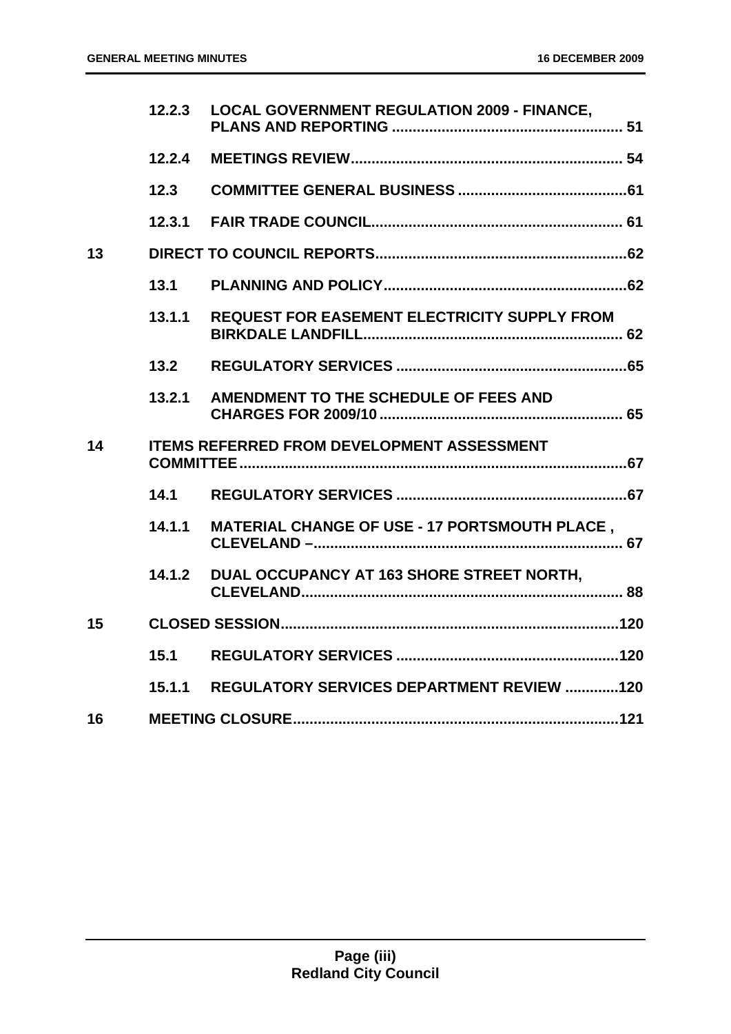| | | | |
|---|---|---|---|
| | 12.2.3 | LOCAL GOVERNMENT REGULATION 2009 - FINANCE, PLANS AND REPORTING | 51 |
| | 12.2.4 | MEETINGS REVIEW | 54 |
| | 12.3 | COMMITTEE GENERAL BUSINESS | 61 |
| | 12.3.1 | FAIR TRADE COUNCIL | 61 |
| 13 | | DIRECT TO COUNCIL REPORTS | 62 |
| | 13.1 | PLANNING AND POLICY | 62 |
| | 13.1.1 | REQUEST FOR EASEMENT ELECTRICITY SUPPLY FROM BIRKDALE LANDFILL | 62 |
| | 13.2 | REGULATORY SERVICES | 65 |
| | 13.2.1 | AMENDMENT TO THE SCHEDULE OF FEES AND CHARGES FOR 2009/10 | 65 |
| 14 | | ITEMS REFERRED FROM DEVELOPMENT ASSESSMENT COMMITTEE | 67 |
| | 14.1 | REGULATORY SERVICES | 67 |
| | 14.1.1 | MATERIAL CHANGE OF USE - 17 PORTSMOUTH PLACE , CLEVELAND – | 67 |
| | 14.1.2 | DUAL OCCUPANCY AT 163 SHORE STREET NORTH, CLEVELAND | 88 |
| 15 | | CLOSED SESSION | 120 |
| | 15.1 | REGULATORY SERVICES | 120 |
| | 15.1.1 | REGULATORY SERVICES DEPARTMENT REVIEW | 120 |
| 16 | | MEETING CLOSURE | 121 |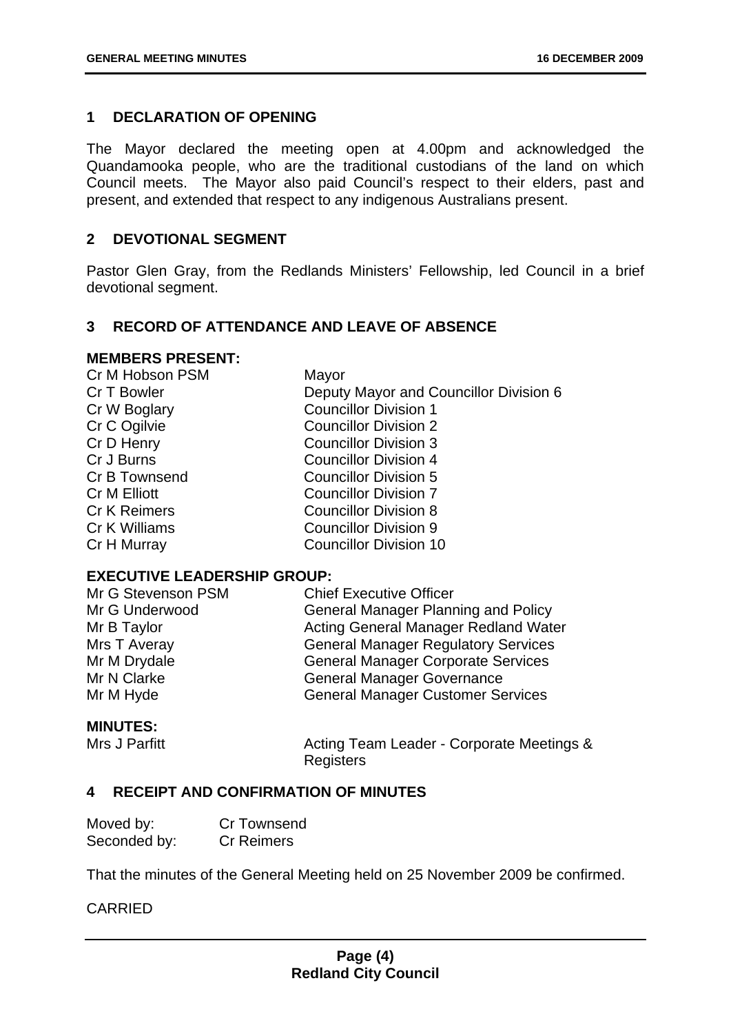## 1 DECLARATION OF OPENING

The Mayor declared the meeting open at 4.00pm and acknowledged the Quandamooka people, who are the traditional custodians of the land on which Council meets. The Mayor also paid Council's respect to their elders, past and present, and extended that respect to any indigenous Australians present.

## 2 DEVOTIONAL SEGMENT

Pastor Glen Gray, from the Redlands Ministers' Fellowship, led Council in a brief devotional segment.

## 3 RECORD OF ATTENDANCE AND LEAVE OF ABSENCE

**MEMBERS PRESENT:**

| | |
|---|---|
| Cr M Hobson PSM | Mayor |
| Cr T Bowler | Deputy Mayor and Councillor Division 6 |
| Cr W Boglary | Councillor Division 1 |
| Cr C Ogilvie | Councillor Division 2 |
| Cr D Henry | Councillor Division 3 |
| Cr J Burns | Councillor Division 4 |
| Cr B Townsend | Councillor Division 5 |
| Cr M Elliott | Councillor Division 7 |
| Cr K Reimers | Councillor Division 8 |
| Cr K Williams | Councillor Division 9 |
| Cr H Murray | Councillor Division 10 |

**EXECUTIVE LEADERSHIP GROUP:**

| | |
|---|---|
| Mr G Stevenson PSM | Chief Executive Officer |
| Mr G Underwood | General Manager Planning and Policy |
| Mr B Taylor | Acting General Manager Redland Water |
| Mrs T Averay | General Manager Regulatory Services |
| Mr M Drydale | General Manager Corporate Services |
| Mr N Clarke | General Manager Governance |
| Mr M Hyde | General Manager Customer Services |

**MINUTES:**

| | |
|---|---|
| Mrs J Parfitt | Acting Team Leader - Corporate Meetings & Registers |

## 4 RECEIPT AND CONFIRMATION OF MINUTES

| | |
|---|---|
| Moved by: | Cr Townsend |
| Seconded by: | Cr Reimers |

That the minutes of the General Meeting held on 25 November 2009 be confirmed.

CARRIED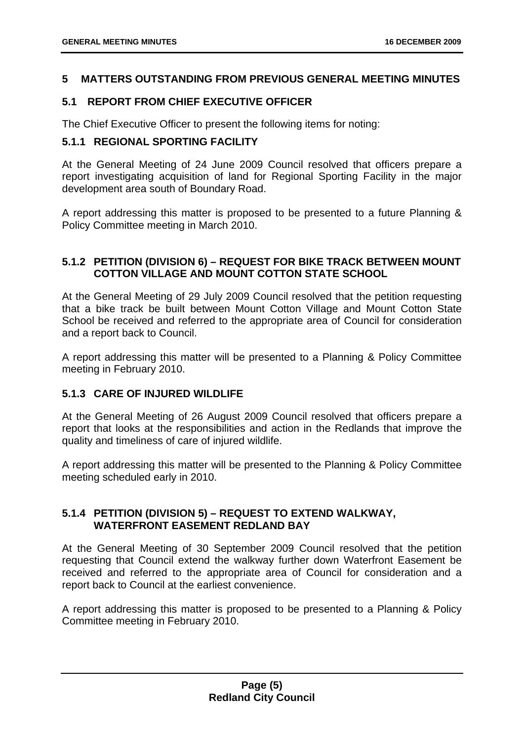## 5 MATTERS OUTSTANDING FROM PREVIOUS GENERAL MEETING MINUTES

### 5.1 REPORT FROM CHIEF EXECUTIVE OFFICER

The Chief Executive Officer to present the following items for noting:

#### 5.1.1 REGIONAL SPORTING FACILITY

At the General Meeting of 24 June 2009 Council resolved that officers prepare a report investigating acquisition of land for Regional Sporting Facility in the major development area south of Boundary Road.

A report addressing this matter is proposed to be presented to a future Planning & Policy Committee meeting in March 2010.

#### 5.1.2 PETITION (DIVISION 6) – REQUEST FOR BIKE TRACK BETWEEN MOUNT COTTON VILLAGE AND MOUNT COTTON STATE SCHOOL

At the General Meeting of 29 July 2009 Council resolved that the petition requesting that a bike track be built between Mount Cotton Village and Mount Cotton State School be received and referred to the appropriate area of Council for consideration and a report back to Council.

A report addressing this matter will be presented to a Planning & Policy Committee meeting in February 2010.

#### 5.1.3 CARE OF INJURED WILDLIFE

At the General Meeting of 26 August 2009 Council resolved that officers prepare a report that looks at the responsibilities and action in the Redlands that improve the quality and timeliness of care of injured wildlife.

A report addressing this matter will be presented to the Planning & Policy Committee meeting scheduled early in 2010.

#### 5.1.4 PETITION (DIVISION 5) – REQUEST TO EXTEND WALKWAY, WATERFRONT EASEMENT REDLAND BAY

At the General Meeting of 30 September 2009 Council resolved that the petition requesting that Council extend the walkway further down Waterfront Easement be received and referred to the appropriate area of Council for consideration and a report back to Council at the earliest convenience.

A report addressing this matter is proposed to be presented to a Planning & Policy Committee meeting in February 2010.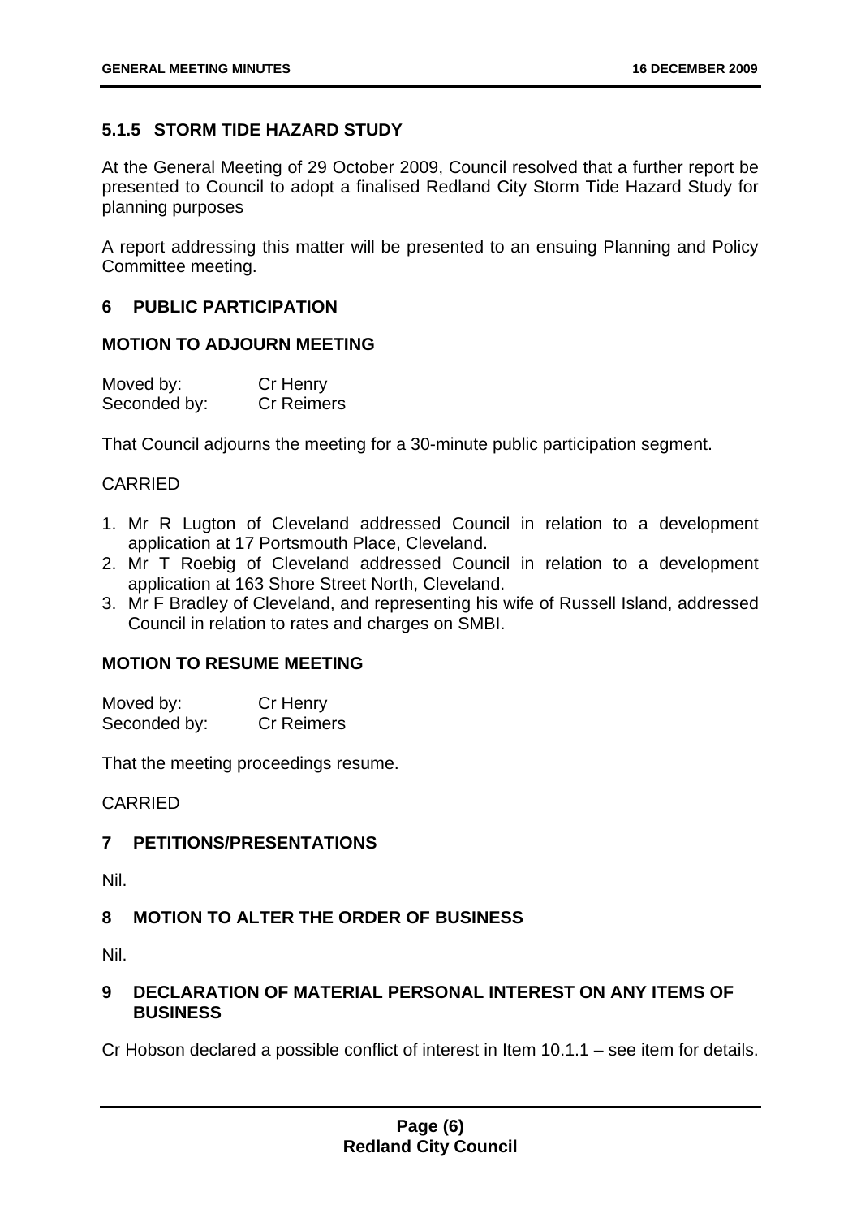### 5.1.5 STORM TIDE HAZARD STUDY

At the General Meeting of 29 October 2009, Council resolved that a further report be presented to Council to adopt a finalised Redland City Storm Tide Hazard Study for planning purposes

A report addressing this matter will be presented to an ensuing Planning and Policy Committee meeting.

## 6 PUBLIC PARTICIPATION

### MOTION TO ADJOURN MEETING

Moved by: Cr Henry
Seconded by: Cr Reimers

That Council adjourns the meeting for a 30-minute public participation segment.

CARRIED

1. Mr R Lugton of Cleveland addressed Council in relation to a development application at 17 Portsmouth Place, Cleveland.
2. Mr T Roebig of Cleveland addressed Council in relation to a development application at 163 Shore Street North, Cleveland.
3. Mr F Bradley of Cleveland, and representing his wife of Russell Island, addressed Council in relation to rates and charges on SMBI.

### MOTION TO RESUME MEETING

Moved by: Cr Henry
Seconded by: Cr Reimers

That the meeting proceedings resume.

CARRIED

## 7 PETITIONS/PRESENTATIONS

Nil.

## 8 MOTION TO ALTER THE ORDER OF BUSINESS

Nil.

## 9 DECLARATION OF MATERIAL PERSONAL INTEREST ON ANY ITEMS OF BUSINESS

Cr Hobson declared a possible conflict of interest in Item 10.1.1 – see item for details.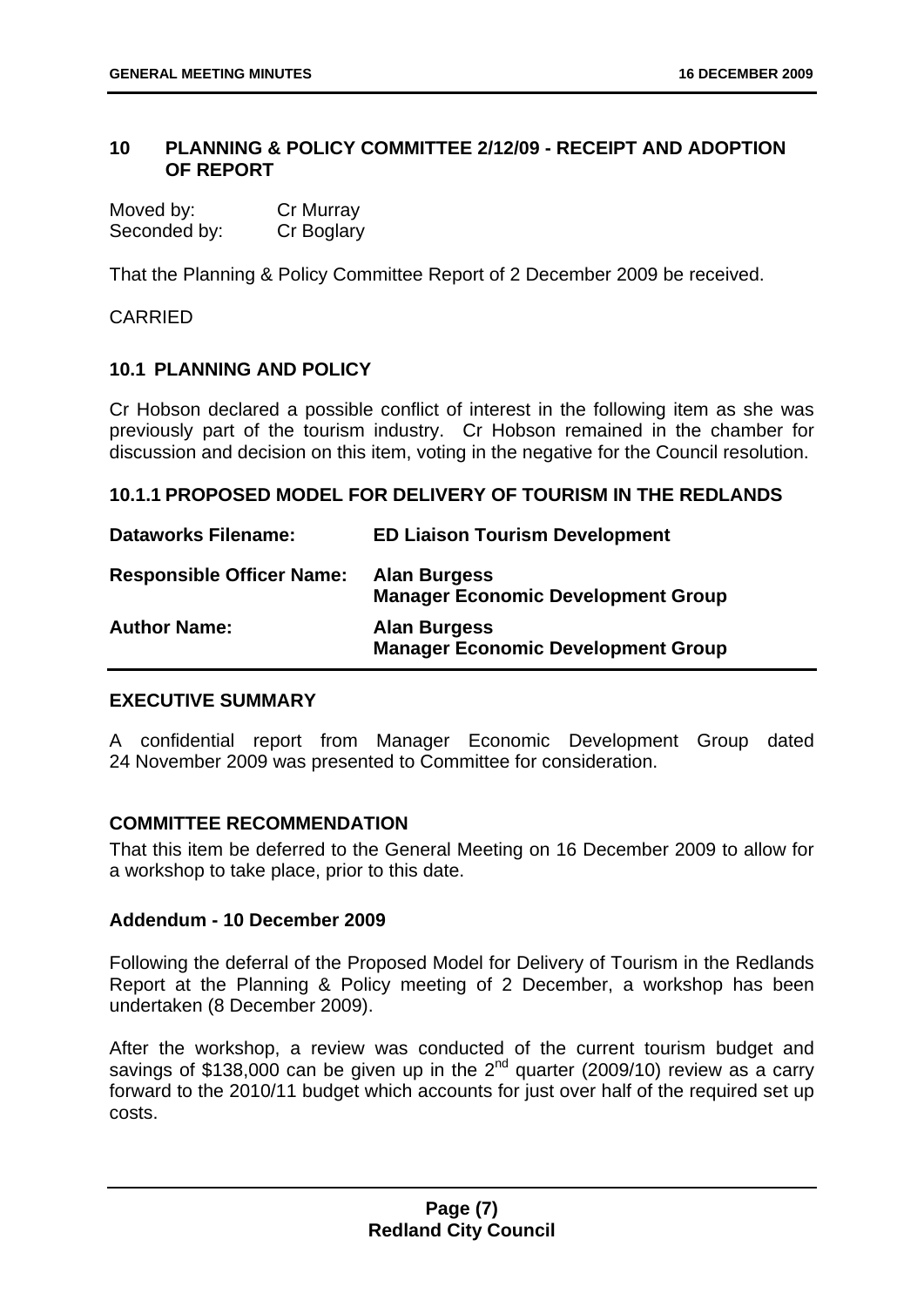## 10 PLANNING & POLICY COMMITTEE 2/12/09 - RECEIPT AND ADOPTION OF REPORT

| | |
|---|---|
| Moved by: | Cr Murray |
| Seconded by: | Cr Boglary |

That the Planning & Policy Committee Report of 2 December 2009 be received.

CARRIED

### 10.1 PLANNING AND POLICY

Cr Hobson declared a possible conflict of interest in the following item as she was previously part of the tourism industry. Cr Hobson remained in the chamber for discussion and decision on this item, voting in the negative for the Council resolution.

#### 10.1.1 PROPOSED MODEL FOR DELIVERY OF TOURISM IN THE REDLANDS

| | |
|---|---|
| **Dataworks Filename:** | **ED Liaison Tourism Development** |
| **Responsible Officer Name:** | **Alan Burgess**<br>**Manager Economic Development Group** |
| **Author Name:** | **Alan Burgess**<br>**Manager Economic Development Group** |

**EXECUTIVE SUMMARY**

A confidential report from Manager Economic Development Group dated 24 November 2009 was presented to Committee for consideration.

**COMMITTEE RECOMMENDATION**

That this item be deferred to the General Meeting on 16 December 2009 to allow for a workshop to take place, prior to this date.

**Addendum - 10 December 2009**

Following the deferral of the Proposed Model for Delivery of Tourism in the Redlands Report at the Planning & Policy meeting of 2 December, a workshop has been undertaken (8 December 2009).

After the workshop, a review was conducted of the current tourism budget and savings of $138,000 can be given up in the 2nd quarter (2009/10) review as a carry forward to the 2010/11 budget which accounts for just over half of the required set up costs.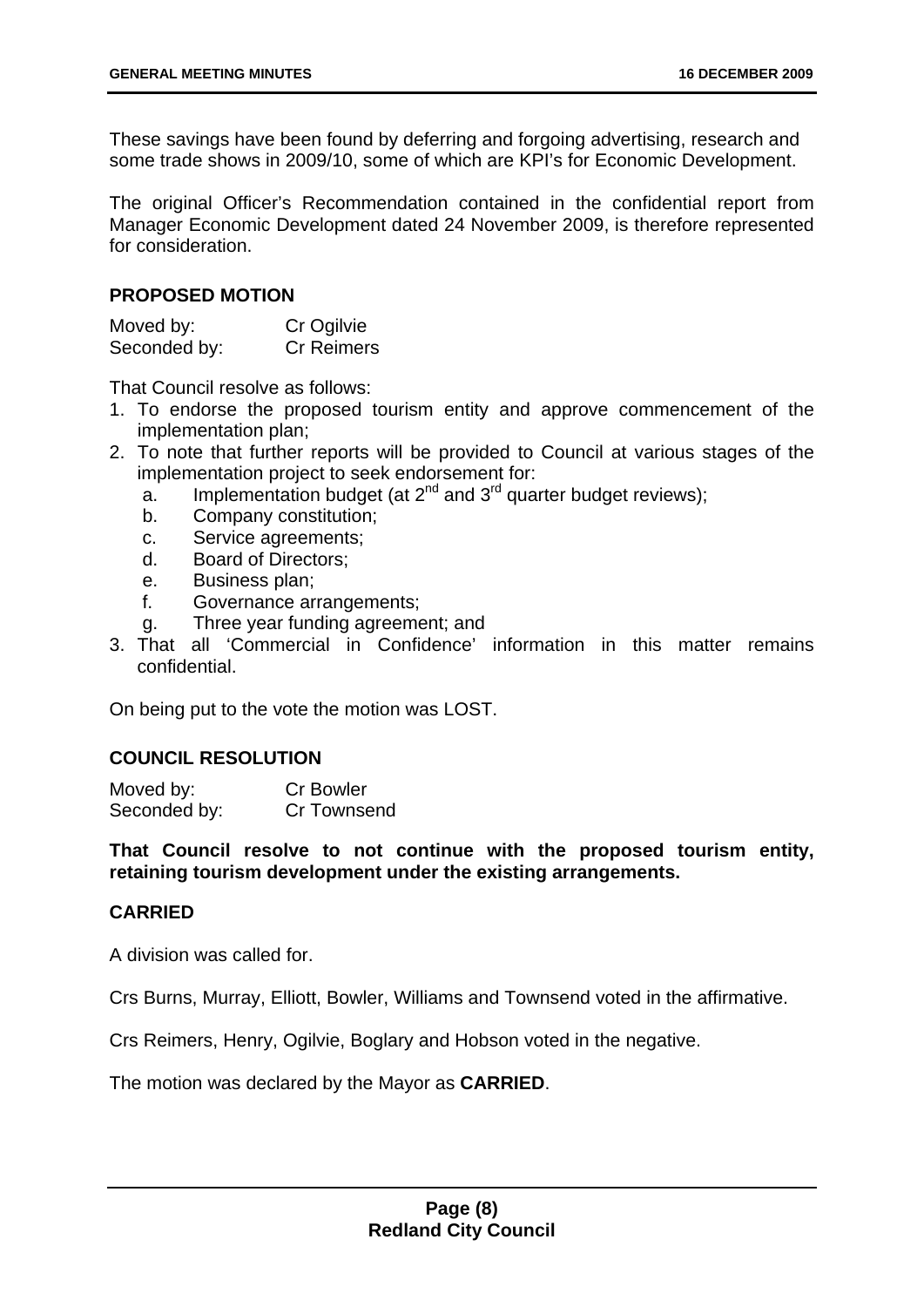These savings have been found by deferring and forgoing advertising, research and some trade shows in 2009/10, some of which are KPI's for Economic Development.

The original Officer's Recommendation contained in the confidential report from Manager Economic Development dated 24 November 2009, is therefore represented for consideration.

**PROPOSED MOTION**

Moved by: Cr Ogilvie
Seconded by: Cr Reimers

That Council resolve as follows:

1. To endorse the proposed tourism entity and approve commencement of the implementation plan;
2. To note that further reports will be provided to Council at various stages of the implementation project to seek endorsement for:
   a. Implementation budget (at 2nd and 3rd quarter budget reviews);
   b. Company constitution;
   c. Service agreements;
   d. Board of Directors;
   e. Business plan;
   f. Governance arrangements;
   g. Three year funding agreement; and
3. That all 'Commercial in Confidence' information in this matter remains confidential.

On being put to the vote the motion was LOST.

**COUNCIL RESOLUTION**

Moved by: Cr Bowler
Seconded by: Cr Townsend

**That Council resolve to not continue with the proposed tourism entity, retaining tourism development under the existing arrangements.**

**CARRIED**

A division was called for.

Crs Burns, Murray, Elliott, Bowler, Williams and Townsend voted in the affirmative.

Crs Reimers, Henry, Ogilvie, Boglary and Hobson voted in the negative.

The motion was declared by the Mayor as **CARRIED**.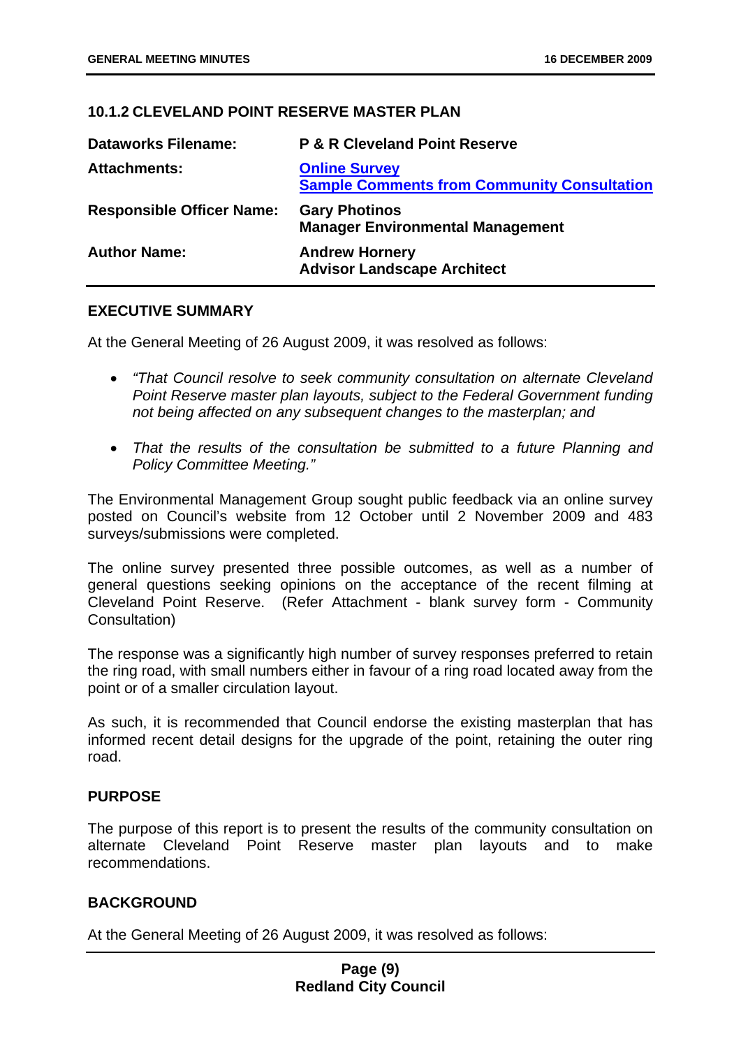## 10.1.2 CLEVELAND POINT RESERVE MASTER PLAN

| | |
|---|---|
| **Dataworks Filename:** | **P & R Cleveland Point Reserve** |
| **Attachments:** | **Online Survey**<br>**Sample Comments from Community Consultation** |
| **Responsible Officer Name:** | **Gary Photinos**<br>**Manager Environmental Management** |
| **Author Name:** | **Andrew Hornery**<br>**Advisor Landscape Architect** |

### EXECUTIVE SUMMARY

At the General Meeting of 26 August 2009, it was resolved as follows:

- *"That Council resolve to seek community consultation on alternate Cleveland Point Reserve master plan layouts, subject to the Federal Government funding not being affected on any subsequent changes to the masterplan; and*
- *That the results of the consultation be submitted to a future Planning and Policy Committee Meeting."*

The Environmental Management Group sought public feedback via an online survey posted on Council's website from 12 October until 2 November 2009 and 483 surveys/submissions were completed.

The online survey presented three possible outcomes, as well as a number of general questions seeking opinions on the acceptance of the recent filming at Cleveland Point Reserve. (Refer Attachment - blank survey form - Community Consultation)

The response was a significantly high number of survey responses preferred to retain the ring road, with small numbers either in favour of a ring road located away from the point or of a smaller circulation layout.

As such, it is recommended that Council endorse the existing masterplan that has informed recent detail designs for the upgrade of the point, retaining the outer ring road.

### PURPOSE

The purpose of this report is to present the results of the community consultation on alternate Cleveland Point Reserve master plan layouts and to make recommendations.

### BACKGROUND

At the General Meeting of 26 August 2009, it was resolved as follows: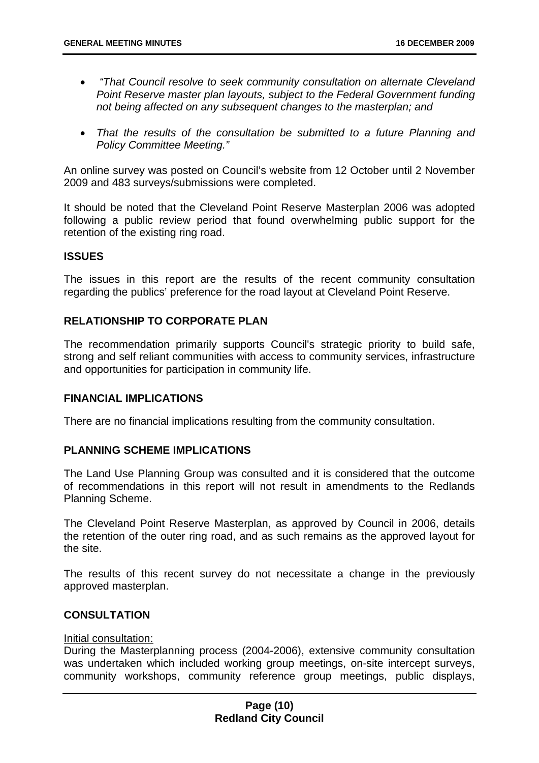- *"That Council resolve to seek community consultation on alternate Cleveland Point Reserve master plan layouts, subject to the Federal Government funding not being affected on any subsequent changes to the masterplan; and*
- *That the results of the consultation be submitted to a future Planning and Policy Committee Meeting."*

An online survey was posted on Council's website from 12 October until 2 November 2009 and 483 surveys/submissions were completed.

It should be noted that the Cleveland Point Reserve Masterplan 2006 was adopted following a public review period that found overwhelming public support for the retention of the existing ring road.

## ISSUES

The issues in this report are the results of the recent community consultation regarding the publics' preference for the road layout at Cleveland Point Reserve.

## RELATIONSHIP TO CORPORATE PLAN

The recommendation primarily supports Council's strategic priority to build safe, strong and self reliant communities with access to community services, infrastructure and opportunities for participation in community life.

## FINANCIAL IMPLICATIONS

There are no financial implications resulting from the community consultation.

## PLANNING SCHEME IMPLICATIONS

The Land Use Planning Group was consulted and it is considered that the outcome of recommendations in this report will not result in amendments to the Redlands Planning Scheme.

The Cleveland Point Reserve Masterplan, as approved by Council in 2006, details the retention of the outer ring road, and as such remains as the approved layout for the site.

The results of this recent survey do not necessitate a change in the previously approved masterplan.

## CONSULTATION

Initial consultation:

During the Masterplanning process (2004-2006), extensive community consultation was undertaken which included working group meetings, on-site intercept surveys, community workshops, community reference group meetings, public displays,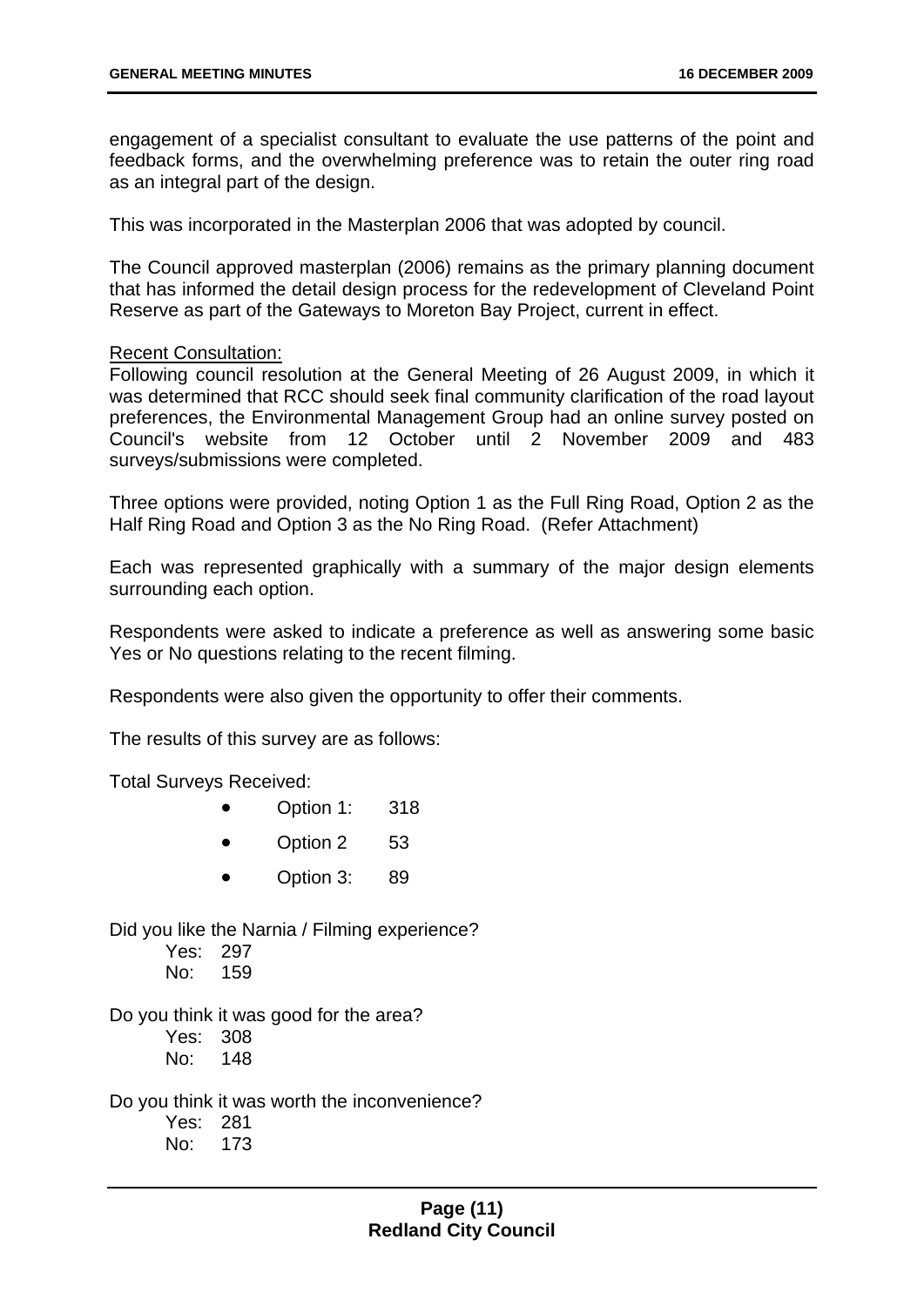engagement of a specialist consultant to evaluate the use patterns of the point and feedback forms, and the overwhelming preference was to retain the outer ring road as an integral part of the design.

This was incorporated in the Masterplan 2006 that was adopted by council.

The Council approved masterplan (2006) remains as the primary planning document that has informed the detail design process for the redevelopment of Cleveland Point Reserve as part of the Gateways to Moreton Bay Project, current in effect.

Recent Consultation:

Following council resolution at the General Meeting of 26 August 2009, in which it was determined that RCC should seek final community clarification of the road layout preferences, the Environmental Management Group had an online survey posted on Council's website from 12 October until 2 November 2009 and 483 surveys/submissions were completed.

Three options were provided, noting Option 1 as the Full Ring Road, Option 2 as the Half Ring Road and Option 3 as the No Ring Road. (Refer Attachment)

Each was represented graphically with a summary of the major design elements surrounding each option.

Respondents were asked to indicate a preference as well as answering some basic Yes or No questions relating to the recent filming.

Respondents were also given the opportunity to offer their comments.

The results of this survey are as follows:

Total Surveys Received:

- Option 1: 318
- Option 2 53
- Option 3: 89

Did you like the Narnia / Filming experience?

Yes: 297
No: 159

Do you think it was good for the area?

Yes: 308
No: 148

Do you think it was worth the inconvenience?

Yes: 281
No: 173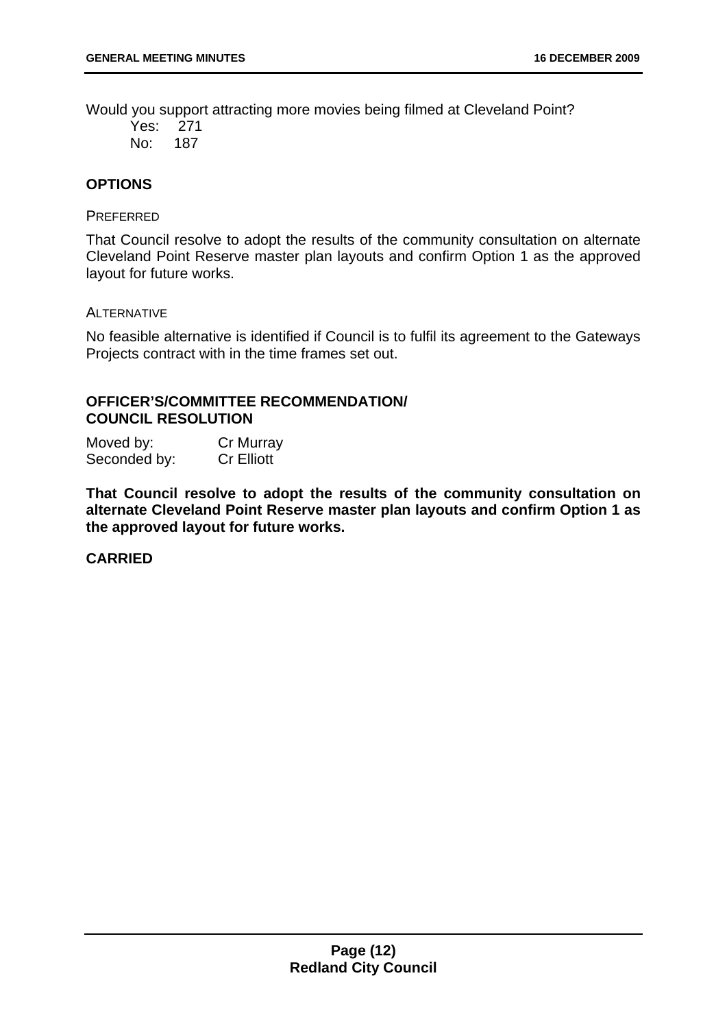Would you support attracting more movies being filmed at Cleveland Point?

Yes: 271
No: 187

## OPTIONS

PREFERRED

That Council resolve to adopt the results of the community consultation on alternate Cleveland Point Reserve master plan layouts and confirm Option 1 as the approved layout for future works.

ALTERNATIVE

No feasible alternative is identified if Council is to fulfil its agreement to the Gateways Projects contract with in the time frames set out.

## OFFICER'S/COMMITTEE RECOMMENDATION/ COUNCIL RESOLUTION

Moved by: Cr Murray
Seconded by: Cr Elliott

**That Council resolve to adopt the results of the community consultation on alternate Cleveland Point Reserve master plan layouts and confirm Option 1 as the approved layout for future works.**

**CARRIED**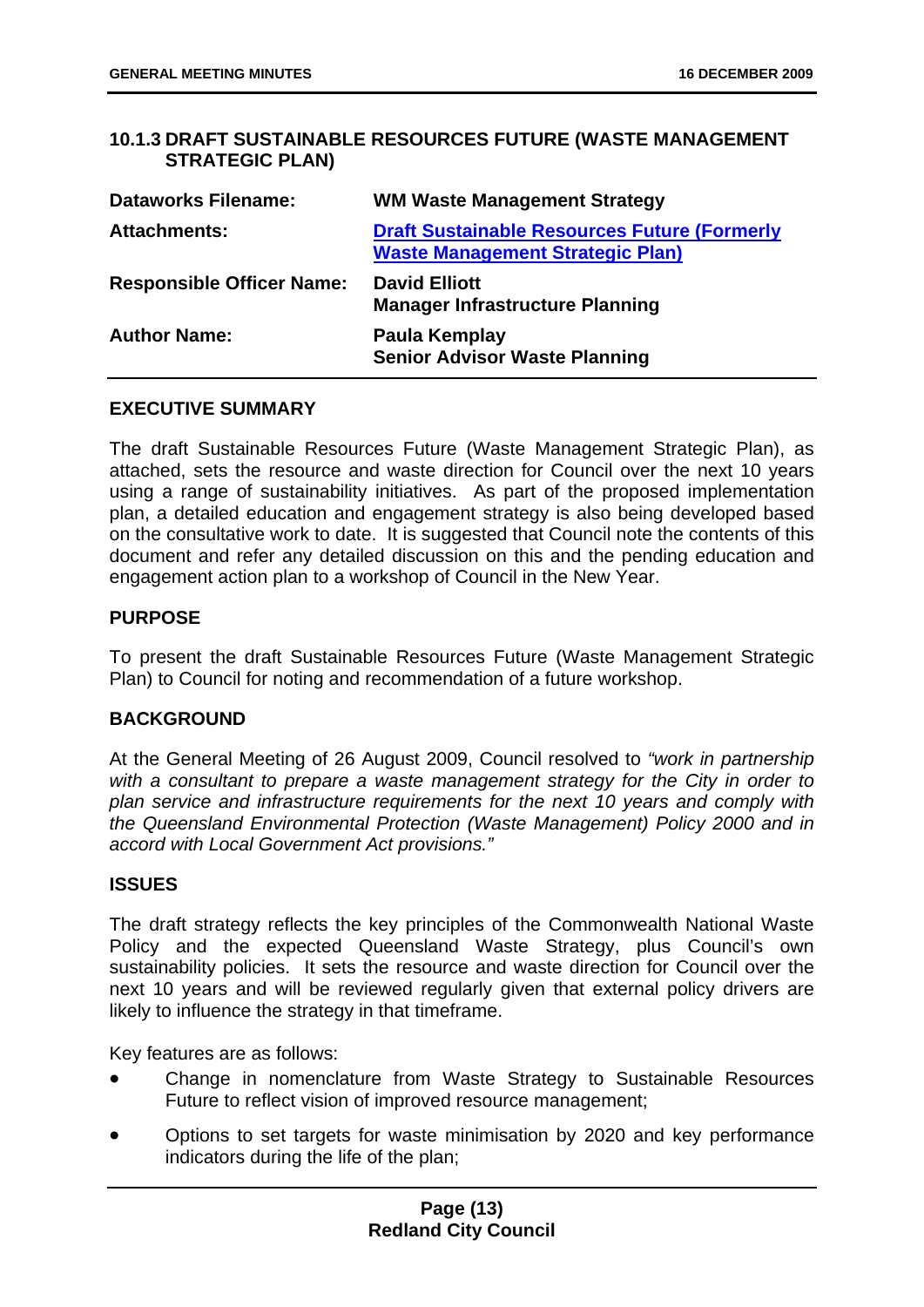### 10.1.3 DRAFT SUSTAINABLE RESOURCES FUTURE (WASTE MANAGEMENT STRATEGIC PLAN)

| | |
|---|---|
| **Dataworks Filename:** | **WM Waste Management Strategy** |
| **Attachments:** | **Draft Sustainable Resources Future (Formerly Waste Management Strategic Plan)** |
| **Responsible Officer Name:** | **David Elliott**<br>**Manager Infrastructure Planning** |
| **Author Name:** | **Paula Kemplay**<br>**Senior Advisor Waste Planning** |

#### EXECUTIVE SUMMARY

The draft Sustainable Resources Future (Waste Management Strategic Plan), as attached, sets the resource and waste direction for Council over the next 10 years using a range of sustainability initiatives. As part of the proposed implementation plan, a detailed education and engagement strategy is also being developed based on the consultative work to date. It is suggested that Council note the contents of this document and refer any detailed discussion on this and the pending education and engagement action plan to a workshop of Council in the New Year.

#### PURPOSE

To present the draft Sustainable Resources Future (Waste Management Strategic Plan) to Council for noting and recommendation of a future workshop.

#### BACKGROUND

At the General Meeting of 26 August 2009, Council resolved to *"work in partnership with a consultant to prepare a waste management strategy for the City in order to plan service and infrastructure requirements for the next 10 years and comply with the Queensland Environmental Protection (Waste Management) Policy 2000 and in accord with Local Government Act provisions."*

#### ISSUES

The draft strategy reflects the key principles of the Commonwealth National Waste Policy and the expected Queensland Waste Strategy, plus Council's own sustainability policies. It sets the resource and waste direction for Council over the next 10 years and will be reviewed regularly given that external policy drivers are likely to influence the strategy in that timeframe.

Key features are as follows:

- Change in nomenclature from Waste Strategy to Sustainable Resources Future to reflect vision of improved resource management;
- Options to set targets for waste minimisation by 2020 and key performance indicators during the life of the plan;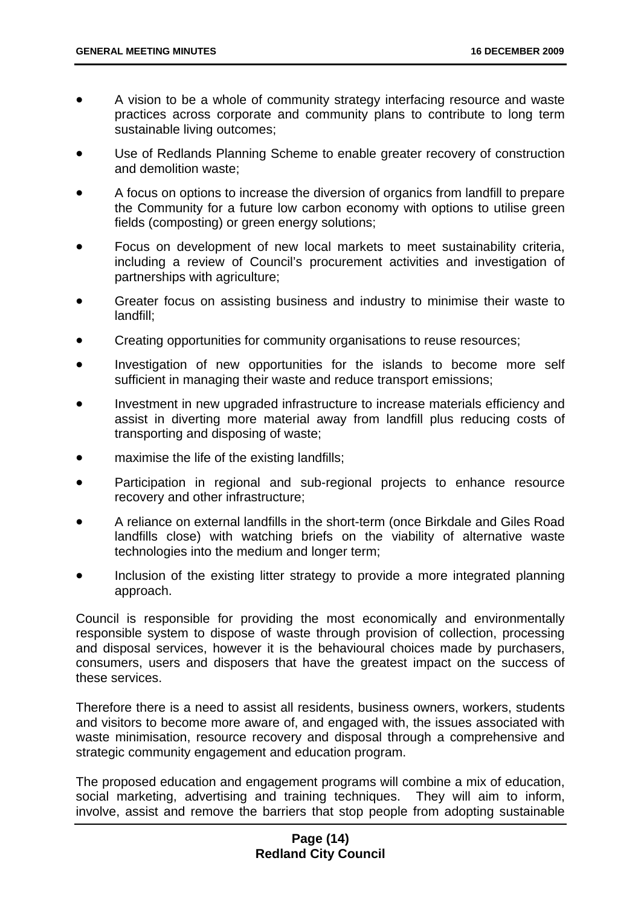- A vision to be a whole of community strategy interfacing resource and waste practices across corporate and community plans to contribute to long term sustainable living outcomes;
- Use of Redlands Planning Scheme to enable greater recovery of construction and demolition waste;
- A focus on options to increase the diversion of organics from landfill to prepare the Community for a future low carbon economy with options to utilise green fields (composting) or green energy solutions;
- Focus on development of new local markets to meet sustainability criteria, including a review of Council's procurement activities and investigation of partnerships with agriculture;
- Greater focus on assisting business and industry to minimise their waste to landfill;
- Creating opportunities for community organisations to reuse resources;
- Investigation of new opportunities for the islands to become more self sufficient in managing their waste and reduce transport emissions;
- Investment in new upgraded infrastructure to increase materials efficiency and assist in diverting more material away from landfill plus reducing costs of transporting and disposing of waste;
- maximise the life of the existing landfills;
- Participation in regional and sub-regional projects to enhance resource recovery and other infrastructure;
- A reliance on external landfills in the short-term (once Birkdale and Giles Road landfills close) with watching briefs on the viability of alternative waste technologies into the medium and longer term;
- Inclusion of the existing litter strategy to provide a more integrated planning approach.

Council is responsible for providing the most economically and environmentally responsible system to dispose of waste through provision of collection, processing and disposal services, however it is the behavioural choices made by purchasers, consumers, users and disposers that have the greatest impact on the success of these services.

Therefore there is a need to assist all residents, business owners, workers, students and visitors to become more aware of, and engaged with, the issues associated with waste minimisation, resource recovery and disposal through a comprehensive and strategic community engagement and education program.

The proposed education and engagement programs will combine a mix of education, social marketing, advertising and training techniques. They will aim to inform, involve, assist and remove the barriers that stop people from adopting sustainable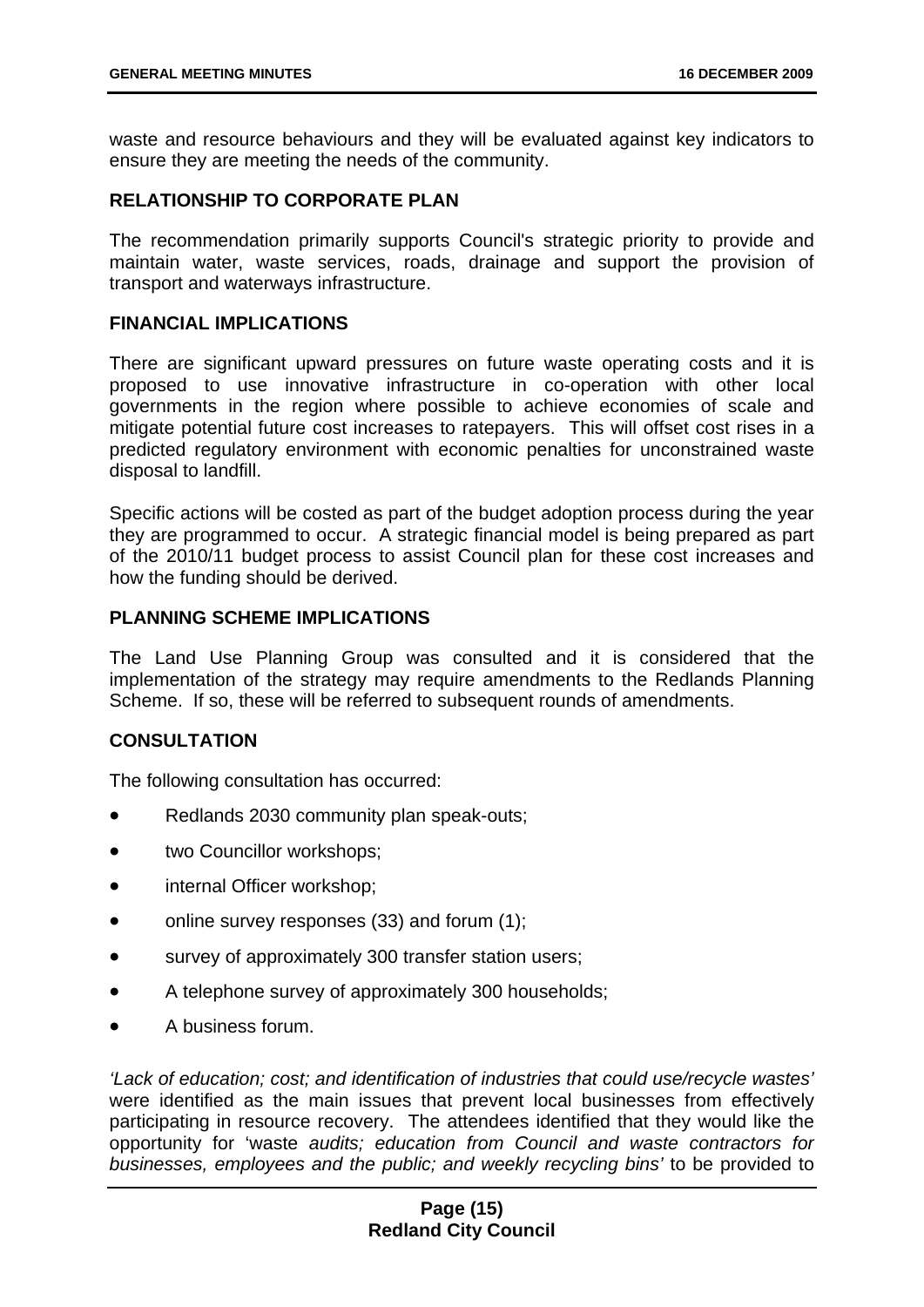waste and resource behaviours and they will be evaluated against key indicators to ensure they are meeting the needs of the community.

## RELATIONSHIP TO CORPORATE PLAN

The recommendation primarily supports Council's strategic priority to provide and maintain water, waste services, roads, drainage and support the provision of transport and waterways infrastructure.

## FINANCIAL IMPLICATIONS

There are significant upward pressures on future waste operating costs and it is proposed to use innovative infrastructure in co-operation with other local governments in the region where possible to achieve economies of scale and mitigate potential future cost increases to ratepayers. This will offset cost rises in a predicted regulatory environment with economic penalties for unconstrained waste disposal to landfill.

Specific actions will be costed as part of the budget adoption process during the year they are programmed to occur. A strategic financial model is being prepared as part of the 2010/11 budget process to assist Council plan for these cost increases and how the funding should be derived.

## PLANNING SCHEME IMPLICATIONS

The Land Use Planning Group was consulted and it is considered that the implementation of the strategy may require amendments to the Redlands Planning Scheme. If so, these will be referred to subsequent rounds of amendments.

## CONSULTATION

The following consultation has occurred:

- Redlands 2030 community plan speak-outs;
- two Councillor workshops;
- internal Officer workshop;
- online survey responses (33) and forum (1);
- survey of approximately 300 transfer station users;
- A telephone survey of approximately 300 households;
- A business forum.

*'Lack of education; cost; and identification of industries that could use/recycle wastes'* were identified as the main issues that prevent local businesses from effectively participating in resource recovery. The attendees identified that they would like the opportunity for 'waste *audits; education from Council and waste contractors for businesses, employees and the public; and weekly recycling bins'* to be provided to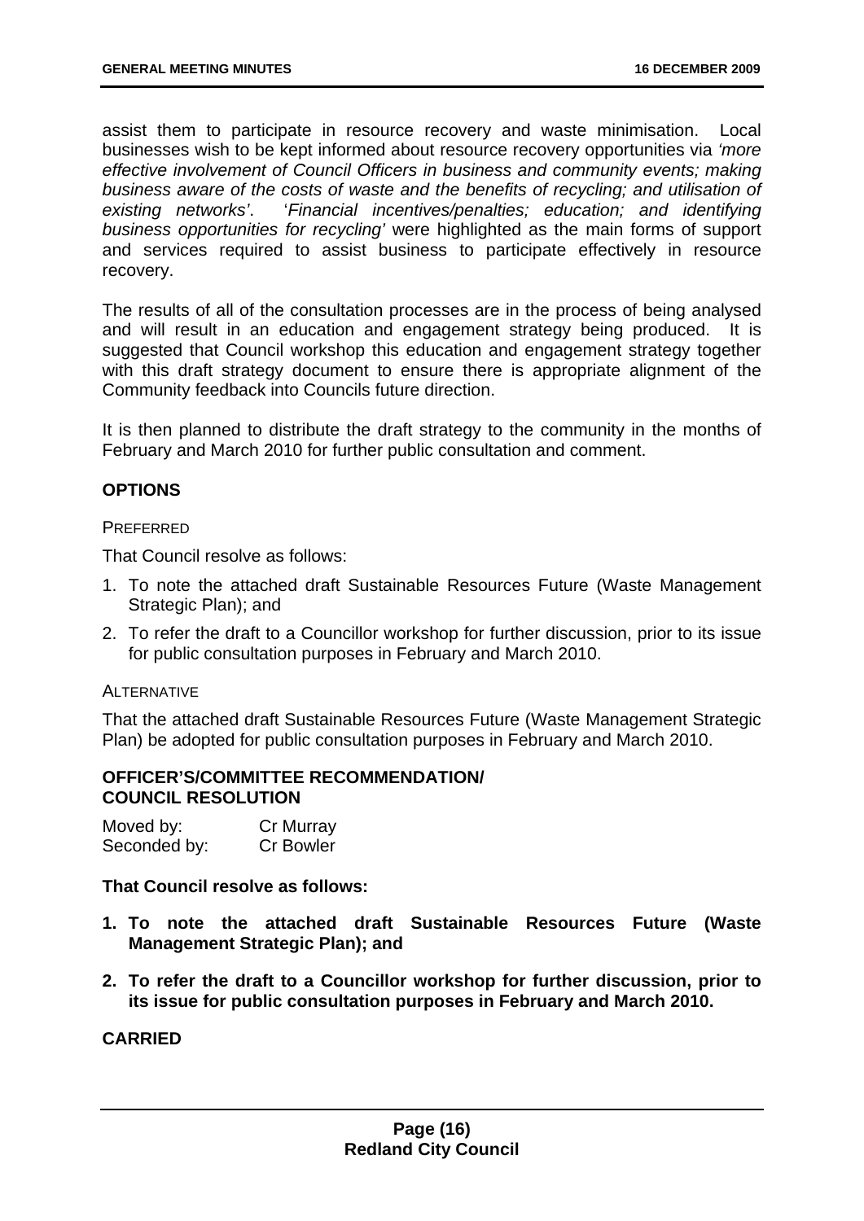assist them to participate in resource recovery and waste minimisation. Local businesses wish to be kept informed about resource recovery opportunities via *'more effective involvement of Council Officers in business and community events; making business aware of the costs of waste and the benefits of recycling; and utilisation of existing networks'*. '*Financial incentives/penalties; education; and identifying business opportunities for recycling'* were highlighted as the main forms of support and services required to assist business to participate effectively in resource recovery.

The results of all of the consultation processes are in the process of being analysed and will result in an education and engagement strategy being produced. It is suggested that Council workshop this education and engagement strategy together with this draft strategy document to ensure there is appropriate alignment of the Community feedback into Councils future direction.

It is then planned to distribute the draft strategy to the community in the months of February and March 2010 for further public consultation and comment.

## OPTIONS

PREFERRED

That Council resolve as follows:

1. To note the attached draft Sustainable Resources Future (Waste Management Strategic Plan); and
2. To refer the draft to a Councillor workshop for further discussion, prior to its issue for public consultation purposes in February and March 2010.

ALTERNATIVE

That the attached draft Sustainable Resources Future (Waste Management Strategic Plan) be adopted for public consultation purposes in February and March 2010.

## OFFICER'S/COMMITTEE RECOMMENDATION/ COUNCIL RESOLUTION

| | |
|---|---|
| Moved by: | Cr Murray |
| Seconded by: | Cr Bowler |

**That Council resolve as follows:**

1. **To note the attached draft Sustainable Resources Future (Waste Management Strategic Plan); and**
2. **To refer the draft to a Councillor workshop for further discussion, prior to its issue for public consultation purposes in February and March 2010.**

**CARRIED**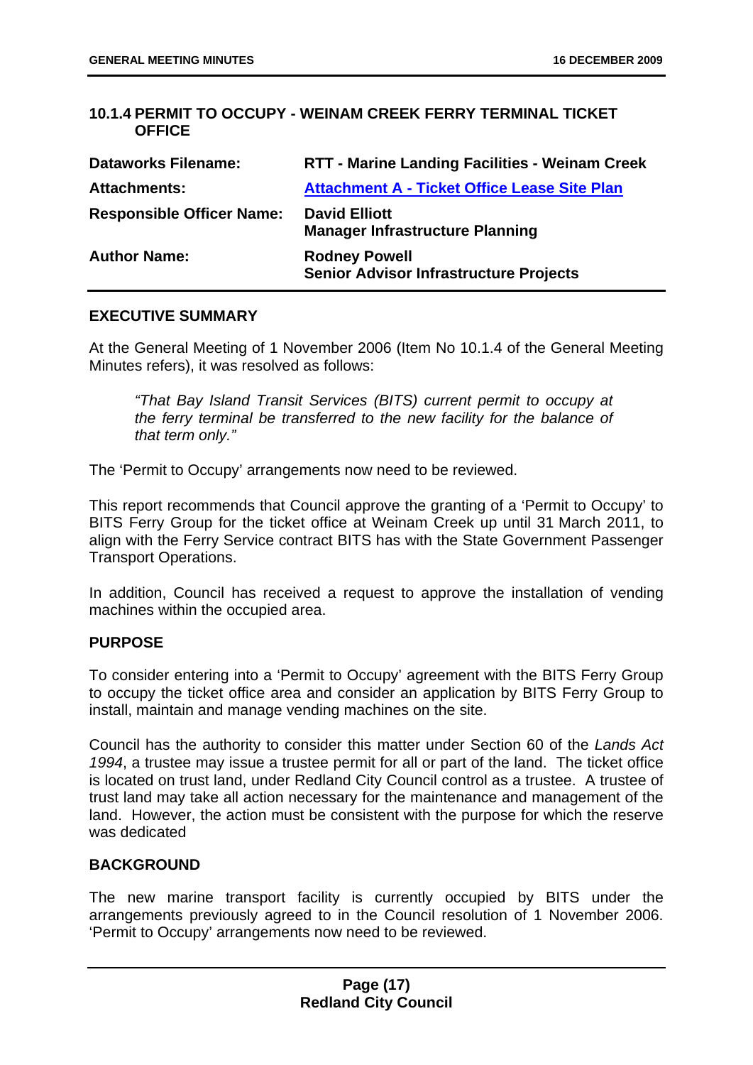## 10.1.4 PERMIT TO OCCUPY - WEINAM CREEK FERRY TERMINAL TICKET OFFICE

| | |
|---|---|
| **Dataworks Filename:** | **RTT - Marine Landing Facilities - Weinam Creek** |
| **Attachments:** | **Attachment A - Ticket Office Lease Site Plan** |
| **Responsible Officer Name:** | **David Elliott**<br>**Manager Infrastructure Planning** |
| **Author Name:** | **Rodney Powell**<br>**Senior Advisor Infrastructure Projects** |

### EXECUTIVE SUMMARY

At the General Meeting of 1 November 2006 (Item No 10.1.4 of the General Meeting Minutes refers), it was resolved as follows:

> *"That Bay Island Transit Services (BITS) current permit to occupy at the ferry terminal be transferred to the new facility for the balance of that term only."*

The 'Permit to Occupy' arrangements now need to be reviewed.

This report recommends that Council approve the granting of a 'Permit to Occupy' to BITS Ferry Group for the ticket office at Weinam Creek up until 31 March 2011, to align with the Ferry Service contract BITS has with the State Government Passenger Transport Operations.

In addition, Council has received a request to approve the installation of vending machines within the occupied area.

### PURPOSE

To consider entering into a 'Permit to Occupy' agreement with the BITS Ferry Group to occupy the ticket office area and consider an application by BITS Ferry Group to install, maintain and manage vending machines on the site.

Council has the authority to consider this matter under Section 60 of the *Lands Act 1994*, a trustee may issue a trustee permit for all or part of the land. The ticket office is located on trust land, under Redland City Council control as a trustee. A trustee of trust land may take all action necessary for the maintenance and management of the land. However, the action must be consistent with the purpose for which the reserve was dedicated

### BACKGROUND

The new marine transport facility is currently occupied by BITS under the arrangements previously agreed to in the Council resolution of 1 November 2006. 'Permit to Occupy' arrangements now need to be reviewed.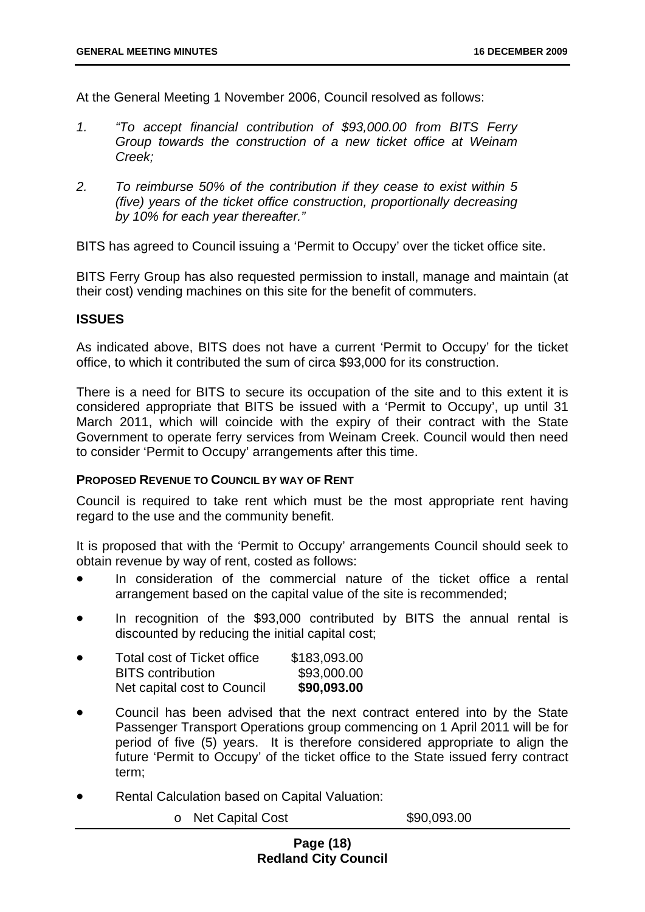At the General Meeting 1 November 2006, Council resolved as follows:

1. *"To accept financial contribution of $93,000.00 from BITS Ferry Group towards the construction of a new ticket office at Weinam Creek;*

2. *To reimburse 50% of the contribution if they cease to exist within 5 (five) years of the ticket office construction, proportionally decreasing by 10% for each year thereafter."*

BITS has agreed to Council issuing a 'Permit to Occupy' over the ticket office site.

BITS Ferry Group has also requested permission to install, manage and maintain (at their cost) vending machines on this site for the benefit of commuters.

### ISSUES

As indicated above, BITS does not have a current 'Permit to Occupy' for the ticket office, to which it contributed the sum of circa $93,000 for its construction.

There is a need for BITS to secure its occupation of the site and to this extent it is considered appropriate that BITS be issued with a 'Permit to Occupy', up until 31 March 2011, which will coincide with the expiry of their contract with the State Government to operate ferry services from Weinam Creek. Council would then need to consider 'Permit to Occupy' arrangements after this time.

#### PROPOSED REVENUE TO COUNCIL BY WAY OF RENT

Council is required to take rent which must be the most appropriate rent having regard to the use and the community benefit.

It is proposed that with the 'Permit to Occupy' arrangements Council should seek to obtain revenue by way of rent, costed as follows:

- In consideration of the commercial nature of the ticket office a rental arrangement based on the capital value of the site is recommended;
- In recognition of the $93,000 contributed by BITS the annual rental is discounted by reducing the initial capital cost;
- 

| | |
|---|---|
| Total cost of Ticket office | $183,093.00 |
| BITS contribution | $93,000.00 |
| Net capital cost to Council | **$90,093.00** |

- Council has been advised that the next contract entered into by the State Passenger Transport Operations group commencing on 1 April 2011 will be for period of five (5) years. It is therefore considered appropriate to align the future 'Permit to Occupy' of the ticket office to the State issued ferry contract term;
- Rental Calculation based on Capital Valuation:
  - Net Capital Cost $90,093.00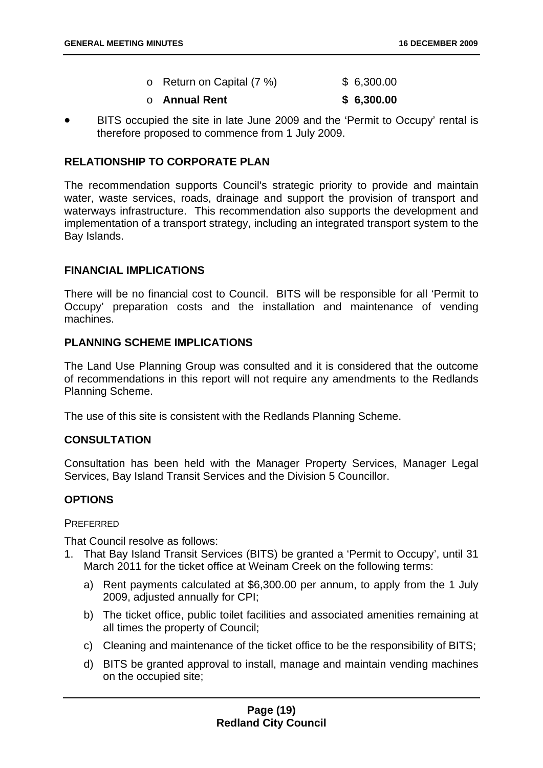- Return on Capital (7 %) $ 6,300.00
- **Annual Rent** **$ 6,300.00**

- BITS occupied the site in late June 2009 and the 'Permit to Occupy' rental is therefore proposed to commence from 1 July 2009.

## RELATIONSHIP TO CORPORATE PLAN

The recommendation supports Council's strategic priority to provide and maintain water, waste services, roads, drainage and support the provision of transport and waterways infrastructure. This recommendation also supports the development and implementation of a transport strategy, including an integrated transport system to the Bay Islands.

## FINANCIAL IMPLICATIONS

There will be no financial cost to Council. BITS will be responsible for all 'Permit to Occupy' preparation costs and the installation and maintenance of vending machines.

## PLANNING SCHEME IMPLICATIONS

The Land Use Planning Group was consulted and it is considered that the outcome of recommendations in this report will not require any amendments to the Redlands Planning Scheme.

The use of this site is consistent with the Redlands Planning Scheme.

## CONSULTATION

Consultation has been held with the Manager Property Services, Manager Legal Services, Bay Island Transit Services and the Division 5 Councillor.

## OPTIONS

PREFERRED

That Council resolve as follows:

1. That Bay Island Transit Services (BITS) be granted a 'Permit to Occupy', until 31 March 2011 for the ticket office at Weinam Creek on the following terms:
   a) Rent payments calculated at $6,300.00 per annum, to apply from the 1 July 2009, adjusted annually for CPI;
   b) The ticket office, public toilet facilities and associated amenities remaining at all times the property of Council;
   c) Cleaning and maintenance of the ticket office to be the responsibility of BITS;
   d) BITS be granted approval to install, manage and maintain vending machines on the occupied site;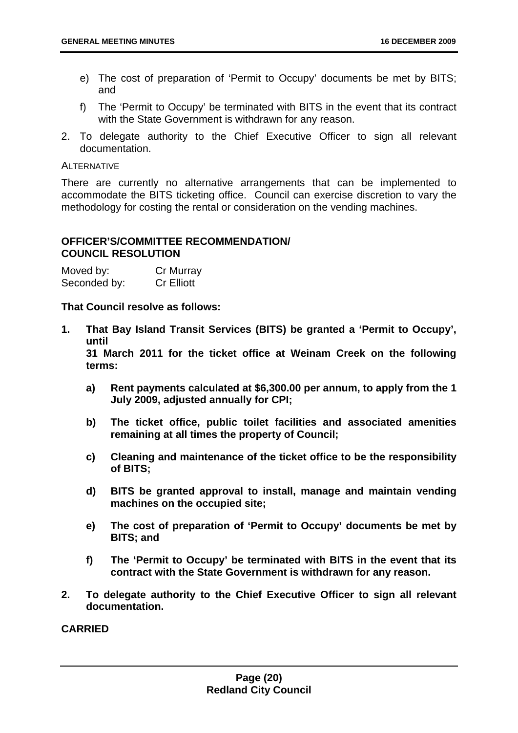e) The cost of preparation of 'Permit to Occupy' documents be met by BITS; and

f) The 'Permit to Occupy' be terminated with BITS in the event that its contract with the State Government is withdrawn for any reason.

2. To delegate authority to the Chief Executive Officer to sign all relevant documentation.

ALTERNATIVE

There are currently no alternative arrangements that can be implemented to accommodate the BITS ticketing office. Council can exercise discretion to vary the methodology for costing the rental or consideration on the vending machines.

**OFFICER'S/COMMITTEE RECOMMENDATION/ COUNCIL RESOLUTION**

Moved by: Cr Murray
Seconded by: Cr Elliott

**That Council resolve as follows:**

**1. That Bay Island Transit Services (BITS) be granted a 'Permit to Occupy', until 31 March 2011 for the ticket office at Weinam Creek on the following terms:**

**a) Rent payments calculated at $6,300.00 per annum, to apply from the 1 July 2009, adjusted annually for CPI;**

**b) The ticket office, public toilet facilities and associated amenities remaining at all times the property of Council;**

**c) Cleaning and maintenance of the ticket office to be the responsibility of BITS;**

**d) BITS be granted approval to install, manage and maintain vending machines on the occupied site;**

**e) The cost of preparation of 'Permit to Occupy' documents be met by BITS; and**

**f) The 'Permit to Occupy' be terminated with BITS in the event that its contract with the State Government is withdrawn for any reason.**

**2. To delegate authority to the Chief Executive Officer to sign all relevant documentation.**

**CARRIED**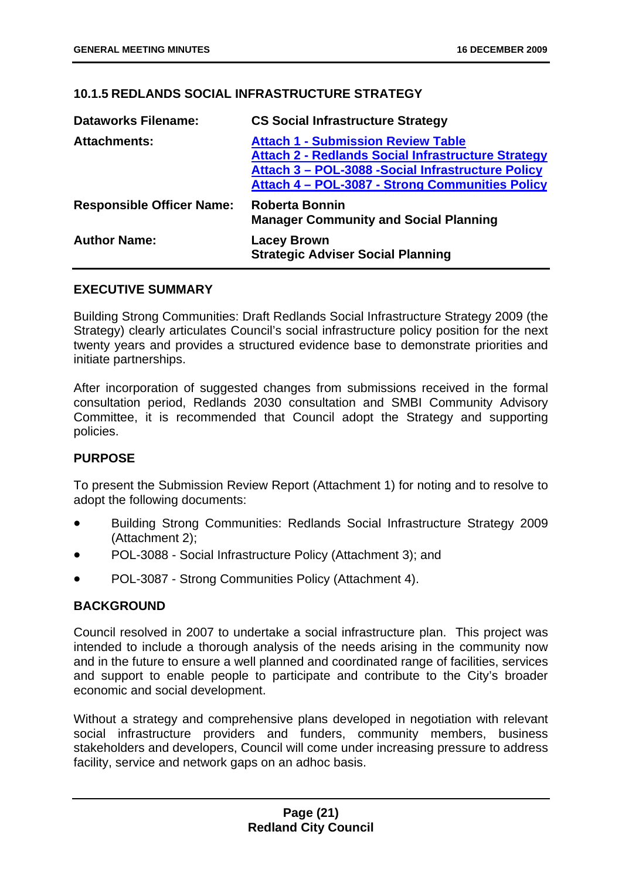## 10.1.5 REDLANDS SOCIAL INFRASTRUCTURE STRATEGY

| | |
|---|---|
| **Dataworks Filename:** | **CS Social Infrastructure Strategy** |
| **Attachments:** | **Attach 1 - Submission Review Table**<br>**Attach 2 - Redlands Social Infrastructure Strategy**<br>**Attach 3 – POL-3088 -Social Infrastructure Policy**<br>**Attach 4 – POL-3087 - Strong Communities Policy** |
| **Responsible Officer Name:** | **Roberta Bonnin**<br>**Manager Community and Social Planning** |
| **Author Name:** | **Lacey Brown**<br>**Strategic Adviser Social Planning** |

### EXECUTIVE SUMMARY

Building Strong Communities: Draft Redlands Social Infrastructure Strategy 2009 (the Strategy) clearly articulates Council's social infrastructure policy position for the next twenty years and provides a structured evidence base to demonstrate priorities and initiate partnerships.

After incorporation of suggested changes from submissions received in the formal consultation period, Redlands 2030 consultation and SMBI Community Advisory Committee, it is recommended that Council adopt the Strategy and supporting policies.

### PURPOSE

To present the Submission Review Report (Attachment 1) for noting and to resolve to adopt the following documents:

- Building Strong Communities: Redlands Social Infrastructure Strategy 2009 (Attachment 2);
- POL-3088 - Social Infrastructure Policy (Attachment 3); and
- POL-3087 - Strong Communities Policy (Attachment 4).

### BACKGROUND

Council resolved in 2007 to undertake a social infrastructure plan. This project was intended to include a thorough analysis of the needs arising in the community now and in the future to ensure a well planned and coordinated range of facilities, services and support to enable people to participate and contribute to the City's broader economic and social development.

Without a strategy and comprehensive plans developed in negotiation with relevant social infrastructure providers and funders, community members, business stakeholders and developers, Council will come under increasing pressure to address facility, service and network gaps on an adhoc basis.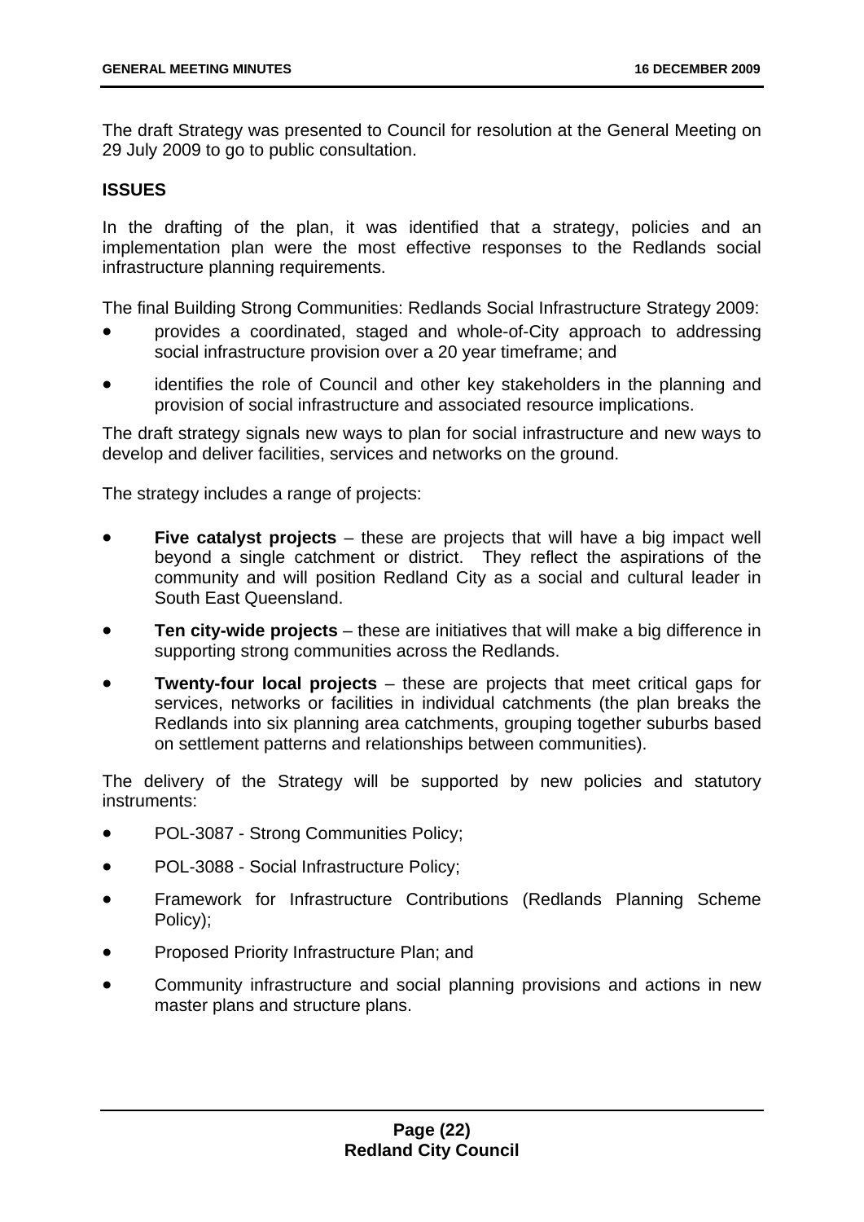The draft Strategy was presented to Council for resolution at the General Meeting on 29 July 2009 to go to public consultation.

**ISSUES**

In the drafting of the plan, it was identified that a strategy, policies and an implementation plan were the most effective responses to the Redlands social infrastructure planning requirements.

The final Building Strong Communities: Redlands Social Infrastructure Strategy 2009:

- provides a coordinated, staged and whole-of-City approach to addressing social infrastructure provision over a 20 year timeframe; and
- identifies the role of Council and other key stakeholders in the planning and provision of social infrastructure and associated resource implications.

The draft strategy signals new ways to plan for social infrastructure and new ways to develop and deliver facilities, services and networks on the ground.

The strategy includes a range of projects:

- **Five catalyst projects** – these are projects that will have a big impact well beyond a single catchment or district. They reflect the aspirations of the community and will position Redland City as a social and cultural leader in South East Queensland.
- **Ten city-wide projects** – these are initiatives that will make a big difference in supporting strong communities across the Redlands.
- **Twenty-four local projects** – these are projects that meet critical gaps for services, networks or facilities in individual catchments (the plan breaks the Redlands into six planning area catchments, grouping together suburbs based on settlement patterns and relationships between communities).

The delivery of the Strategy will be supported by new policies and statutory instruments:

- POL-3087 - Strong Communities Policy;
- POL-3088 - Social Infrastructure Policy;
- Framework for Infrastructure Contributions (Redlands Planning Scheme Policy);
- Proposed Priority Infrastructure Plan; and
- Community infrastructure and social planning provisions and actions in new master plans and structure plans.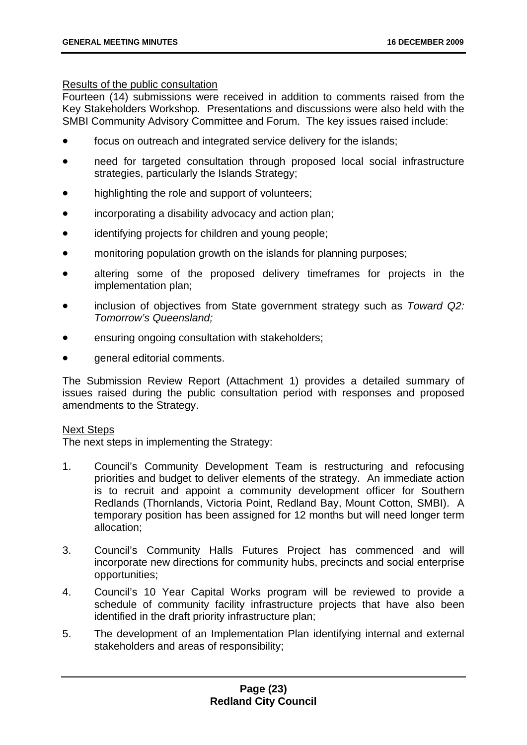Results of the public consultation

Fourteen (14) submissions were received in addition to comments raised from the Key Stakeholders Workshop. Presentations and discussions were also held with the SMBI Community Advisory Committee and Forum. The key issues raised include:

- focus on outreach and integrated service delivery for the islands;
- need for targeted consultation through proposed local social infrastructure strategies, particularly the Islands Strategy;
- highlighting the role and support of volunteers;
- incorporating a disability advocacy and action plan;
- identifying projects for children and young people;
- monitoring population growth on the islands for planning purposes;
- altering some of the proposed delivery timeframes for projects in the implementation plan;
- inclusion of objectives from State government strategy such as *Toward Q2: Tomorrow's Queensland;*
- ensuring ongoing consultation with stakeholders;
- general editorial comments.

The Submission Review Report (Attachment 1) provides a detailed summary of issues raised during the public consultation period with responses and proposed amendments to the Strategy.

Next Steps

The next steps in implementing the Strategy:

1. Council's Community Development Team is restructuring and refocusing priorities and budget to deliver elements of the strategy. An immediate action is to recruit and appoint a community development officer for Southern Redlands (Thornlands, Victoria Point, Redland Bay, Mount Cotton, SMBI). A temporary position has been assigned for 12 months but will need longer term allocation;

3. Council's Community Halls Futures Project has commenced and will incorporate new directions for community hubs, precincts and social enterprise opportunities;

4. Council's 10 Year Capital Works program will be reviewed to provide a schedule of community facility infrastructure projects that have also been identified in the draft priority infrastructure plan;

5. The development of an Implementation Plan identifying internal and external stakeholders and areas of responsibility;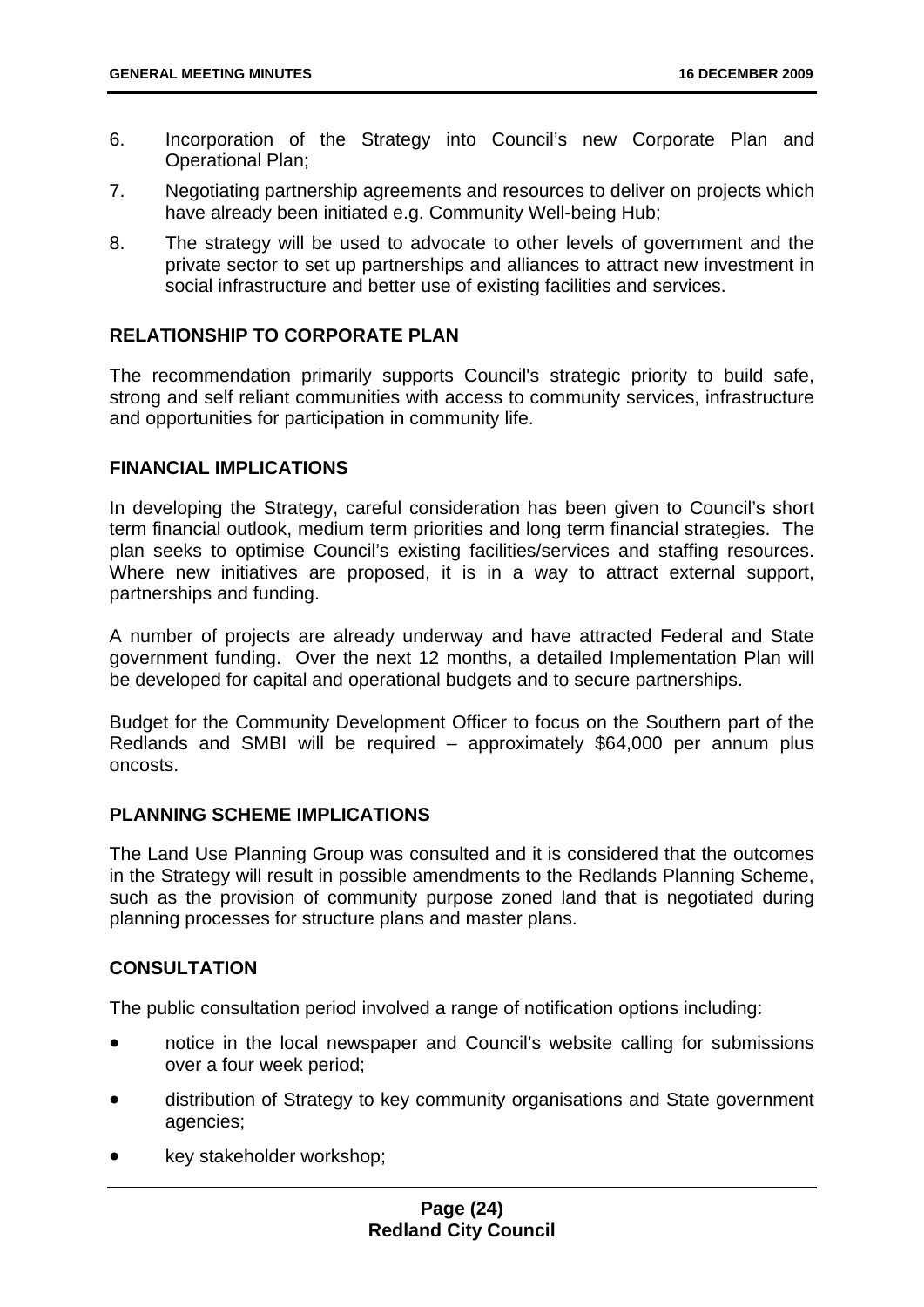6. Incorporation of the Strategy into Council's new Corporate Plan and Operational Plan;
7. Negotiating partnership agreements and resources to deliver on projects which have already been initiated e.g. Community Well-being Hub;
8. The strategy will be used to advocate to other levels of government and the private sector to set up partnerships and alliances to attract new investment in social infrastructure and better use of existing facilities and services.

## RELATIONSHIP TO CORPORATE PLAN

The recommendation primarily supports Council's strategic priority to build safe, strong and self reliant communities with access to community services, infrastructure and opportunities for participation in community life.

## FINANCIAL IMPLICATIONS

In developing the Strategy, careful consideration has been given to Council's short term financial outlook, medium term priorities and long term financial strategies. The plan seeks to optimise Council's existing facilities/services and staffing resources. Where new initiatives are proposed, it is in a way to attract external support, partnerships and funding.

A number of projects are already underway and have attracted Federal and State government funding. Over the next 12 months, a detailed Implementation Plan will be developed for capital and operational budgets and to secure partnerships.

Budget for the Community Development Officer to focus on the Southern part of the Redlands and SMBI will be required – approximately $64,000 per annum plus oncosts.

## PLANNING SCHEME IMPLICATIONS

The Land Use Planning Group was consulted and it is considered that the outcomes in the Strategy will result in possible amendments to the Redlands Planning Scheme, such as the provision of community purpose zoned land that is negotiated during planning processes for structure plans and master plans.

## CONSULTATION

The public consultation period involved a range of notification options including:

- notice in the local newspaper and Council's website calling for submissions over a four week period;
- distribution of Strategy to key community organisations and State government agencies;
- key stakeholder workshop;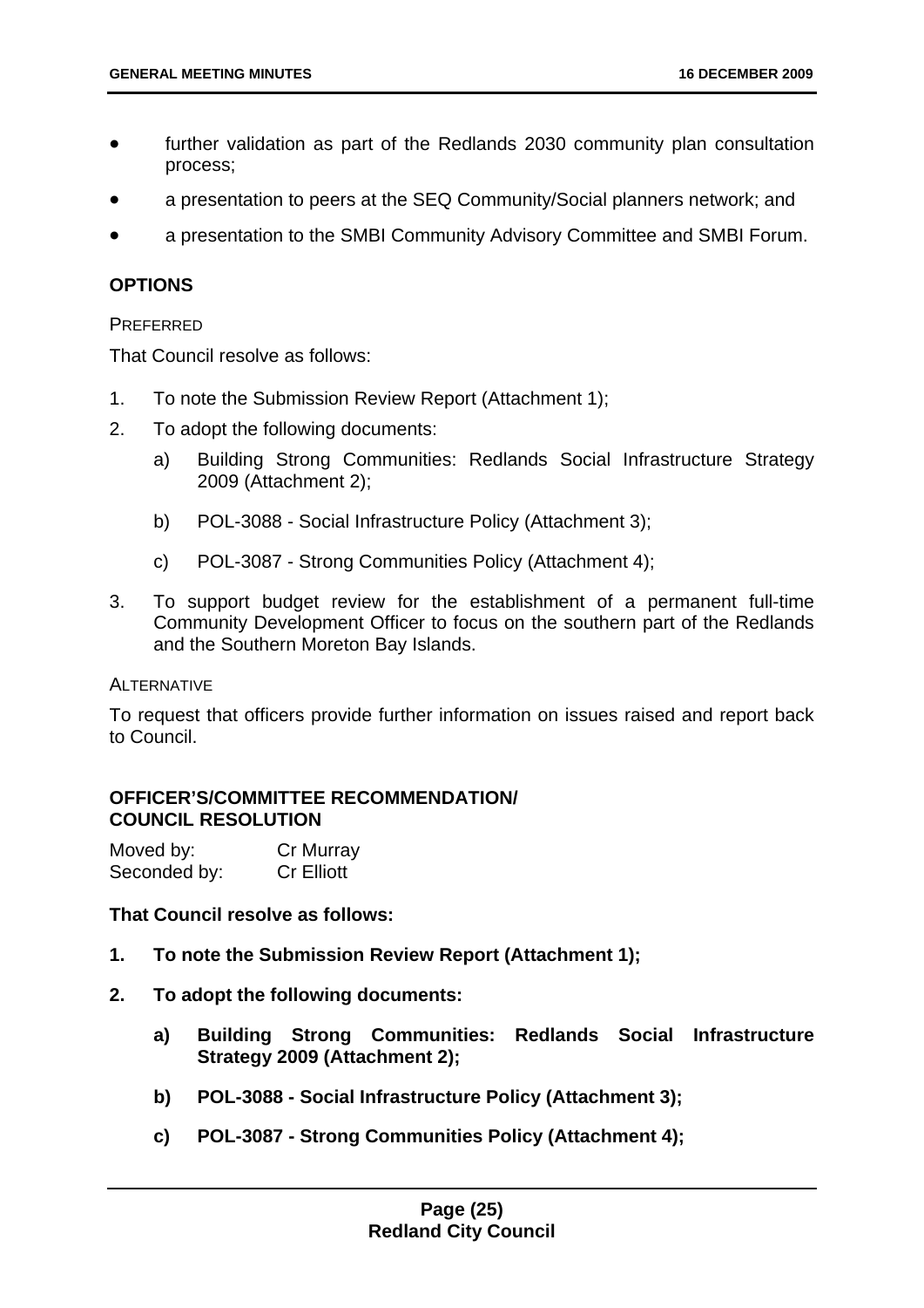- further validation as part of the Redlands 2030 community plan consultation process;
- a presentation to peers at the SEQ Community/Social planners network; and
- a presentation to the SMBI Community Advisory Committee and SMBI Forum.

## OPTIONS

PREFERRED

That Council resolve as follows:

1. To note the Submission Review Report (Attachment 1);
2. To adopt the following documents:
   a) Building Strong Communities: Redlands Social Infrastructure Strategy 2009 (Attachment 2);
   b) POL-3088 - Social Infrastructure Policy (Attachment 3);
   c) POL-3087 - Strong Communities Policy (Attachment 4);
3. To support budget review for the establishment of a permanent full-time Community Development Officer to focus on the southern part of the Redlands and the Southern Moreton Bay Islands.

ALTERNATIVE

To request that officers provide further information on issues raised and report back to Council.

## OFFICER'S/COMMITTEE RECOMMENDATION/ COUNCIL RESOLUTION

Moved by: Cr Murray
Seconded by: Cr Elliott

**That Council resolve as follows:**

1. **To note the Submission Review Report (Attachment 1);**
2. **To adopt the following documents:**
   **a) Building Strong Communities: Redlands Social Infrastructure Strategy 2009 (Attachment 2);**
   **b) POL-3088 - Social Infrastructure Policy (Attachment 3);**
   **c) POL-3087 - Strong Communities Policy (Attachment 4);**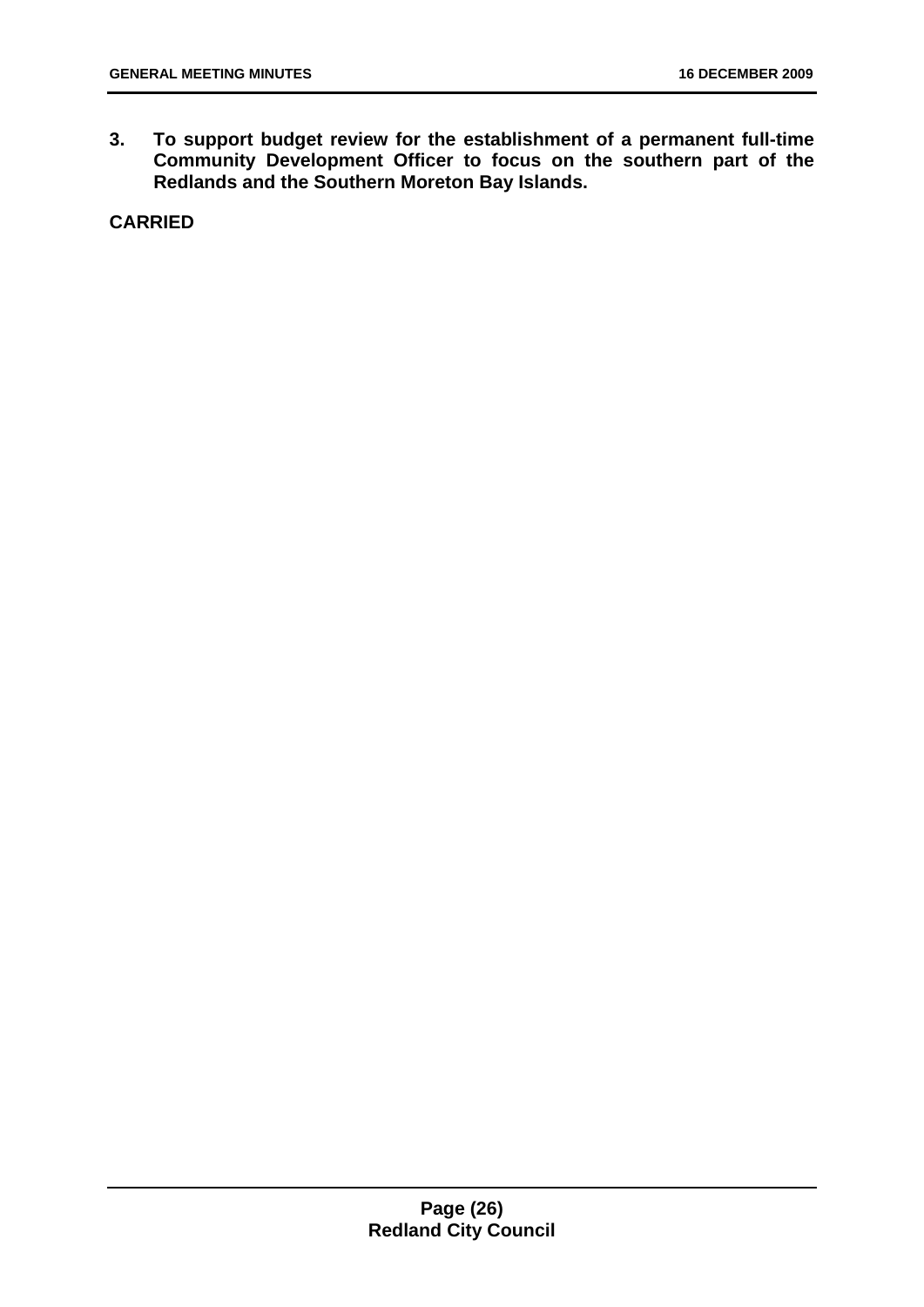**3. To support budget review for the establishment of a permanent full-time Community Development Officer to focus on the southern part of the Redlands and the Southern Moreton Bay Islands.**

**CARRIED**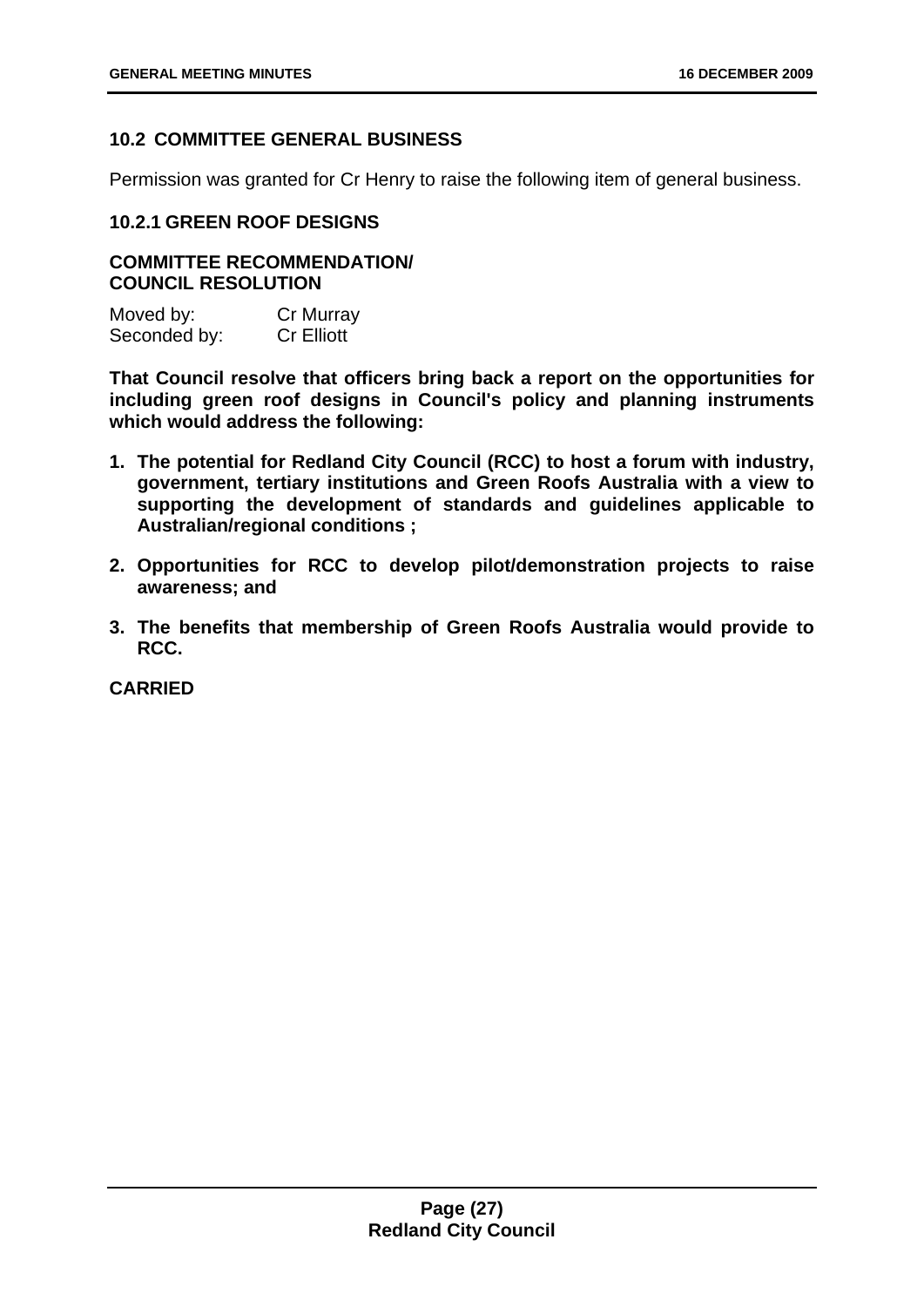## 10.2 COMMITTEE GENERAL BUSINESS

Permission was granted for Cr Henry to raise the following item of general business.

### 10.2.1 GREEN ROOF DESIGNS

**COMMITTEE RECOMMENDATION/**
**COUNCIL RESOLUTION**

| | |
|---|---|
| Moved by: | Cr Murray |
| Seconded by: | Cr Elliott |

**That Council resolve that officers bring back a report on the opportunities for including green roof designs in Council's policy and planning instruments which would address the following:**

1. **The potential for Redland City Council (RCC) to host a forum with industry, government, tertiary institutions and Green Roofs Australia with a view to supporting the development of standards and guidelines applicable to Australian/regional conditions ;**
2. **Opportunities for RCC to develop pilot/demonstration projects to raise awareness; and**
3. **The benefits that membership of Green Roofs Australia would provide to RCC.**

**CARRIED**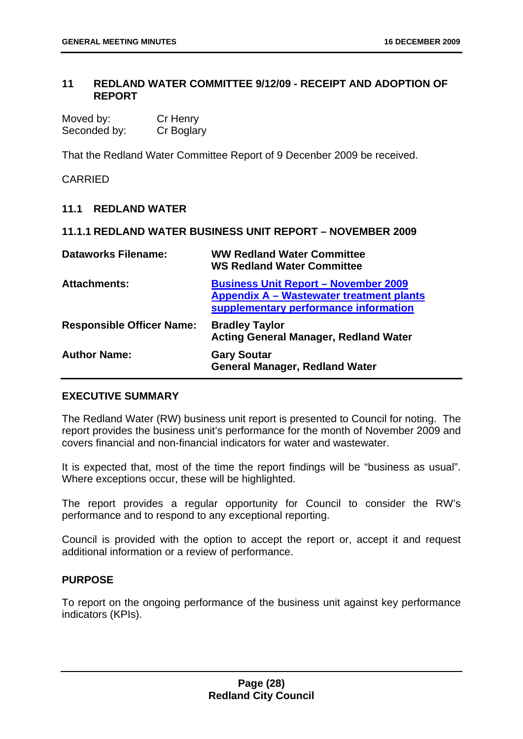## 11 REDLAND WATER COMMITTEE 9/12/09 - RECEIPT AND ADOPTION OF REPORT

Moved by: Cr Henry
Seconded by: Cr Boglary

That the Redland Water Committee Report of 9 Decenber 2009 be received.

CARRIED

### 11.1 REDLAND WATER

#### 11.1.1 REDLAND WATER BUSINESS UNIT REPORT – NOVEMBER 2009

| | |
|---|---|
| **Dataworks Filename:** | **WW Redland Water Committee**<br>**WS Redland Water Committee** |
| **Attachments:** | **Business Unit Report – November 2009**<br>**Appendix A – Wastewater treatment plants supplementary performance information** |
| **Responsible Officer Name:** | **Bradley Taylor**<br>**Acting General Manager, Redland Water** |
| **Author Name:** | **Gary Soutar**<br>**General Manager, Redland Water** |

**EXECUTIVE SUMMARY**

The Redland Water (RW) business unit report is presented to Council for noting. The report provides the business unit's performance for the month of November 2009 and covers financial and non-financial indicators for water and wastewater.

It is expected that, most of the time the report findings will be "business as usual". Where exceptions occur, these will be highlighted.

The report provides a regular opportunity for Council to consider the RW's performance and to respond to any exceptional reporting.

Council is provided with the option to accept the report or, accept it and request additional information or a review of performance.

**PURPOSE**

To report on the ongoing performance of the business unit against key performance indicators (KPIs).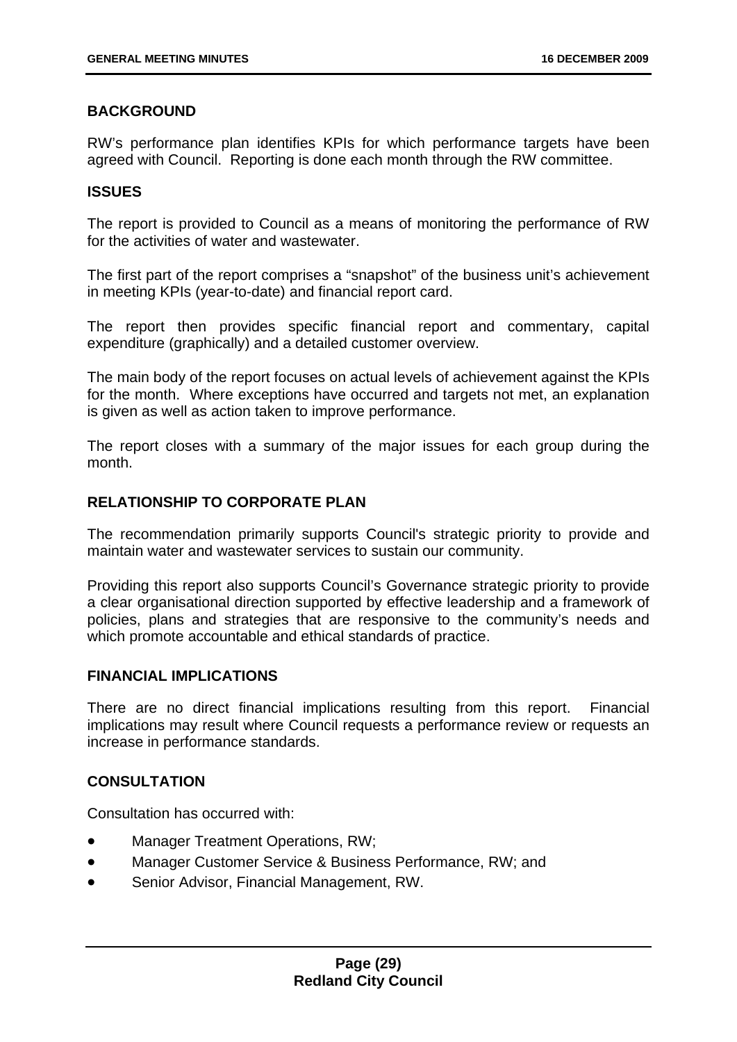**BACKGROUND**

RW's performance plan identifies KPIs for which performance targets have been agreed with Council. Reporting is done each month through the RW committee.

**ISSUES**

The report is provided to Council as a means of monitoring the performance of RW for the activities of water and wastewater.

The first part of the report comprises a "snapshot" of the business unit's achievement in meeting KPIs (year-to-date) and financial report card.

The report then provides specific financial report and commentary, capital expenditure (graphically) and a detailed customer overview.

The main body of the report focuses on actual levels of achievement against the KPIs for the month. Where exceptions have occurred and targets not met, an explanation is given as well as action taken to improve performance.

The report closes with a summary of the major issues for each group during the month.

**RELATIONSHIP TO CORPORATE PLAN**

The recommendation primarily supports Council's strategic priority to provide and maintain water and wastewater services to sustain our community.

Providing this report also supports Council's Governance strategic priority to provide a clear organisational direction supported by effective leadership and a framework of policies, plans and strategies that are responsive to the community's needs and which promote accountable and ethical standards of practice.

**FINANCIAL IMPLICATIONS**

There are no direct financial implications resulting from this report. Financial implications may result where Council requests a performance review or requests an increase in performance standards.

**CONSULTATION**

Consultation has occurred with:

- Manager Treatment Operations, RW;
- Manager Customer Service & Business Performance, RW; and
- Senior Advisor, Financial Management, RW.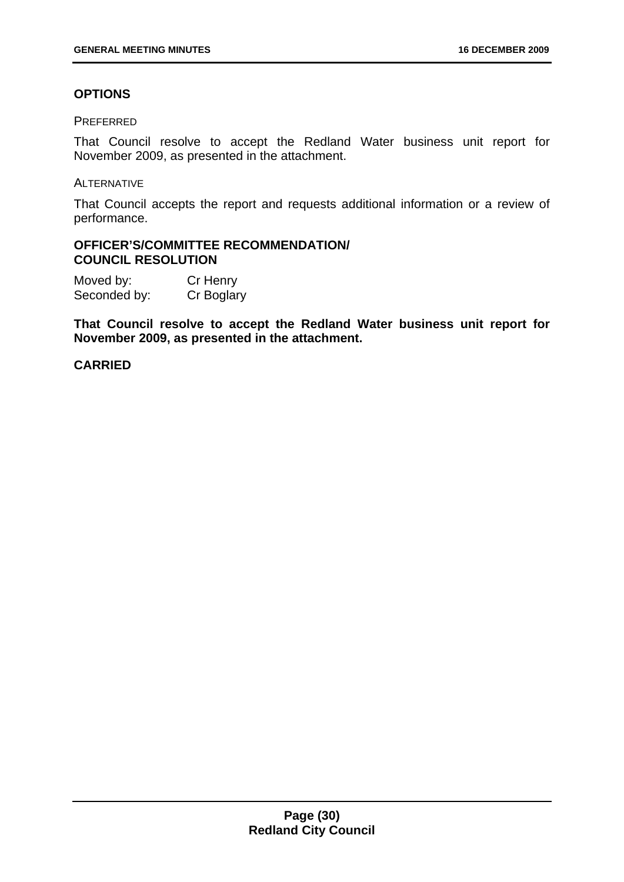## OPTIONS

PREFERRED

That Council resolve to accept the Redland Water business unit report for November 2009, as presented in the attachment.

ALTERNATIVE

That Council accepts the report and requests additional information or a review of performance.

## OFFICER'S/COMMITTEE RECOMMENDATION/ COUNCIL RESOLUTION

Moved by: Cr Henry
Seconded by: Cr Boglary

**That Council resolve to accept the Redland Water business unit report for November 2009, as presented in the attachment.**

**CARRIED**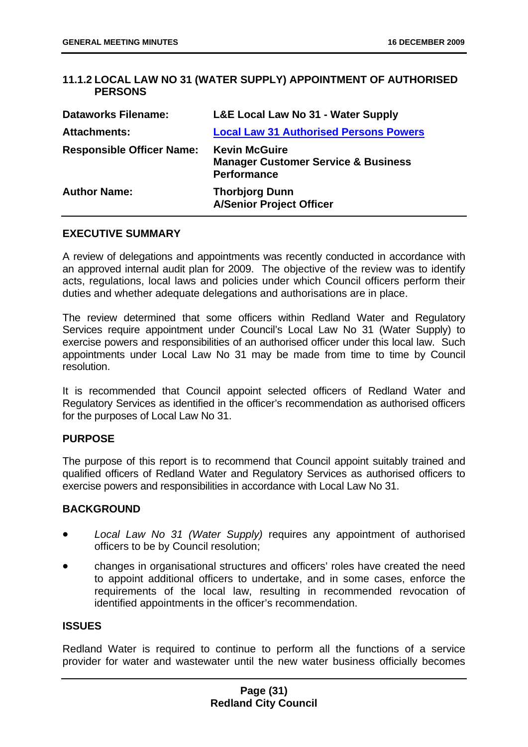### 11.1.2 LOCAL LAW NO 31 (WATER SUPPLY) APPOINTMENT OF AUTHORISED PERSONS

| | |
|---|---|
| **Dataworks Filename:** | **L&E Local Law No 31 - Water Supply** |
| **Attachments:** | **Local Law 31 Authorised Persons Powers** |
| **Responsible Officer Name:** | **Kevin McGuire**<br>**Manager Customer Service & Business Performance** |
| **Author Name:** | **Thorbjorg Dunn**<br>**A/Senior Project Officer** |

**EXECUTIVE SUMMARY**

A review of delegations and appointments was recently conducted in accordance with an approved internal audit plan for 2009. The objective of the review was to identify acts, regulations, local laws and policies under which Council officers perform their duties and whether adequate delegations and authorisations are in place.

The review determined that some officers within Redland Water and Regulatory Services require appointment under Council's Local Law No 31 (Water Supply) to exercise powers and responsibilities of an authorised officer under this local law. Such appointments under Local Law No 31 may be made from time to time by Council resolution.

It is recommended that Council appoint selected officers of Redland Water and Regulatory Services as identified in the officer's recommendation as authorised officers for the purposes of Local Law No 31.

**PURPOSE**

The purpose of this report is to recommend that Council appoint suitably trained and qualified officers of Redland Water and Regulatory Services as authorised officers to exercise powers and responsibilities in accordance with Local Law No 31.

**BACKGROUND**

- *Local Law No 31 (Water Supply)* requires any appointment of authorised officers to be by Council resolution;
- changes in organisational structures and officers' roles have created the need to appoint additional officers to undertake, and in some cases, enforce the requirements of the local law, resulting in recommended revocation of identified appointments in the officer's recommendation.

**ISSUES**

Redland Water is required to continue to perform all the functions of a service provider for water and wastewater until the new water business officially becomes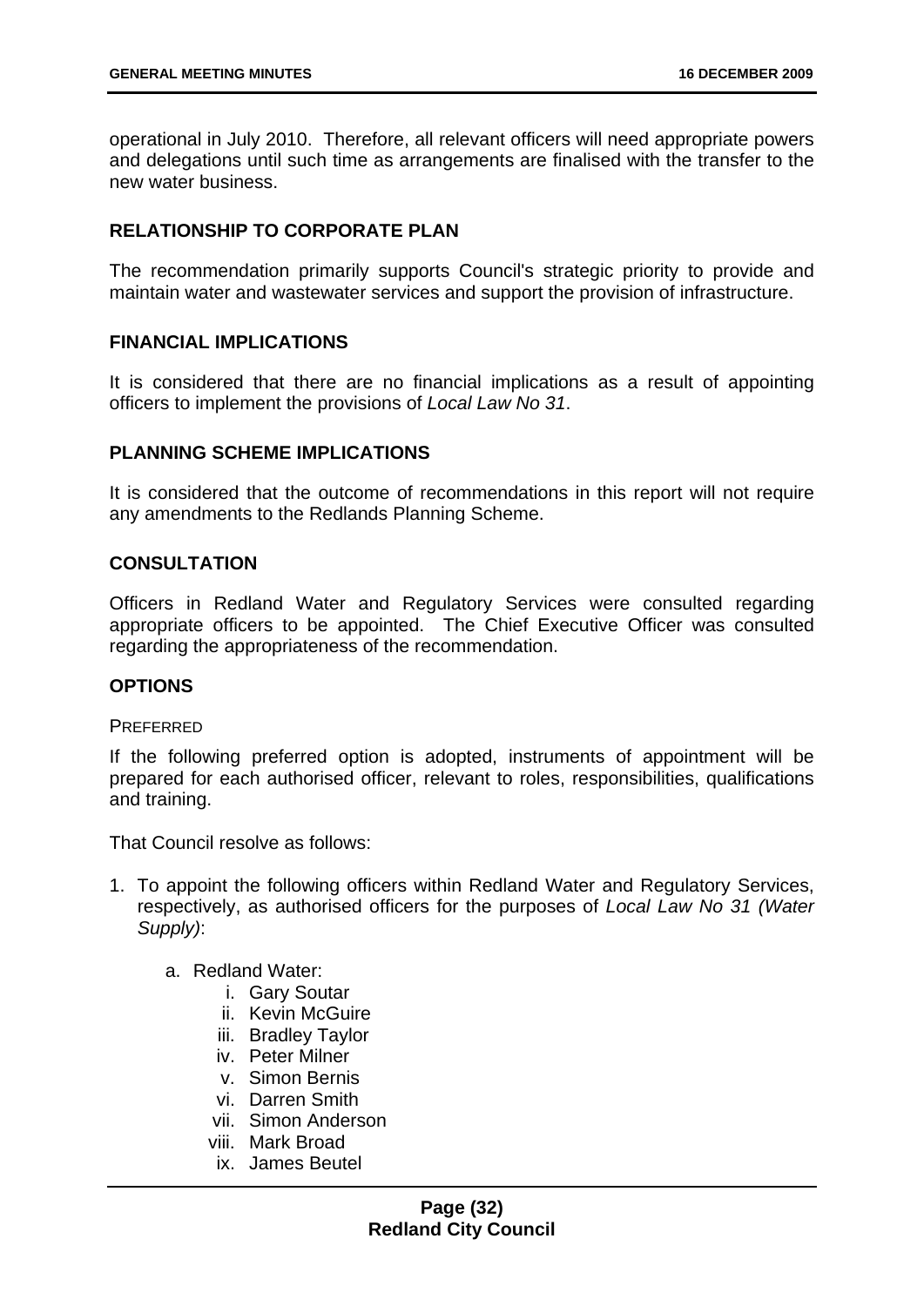operational in July 2010. Therefore, all relevant officers will need appropriate powers and delegations until such time as arrangements are finalised with the transfer to the new water business.

## RELATIONSHIP TO CORPORATE PLAN

The recommendation primarily supports Council's strategic priority to provide and maintain water and wastewater services and support the provision of infrastructure.

## FINANCIAL IMPLICATIONS

It is considered that there are no financial implications as a result of appointing officers to implement the provisions of *Local Law No 31*.

## PLANNING SCHEME IMPLICATIONS

It is considered that the outcome of recommendations in this report will not require any amendments to the Redlands Planning Scheme.

## CONSULTATION

Officers in Redland Water and Regulatory Services were consulted regarding appropriate officers to be appointed. The Chief Executive Officer was consulted regarding the appropriateness of the recommendation.

## OPTIONS

PREFERRED

If the following preferred option is adopted, instruments of appointment will be prepared for each authorised officer, relevant to roles, responsibilities, qualifications and training.

That Council resolve as follows:

1. To appoint the following officers within Redland Water and Regulatory Services, respectively, as authorised officers for the purposes of *Local Law No 31 (Water Supply)*:

   a. Redland Water:
      i. Gary Soutar
      ii. Kevin McGuire
      iii. Bradley Taylor
      iv. Peter Milner
      v. Simon Bernis
      vi. Darren Smith
      vii. Simon Anderson
      viii. Mark Broad
      ix. James Beutel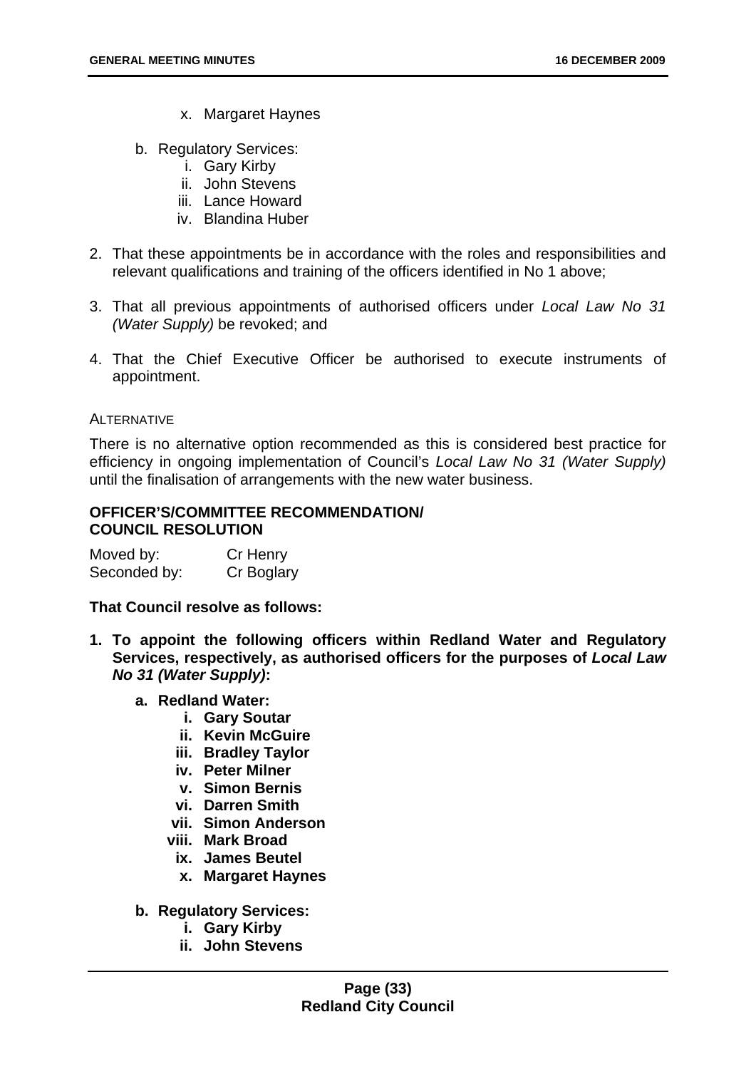x. Margaret Haynes

b. Regulatory Services:
    i. Gary Kirby
    ii. John Stevens
    iii. Lance Howard
    iv. Blandina Huber

2. That these appointments be in accordance with the roles and responsibilities and relevant qualifications and training of the officers identified in No 1 above;

3. That all previous appointments of authorised officers under *Local Law No 31 (Water Supply)* be revoked; and

4. That the Chief Executive Officer be authorised to execute instruments of appointment.

ALTERNATIVE

There is no alternative option recommended as this is considered best practice for efficiency in ongoing implementation of Council's *Local Law No 31 (Water Supply)* until the finalisation of arrangements with the new water business.

**OFFICER'S/COMMITTEE RECOMMENDATION/ COUNCIL RESOLUTION**

| | |
|---|---|
| Moved by: | Cr Henry |
| Seconded by: | Cr Boglary |

**That Council resolve as follows:**

**1. To appoint the following officers within Redland Water and Regulatory Services, respectively, as authorised officers for the purposes of *Local Law No 31 (Water Supply)*:**

**a. Redland Water:**
  **i. Gary Soutar**
  **ii. Kevin McGuire**
  **iii. Bradley Taylor**
  **iv. Peter Milner**
  **v. Simon Bernis**
  **vi. Darren Smith**
  **vii. Simon Anderson**
  **viii. Mark Broad**
  **ix. James Beutel**
  **x. Margaret Haynes**

**b. Regulatory Services:**
  **i. Gary Kirby**
  **ii. John Stevens**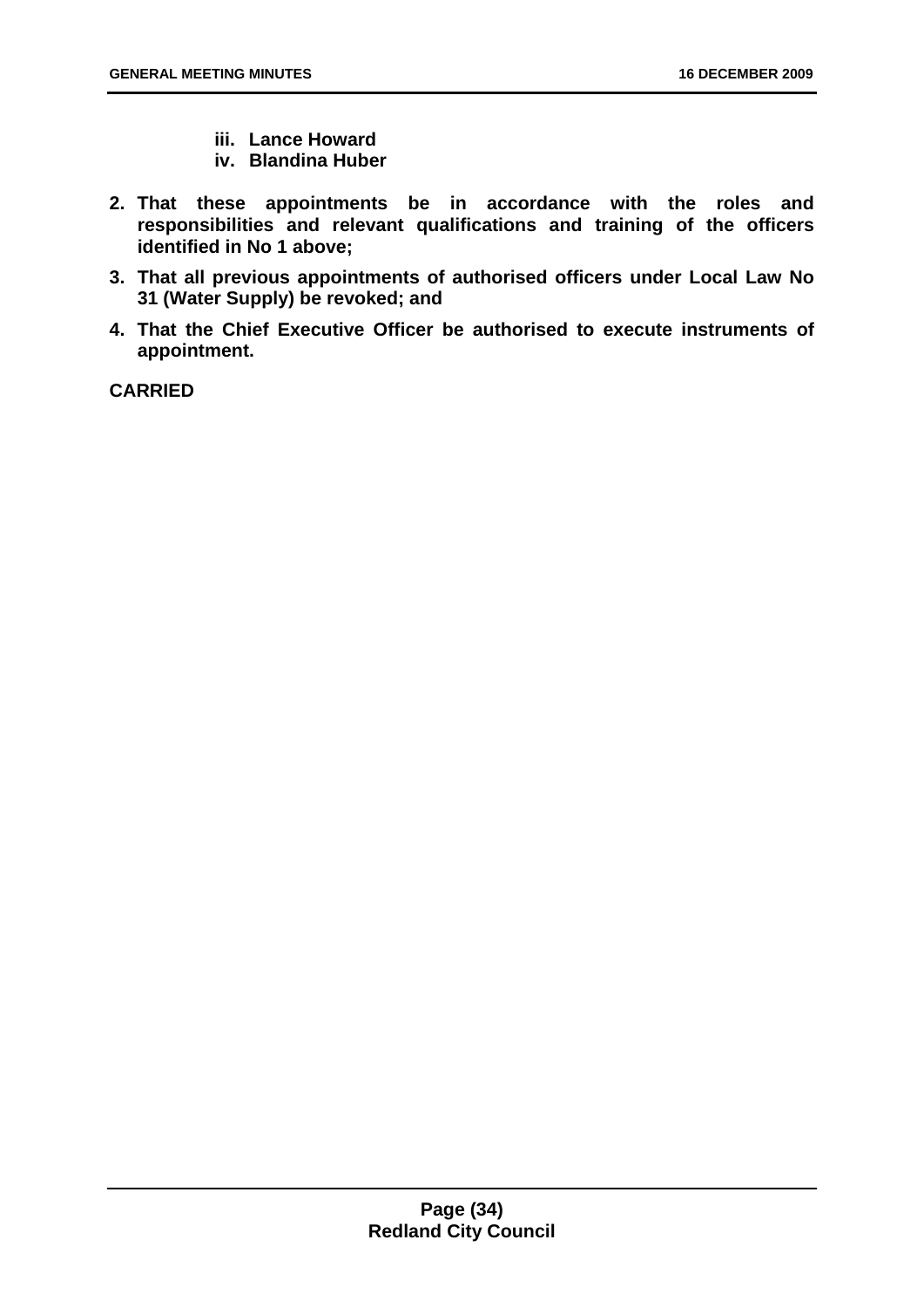**iii. Lance Howard**
**iv. Blandina Huber**

2. **That these appointments be in accordance with the roles and responsibilities and relevant qualifications and training of the officers identified in No 1 above;**
3. **That all previous appointments of authorised officers under Local Law No 31 (Water Supply) be revoked; and**
4. **That the Chief Executive Officer be authorised to execute instruments of appointment.**

**CARRIED**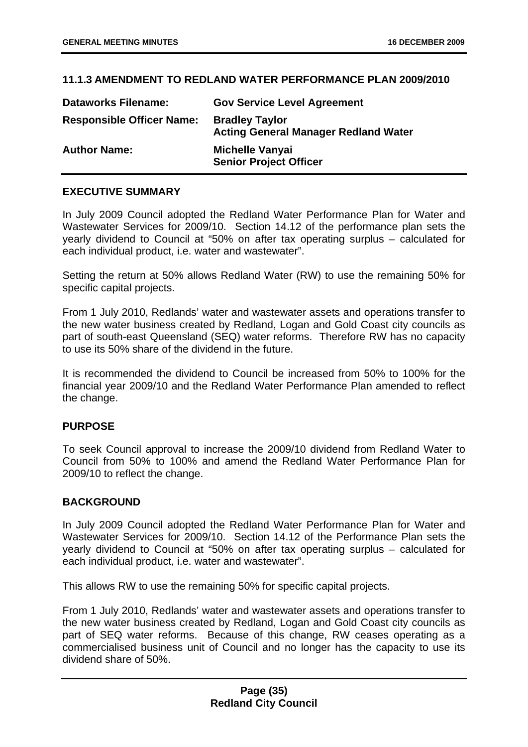## 11.1.3 AMENDMENT TO REDLAND WATER PERFORMANCE PLAN 2009/2010

| | |
|---|---|
| **Dataworks Filename:** | **Gov Service Level Agreement** |
| **Responsible Officer Name:** | **Bradley Taylor**<br>**Acting General Manager Redland Water** |
| **Author Name:** | **Michelle Vanyai**<br>**Senior Project Officer** |

### EXECUTIVE SUMMARY

In July 2009 Council adopted the Redland Water Performance Plan for Water and Wastewater Services for 2009/10. Section 14.12 of the performance plan sets the yearly dividend to Council at "50% on after tax operating surplus – calculated for each individual product, i.e. water and wastewater".

Setting the return at 50% allows Redland Water (RW) to use the remaining 50% for specific capital projects.

From 1 July 2010, Redlands' water and wastewater assets and operations transfer to the new water business created by Redland, Logan and Gold Coast city councils as part of south-east Queensland (SEQ) water reforms. Therefore RW has no capacity to use its 50% share of the dividend in the future.

It is recommended the dividend to Council be increased from 50% to 100% for the financial year 2009/10 and the Redland Water Performance Plan amended to reflect the change.

### PURPOSE

To seek Council approval to increase the 2009/10 dividend from Redland Water to Council from 50% to 100% and amend the Redland Water Performance Plan for 2009/10 to reflect the change.

### BACKGROUND

In July 2009 Council adopted the Redland Water Performance Plan for Water and Wastewater Services for 2009/10. Section 14.12 of the Performance Plan sets the yearly dividend to Council at "50% on after tax operating surplus – calculated for each individual product, i.e. water and wastewater".

This allows RW to use the remaining 50% for specific capital projects.

From 1 July 2010, Redlands' water and wastewater assets and operations transfer to the new water business created by Redland, Logan and Gold Coast city councils as part of SEQ water reforms. Because of this change, RW ceases operating as a commercialised business unit of Council and no longer has the capacity to use its dividend share of 50%.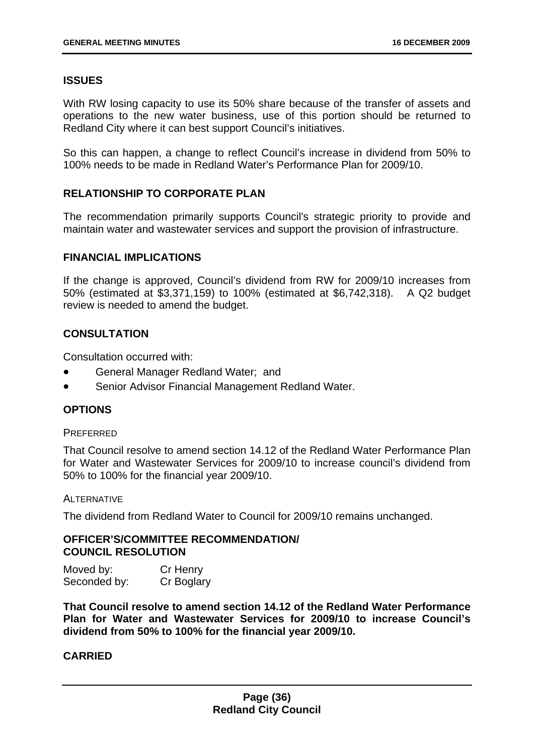## ISSUES

With RW losing capacity to use its 50% share because of the transfer of assets and operations to the new water business, use of this portion should be returned to Redland City where it can best support Council's initiatives.

So this can happen, a change to reflect Council's increase in dividend from 50% to 100% needs to be made in Redland Water's Performance Plan for 2009/10.

## RELATIONSHIP TO CORPORATE PLAN

The recommendation primarily supports Council's strategic priority to provide and maintain water and wastewater services and support the provision of infrastructure.

## FINANCIAL IMPLICATIONS

If the change is approved, Council's dividend from RW for 2009/10 increases from 50% (estimated at $3,371,159) to 100% (estimated at $6,742,318). A Q2 budget review is needed to amend the budget.

## CONSULTATION

Consultation occurred with:

- General Manager Redland Water; and
- Senior Advisor Financial Management Redland Water.

## OPTIONS

PREFERRED

That Council resolve to amend section 14.12 of the Redland Water Performance Plan for Water and Wastewater Services for 2009/10 to increase council's dividend from 50% to 100% for the financial year 2009/10.

ALTERNATIVE

The dividend from Redland Water to Council for 2009/10 remains unchanged.

## OFFICER'S/COMMITTEE RECOMMENDATION/ COUNCIL RESOLUTION

Moved by: Cr Henry
Seconded by: Cr Boglary

**That Council resolve to amend section 14.12 of the Redland Water Performance Plan for Water and Wastewater Services for 2009/10 to increase Council's dividend from 50% to 100% for the financial year 2009/10.**

**CARRIED**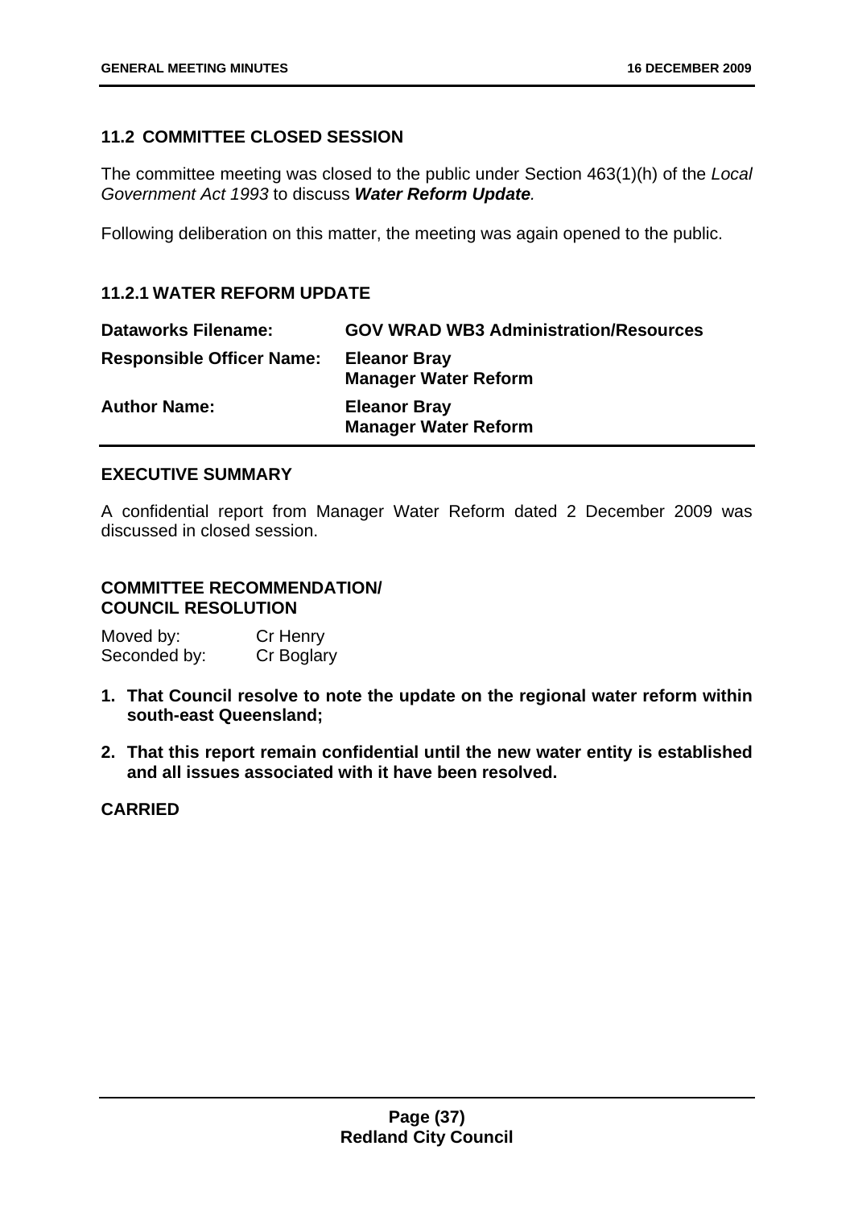## 11.2 COMMITTEE CLOSED SESSION

The committee meeting was closed to the public under Section 463(1)(h) of the *Local Government Act 1993* to discuss ***Water Reform Update****.*

Following deliberation on this matter, the meeting was again opened to the public.

### 11.2.1 WATER REFORM UPDATE

| | |
|---|---|
| **Dataworks Filename:** | **GOV WRAD WB3 Administration/Resources** |
| **Responsible Officer Name:** | **Eleanor Bray**<br>**Manager Water Reform** |
| **Author Name:** | **Eleanor Bray**<br>**Manager Water Reform** |

**EXECUTIVE SUMMARY**

A confidential report from Manager Water Reform dated 2 December 2009 was discussed in closed session.

**COMMITTEE RECOMMENDATION/**
**COUNCIL RESOLUTION**

Moved by: Cr Henry
Seconded by: Cr Boglary

1. **That Council resolve to note the update on the regional water reform within south-east Queensland;**
2. **That this report remain confidential until the new water entity is established and all issues associated with it have been resolved.**

**CARRIED**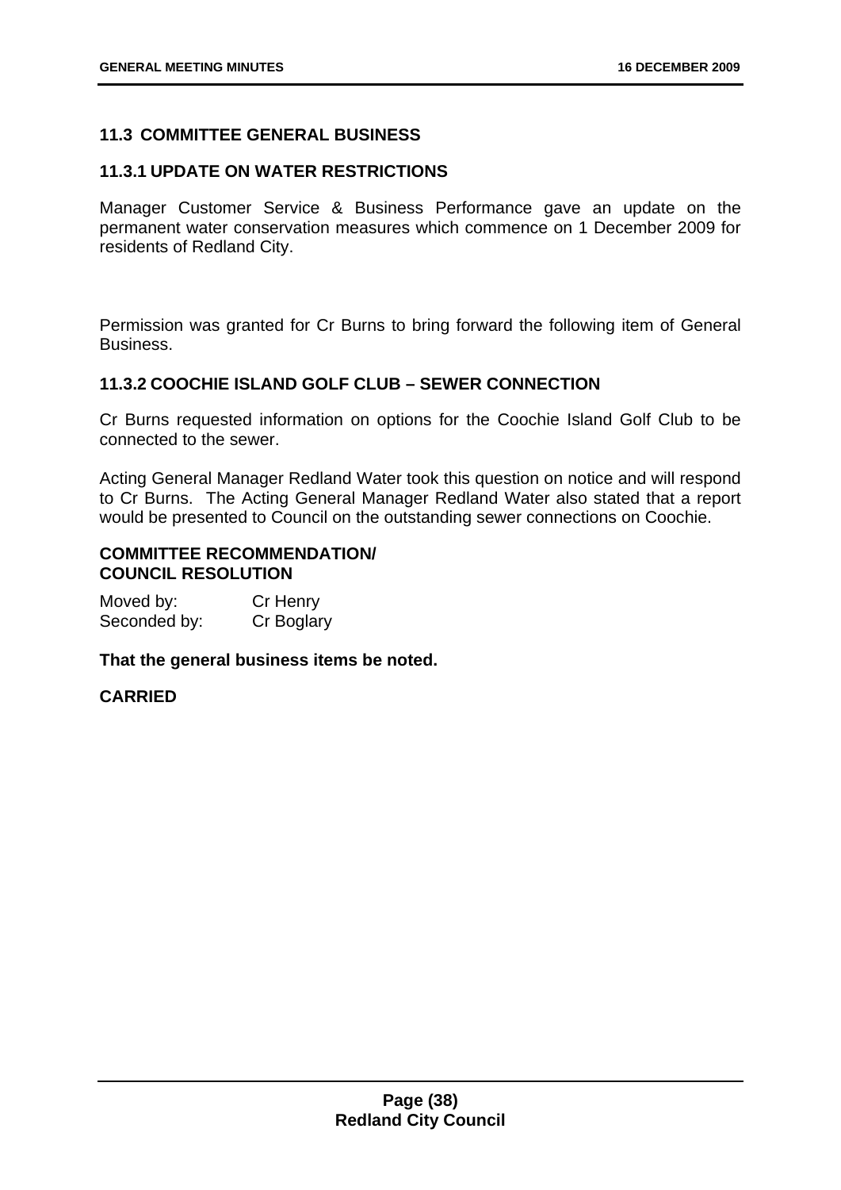## 11.3 COMMITTEE GENERAL BUSINESS

### 11.3.1 UPDATE ON WATER RESTRICTIONS

Manager Customer Service & Business Performance gave an update on the permanent water conservation measures which commence on 1 December 2009 for residents of Redland City.

Permission was granted for Cr Burns to bring forward the following item of General Business.

### 11.3.2 COOCHIE ISLAND GOLF CLUB – SEWER CONNECTION

Cr Burns requested information on options for the Coochie Island Golf Club to be connected to the sewer.

Acting General Manager Redland Water took this question on notice and will respond to Cr Burns. The Acting General Manager Redland Water also stated that a report would be presented to Council on the outstanding sewer connections on Coochie.

**COMMITTEE RECOMMENDATION/**
**COUNCIL RESOLUTION**

Moved by: Cr Henry
Seconded by: Cr Boglary

**That the general business items be noted.**

**CARRIED**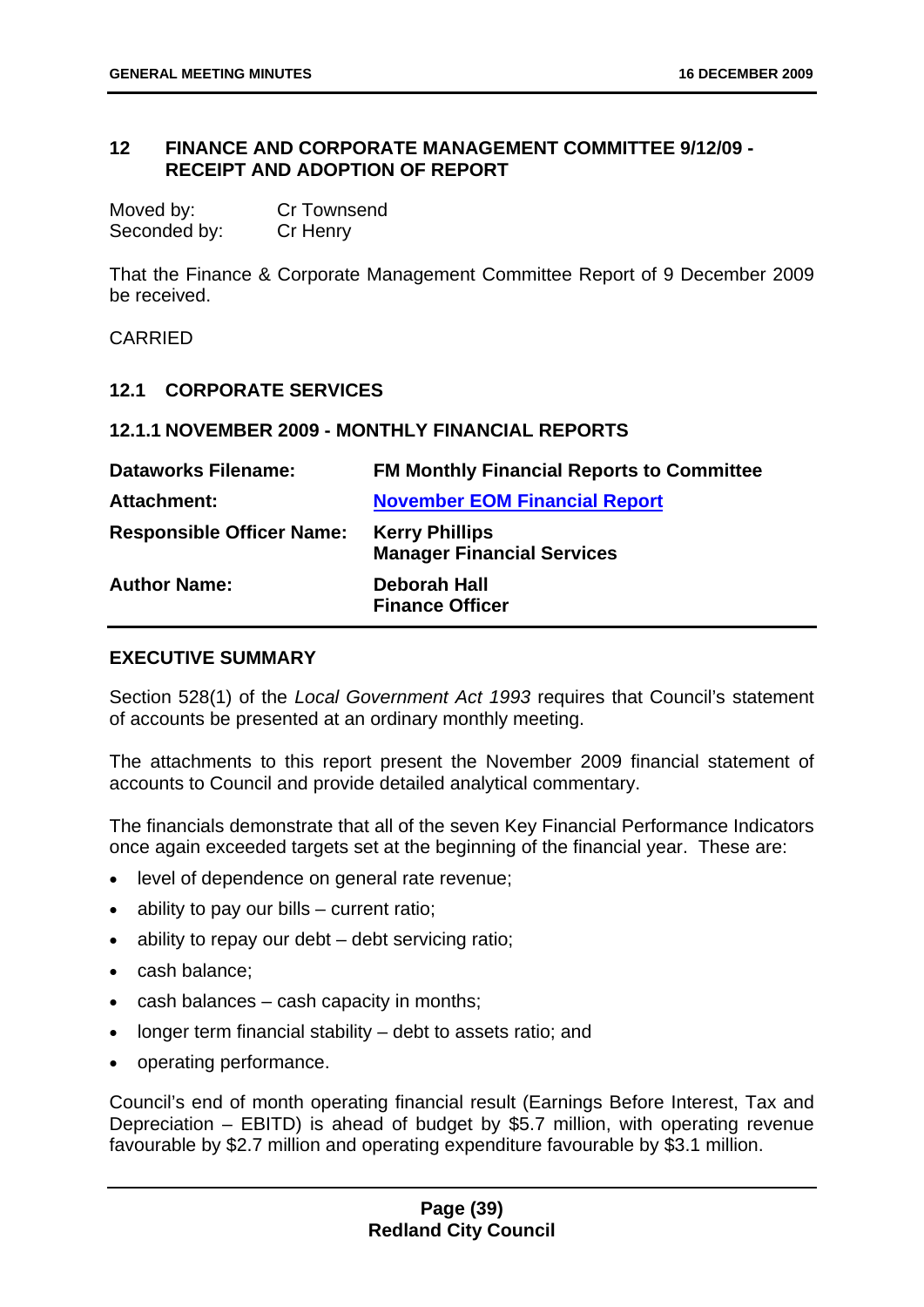## 12 FINANCE AND CORPORATE MANAGEMENT COMMITTEE 9/12/09 - RECEIPT AND ADOPTION OF REPORT

| | |
|---|---|
| Moved by: | Cr Townsend |
| Seconded by: | Cr Henry |

That the Finance & Corporate Management Committee Report of 9 December 2009 be received.

CARRIED

### 12.1 CORPORATE SERVICES

#### 12.1.1 NOVEMBER 2009 - MONTHLY FINANCIAL REPORTS

| | |
|---|---|
| **Dataworks Filename:** | **FM Monthly Financial Reports to Committee** |
| **Attachment:** | **November EOM Financial Report** |
| **Responsible Officer Name:** | **Kerry Phillips**<br>**Manager Financial Services** |
| **Author Name:** | **Deborah Hall**<br>**Finance Officer** |

**EXECUTIVE SUMMARY**

Section 528(1) of the *Local Government Act 1993* requires that Council's statement of accounts be presented at an ordinary monthly meeting.

The attachments to this report present the November 2009 financial statement of accounts to Council and provide detailed analytical commentary.

The financials demonstrate that all of the seven Key Financial Performance Indicators once again exceeded targets set at the beginning of the financial year. These are:

- level of dependence on general rate revenue;
- ability to pay our bills – current ratio;
- ability to repay our debt – debt servicing ratio;
- cash balance;
- cash balances – cash capacity in months;
- longer term financial stability – debt to assets ratio; and
- operating performance.

Council's end of month operating financial result (Earnings Before Interest, Tax and Depreciation – EBITD) is ahead of budget by $5.7 million, with operating revenue favourable by $2.7 million and operating expenditure favourable by $3.1 million.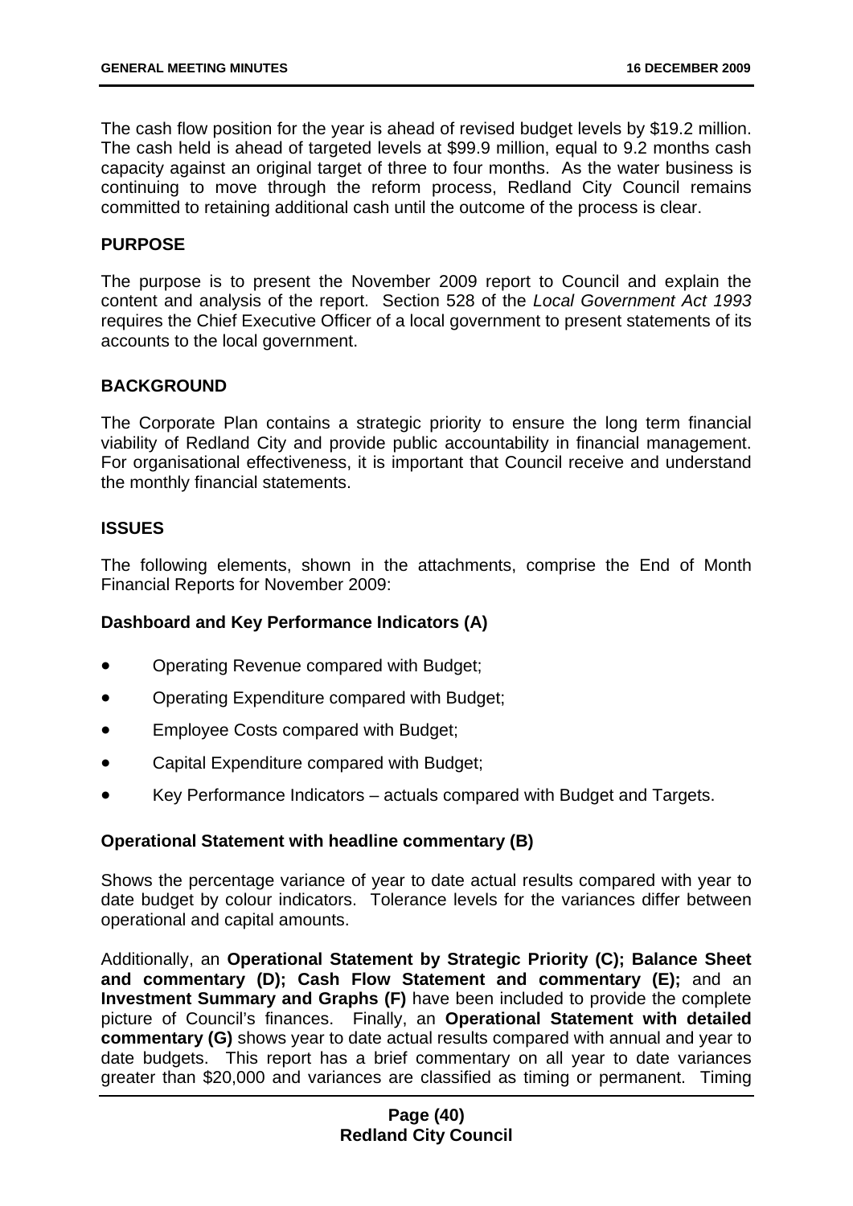The cash flow position for the year is ahead of revised budget levels by $19.2 million. The cash held is ahead of targeted levels at $99.9 million, equal to 9.2 months cash capacity against an original target of three to four months. As the water business is continuing to move through the reform process, Redland City Council remains committed to retaining additional cash until the outcome of the process is clear.

## PURPOSE

The purpose is to present the November 2009 report to Council and explain the content and analysis of the report. Section 528 of the *Local Government Act 1993* requires the Chief Executive Officer of a local government to present statements of its accounts to the local government.

## BACKGROUND

The Corporate Plan contains a strategic priority to ensure the long term financial viability of Redland City and provide public accountability in financial management. For organisational effectiveness, it is important that Council receive and understand the monthly financial statements.

## ISSUES

The following elements, shown in the attachments, comprise the End of Month Financial Reports for November 2009:

### Dashboard and Key Performance Indicators (A)

- Operating Revenue compared with Budget;
- Operating Expenditure compared with Budget;
- Employee Costs compared with Budget;
- Capital Expenditure compared with Budget;
- Key Performance Indicators – actuals compared with Budget and Targets.

### Operational Statement with headline commentary (B)

Shows the percentage variance of year to date actual results compared with year to date budget by colour indicators. Tolerance levels for the variances differ between operational and capital amounts.

Additionally, an **Operational Statement by Strategic Priority (C); Balance Sheet and commentary (D); Cash Flow Statement and commentary (E);** and an **Investment Summary and Graphs (F)** have been included to provide the complete picture of Council's finances. Finally, an **Operational Statement with detailed commentary (G)** shows year to date actual results compared with annual and year to date budgets. This report has a brief commentary on all year to date variances greater than $20,000 and variances are classified as timing or permanent. Timing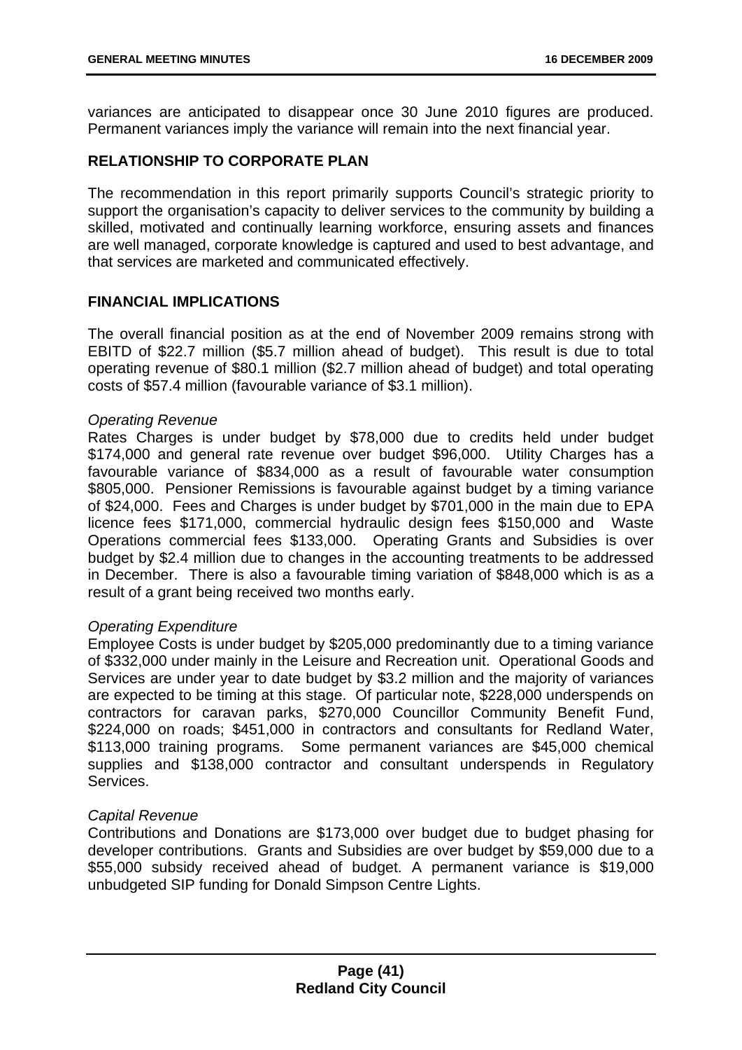variances are anticipated to disappear once 30 June 2010 figures are produced. Permanent variances imply the variance will remain into the next financial year.

## RELATIONSHIP TO CORPORATE PLAN

The recommendation in this report primarily supports Council's strategic priority to support the organisation's capacity to deliver services to the community by building a skilled, motivated and continually learning workforce, ensuring assets and finances are well managed, corporate knowledge is captured and used to best advantage, and that services are marketed and communicated effectively.

## FINANCIAL IMPLICATIONS

The overall financial position as at the end of November 2009 remains strong with EBITD of $22.7 million ($5.7 million ahead of budget). This result is due to total operating revenue of $80.1 million ($2.7 million ahead of budget) and total operating costs of $57.4 million (favourable variance of $3.1 million).

*Operating Revenue*
Rates Charges is under budget by $78,000 due to credits held under budget $174,000 and general rate revenue over budget $96,000. Utility Charges has a favourable variance of $834,000 as a result of favourable water consumption $805,000. Pensioner Remissions is favourable against budget by a timing variance of $24,000. Fees and Charges is under budget by $701,000 in the main due to EPA licence fees $171,000, commercial hydraulic design fees $150,000 and Waste Operations commercial fees $133,000. Operating Grants and Subsidies is over budget by $2.4 million due to changes in the accounting treatments to be addressed in December. There is also a favourable timing variation of $848,000 which is as a result of a grant being received two months early.

*Operating Expenditure*
Employee Costs is under budget by $205,000 predominantly due to a timing variance of $332,000 under mainly in the Leisure and Recreation unit. Operational Goods and Services are under year to date budget by $3.2 million and the majority of variances are expected to be timing at this stage. Of particular note, $228,000 underspends on contractors for caravan parks, $270,000 Councillor Community Benefit Fund, $224,000 on roads; $451,000 in contractors and consultants for Redland Water, $113,000 training programs. Some permanent variances are $45,000 chemical supplies and $138,000 contractor and consultant underspends in Regulatory Services.

*Capital Revenue*
Contributions and Donations are $173,000 over budget due to budget phasing for developer contributions. Grants and Subsidies are over budget by $59,000 due to a $55,000 subsidy received ahead of budget. A permanent variance is $19,000 unbudgeted SIP funding for Donald Simpson Centre Lights.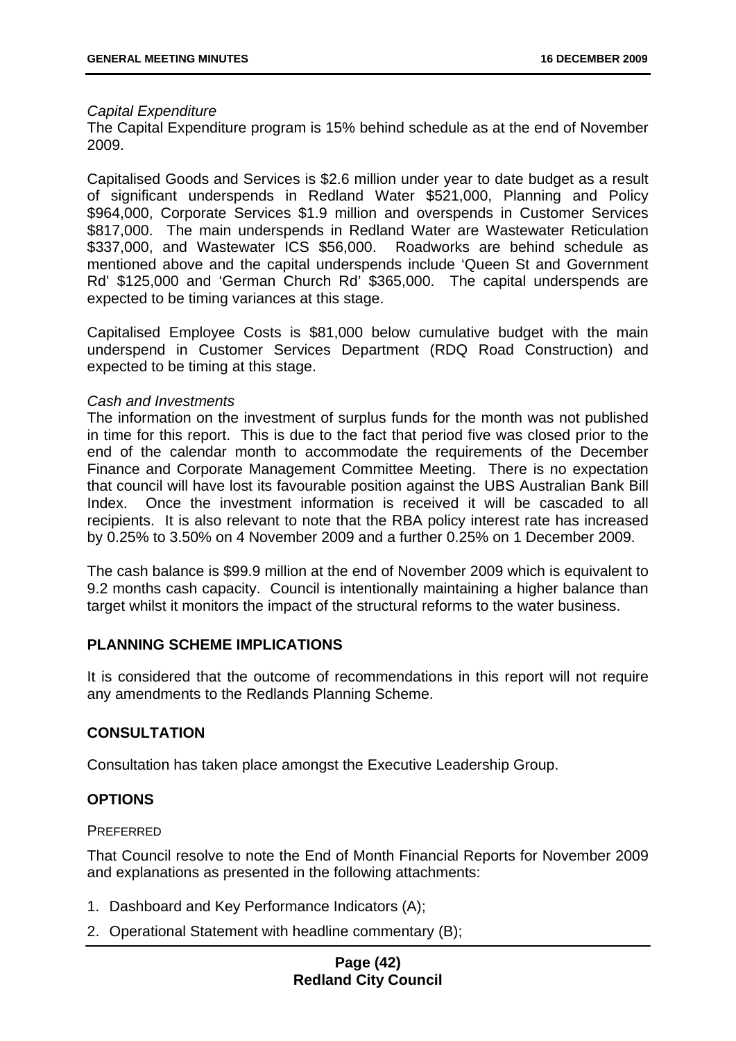*Capital Expenditure*

The Capital Expenditure program is 15% behind schedule as at the end of November 2009.

Capitalised Goods and Services is $2.6 million under year to date budget as a result of significant underspends in Redland Water $521,000, Planning and Policy $964,000, Corporate Services $1.9 million and overspends in Customer Services $817,000. The main underspends in Redland Water are Wastewater Reticulation $337,000, and Wastewater ICS $56,000. Roadworks are behind schedule as mentioned above and the capital underspends include 'Queen St and Government Rd' $125,000 and 'German Church Rd' $365,000. The capital underspends are expected to be timing variances at this stage.

Capitalised Employee Costs is $81,000 below cumulative budget with the main underspend in Customer Services Department (RDQ Road Construction) and expected to be timing at this stage.

*Cash and Investments*

The information on the investment of surplus funds for the month was not published in time for this report. This is due to the fact that period five was closed prior to the end of the calendar month to accommodate the requirements of the December Finance and Corporate Management Committee Meeting. There is no expectation that council will have lost its favourable position against the UBS Australian Bank Bill Index. Once the investment information is received it will be cascaded to all recipients. It is also relevant to note that the RBA policy interest rate has increased by 0.25% to 3.50% on 4 November 2009 and a further 0.25% on 1 December 2009.

The cash balance is $99.9 million at the end of November 2009 which is equivalent to 9.2 months cash capacity. Council is intentionally maintaining a higher balance than target whilst it monitors the impact of the structural reforms to the water business.

## PLANNING SCHEME IMPLICATIONS

It is considered that the outcome of recommendations in this report will not require any amendments to the Redlands Planning Scheme.

## CONSULTATION

Consultation has taken place amongst the Executive Leadership Group.

## OPTIONS

PREFERRED

That Council resolve to note the End of Month Financial Reports for November 2009 and explanations as presented in the following attachments:

1. Dashboard and Key Performance Indicators (A);
2. Operational Statement with headline commentary (B);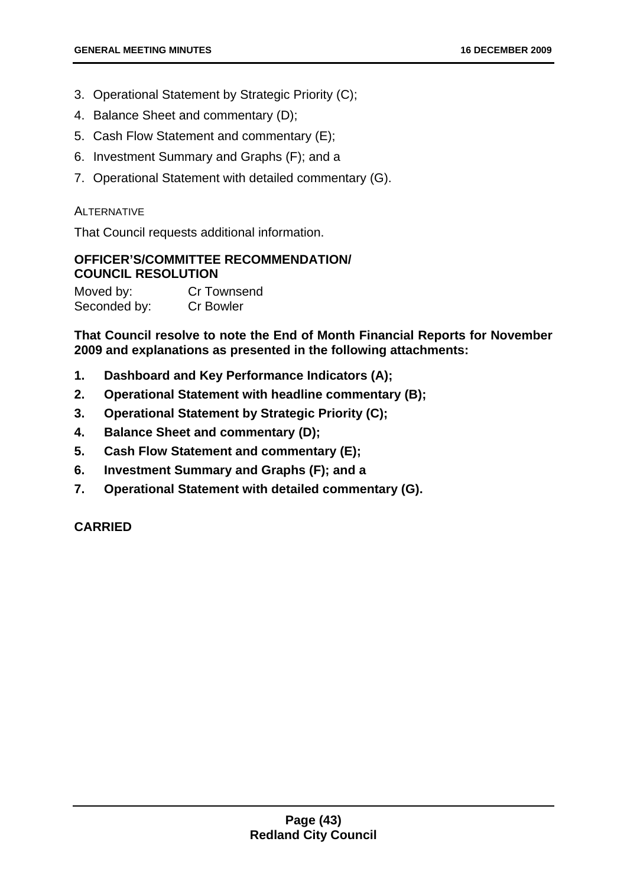3. Operational Statement by Strategic Priority (C);
4. Balance Sheet and commentary (D);
5. Cash Flow Statement and commentary (E);
6. Investment Summary and Graphs (F); and a
7. Operational Statement with detailed commentary (G).

ALTERNATIVE

That Council requests additional information.

**OFFICER'S/COMMITTEE RECOMMENDATION/ COUNCIL RESOLUTION**

| | |
|---|---|
| Moved by: | Cr Townsend |
| Seconded by: | Cr Bowler |

**That Council resolve to note the End of Month Financial Reports for November 2009 and explanations as presented in the following attachments:**

1. **Dashboard and Key Performance Indicators (A);**
2. **Operational Statement with headline commentary (B);**
3. **Operational Statement by Strategic Priority (C);**
4. **Balance Sheet and commentary (D);**
5. **Cash Flow Statement and commentary (E);**
6. **Investment Summary and Graphs (F); and a**
7. **Operational Statement with detailed commentary (G).**

**CARRIED**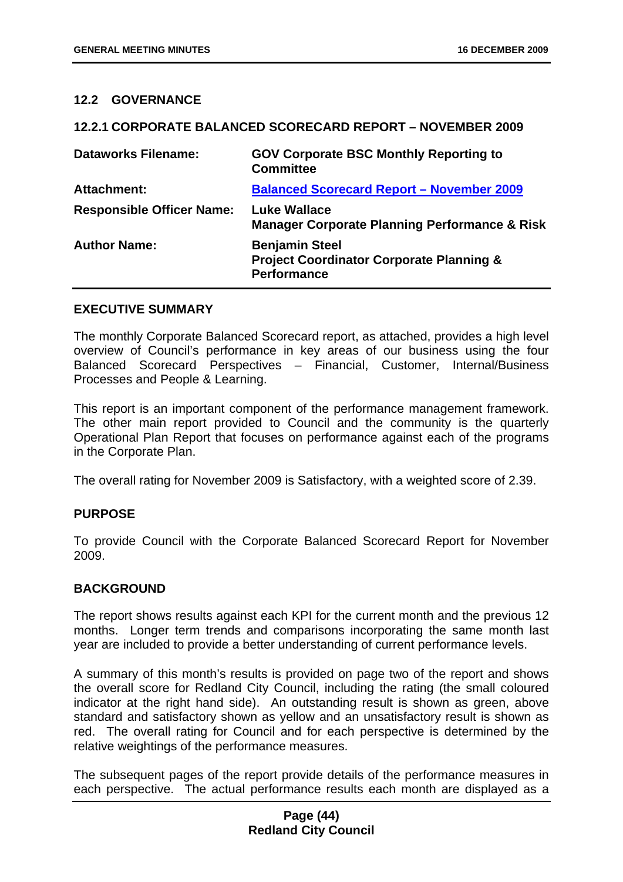## 12.2 GOVERNANCE

### 12.2.1 CORPORATE BALANCED SCORECARD REPORT – NOVEMBER 2009

| | |
|---|---|
| **Dataworks Filename:** | **GOV Corporate BSC Monthly Reporting to Committee** |
| **Attachment:** | **Balanced Scorecard Report – November 2009** |
| **Responsible Officer Name:** | **Luke Wallace**<br>**Manager Corporate Planning Performance & Risk** |
| **Author Name:** | **Benjamin Steel**<br>**Project Coordinator Corporate Planning & Performance** |

**EXECUTIVE SUMMARY**

The monthly Corporate Balanced Scorecard report, as attached, provides a high level overview of Council's performance in key areas of our business using the four Balanced Scorecard Perspectives – Financial, Customer, Internal/Business Processes and People & Learning.

This report is an important component of the performance management framework. The other main report provided to Council and the community is the quarterly Operational Plan Report that focuses on performance against each of the programs in the Corporate Plan.

The overall rating for November 2009 is Satisfactory, with a weighted score of 2.39.

**PURPOSE**

To provide Council with the Corporate Balanced Scorecard Report for November 2009.

**BACKGROUND**

The report shows results against each KPI for the current month and the previous 12 months. Longer term trends and comparisons incorporating the same month last year are included to provide a better understanding of current performance levels.

A summary of this month's results is provided on page two of the report and shows the overall score for Redland City Council, including the rating (the small coloured indicator at the right hand side). An outstanding result is shown as green, above standard and satisfactory shown as yellow and an unsatisfactory result is shown as red. The overall rating for Council and for each perspective is determined by the relative weightings of the performance measures.

The subsequent pages of the report provide details of the performance measures in each perspective. The actual performance results each month are displayed as a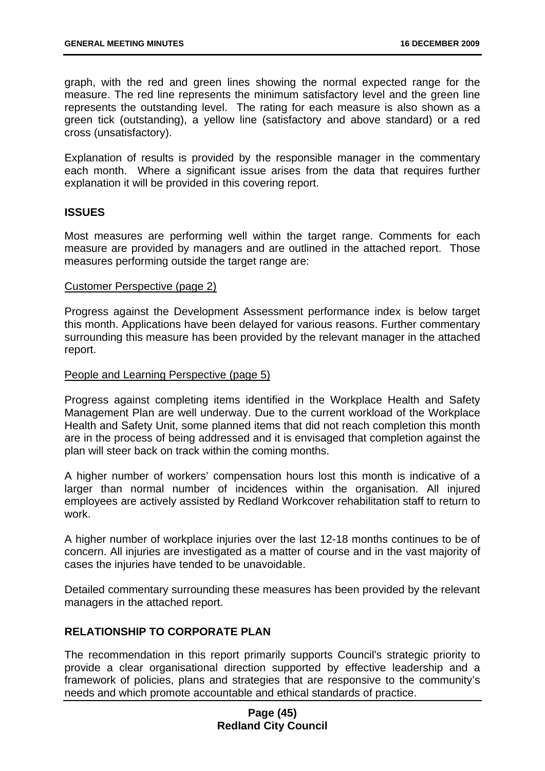graph, with the red and green lines showing the normal expected range for the measure. The red line represents the minimum satisfactory level and the green line represents the outstanding level. The rating for each measure is also shown as a green tick (outstanding), a yellow line (satisfactory and above standard) or a red cross (unsatisfactory).

Explanation of results is provided by the responsible manager in the commentary each month. Where a significant issue arises from the data that requires further explanation it will be provided in this covering report.

## ISSUES

Most measures are performing well within the target range. Comments for each measure are provided by managers and are outlined in the attached report. Those measures performing outside the target range are:

Customer Perspective (page 2)

Progress against the Development Assessment performance index is below target this month. Applications have been delayed for various reasons. Further commentary surrounding this measure has been provided by the relevant manager in the attached report.

People and Learning Perspective (page 5)

Progress against completing items identified in the Workplace Health and Safety Management Plan are well underway. Due to the current workload of the Workplace Health and Safety Unit, some planned items that did not reach completion this month are in the process of being addressed and it is envisaged that completion against the plan will steer back on track within the coming months.

A higher number of workers' compensation hours lost this month is indicative of a larger than normal number of incidences within the organisation. All injured employees are actively assisted by Redland Workcover rehabilitation staff to return to work.

A higher number of workplace injuries over the last 12-18 months continues to be of concern. All injuries are investigated as a matter of course and in the vast majority of cases the injuries have tended to be unavoidable.

Detailed commentary surrounding these measures has been provided by the relevant managers in the attached report.

## RELATIONSHIP TO CORPORATE PLAN

The recommendation in this report primarily supports Council's strategic priority to provide a clear organisational direction supported by effective leadership and a framework of policies, plans and strategies that are responsive to the community's needs and which promote accountable and ethical standards of practice.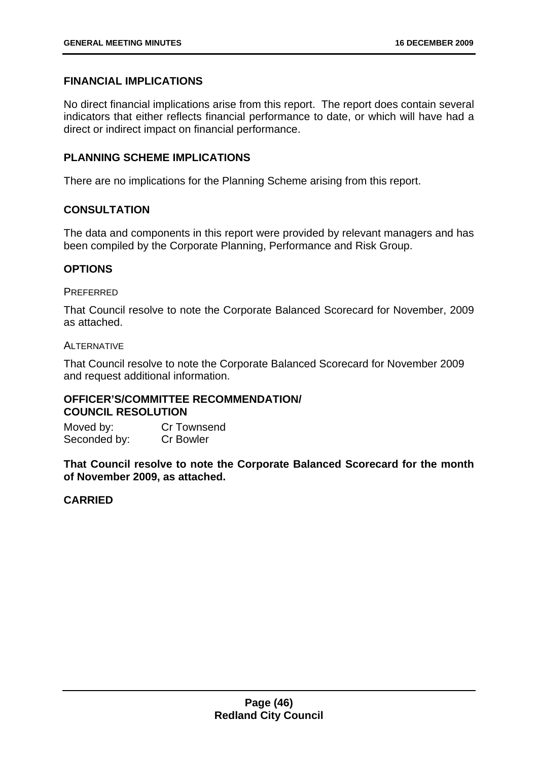## FINANCIAL IMPLICATIONS

No direct financial implications arise from this report. The report does contain several indicators that either reflects financial performance to date, or which will have had a direct or indirect impact on financial performance.

## PLANNING SCHEME IMPLICATIONS

There are no implications for the Planning Scheme arising from this report.

## CONSULTATION

The data and components in this report were provided by relevant managers and has been compiled by the Corporate Planning, Performance and Risk Group.

## OPTIONS

PREFERRED

That Council resolve to note the Corporate Balanced Scorecard for November, 2009 as attached.

ALTERNATIVE

That Council resolve to note the Corporate Balanced Scorecard for November 2009 and request additional information.

## OFFICER'S/COMMITTEE RECOMMENDATION/ COUNCIL RESOLUTION

Moved by: Cr Townsend
Seconded by: Cr Bowler

**That Council resolve to note the Corporate Balanced Scorecard for the month of November 2009, as attached.**

**CARRIED**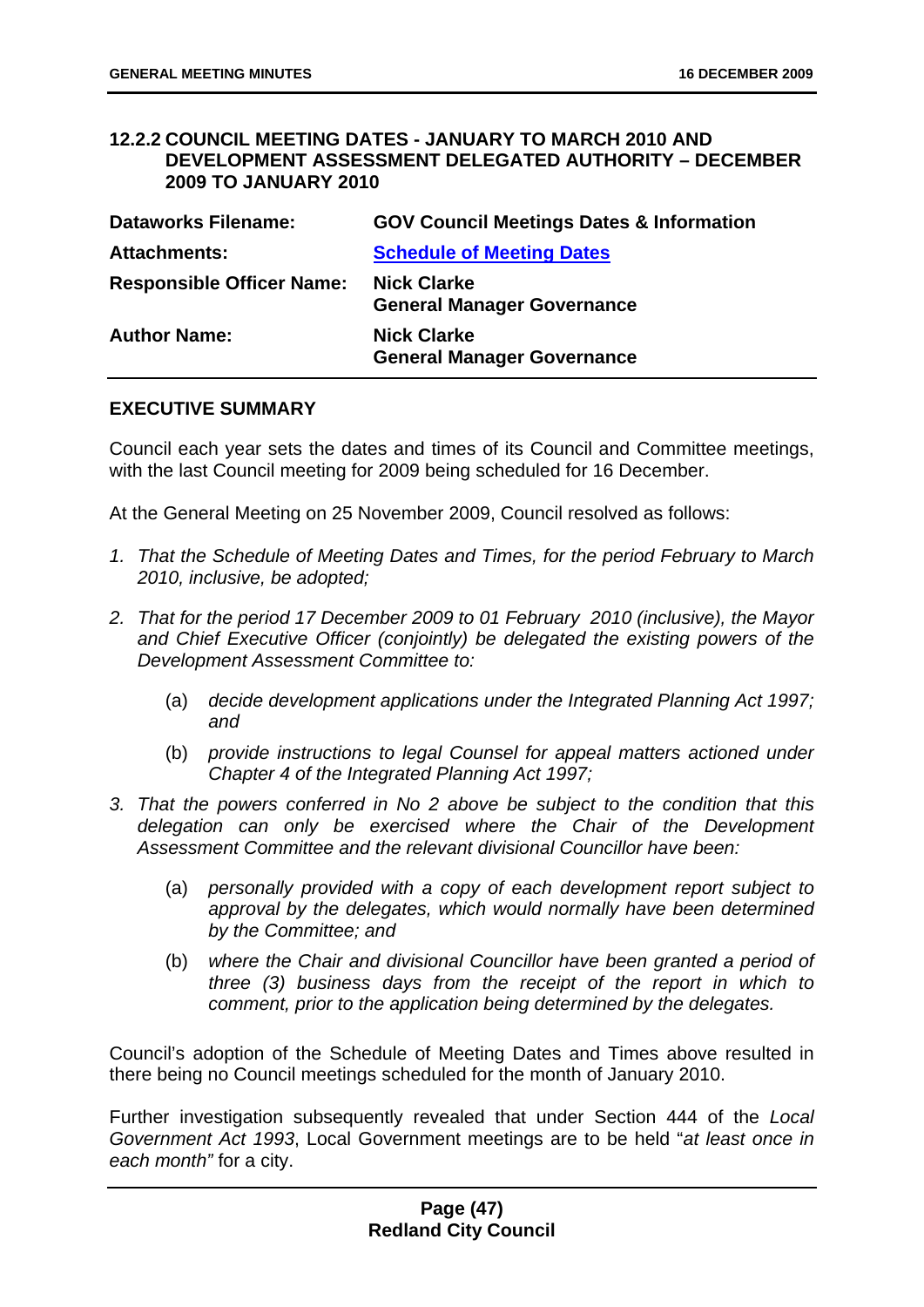### 12.2.2 COUNCIL MEETING DATES - JANUARY TO MARCH 2010 AND DEVELOPMENT ASSESSMENT DELEGATED AUTHORITY – DECEMBER 2009 TO JANUARY 2010

| | |
|---|---|
| **Dataworks Filename:** | **GOV Council Meetings Dates & Information** |
| **Attachments:** | **Schedule of Meeting Dates** |
| **Responsible Officer Name:** | **Nick Clarke**<br>**General Manager Governance** |
| **Author Name:** | **Nick Clarke**<br>**General Manager Governance** |

**EXECUTIVE SUMMARY**

Council each year sets the dates and times of its Council and Committee meetings, with the last Council meeting for 2009 being scheduled for 16 December.

At the General Meeting on 25 November 2009, Council resolved as follows:

1. *That the Schedule of Meeting Dates and Times, for the period February to March 2010, inclusive, be adopted;*
2. *That for the period 17 December 2009 to 01 February 2010 (inclusive), the Mayor and Chief Executive Officer (conjointly) be delegated the existing powers of the Development Assessment Committee to:*
   (a) *decide development applications under the Integrated Planning Act 1997; and*
   (b) *provide instructions to legal Counsel for appeal matters actioned under Chapter 4 of the Integrated Planning Act 1997;*
3. *That the powers conferred in No 2 above be subject to the condition that this delegation can only be exercised where the Chair of the Development Assessment Committee and the relevant divisional Councillor have been:*
   (a) *personally provided with a copy of each development report subject to approval by the delegates, which would normally have been determined by the Committee; and*
   (b) *where the Chair and divisional Councillor have been granted a period of three (3) business days from the receipt of the report in which to comment, prior to the application being determined by the delegates.*

Council's adoption of the Schedule of Meeting Dates and Times above resulted in there being no Council meetings scheduled for the month of January 2010.

Further investigation subsequently revealed that under Section 444 of the *Local Government Act 1993*, Local Government meetings are to be held "*at least once in each month"* for a city.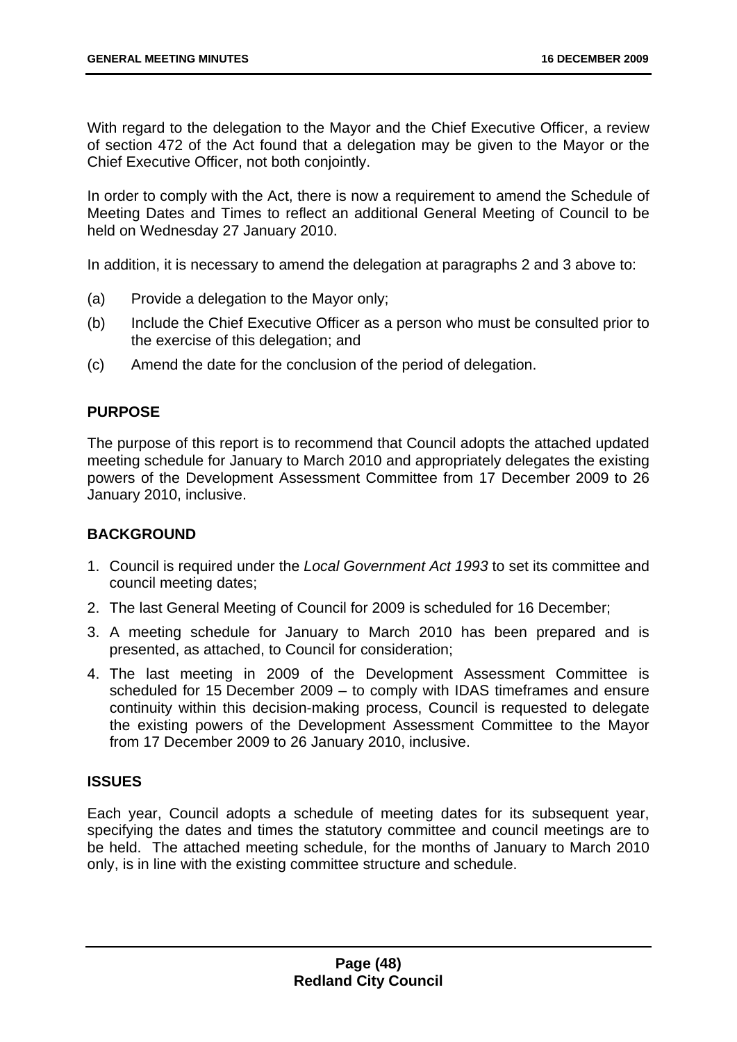With regard to the delegation to the Mayor and the Chief Executive Officer, a review of section 472 of the Act found that a delegation may be given to the Mayor or the Chief Executive Officer, not both conjointly.

In order to comply with the Act, there is now a requirement to amend the Schedule of Meeting Dates and Times to reflect an additional General Meeting of Council to be held on Wednesday 27 January 2010.

In addition, it is necessary to amend the delegation at paragraphs 2 and 3 above to:

(a) Provide a delegation to the Mayor only;

(b) Include the Chief Executive Officer as a person who must be consulted prior to the exercise of this delegation; and

(c) Amend the date for the conclusion of the period of delegation.

## PURPOSE

The purpose of this report is to recommend that Council adopts the attached updated meeting schedule for January to March 2010 and appropriately delegates the existing powers of the Development Assessment Committee from 17 December 2009 to 26 January 2010, inclusive.

## BACKGROUND

1. Council is required under the *Local Government Act 1993* to set its committee and council meeting dates;
2. The last General Meeting of Council for 2009 is scheduled for 16 December;
3. A meeting schedule for January to March 2010 has been prepared and is presented, as attached, to Council for consideration;
4. The last meeting in 2009 of the Development Assessment Committee is scheduled for 15 December 2009 – to comply with IDAS timeframes and ensure continuity within this decision-making process, Council is requested to delegate the existing powers of the Development Assessment Committee to the Mayor from 17 December 2009 to 26 January 2010, inclusive.

## ISSUES

Each year, Council adopts a schedule of meeting dates for its subsequent year, specifying the dates and times the statutory committee and council meetings are to be held. The attached meeting schedule, for the months of January to March 2010 only, is in line with the existing committee structure and schedule.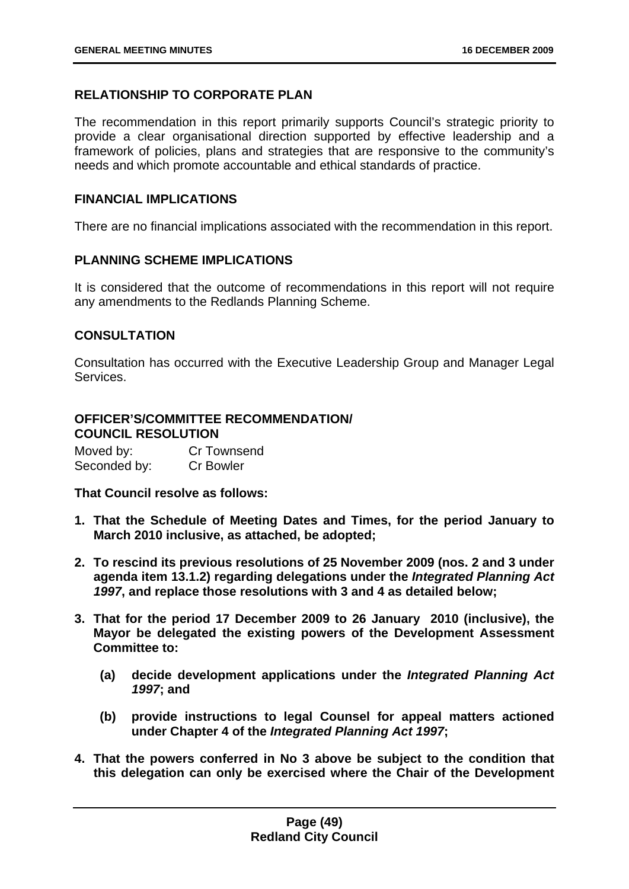## RELATIONSHIP TO CORPORATE PLAN

The recommendation in this report primarily supports Council's strategic priority to provide a clear organisational direction supported by effective leadership and a framework of policies, plans and strategies that are responsive to the community's needs and which promote accountable and ethical standards of practice.

## FINANCIAL IMPLICATIONS

There are no financial implications associated with the recommendation in this report.

## PLANNING SCHEME IMPLICATIONS

It is considered that the outcome of recommendations in this report will not require any amendments to the Redlands Planning Scheme.

## CONSULTATION

Consultation has occurred with the Executive Leadership Group and Manager Legal Services.

## OFFICER'S/COMMITTEE RECOMMENDATION/ COUNCIL RESOLUTION

Moved by: Cr Townsend
Seconded by: Cr Bowler

**That Council resolve as follows:**

1. **That the Schedule of Meeting Dates and Times, for the period January to March 2010 inclusive, as attached, be adopted;**

2. **To rescind its previous resolutions of 25 November 2009 (nos. 2 and 3 under agenda item 13.1.2) regarding delegations under the *Integrated Planning Act 1997*, and replace those resolutions with 3 and 4 as detailed below;**

3. **That for the period 17 December 2009 to 26 January 2010 (inclusive), the Mayor be delegated the existing powers of the Development Assessment Committee to:**

    **(a) decide development applications under the *Integrated Planning Act 1997*; and**

    **(b) provide instructions to legal Counsel for appeal matters actioned under Chapter 4 of the *Integrated Planning Act 1997*;**

4. **That the powers conferred in No 3 above be subject to the condition that this delegation can only be exercised where the Chair of the Development**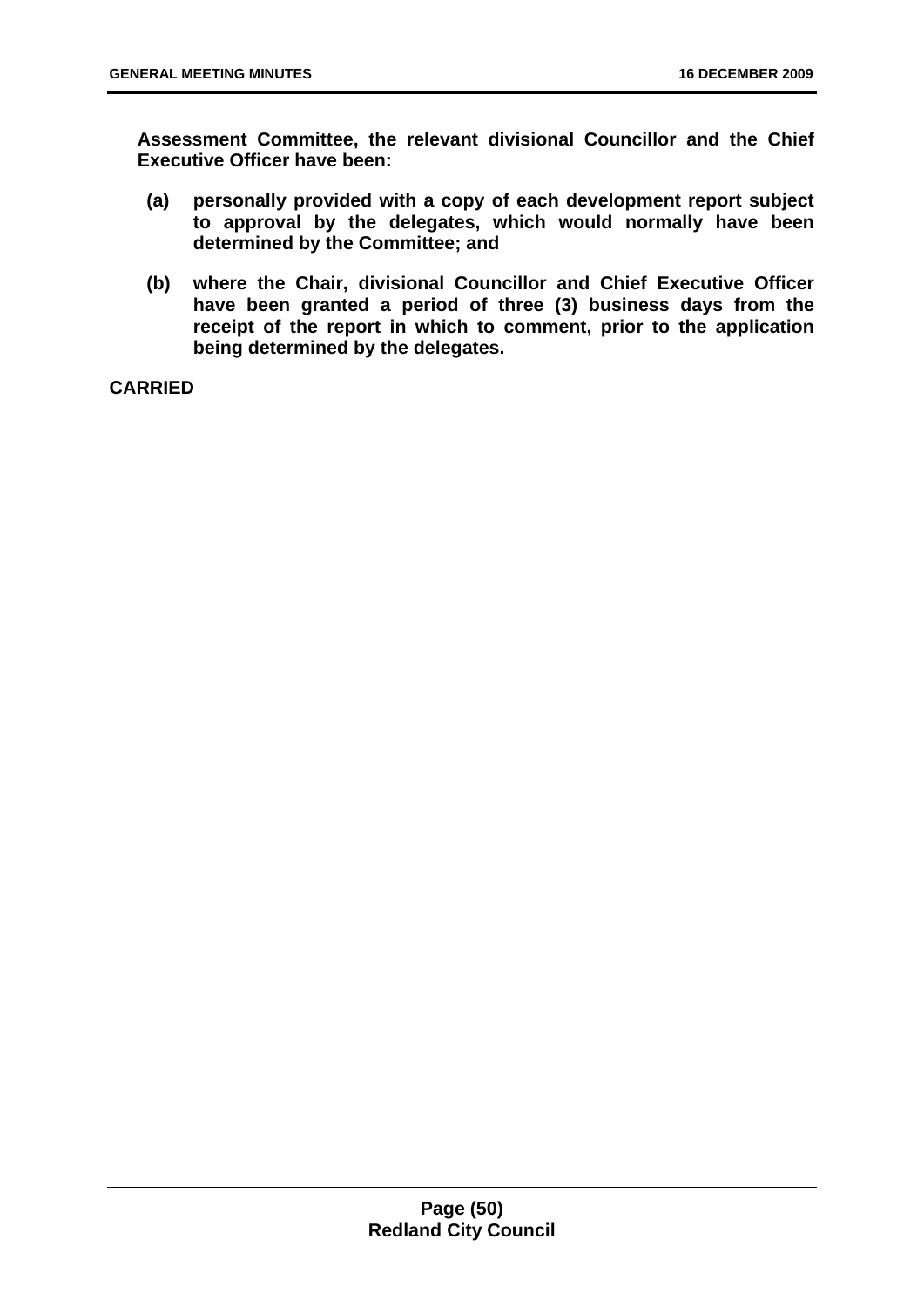**Assessment Committee, the relevant divisional Councillor and the Chief Executive Officer have been:**

**(a) personally provided with a copy of each development report subject to approval by the delegates, which would normally have been determined by the Committee; and**

**(b) where the Chair, divisional Councillor and Chief Executive Officer have been granted a period of three (3) business days from the receipt of the report in which to comment, prior to the application being determined by the delegates.**

**CARRIED**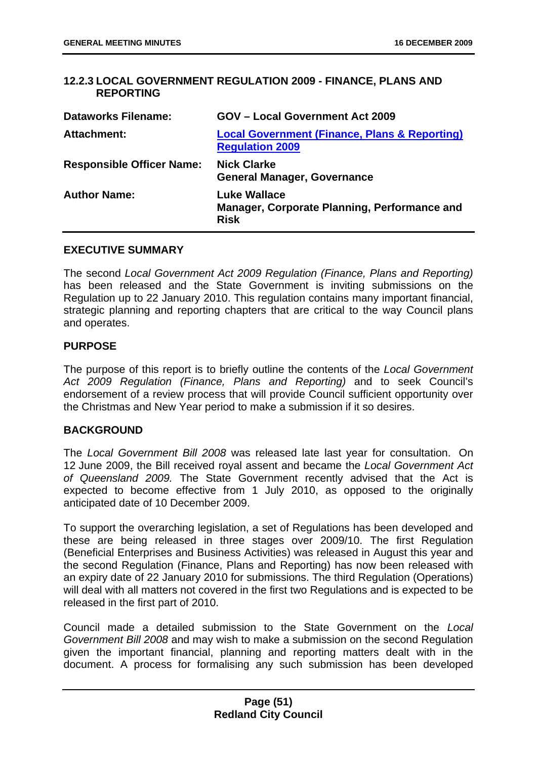## 12.2.3 LOCAL GOVERNMENT REGULATION 2009 - FINANCE, PLANS AND REPORTING

| | |
|---|---|
| **Dataworks Filename:** | **GOV – Local Government Act 2009** |
| **Attachment:** | **Local Government (Finance, Plans & Reporting) Regulation 2009** |
| **Responsible Officer Name:** | **Nick Clarke**<br>**General Manager, Governance** |
| **Author Name:** | **Luke Wallace**<br>**Manager, Corporate Planning, Performance and Risk** |

### EXECUTIVE SUMMARY

The second *Local Government Act 2009 Regulation (Finance, Plans and Reporting)* has been released and the State Government is inviting submissions on the Regulation up to 22 January 2010. This regulation contains many important financial, strategic planning and reporting chapters that are critical to the way Council plans and operates.

### PURPOSE

The purpose of this report is to briefly outline the contents of the *Local Government Act 2009 Regulation (Finance, Plans and Reporting)* and to seek Council's endorsement of a review process that will provide Council sufficient opportunity over the Christmas and New Year period to make a submission if it so desires.

### BACKGROUND

The *Local Government Bill 2008* was released late last year for consultation. On 12 June 2009, the Bill received royal assent and became the *Local Government Act of Queensland 2009.* The State Government recently advised that the Act is expected to become effective from 1 July 2010, as opposed to the originally anticipated date of 10 December 2009.

To support the overarching legislation, a set of Regulations has been developed and these are being released in three stages over 2009/10. The first Regulation (Beneficial Enterprises and Business Activities) was released in August this year and the second Regulation (Finance, Plans and Reporting) has now been released with an expiry date of 22 January 2010 for submissions. The third Regulation (Operations) will deal with all matters not covered in the first two Regulations and is expected to be released in the first part of 2010.

Council made a detailed submission to the State Government on the *Local Government Bill 2008* and may wish to make a submission on the second Regulation given the important financial, planning and reporting matters dealt with in the document. A process for formalising any such submission has been developed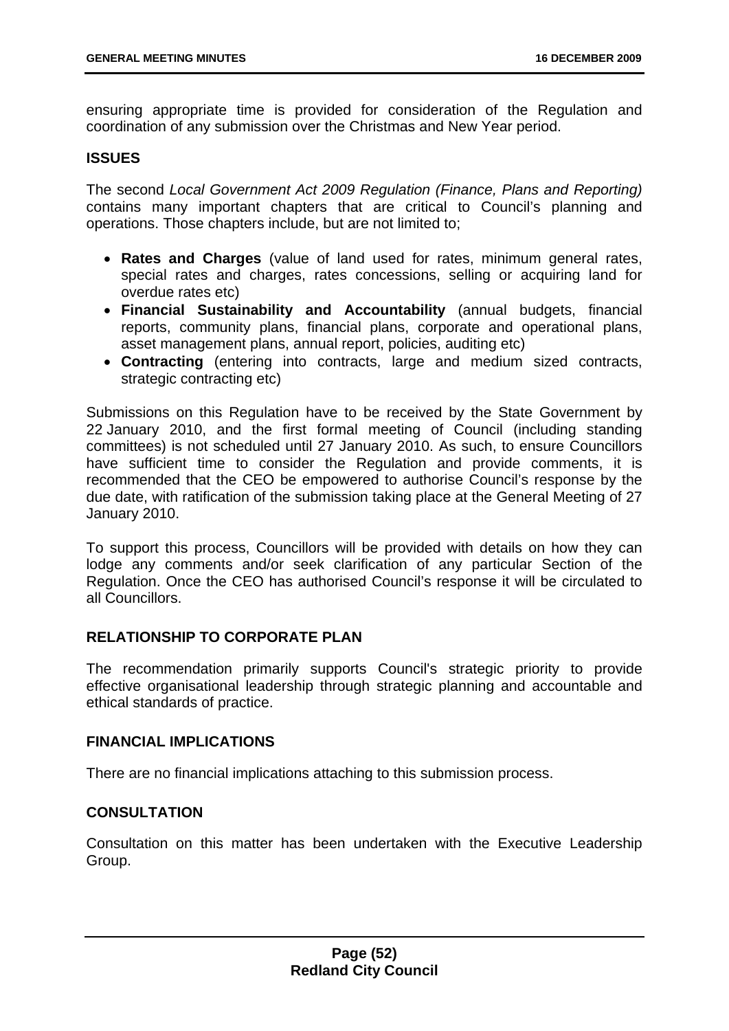ensuring appropriate time is provided for consideration of the Regulation and coordination of any submission over the Christmas and New Year period.

**ISSUES**

The second *Local Government Act 2009 Regulation (Finance, Plans and Reporting)* contains many important chapters that are critical to Council's planning and operations. Those chapters include, but are not limited to;

- **Rates and Charges** (value of land used for rates, minimum general rates, special rates and charges, rates concessions, selling or acquiring land for overdue rates etc)
- **Financial Sustainability and Accountability** (annual budgets, financial reports, community plans, financial plans, corporate and operational plans, asset management plans, annual report, policies, auditing etc)
- **Contracting** (entering into contracts, large and medium sized contracts, strategic contracting etc)

Submissions on this Regulation have to be received by the State Government by 22 January 2010, and the first formal meeting of Council (including standing committees) is not scheduled until 27 January 2010. As such, to ensure Councillors have sufficient time to consider the Regulation and provide comments, it is recommended that the CEO be empowered to authorise Council's response by the due date, with ratification of the submission taking place at the General Meeting of 27 January 2010.

To support this process, Councillors will be provided with details on how they can lodge any comments and/or seek clarification of any particular Section of the Regulation. Once the CEO has authorised Council's response it will be circulated to all Councillors.

**RELATIONSHIP TO CORPORATE PLAN**

The recommendation primarily supports Council's strategic priority to provide effective organisational leadership through strategic planning and accountable and ethical standards of practice.

**FINANCIAL IMPLICATIONS**

There are no financial implications attaching to this submission process.

**CONSULTATION**

Consultation on this matter has been undertaken with the Executive Leadership Group.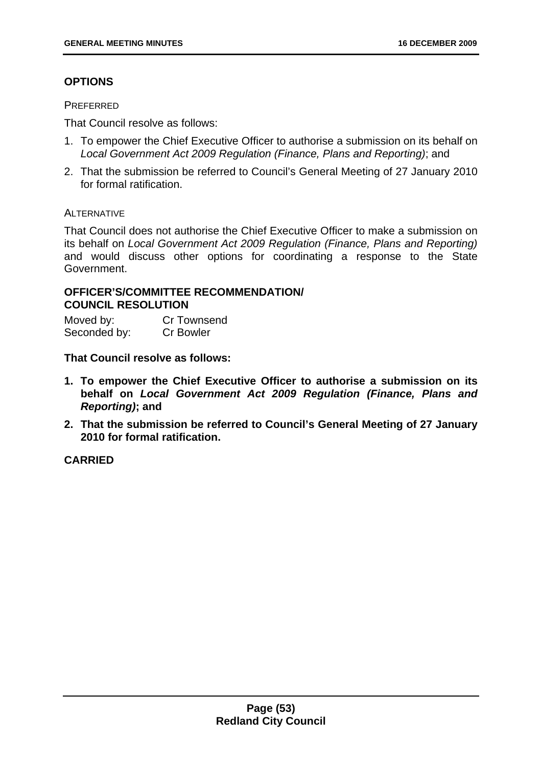## OPTIONS

PREFERRED

That Council resolve as follows:

1. To empower the Chief Executive Officer to authorise a submission on its behalf on *Local Government Act 2009 Regulation (Finance, Plans and Reporting)*; and
2. That the submission be referred to Council's General Meeting of 27 January 2010 for formal ratification.

ALTERNATIVE

That Council does not authorise the Chief Executive Officer to make a submission on its behalf on *Local Government Act 2009 Regulation (Finance, Plans and Reporting)* and would discuss other options for coordinating a response to the State Government.

## OFFICER'S/COMMITTEE RECOMMENDATION/ COUNCIL RESOLUTION

| | |
|---|---|
| Moved by: | Cr Townsend |
| Seconded by: | Cr Bowler |

**That Council resolve as follows:**

1. **To empower the Chief Executive Officer to authorise a submission on its behalf on *Local Government Act 2009 Regulation (Finance, Plans and Reporting)*; and**
2. **That the submission be referred to Council's General Meeting of 27 January 2010 for formal ratification.**

**CARRIED**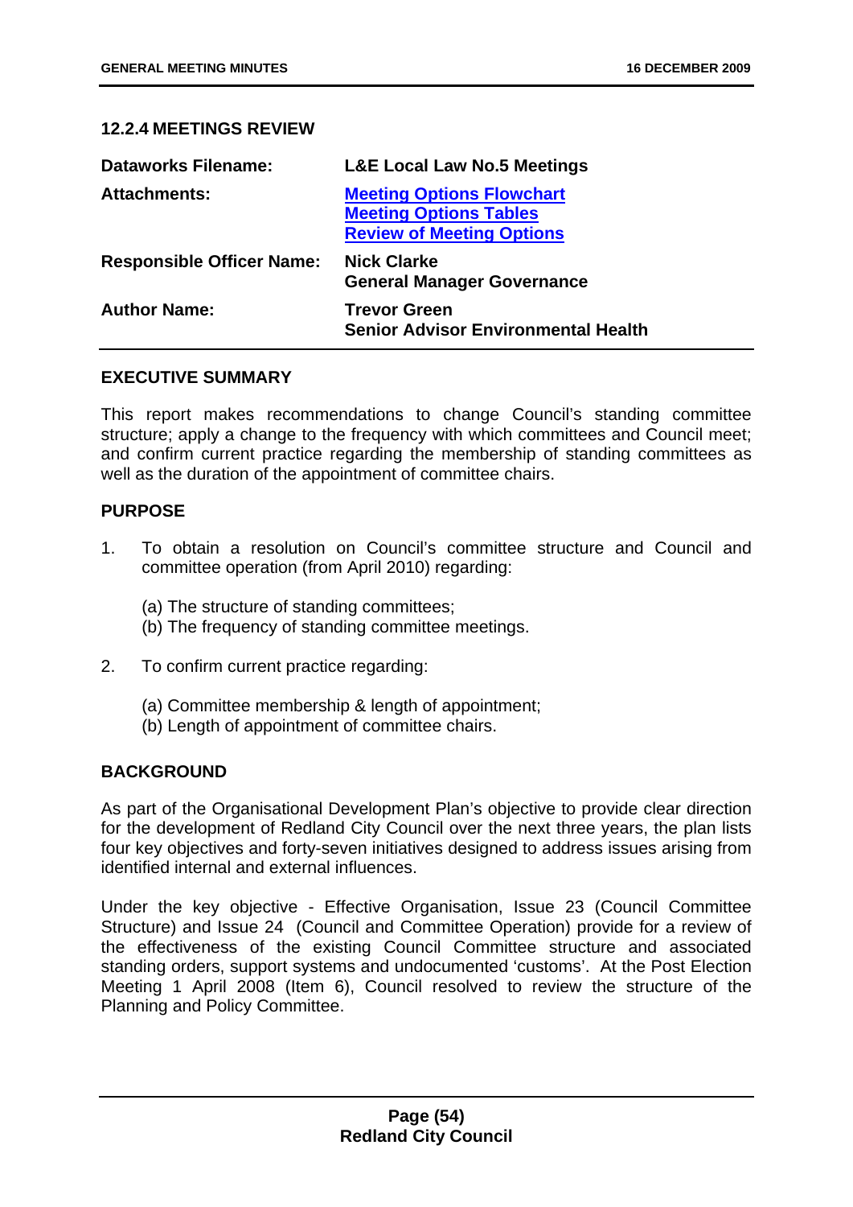### 12.2.4 MEETINGS REVIEW

| | |
|---|---|
| **Dataworks Filename:** | **L&E Local Law No.5 Meetings** |
| **Attachments:** | **Meeting Options Flowchart**<br>**Meeting Options Tables**<br>**Review of Meeting Options** |
| **Responsible Officer Name:** | **Nick Clarke**<br>**General Manager Governance** |
| **Author Name:** | **Trevor Green**<br>**Senior Advisor Environmental Health** |

#### EXECUTIVE SUMMARY

This report makes recommendations to change Council's standing committee structure; apply a change to the frequency with which committees and Council meet; and confirm current practice regarding the membership of standing committees as well as the duration of the appointment of committee chairs.

#### PURPOSE

1. To obtain a resolution on Council's committee structure and Council and committee operation (from April 2010) regarding:

   (a) The structure of standing committees;
   (b) The frequency of standing committee meetings.

2. To confirm current practice regarding:

   (a) Committee membership & length of appointment;
   (b) Length of appointment of committee chairs.

#### BACKGROUND

As part of the Organisational Development Plan's objective to provide clear direction for the development of Redland City Council over the next three years, the plan lists four key objectives and forty-seven initiatives designed to address issues arising from identified internal and external influences.

Under the key objective - Effective Organisation, Issue 23 (Council Committee Structure) and Issue 24 (Council and Committee Operation) provide for a review of the effectiveness of the existing Council Committee structure and associated standing orders, support systems and undocumented 'customs'. At the Post Election Meeting 1 April 2008 (Item 6), Council resolved to review the structure of the Planning and Policy Committee.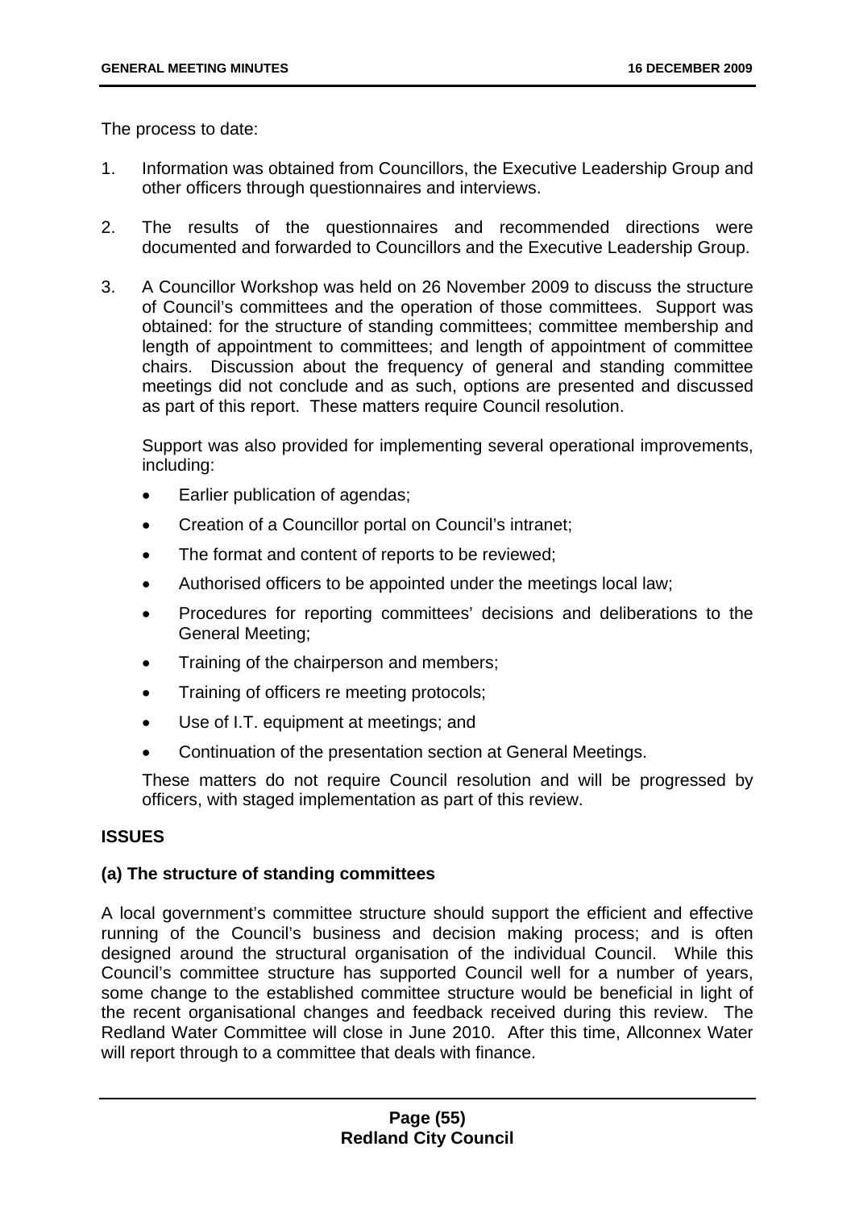The process to date:

1. Information was obtained from Councillors, the Executive Leadership Group and other officers through questionnaires and interviews.

2. The results of the questionnaires and recommended directions were documented and forwarded to Councillors and the Executive Leadership Group.

3. A Councillor Workshop was held on 26 November 2009 to discuss the structure of Council's committees and the operation of those committees. Support was obtained: for the structure of standing committees; committee membership and length of appointment to committees; and length of appointment of committee chairs. Discussion about the frequency of general and standing committee meetings did not conclude and as such, options are presented and discussed as part of this report. These matters require Council resolution.

   Support was also provided for implementing several operational improvements, including:

   - Earlier publication of agendas;
   - Creation of a Councillor portal on Council's intranet;
   - The format and content of reports to be reviewed;
   - Authorised officers to be appointed under the meetings local law;
   - Procedures for reporting committees' decisions and deliberations to the General Meeting;
   - Training of the chairperson and members;
   - Training of officers re meeting protocols;
   - Use of I.T. equipment at meetings; and
   - Continuation of the presentation section at General Meetings.

   These matters do not require Council resolution and will be progressed by officers, with staged implementation as part of this review.

## ISSUES

### (a) The structure of standing committees

A local government's committee structure should support the efficient and effective running of the Council's business and decision making process; and is often designed around the structural organisation of the individual Council. While this Council's committee structure has supported Council well for a number of years, some change to the established committee structure would be beneficial in light of the recent organisational changes and feedback received during this review. The Redland Water Committee will close in June 2010. After this time, Allconnex Water will report through to a committee that deals with finance.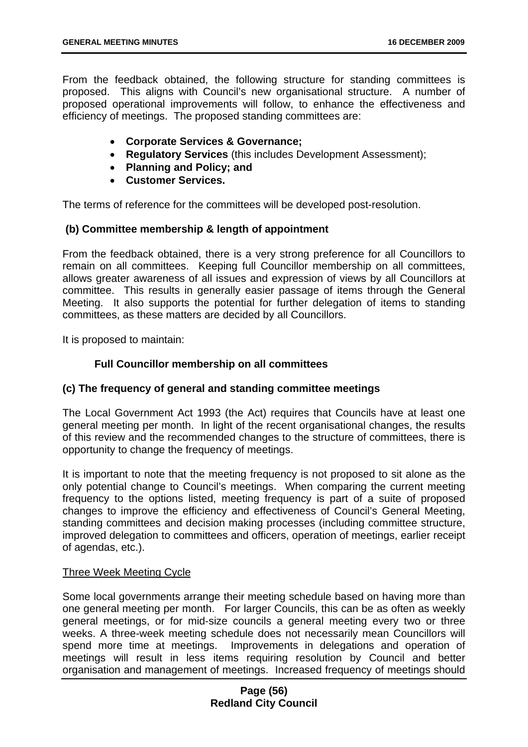From the feedback obtained, the following structure for standing committees is proposed. This aligns with Council's new organisational structure. A number of proposed operational improvements will follow, to enhance the effectiveness and efficiency of meetings. The proposed standing committees are:

- **Corporate Services & Governance;**
- **Regulatory Services** (this includes Development Assessment);
- **Planning and Policy; and**
- **Customer Services.**

The terms of reference for the committees will be developed post-resolution.

**(b) Committee membership & length of appointment**

From the feedback obtained, there is a very strong preference for all Councillors to remain on all committees. Keeping full Councillor membership on all committees, allows greater awareness of all issues and expression of views by all Councillors at committee. This results in generally easier passage of items through the General Meeting. It also supports the potential for further delegation of items to standing committees, as these matters are decided by all Councillors.

It is proposed to maintain:

**Full Councillor membership on all committees**

**(c) The frequency of general and standing committee meetings**

The Local Government Act 1993 (the Act) requires that Councils have at least one general meeting per month. In light of the recent organisational changes, the results of this review and the recommended changes to the structure of committees, there is opportunity to change the frequency of meetings.

It is important to note that the meeting frequency is not proposed to sit alone as the only potential change to Council's meetings. When comparing the current meeting frequency to the options listed, meeting frequency is part of a suite of proposed changes to improve the efficiency and effectiveness of Council's General Meeting, standing committees and decision making processes (including committee structure, improved delegation to committees and officers, operation of meetings, earlier receipt of agendas, etc.).

Three Week Meeting Cycle

Some local governments arrange their meeting schedule based on having more than one general meeting per month. For larger Councils, this can be as often as weekly general meetings, or for mid-size councils a general meeting every two or three weeks. A three-week meeting schedule does not necessarily mean Councillors will spend more time at meetings. Improvements in delegations and operation of meetings will result in less items requiring resolution by Council and better organisation and management of meetings. Increased frequency of meetings should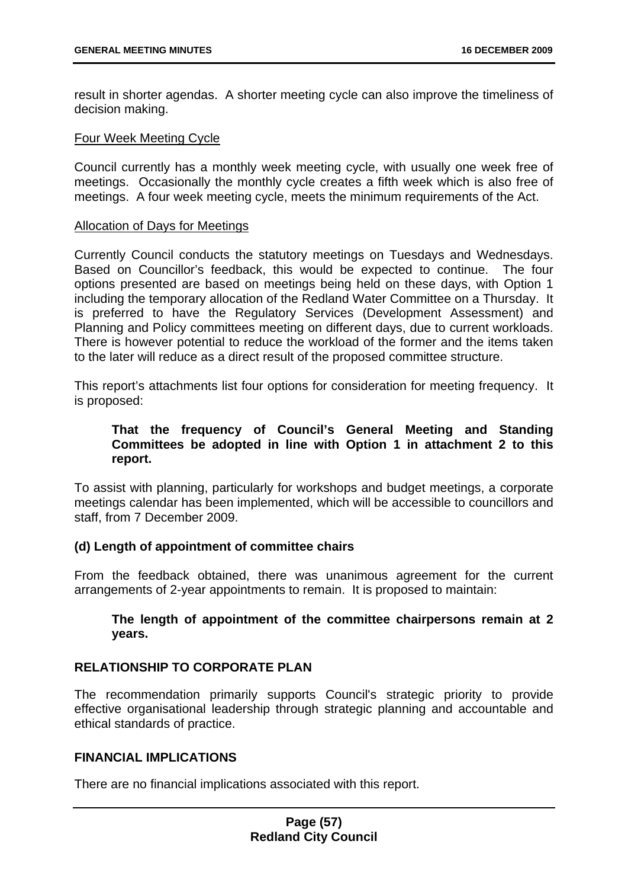result in shorter agendas. A shorter meeting cycle can also improve the timeliness of decision making.

Four Week Meeting Cycle

Council currently has a monthly week meeting cycle, with usually one week free of meetings. Occasionally the monthly cycle creates a fifth week which is also free of meetings. A four week meeting cycle, meets the minimum requirements of the Act.

Allocation of Days for Meetings

Currently Council conducts the statutory meetings on Tuesdays and Wednesdays. Based on Councillor's feedback, this would be expected to continue. The four options presented are based on meetings being held on these days, with Option 1 including the temporary allocation of the Redland Water Committee on a Thursday. It is preferred to have the Regulatory Services (Development Assessment) and Planning and Policy committees meeting on different days, due to current workloads. There is however potential to reduce the workload of the former and the items taken to the later will reduce as a direct result of the proposed committee structure.

This report's attachments list four options for consideration for meeting frequency. It is proposed:

> **That the frequency of Council's General Meeting and Standing Committees be adopted in line with Option 1 in attachment 2 to this report.**

To assist with planning, particularly for workshops and budget meetings, a corporate meetings calendar has been implemented, which will be accessible to councillors and staff, from 7 December 2009.

### (d) Length of appointment of committee chairs

From the feedback obtained, there was unanimous agreement for the current arrangements of 2-year appointments to remain. It is proposed to maintain:

> **The length of appointment of the committee chairpersons remain at 2 years.**

## RELATIONSHIP TO CORPORATE PLAN

The recommendation primarily supports Council's strategic priority to provide effective organisational leadership through strategic planning and accountable and ethical standards of practice.

## FINANCIAL IMPLICATIONS

There are no financial implications associated with this report.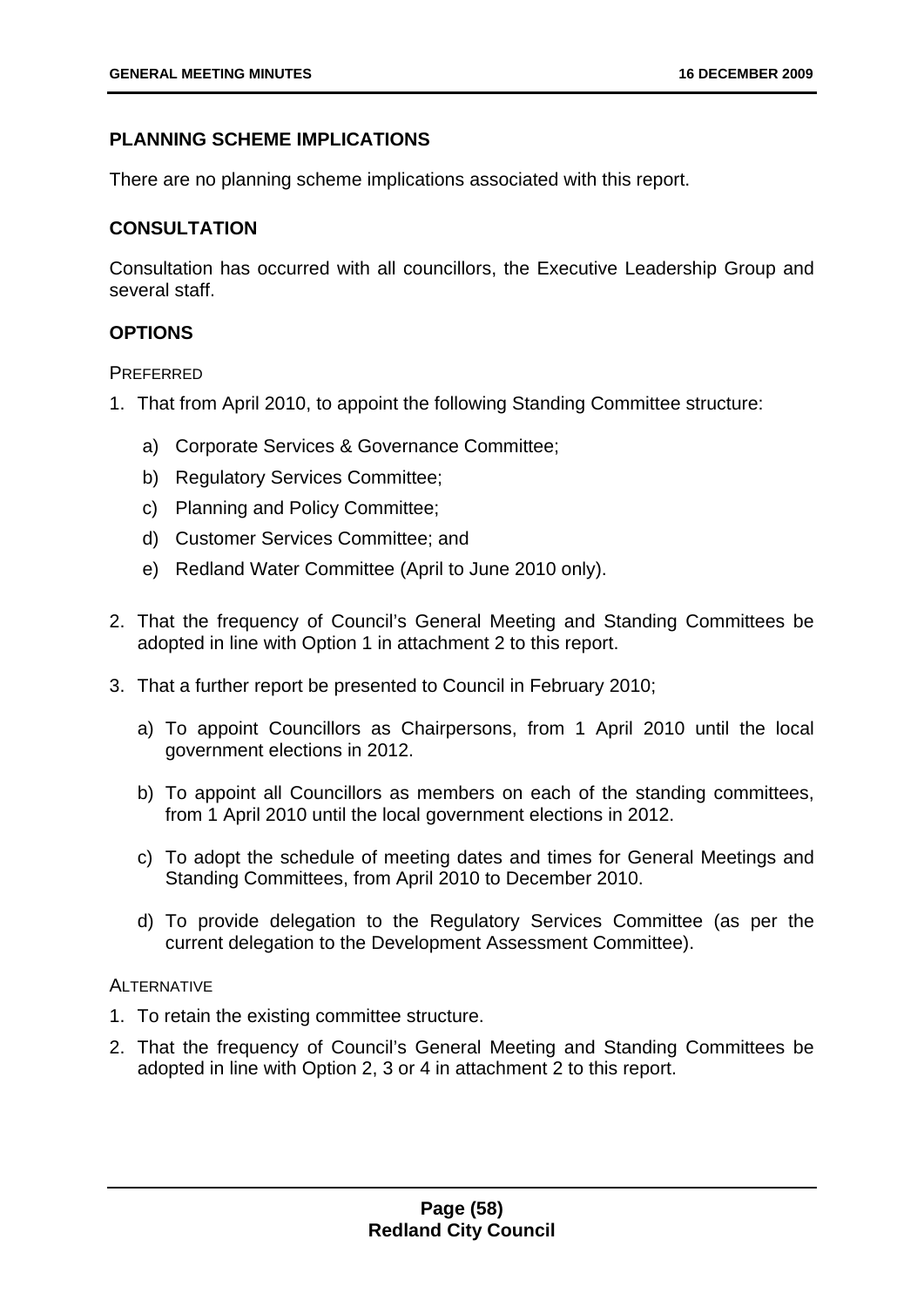## PLANNING SCHEME IMPLICATIONS

There are no planning scheme implications associated with this report.

## CONSULTATION

Consultation has occurred with all councillors, the Executive Leadership Group and several staff.

## OPTIONS

PREFERRED

1. That from April 2010, to appoint the following Standing Committee structure:
   a) Corporate Services & Governance Committee;
   b) Regulatory Services Committee;
   c) Planning and Policy Committee;
   d) Customer Services Committee; and
   e) Redland Water Committee (April to June 2010 only).
2. That the frequency of Council's General Meeting and Standing Committees be adopted in line with Option 1 in attachment 2 to this report.
3. That a further report be presented to Council in February 2010;
   a) To appoint Councillors as Chairpersons, from 1 April 2010 until the local government elections in 2012.
   b) To appoint all Councillors as members on each of the standing committees, from 1 April 2010 until the local government elections in 2012.
   c) To adopt the schedule of meeting dates and times for General Meetings and Standing Committees, from April 2010 to December 2010.
   d) To provide delegation to the Regulatory Services Committee (as per the current delegation to the Development Assessment Committee).

ALTERNATIVE

1. To retain the existing committee structure.
2. That the frequency of Council's General Meeting and Standing Committees be adopted in line with Option 2, 3 or 4 in attachment 2 to this report.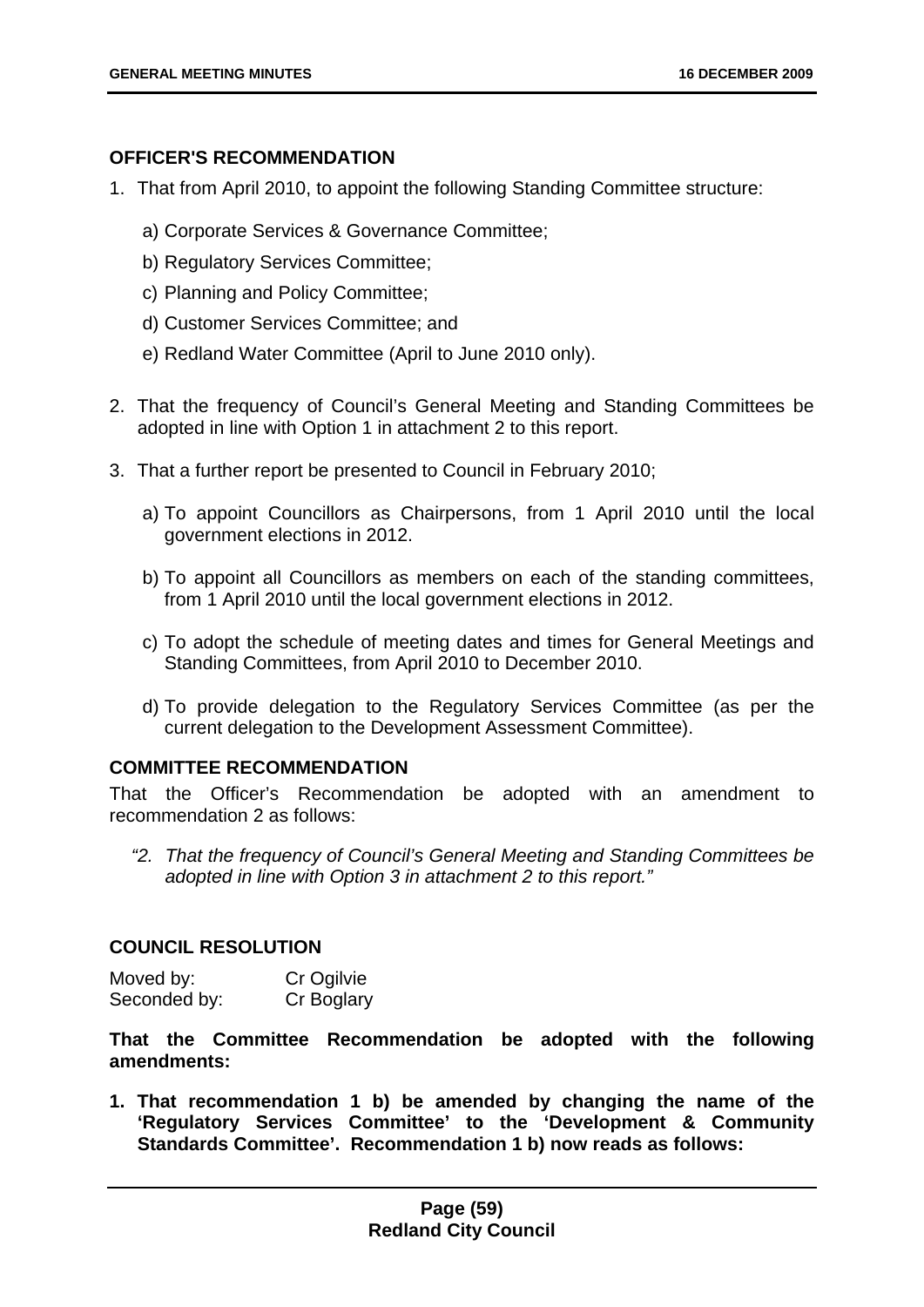### OFFICER'S RECOMMENDATION

1. That from April 2010, to appoint the following Standing Committee structure:

   a) Corporate Services & Governance Committee;

   b) Regulatory Services Committee;

   c) Planning and Policy Committee;

   d) Customer Services Committee; and

   e) Redland Water Committee (April to June 2010 only).

2. That the frequency of Council's General Meeting and Standing Committees be adopted in line with Option 1 in attachment 2 to this report.

3. That a further report be presented to Council in February 2010;

   a) To appoint Councillors as Chairpersons, from 1 April 2010 until the local government elections in 2012.

   b) To appoint all Councillors as members on each of the standing committees, from 1 April 2010 until the local government elections in 2012.

   c) To adopt the schedule of meeting dates and times for General Meetings and Standing Committees, from April 2010 to December 2010.

   d) To provide delegation to the Regulatory Services Committee (as per the current delegation to the Development Assessment Committee).

### COMMITTEE RECOMMENDATION

That the Officer's Recommendation be adopted with an amendment to recommendation 2 as follows:

> *"2. That the frequency of Council's General Meeting and Standing Committees be adopted in line with Option 3 in attachment 2 to this report."*

### COUNCIL RESOLUTION

Moved by: Cr Ogilvie
Seconded by: Cr Boglary

**That the Committee Recommendation be adopted with the following amendments:**

**1. That recommendation 1 b) be amended by changing the name of the 'Regulatory Services Committee' to the 'Development & Community Standards Committee'. Recommendation 1 b) now reads as follows:**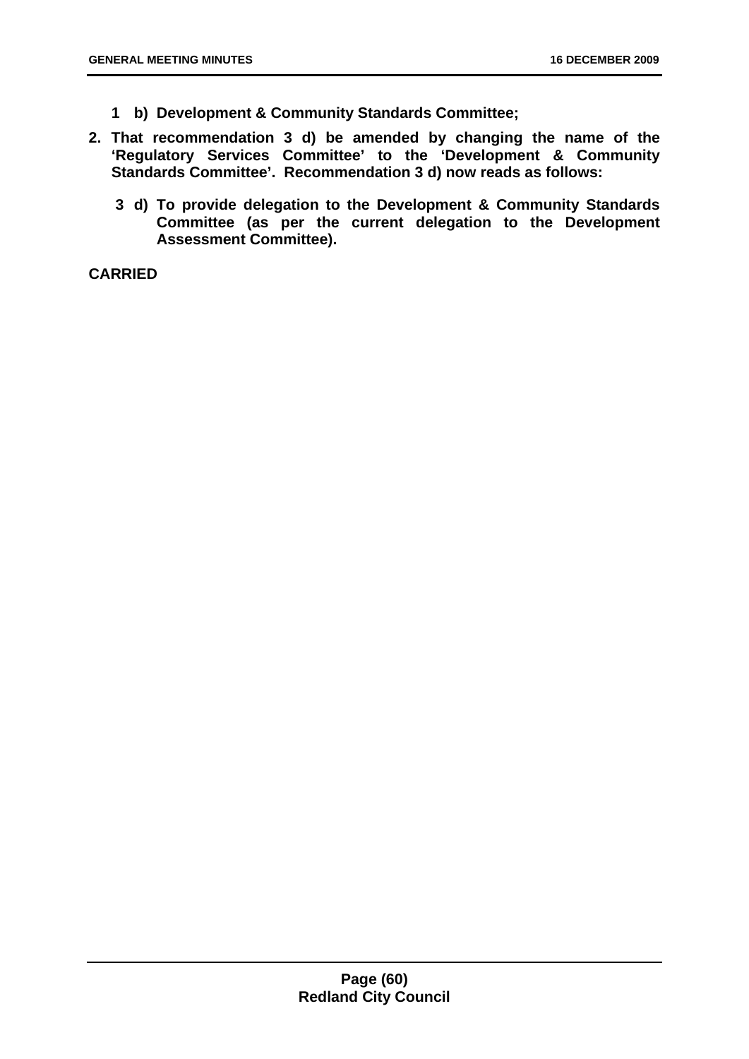**1 b) Development & Community Standards Committee;**

**2. That recommendation 3 d) be amended by changing the name of the 'Regulatory Services Committee' to the 'Development & Community Standards Committee'. Recommendation 3 d) now reads as follows:**

**3 d) To provide delegation to the Development & Community Standards Committee (as per the current delegation to the Development Assessment Committee).**

**CARRIED**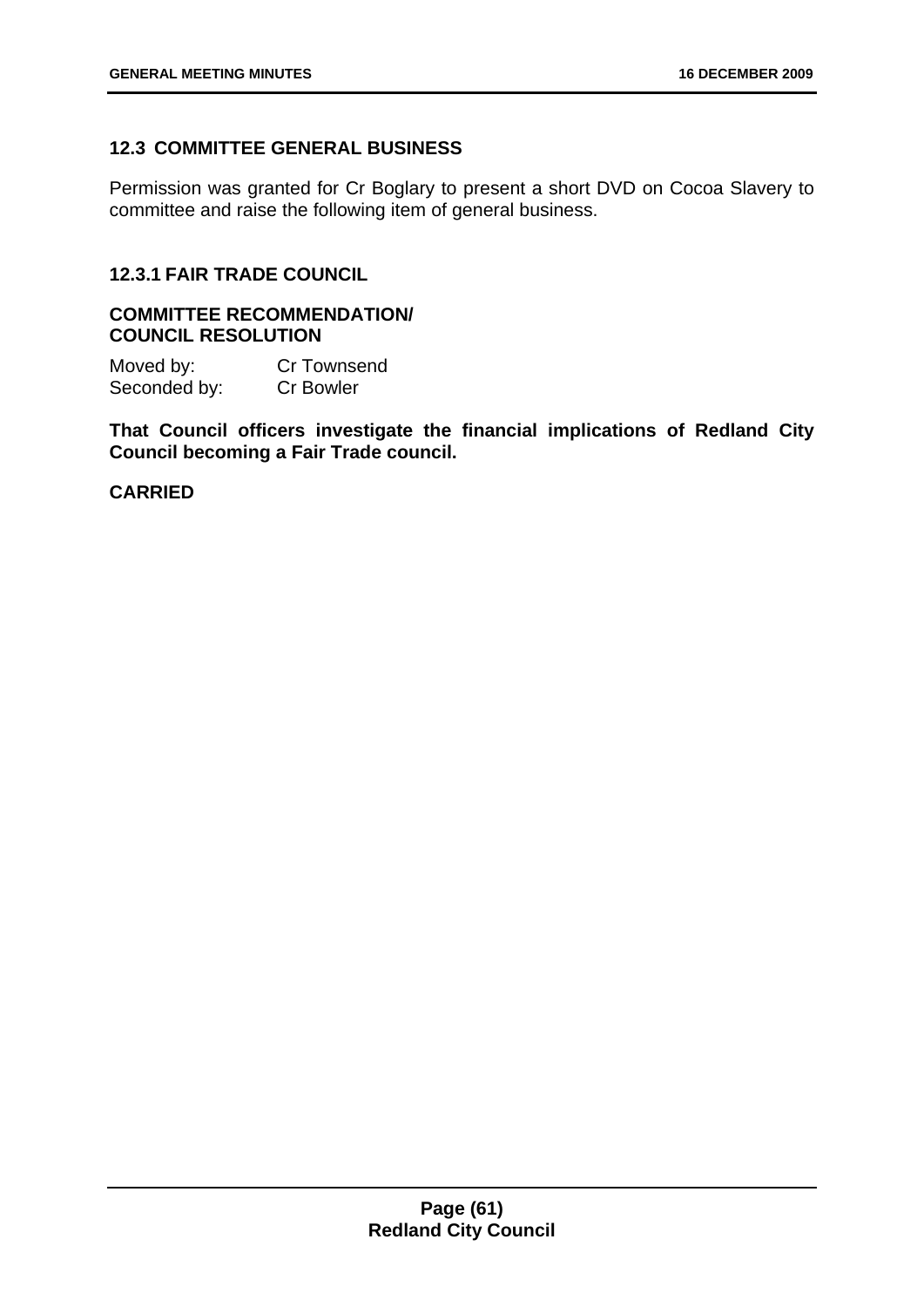## 12.3 COMMITTEE GENERAL BUSINESS

Permission was granted for Cr Boglary to present a short DVD on Cocoa Slavery to committee and raise the following item of general business.

### 12.3.1 FAIR TRADE COUNCIL

**COMMITTEE RECOMMENDATION/ COUNCIL RESOLUTION**

Moved by: Cr Townsend
Seconded by: Cr Bowler

**That Council officers investigate the financial implications of Redland City Council becoming a Fair Trade council.**

**CARRIED**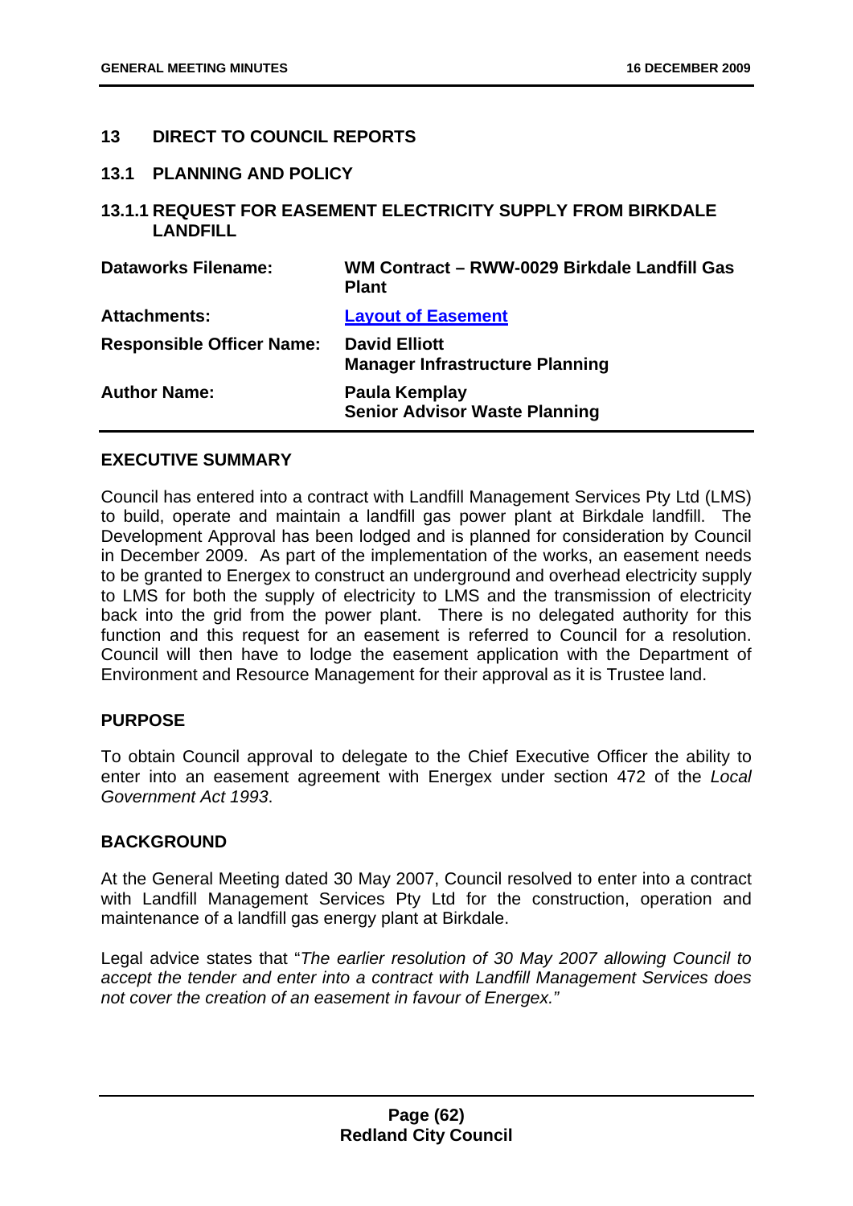## 13 DIRECT TO COUNCIL REPORTS

### 13.1 PLANNING AND POLICY

### 13.1.1 REQUEST FOR EASEMENT ELECTRICITY SUPPLY FROM BIRKDALE LANDFILL

| | |
|---|---|
| **Dataworks Filename:** | **WM Contract – RWW-0029 Birkdale Landfill Gas Plant** |
| **Attachments:** | **Layout of Easement** |
| **Responsible Officer Name:** | **David Elliott**<br>**Manager Infrastructure Planning** |
| **Author Name:** | **Paula Kemplay**<br>**Senior Advisor Waste Planning** |

**EXECUTIVE SUMMARY**

Council has entered into a contract with Landfill Management Services Pty Ltd (LMS) to build, operate and maintain a landfill gas power plant at Birkdale landfill. The Development Approval has been lodged and is planned for consideration by Council in December 2009. As part of the implementation of the works, an easement needs to be granted to Energex to construct an underground and overhead electricity supply to LMS for both the supply of electricity to LMS and the transmission of electricity back into the grid from the power plant. There is no delegated authority for this function and this request for an easement is referred to Council for a resolution. Council will then have to lodge the easement application with the Department of Environment and Resource Management for their approval as it is Trustee land.

**PURPOSE**

To obtain Council approval to delegate to the Chief Executive Officer the ability to enter into an easement agreement with Energex under section 472 of the *Local Government Act 1993*.

**BACKGROUND**

At the General Meeting dated 30 May 2007, Council resolved to enter into a contract with Landfill Management Services Pty Ltd for the construction, operation and maintenance of a landfill gas energy plant at Birkdale.

Legal advice states that "*The earlier resolution of 30 May 2007 allowing Council to accept the tender and enter into a contract with Landfill Management Services does not cover the creation of an easement in favour of Energex.*"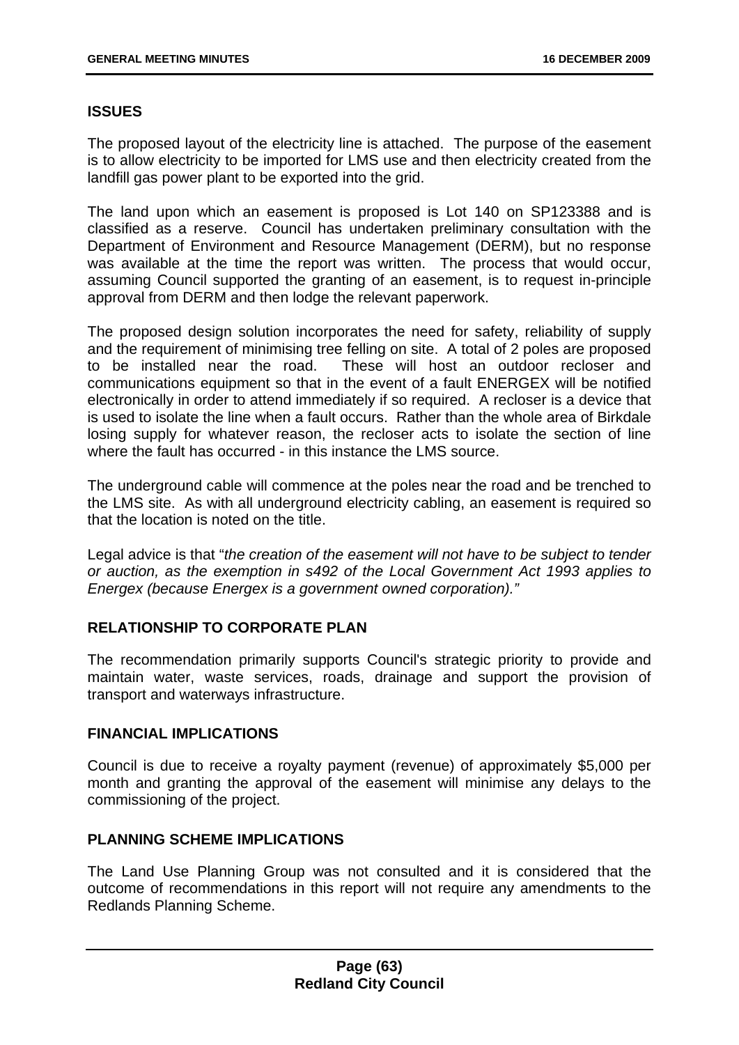## ISSUES

The proposed layout of the electricity line is attached. The purpose of the easement is to allow electricity to be imported for LMS use and then electricity created from the landfill gas power plant to be exported into the grid.

The land upon which an easement is proposed is Lot 140 on SP123388 and is classified as a reserve. Council has undertaken preliminary consultation with the Department of Environment and Resource Management (DERM), but no response was available at the time the report was written. The process that would occur, assuming Council supported the granting of an easement, is to request in-principle approval from DERM and then lodge the relevant paperwork.

The proposed design solution incorporates the need for safety, reliability of supply and the requirement of minimising tree felling on site. A total of 2 poles are proposed to be installed near the road. These will host an outdoor recloser and communications equipment so that in the event of a fault ENERGEX will be notified electronically in order to attend immediately if so required. A recloser is a device that is used to isolate the line when a fault occurs. Rather than the whole area of Birkdale losing supply for whatever reason, the recloser acts to isolate the section of line where the fault has occurred - in this instance the LMS source.

The underground cable will commence at the poles near the road and be trenched to the LMS site. As with all underground electricity cabling, an easement is required so that the location is noted on the title.

Legal advice is that "*the creation of the easement will not have to be subject to tender or auction, as the exemption in s492 of the Local Government Act 1993 applies to Energex (because Energex is a government owned corporation).*"

## RELATIONSHIP TO CORPORATE PLAN

The recommendation primarily supports Council's strategic priority to provide and maintain water, waste services, roads, drainage and support the provision of transport and waterways infrastructure.

## FINANCIAL IMPLICATIONS

Council is due to receive a royalty payment (revenue) of approximately $5,000 per month and granting the approval of the easement will minimise any delays to the commissioning of the project.

## PLANNING SCHEME IMPLICATIONS

The Land Use Planning Group was not consulted and it is considered that the outcome of recommendations in this report will not require any amendments to the Redlands Planning Scheme.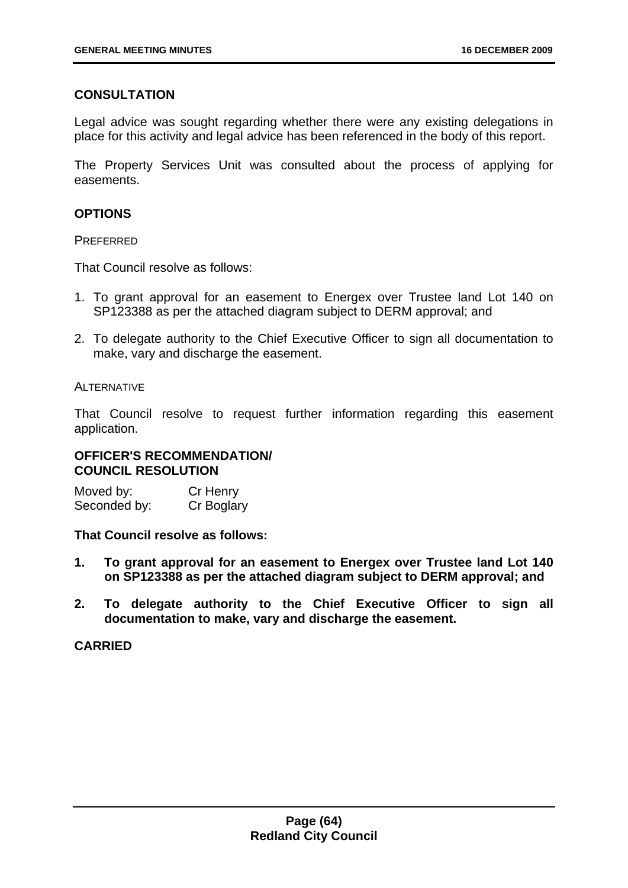## CONSULTATION

Legal advice was sought regarding whether there were any existing delegations in place for this activity and legal advice has been referenced in the body of this report.

The Property Services Unit was consulted about the process of applying for easements.

## OPTIONS

PREFERRED

That Council resolve as follows:

1. To grant approval for an easement to Energex over Trustee land Lot 140 on SP123388 as per the attached diagram subject to DERM approval; and
2. To delegate authority to the Chief Executive Officer to sign all documentation to make, vary and discharge the easement.

ALTERNATIVE

That Council resolve to request further information regarding this easement application.

## OFFICER'S RECOMMENDATION/ COUNCIL RESOLUTION

Moved by: Cr Henry
Seconded by: Cr Boglary

**That Council resolve as follows:**

1. **To grant approval for an easement to Energex over Trustee land Lot 140 on SP123388 as per the attached diagram subject to DERM approval; and**
2. **To delegate authority to the Chief Executive Officer to sign all documentation to make, vary and discharge the easement.**

**CARRIED**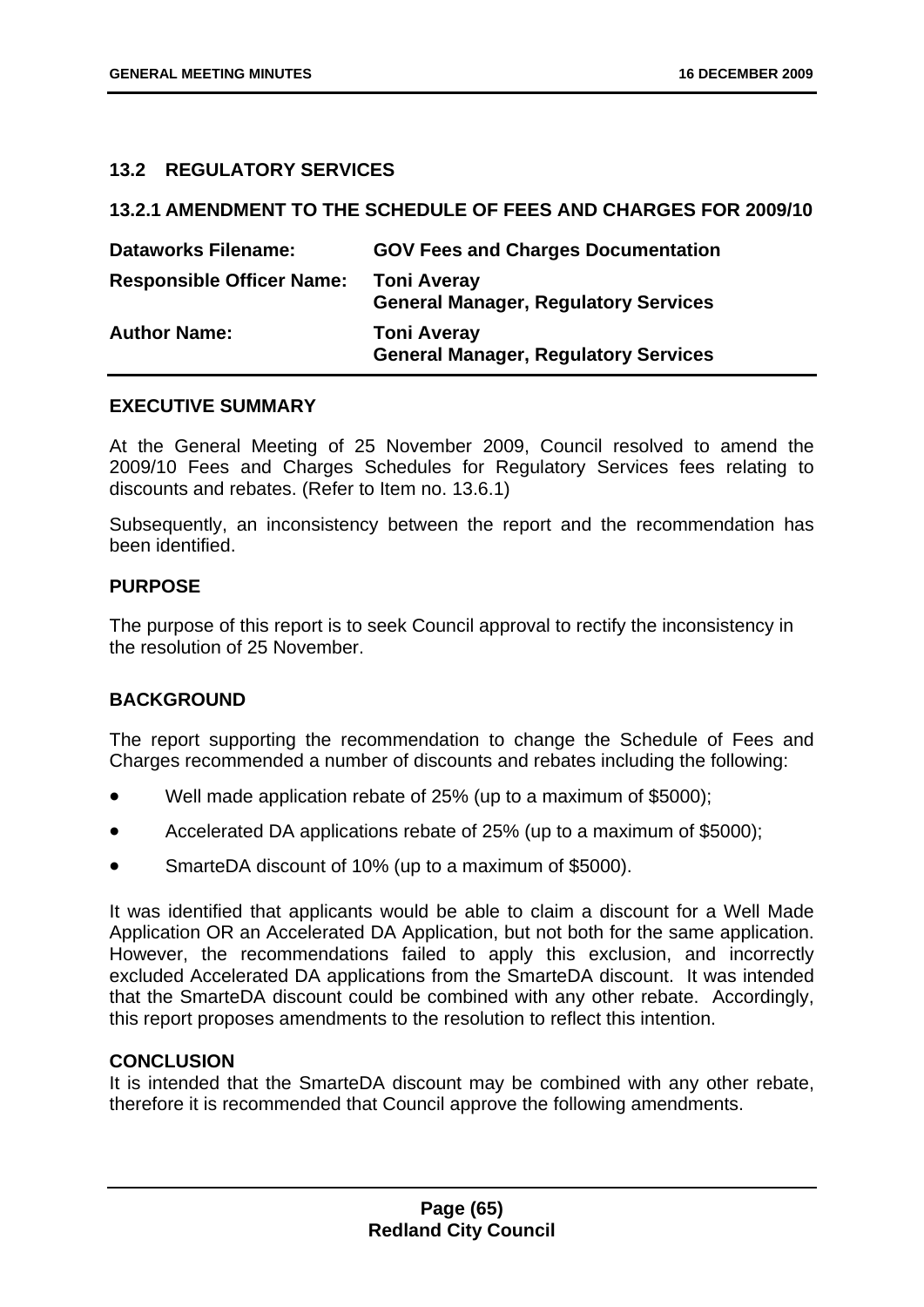## 13.2 REGULATORY SERVICES

### 13.2.1 AMENDMENT TO THE SCHEDULE OF FEES AND CHARGES FOR 2009/10

| | |
|---|---|
| **Dataworks Filename:** | **GOV Fees and Charges Documentation** |
| **Responsible Officer Name:** | **Toni Averay**<br>**General Manager, Regulatory Services** |
| **Author Name:** | **Toni Averay**<br>**General Manager, Regulatory Services** |

**EXECUTIVE SUMMARY**

At the General Meeting of 25 November 2009, Council resolved to amend the 2009/10 Fees and Charges Schedules for Regulatory Services fees relating to discounts and rebates. (Refer to Item no. 13.6.1)

Subsequently, an inconsistency between the report and the recommendation has been identified.

**PURPOSE**

The purpose of this report is to seek Council approval to rectify the inconsistency in the resolution of 25 November.

**BACKGROUND**

The report supporting the recommendation to change the Schedule of Fees and Charges recommended a number of discounts and rebates including the following:

- Well made application rebate of 25% (up to a maximum of $5000);
- Accelerated DA applications rebate of 25% (up to a maximum of $5000);
- SmarteDA discount of 10% (up to a maximum of $5000).

It was identified that applicants would be able to claim a discount for a Well Made Application OR an Accelerated DA Application, but not both for the same application. However, the recommendations failed to apply this exclusion, and incorrectly excluded Accelerated DA applications from the SmarteDA discount. It was intended that the SmarteDA discount could be combined with any other rebate. Accordingly, this report proposes amendments to the resolution to reflect this intention.

**CONCLUSION**

It is intended that the SmarteDA discount may be combined with any other rebate, therefore it is recommended that Council approve the following amendments.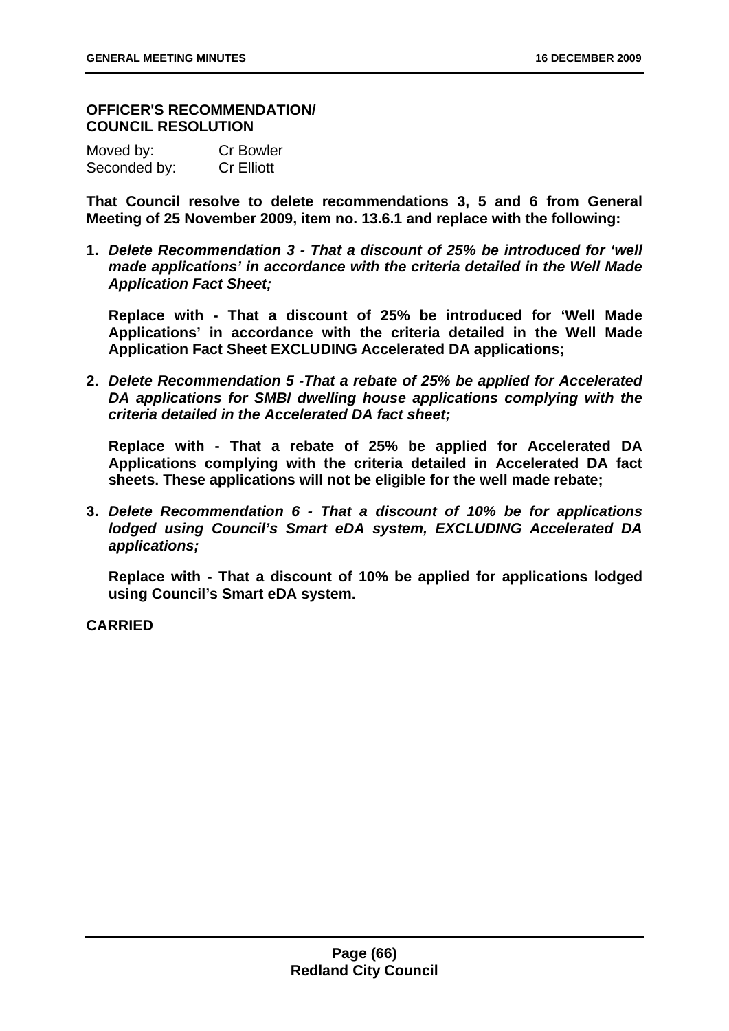**OFFICER'S RECOMMENDATION/ COUNCIL RESOLUTION**

Moved by: Cr Bowler
Seconded by: Cr Elliott

**That Council resolve to delete recommendations 3, 5 and 6 from General Meeting of 25 November 2009, item no. 13.6.1 and replace with the following:**

1. ***Delete Recommendation 3 - That a discount of 25% be introduced for 'well made applications' in accordance with the criteria detailed in the Well Made Application Fact Sheet;***

   **Replace with - That a discount of 25% be introduced for 'Well Made Applications' in accordance with the criteria detailed in the Well Made Application Fact Sheet EXCLUDING Accelerated DA applications;**

2. ***Delete Recommendation 5 -That a rebate of 25% be applied for Accelerated DA applications for SMBI dwelling house applications complying with the criteria detailed in the Accelerated DA fact sheet;***

   **Replace with - That a rebate of 25% be applied for Accelerated DA Applications complying with the criteria detailed in Accelerated DA fact sheets. These applications will not be eligible for the well made rebate;**

3. ***Delete Recommendation 6 - That a discount of 10% be for applications lodged using Council's Smart eDA system, EXCLUDING Accelerated DA applications;***

   **Replace with - That a discount of 10% be applied for applications lodged using Council's Smart eDA system.**

**CARRIED**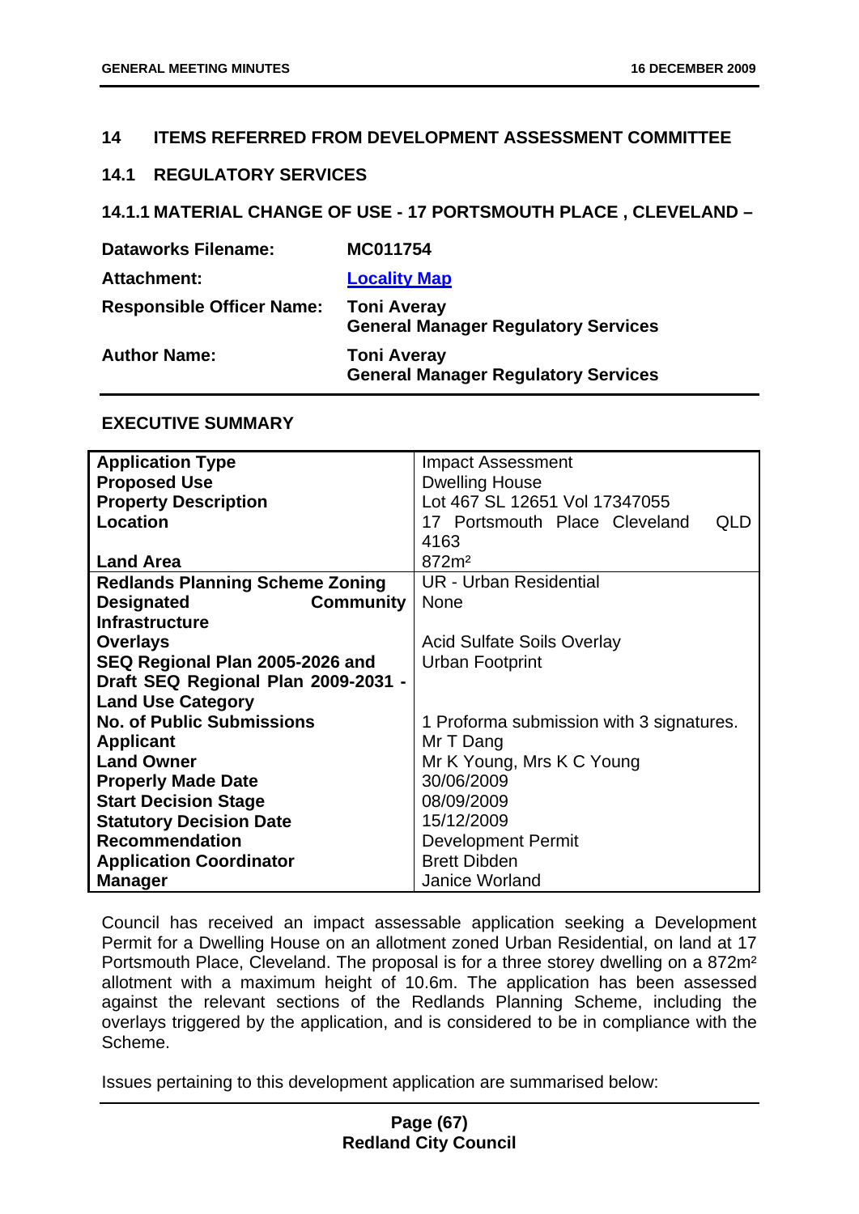## 14 ITEMS REFERRED FROM DEVELOPMENT ASSESSMENT COMMITTEE

### 14.1 REGULATORY SERVICES

#### 14.1.1 MATERIAL CHANGE OF USE - 17 PORTSMOUTH PLACE , CLEVELAND –

| | |
|---|---|
| **Dataworks Filename:** | **MC011754** |
| **Attachment:** | **Locality Map** |
| **Responsible Officer Name:** | **Toni Averay**<br>**General Manager Regulatory Services** |
| **Author Name:** | **Toni Averay**<br>**General Manager Regulatory Services** |

**EXECUTIVE SUMMARY**

| | |
|---|---|
| **Application Type** | Impact Assessment |
| **Proposed Use** | Dwelling House |
| **Property Description** | Lot 467 SL 12651 Vol 17347055 |
| **Location** | 17 Portsmouth Place Cleveland QLD 4163 |
| **Land Area** | 872m² |
| **Redlands Planning Scheme Zoning** | UR - Urban Residential |
| **Designated Community Infrastructure** | None |
| **Overlays** | Acid Sulfate Soils Overlay |
| **SEQ Regional Plan 2005-2026 and Draft SEQ Regional Plan 2009-2031 - Land Use Category** | Urban Footprint |
| **No. of Public Submissions** | 1 Proforma submission with 3 signatures. |
| **Applicant** | Mr T Dang |
| **Land Owner** | Mr K Young, Mrs K C Young |
| **Properly Made Date** | 30/06/2009 |
| **Start Decision Stage** | 08/09/2009 |
| **Statutory Decision Date** | 15/12/2009 |
| **Recommendation** | Development Permit |
| **Application Coordinator** | Brett Dibden |
| **Manager** | Janice Worland |

Council has received an impact assessable application seeking a Development Permit for a Dwelling House on an allotment zoned Urban Residential, on land at 17 Portsmouth Place, Cleveland. The proposal is for a three storey dwelling on a 872m² allotment with a maximum height of 10.6m. The application has been assessed against the relevant sections of the Redlands Planning Scheme, including the overlays triggered by the application, and is considered to be in compliance with the Scheme.

Issues pertaining to this development application are summarised below: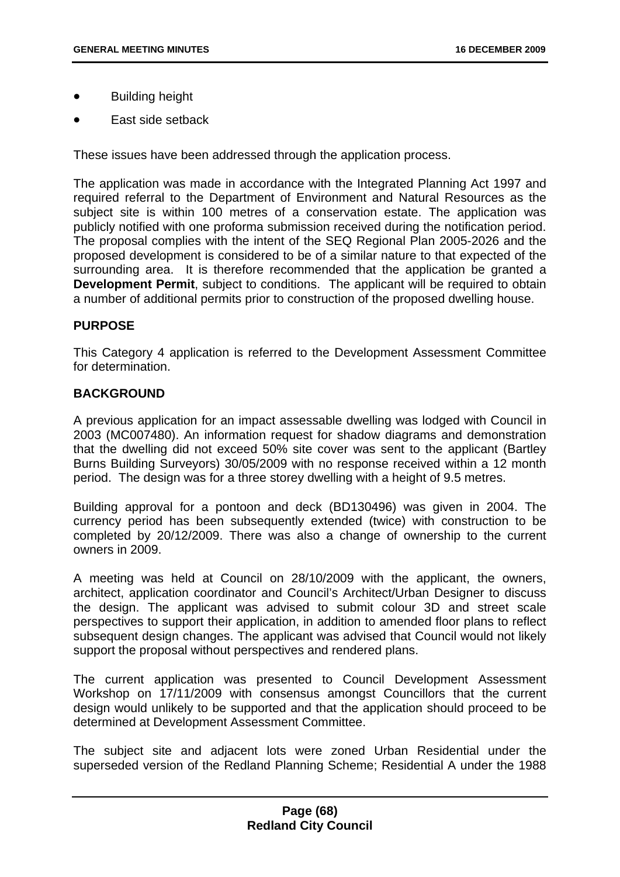- Building height
- East side setback

These issues have been addressed through the application process.

The application was made in accordance with the Integrated Planning Act 1997 and required referral to the Department of Environment and Natural Resources as the subject site is within 100 metres of a conservation estate. The application was publicly notified with one proforma submission received during the notification period. The proposal complies with the intent of the SEQ Regional Plan 2005-2026 and the proposed development is considered to be of a similar nature to that expected of the surrounding area. It is therefore recommended that the application be granted a **Development Permit**, subject to conditions. The applicant will be required to obtain a number of additional permits prior to construction of the proposed dwelling house.

**PURPOSE**

This Category 4 application is referred to the Development Assessment Committee for determination.

**BACKGROUND**

A previous application for an impact assessable dwelling was lodged with Council in 2003 (MC007480). An information request for shadow diagrams and demonstration that the dwelling did not exceed 50% site cover was sent to the applicant (Bartley Burns Building Surveyors) 30/05/2009 with no response received within a 12 month period. The design was for a three storey dwelling with a height of 9.5 metres.

Building approval for a pontoon and deck (BD130496) was given in 2004. The currency period has been subsequently extended (twice) with construction to be completed by 20/12/2009. There was also a change of ownership to the current owners in 2009.

A meeting was held at Council on 28/10/2009 with the applicant, the owners, architect, application coordinator and Council's Architect/Urban Designer to discuss the design. The applicant was advised to submit colour 3D and street scale perspectives to support their application, in addition to amended floor plans to reflect subsequent design changes. The applicant was advised that Council would not likely support the proposal without perspectives and rendered plans.

The current application was presented to Council Development Assessment Workshop on 17/11/2009 with consensus amongst Councillors that the current design would unlikely to be supported and that the application should proceed to be determined at Development Assessment Committee.

The subject site and adjacent lots were zoned Urban Residential under the superseded version of the Redland Planning Scheme; Residential A under the 1988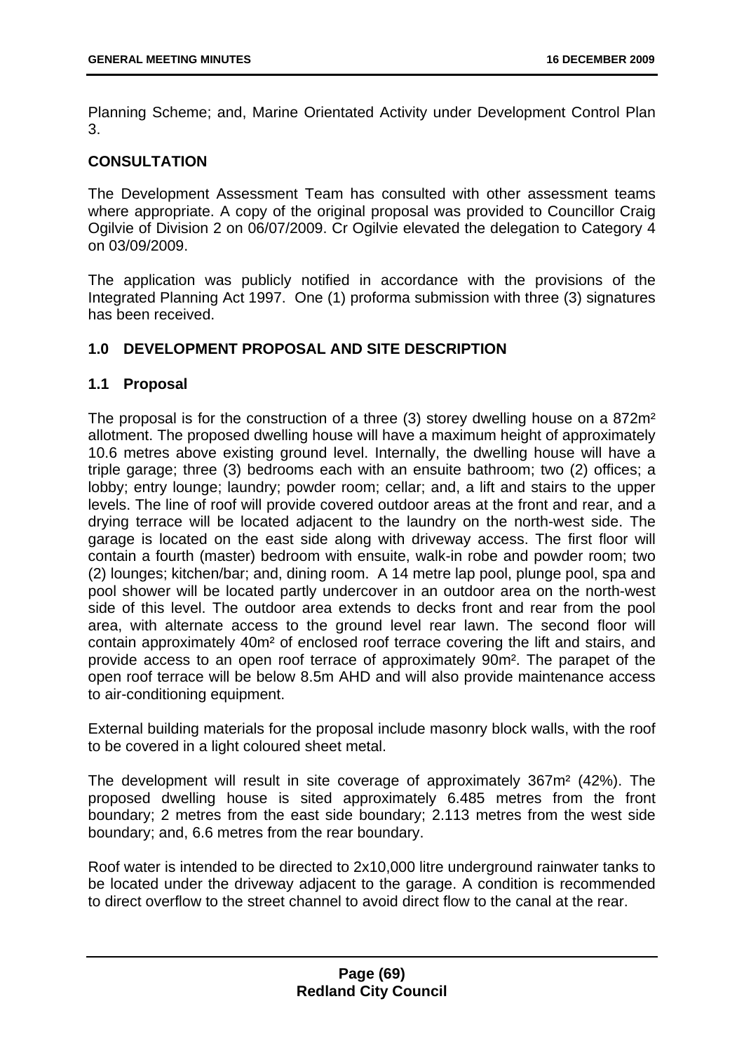Planning Scheme; and, Marine Orientated Activity under Development Control Plan 3.

**CONSULTATION**

The Development Assessment Team has consulted with other assessment teams where appropriate. A copy of the original proposal was provided to Councillor Craig Ogilvie of Division 2 on 06/07/2009. Cr Ogilvie elevated the delegation to Category 4 on 03/09/2009.

The application was publicly notified in accordance with the provisions of the Integrated Planning Act 1997. One (1) proforma submission with three (3) signatures has been received.

## 1.0 DEVELOPMENT PROPOSAL AND SITE DESCRIPTION

### 1.1 Proposal

The proposal is for the construction of a three (3) storey dwelling house on a 872m² allotment. The proposed dwelling house will have a maximum height of approximately 10.6 metres above existing ground level. Internally, the dwelling house will have a triple garage; three (3) bedrooms each with an ensuite bathroom; two (2) offices; a lobby; entry lounge; laundry; powder room; cellar; and, a lift and stairs to the upper levels. The line of roof will provide covered outdoor areas at the front and rear, and a drying terrace will be located adjacent to the laundry on the north-west side. The garage is located on the east side along with driveway access. The first floor will contain a fourth (master) bedroom with ensuite, walk-in robe and powder room; two (2) lounges; kitchen/bar; and, dining room. A 14 metre lap pool, plunge pool, spa and pool shower will be located partly undercover in an outdoor area on the north-west side of this level. The outdoor area extends to decks front and rear from the pool area, with alternate access to the ground level rear lawn. The second floor will contain approximately 40m² of enclosed roof terrace covering the lift and stairs, and provide access to an open roof terrace of approximately 90m². The parapet of the open roof terrace will be below 8.5m AHD and will also provide maintenance access to air-conditioning equipment.

External building materials for the proposal include masonry block walls, with the roof to be covered in a light coloured sheet metal.

The development will result in site coverage of approximately 367m² (42%). The proposed dwelling house is sited approximately 6.485 metres from the front boundary; 2 metres from the east side boundary; 2.113 metres from the west side boundary; and, 6.6 metres from the rear boundary.

Roof water is intended to be directed to 2x10,000 litre underground rainwater tanks to be located under the driveway adjacent to the garage. A condition is recommended to direct overflow to the street channel to avoid direct flow to the canal at the rear.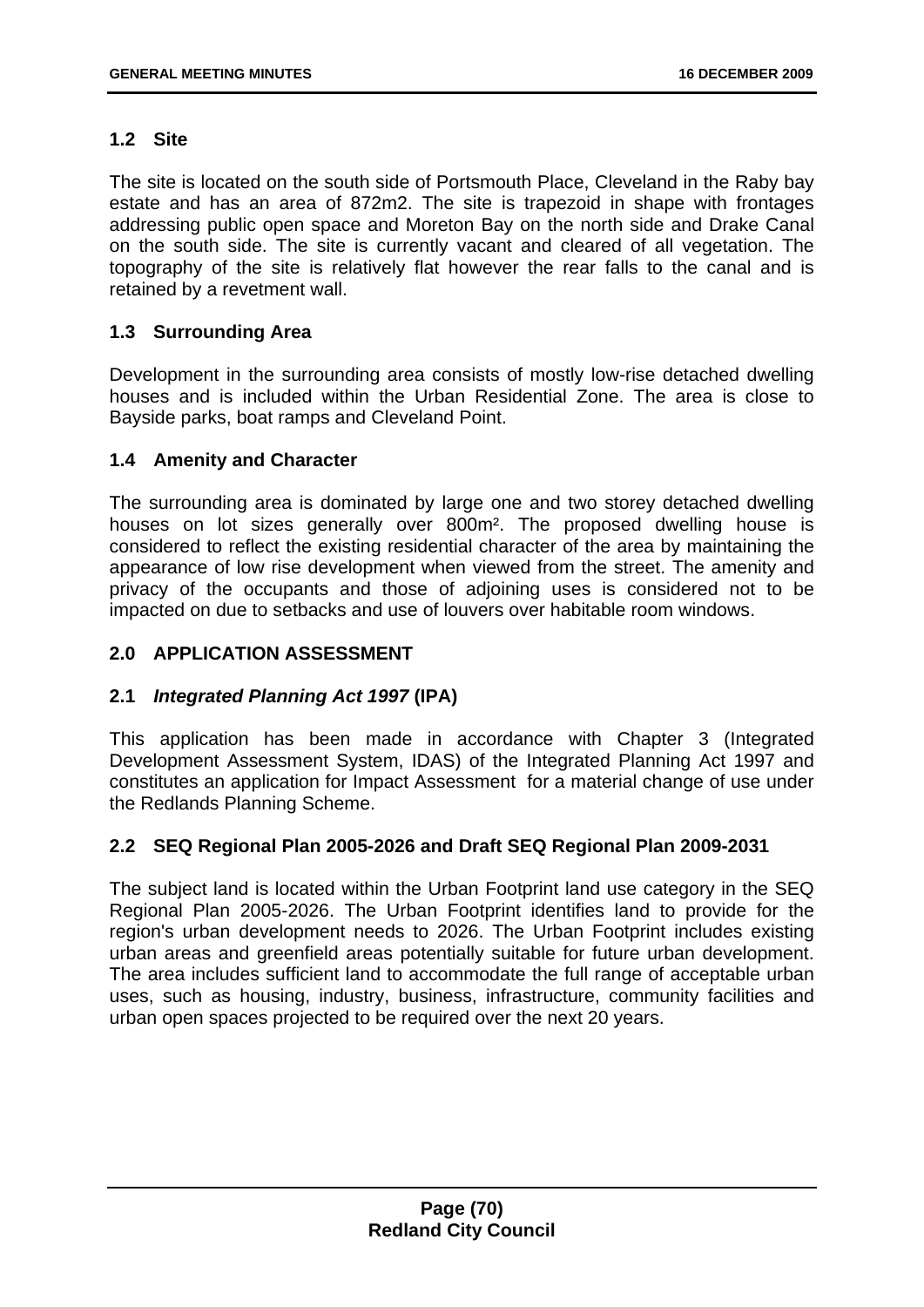## 1.2 Site

The site is located on the south side of Portsmouth Place, Cleveland in the Raby bay estate and has an area of 872m2. The site is trapezoid in shape with frontages addressing public open space and Moreton Bay on the north side and Drake Canal on the south side. The site is currently vacant and cleared of all vegetation. The topography of the site is relatively flat however the rear falls to the canal and is retained by a revetment wall.

## 1.3 Surrounding Area

Development in the surrounding area consists of mostly low-rise detached dwelling houses and is included within the Urban Residential Zone. The area is close to Bayside parks, boat ramps and Cleveland Point.

## 1.4 Amenity and Character

The surrounding area is dominated by large one and two storey detached dwelling houses on lot sizes generally over 800m². The proposed dwelling house is considered to reflect the existing residential character of the area by maintaining the appearance of low rise development when viewed from the street. The amenity and privacy of the occupants and those of adjoining uses is considered not to be impacted on due to setbacks and use of louvers over habitable room windows.

## 2.0 APPLICATION ASSESSMENT

## 2.1 *Integrated Planning Act 1997* (IPA)

This application has been made in accordance with Chapter 3 (Integrated Development Assessment System, IDAS) of the Integrated Planning Act 1997 and constitutes an application for Impact Assessment for a material change of use under the Redlands Planning Scheme.

## 2.2 SEQ Regional Plan 2005-2026 and Draft SEQ Regional Plan 2009-2031

The subject land is located within the Urban Footprint land use category in the SEQ Regional Plan 2005-2026. The Urban Footprint identifies land to provide for the region's urban development needs to 2026. The Urban Footprint includes existing urban areas and greenfield areas potentially suitable for future urban development. The area includes sufficient land to accommodate the full range of acceptable urban uses, such as housing, industry, business, infrastructure, community facilities and urban open spaces projected to be required over the next 20 years.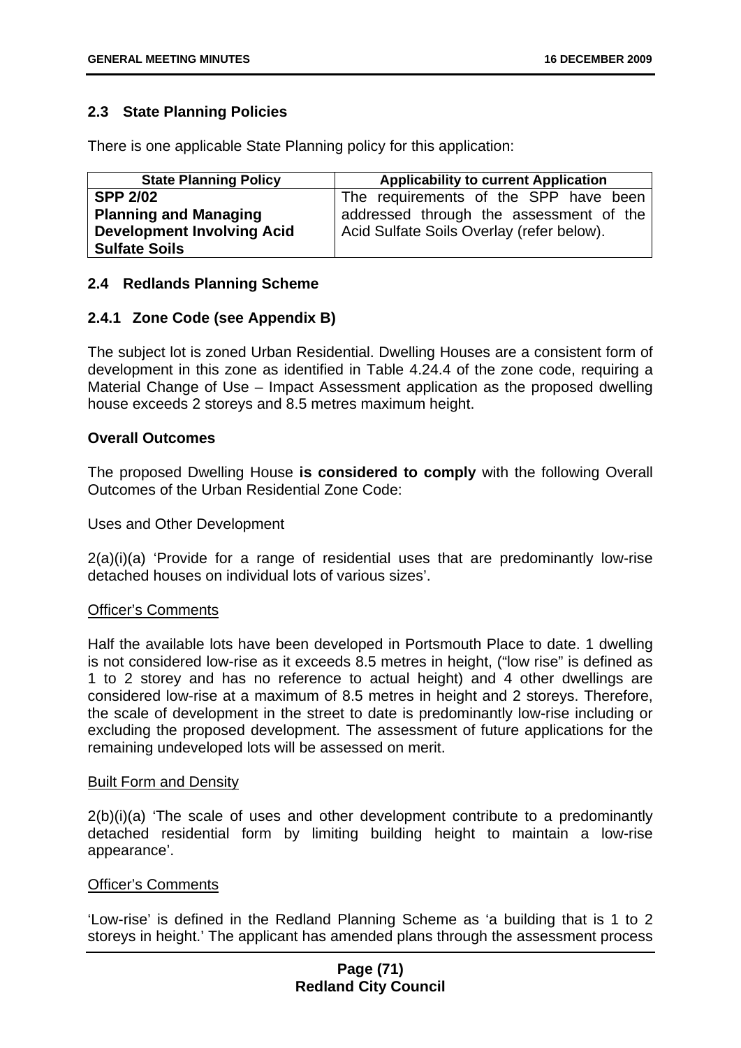### 2.3 State Planning Policies

There is one applicable State Planning policy for this application:

| State Planning Policy | Applicability to current Application |
|---|---|
| **SPP 2/02 Planning and Managing Development Involving Acid Sulfate Soils** | The requirements of the SPP have been addressed through the assessment of the Acid Sulfate Soils Overlay (refer below). |

### 2.4 Redlands Planning Scheme

#### 2.4.1 Zone Code (see Appendix B)

The subject lot is zoned Urban Residential. Dwelling Houses are a consistent form of development in this zone as identified in Table 4.24.4 of the zone code, requiring a Material Change of Use – Impact Assessment application as the proposed dwelling house exceeds 2 storeys and 8.5 metres maximum height.

**Overall Outcomes**

The proposed Dwelling House **is considered to comply** with the following Overall Outcomes of the Urban Residential Zone Code:

Uses and Other Development

2(a)(i)(a) 'Provide for a range of residential uses that are predominantly low-rise detached houses on individual lots of various sizes'.

Officer's Comments

Half the available lots have been developed in Portsmouth Place to date. 1 dwelling is not considered low-rise as it exceeds 8.5 metres in height, ("low rise" is defined as 1 to 2 storey and has no reference to actual height) and 4 other dwellings are considered low-rise at a maximum of 8.5 metres in height and 2 storeys. Therefore, the scale of development in the street to date is predominantly low-rise including or excluding the proposed development. The assessment of future applications for the remaining undeveloped lots will be assessed on merit.

Built Form and Density

2(b)(i)(a) 'The scale of uses and other development contribute to a predominantly detached residential form by limiting building height to maintain a low-rise appearance'.

Officer's Comments

'Low-rise' is defined in the Redland Planning Scheme as 'a building that is 1 to 2 storeys in height.' The applicant has amended plans through the assessment process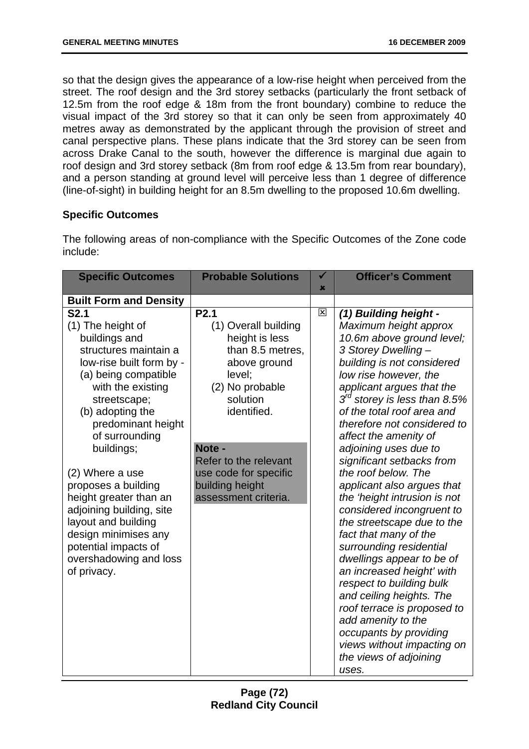so that the design gives the appearance of a low-rise height when perceived from the street. The roof design and the 3rd storey setbacks (particularly the front setback of 12.5m from the roof edge & 18m from the front boundary) combine to reduce the visual impact of the 3rd storey so that it can only be seen from approximately 40 metres away as demonstrated by the applicant through the provision of street and canal perspective plans. These plans indicate that the 3rd storey can be seen from across Drake Canal to the south, however the difference is marginal due again to roof design and 3rd storey setback (8m from roof edge & 13.5m from rear boundary), and a person standing at ground level will perceive less than 1 degree of difference (line-of-sight) in building height for an 8.5m dwelling to the proposed 10.6m dwelling.

**Specific Outcomes**

The following areas of non-compliance with the Specific Outcomes of the Zone code include:

| Specific Outcomes | Probable Solutions | ✓ ✗ | Officer's Comment |
|---|---|---|---|
| **Built Form and Density** | | | |
| **S2.1**<br>(1) The height of buildings and structures maintain a low-rise built form by -<br>(a) being compatible with the existing streetscape;<br>(b) adopting the predominant height of surrounding buildings;<br><br>(2) Where a use proposes a building height greater than an adjoining building, site layout and building design minimises any potential impacts of overshadowing and loss of privacy. | **P2.1**<br>(1) Overall building height is less than 8.5 metres, above ground level;<br>(2) No probable solution identified.<br><br>**Note -**<br>Refer to the relevant use code for specific building height assessment criteria. | ☒ | ***(1) Building height -***<br>*Maximum height approx 10.6m above ground level; 3 Storey Dwelling – building is not considered low rise however, the applicant argues that the 3rd storey is less than 8.5% of the total roof area and therefore not considered to affect the amenity of adjoining uses due to significant setbacks from the roof below. The applicant also argues that the 'height intrusion is not considered incongruent to the streetscape due to the fact that many of the surrounding residential dwellings appear to be of an increased height' with respect to building bulk and ceiling heights. The roof terrace is proposed to add amenity to the occupants by providing views without impacting on the views of adjoining uses.* |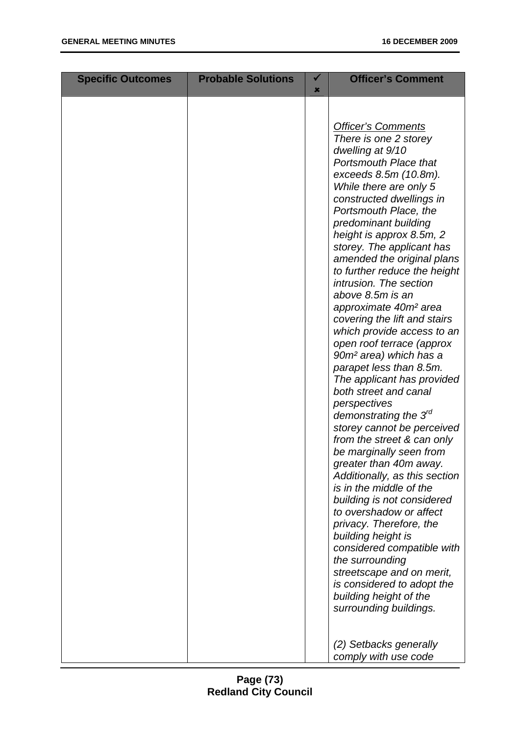| Specific Outcomes | Probable Solutions | ✓ ✗ | Officer's Comment |
|---|---|---|---|
| | | | *Officer's Comments* *There is one 2 storey dwelling at 9/10 Portsmouth Place that exceeds 8.5m (10.8m). While there are only 5 constructed dwellings in Portsmouth Place, the predominant building height is approx 8.5m, 2 storey. The applicant has amended the original plans to further reduce the height intrusion. The section above 8.5m is an approximate 40m² area covering the lift and stairs which provide access to an open roof terrace (approx 90m² area) which has a parapet less than 8.5m. The applicant has provided both street and canal perspectives demonstrating the 3rd storey cannot be perceived from the street & can only be marginally seen from greater than 40m away. Additionally, as this section is in the middle of the building is not considered to overshadow or affect privacy. Therefore, the building height is considered compatible with the surrounding streetscape and on merit, is considered to adopt the building height of the surrounding buildings.* *(2) Setbacks generally comply with use code* |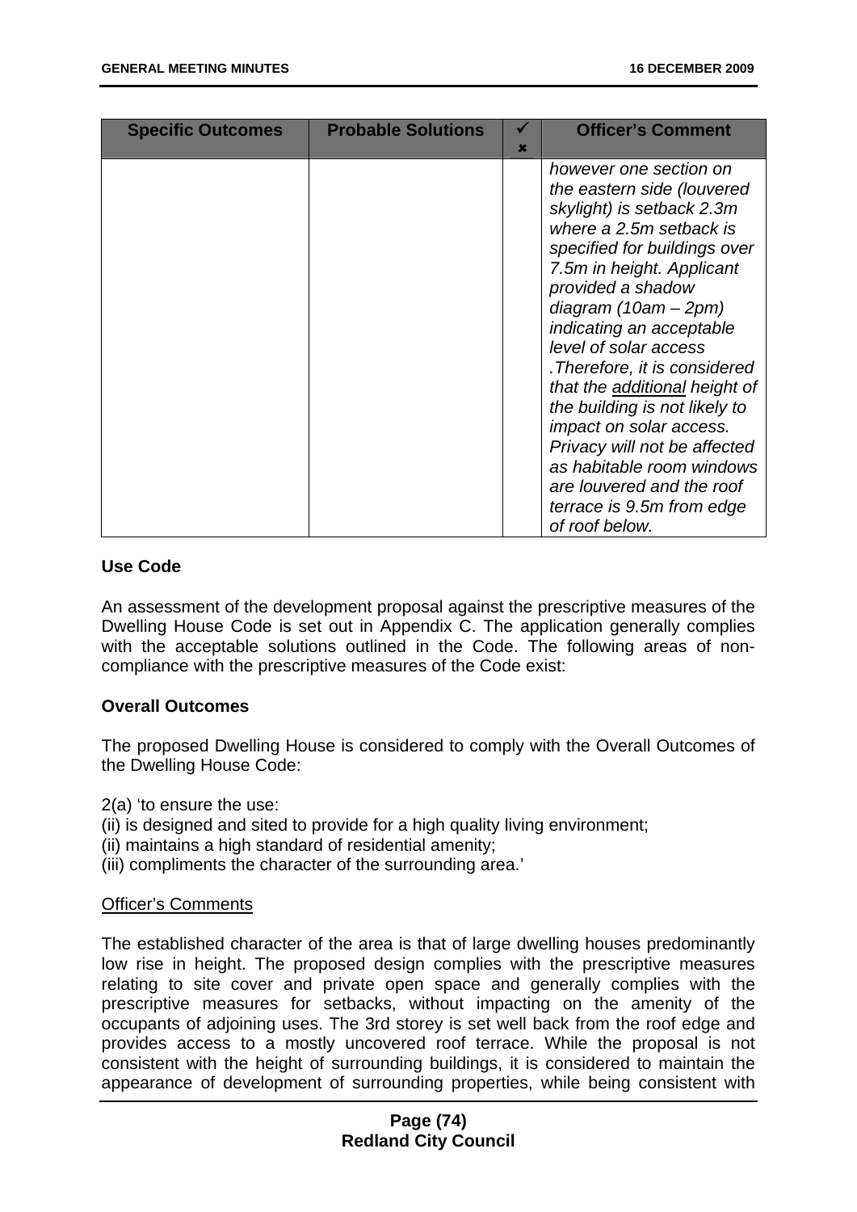| Specific Outcomes | Probable Solutions | ✓ ✗ | Officer's Comment |
|---|---|---|---|
| | | | *however one section on the eastern side (louvered skylight) is setback 2.3m where a 2.5m setback is specified for buildings over 7.5m in height. Applicant provided a shadow diagram (10am – 2pm) indicating an acceptable level of solar access .Therefore, it is considered that the additional height of the building is not likely to impact on solar access. Privacy will not be affected as habitable room windows are louvered and the roof terrace is 9.5m from edge of roof below.* |

**Use Code**

An assessment of the development proposal against the prescriptive measures of the Dwelling House Code is set out in Appendix C. The application generally complies with the acceptable solutions outlined in the Code. The following areas of non-compliance with the prescriptive measures of the Code exist:

**Overall Outcomes**

The proposed Dwelling House is considered to comply with the Overall Outcomes of the Dwelling House Code:

2(a) 'to ensure the use:
(ii) is designed and sited to provide for a high quality living environment;
(ii) maintains a high standard of residential amenity;
(iii) compliments the character of the surrounding area.'

Officer's Comments

The established character of the area is that of large dwelling houses predominantly low rise in height. The proposed design complies with the prescriptive measures relating to site cover and private open space and generally complies with the prescriptive measures for setbacks, without impacting on the amenity of the occupants of adjoining uses. The 3rd storey is set well back from the roof edge and provides access to a mostly uncovered roof terrace. While the proposal is not consistent with the height of surrounding buildings, it is considered to maintain the appearance of development of surrounding properties, while being consistent with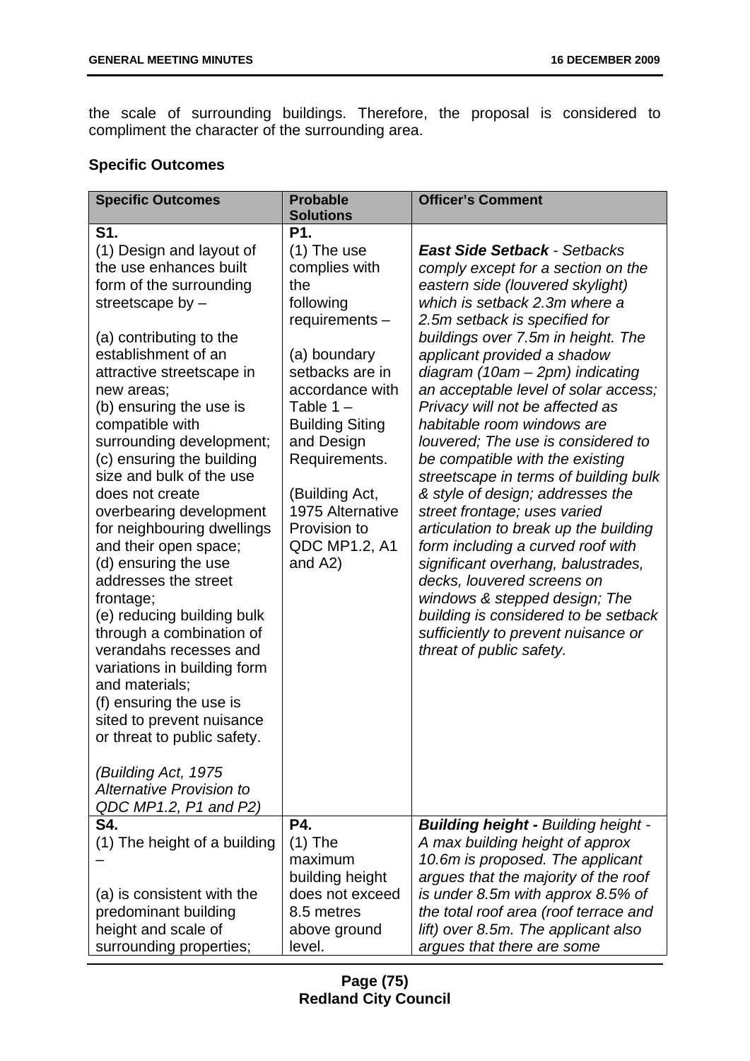the scale of surrounding buildings. Therefore, the proposal is considered to compliment the character of the surrounding area.

**Specific Outcomes**

| Specific Outcomes | Probable Solutions | Officer's Comment |
|---|---|---|
| **S1.**<br>(1) Design and layout of the use enhances built form of the surrounding streetscape by –<br><br>(a) contributing to the establishment of an attractive streetscape in new areas;<br>(b) ensuring the use is compatible with surrounding development;<br>(c) ensuring the building size and bulk of the use does not create overbearing development for neighbouring dwellings and their open space;<br>(d) ensuring the use addresses the street frontage;<br>(e) reducing building bulk through a combination of verandahs recesses and variations in building form and materials;<br>(f) ensuring the use is sited to prevent nuisance or threat to public safety.<br><br>*(Building Act, 1975 Alternative Provision to QDC MP1.2, P1 and P2)* | **P1.**<br>(1) The use complies with the following requirements –<br><br>(a) boundary setbacks are in accordance with Table 1 – Building Siting and Design Requirements.<br><br>(Building Act, 1975 Alternative Provision to QDC MP1.2, A1 and A2) | ***East Side Setback*** *- Setbacks comply except for a section on the eastern side (louvered skylight) which is setback 2.3m where a 2.5m setback is specified for buildings over 7.5m in height. The applicant provided a shadow diagram (10am – 2pm) indicating an acceptable level of solar access; Privacy will not be affected as habitable room windows are louvered; The use is considered to be compatible with the existing streetscape in terms of building bulk & style of design; addresses the street frontage; uses varied articulation to break up the building form including a curved roof with significant overhang, balustrades, decks, louvered screens on windows & stepped design; The building is considered to be setback sufficiently to prevent nuisance or threat of public safety.* |
| **S4.**<br>(1) The height of a building –<br><br>(a) is consistent with the predominant building height and scale of surrounding properties; | **P4.**<br>(1) The maximum building height does not exceed 8.5 metres above ground level. | ***Building height -*** *Building height - A max building height of approx 10.6m is proposed. The applicant argues that the majority of the roof is under 8.5m with approx 8.5% of the total roof area (roof terrace and lift) over 8.5m. The applicant also argues that there are some* |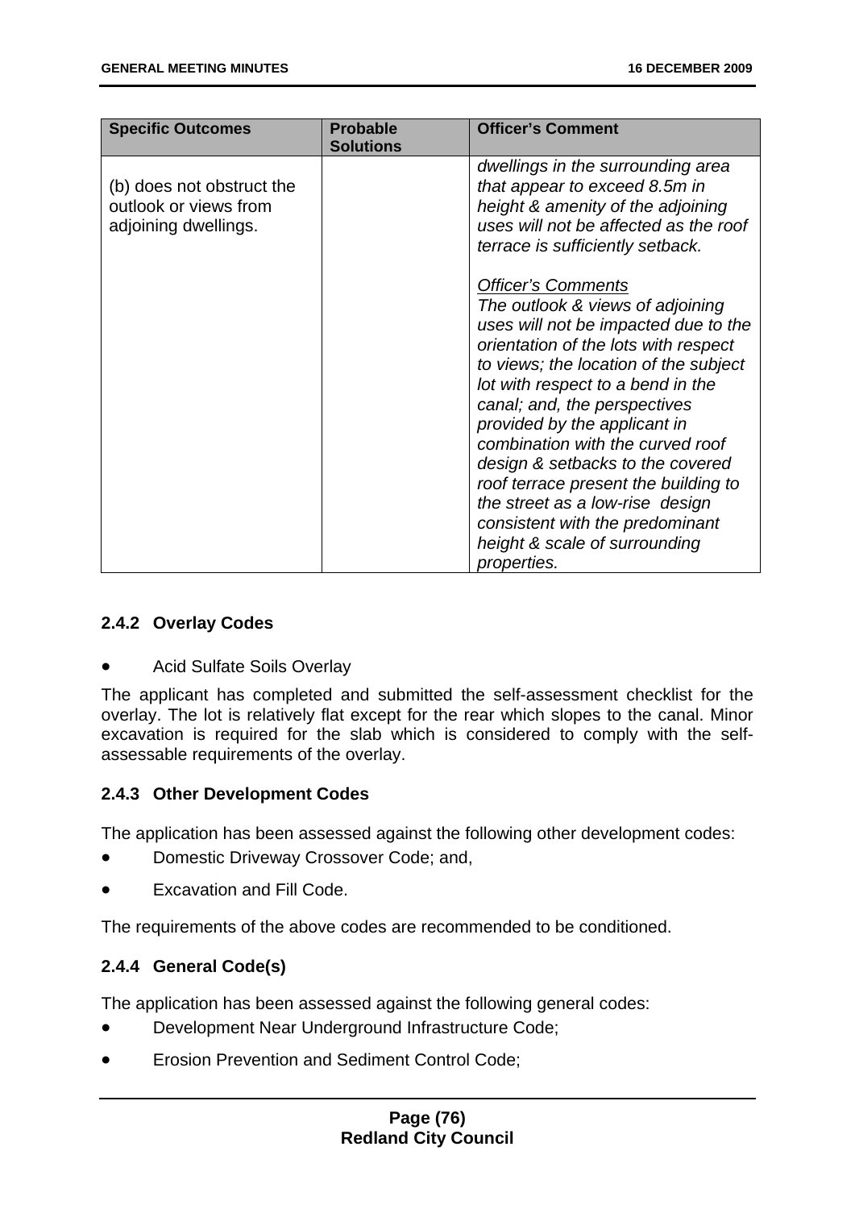| Specific Outcomes | Probable Solutions | Officer's Comment |
|---|---|---|
| (b) does not obstruct the outlook or views from adjoining dwellings. | | *dwellings in the surrounding area that appear to exceed 8.5m in height & amenity of the adjoining uses will not be affected as the roof terrace is sufficiently setback.*<br><br>*Officer's Comments*<br>*The outlook & views of adjoining uses will not be impacted due to the orientation of the lots with respect to views; the location of the subject lot with respect to a bend in the canal; and, the perspectives provided by the applicant in combination with the curved roof design & setbacks to the covered roof terrace present the building to the street as a low-rise design consistent with the predominant height & scale of surrounding properties.* |

### 2.4.2 Overlay Codes

- Acid Sulfate Soils Overlay

The applicant has completed and submitted the self-assessment checklist for the overlay. The lot is relatively flat except for the rear which slopes to the canal. Minor excavation is required for the slab which is considered to comply with the self-assessable requirements of the overlay.

### 2.4.3 Other Development Codes

The application has been assessed against the following other development codes:

- Domestic Driveway Crossover Code; and,
- Excavation and Fill Code.

The requirements of the above codes are recommended to be conditioned.

### 2.4.4 General Code(s)

The application has been assessed against the following general codes:

- Development Near Underground Infrastructure Code;
- Erosion Prevention and Sediment Control Code;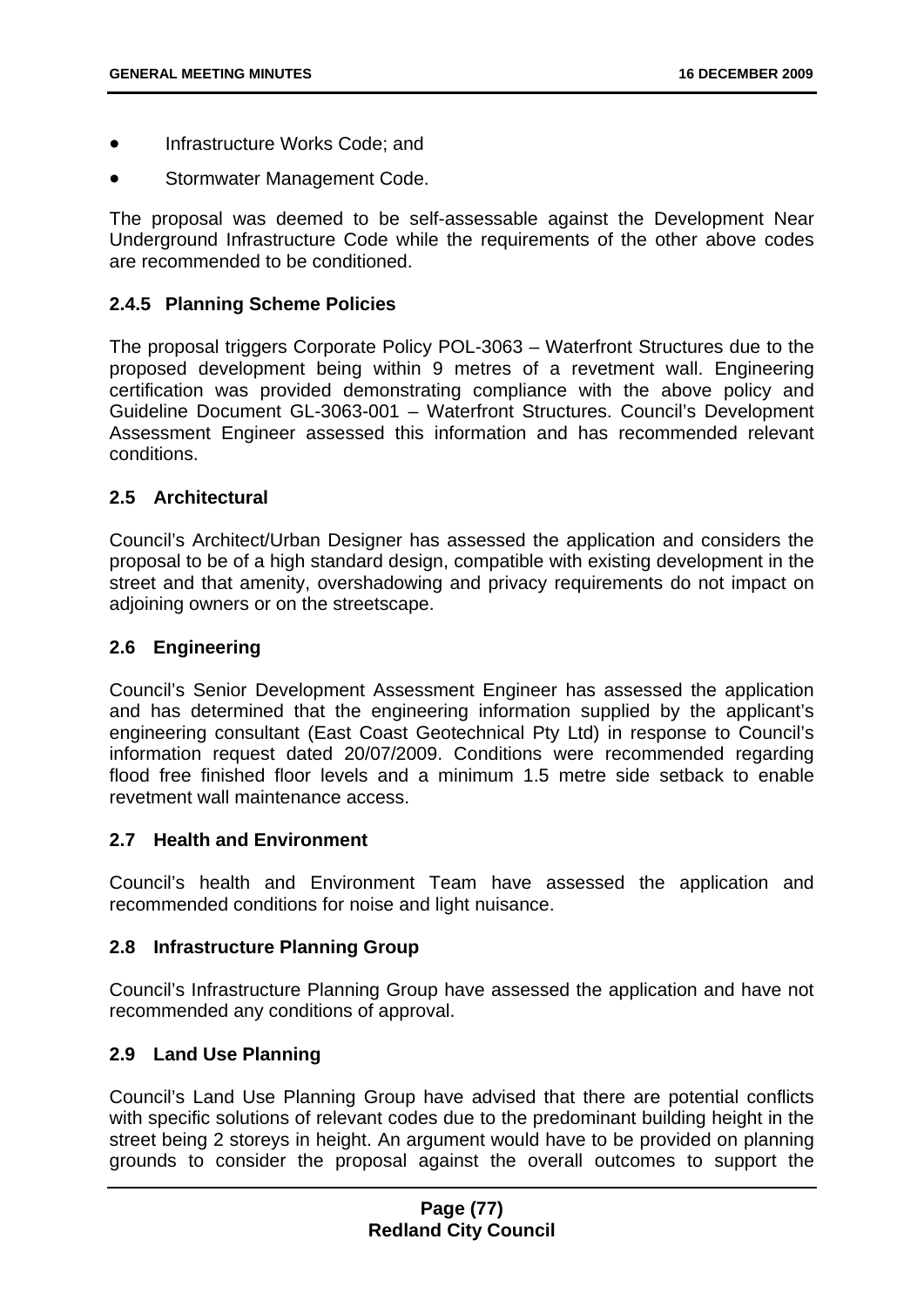- Infrastructure Works Code; and
- Stormwater Management Code.

The proposal was deemed to be self-assessable against the Development Near Underground Infrastructure Code while the requirements of the other above codes are recommended to be conditioned.

### 2.4.5 Planning Scheme Policies

The proposal triggers Corporate Policy POL-3063 – Waterfront Structures due to the proposed development being within 9 metres of a revetment wall. Engineering certification was provided demonstrating compliance with the above policy and Guideline Document GL-3063-001 – Waterfront Structures. Council's Development Assessment Engineer assessed this information and has recommended relevant conditions.

### 2.5 Architectural

Council's Architect/Urban Designer has assessed the application and considers the proposal to be of a high standard design, compatible with existing development in the street and that amenity, overshadowing and privacy requirements do not impact on adjoining owners or on the streetscape.

### 2.6 Engineering

Council's Senior Development Assessment Engineer has assessed the application and has determined that the engineering information supplied by the applicant's engineering consultant (East Coast Geotechnical Pty Ltd) in response to Council's information request dated 20/07/2009. Conditions were recommended regarding flood free finished floor levels and a minimum 1.5 metre side setback to enable revetment wall maintenance access.

### 2.7 Health and Environment

Council's health and Environment Team have assessed the application and recommended conditions for noise and light nuisance.

### 2.8 Infrastructure Planning Group

Council's Infrastructure Planning Group have assessed the application and have not recommended any conditions of approval.

### 2.9 Land Use Planning

Council's Land Use Planning Group have advised that there are potential conflicts with specific solutions of relevant codes due to the predominant building height in the street being 2 storeys in height. An argument would have to be provided on planning grounds to consider the proposal against the overall outcomes to support the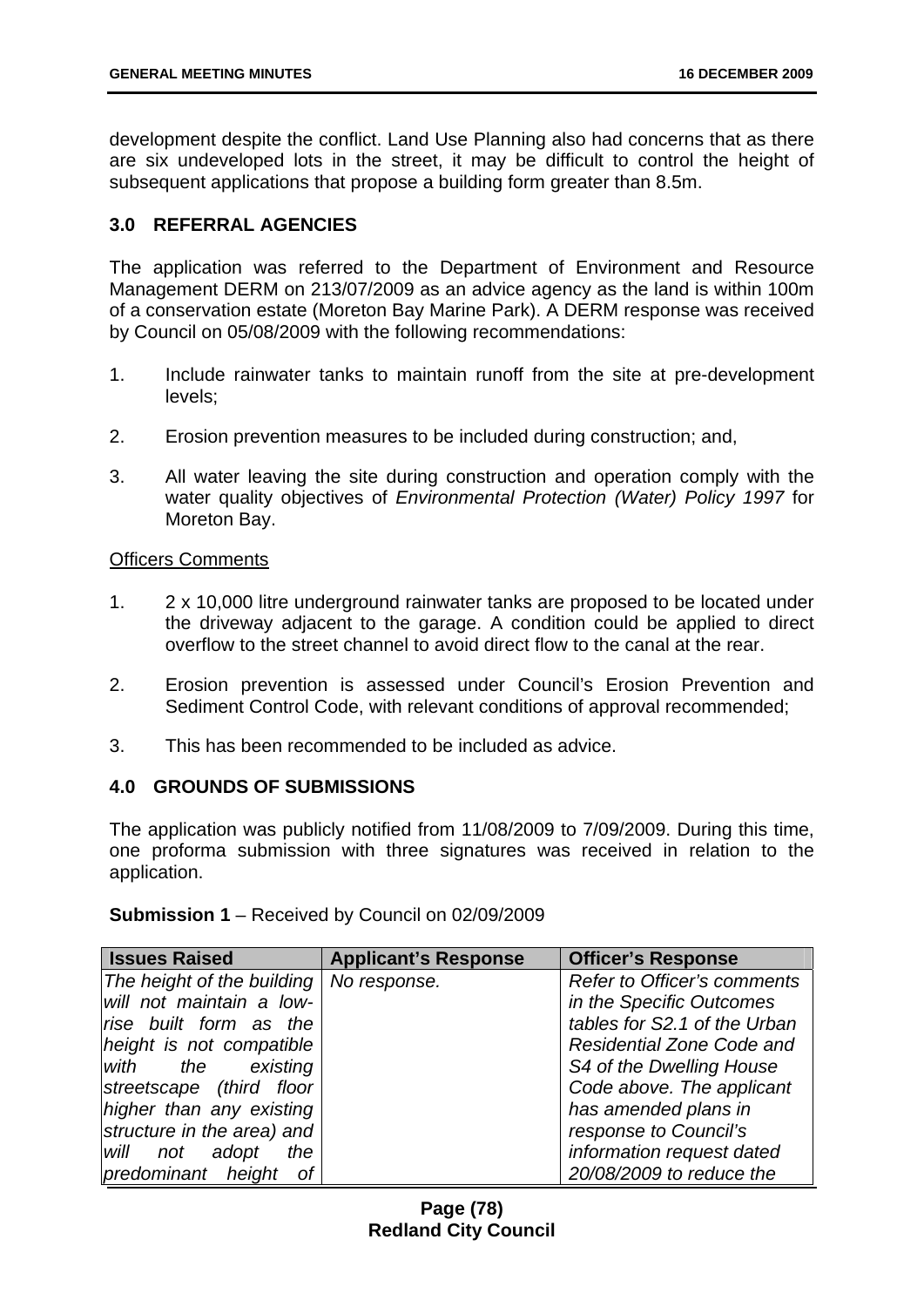development despite the conflict. Land Use Planning also had concerns that as there are six undeveloped lots in the street, it may be difficult to control the height of subsequent applications that propose a building form greater than 8.5m.

## 3.0 REFERRAL AGENCIES

The application was referred to the Department of Environment and Resource Management DERM on 213/07/2009 as an advice agency as the land is within 100m of a conservation estate (Moreton Bay Marine Park). A DERM response was received by Council on 05/08/2009 with the following recommendations:

1. Include rainwater tanks to maintain runoff from the site at pre-development levels;
2. Erosion prevention measures to be included during construction; and,
3. All water leaving the site during construction and operation comply with the water quality objectives of *Environmental Protection (Water) Policy 1997* for Moreton Bay.

Officers Comments

1. 2 x 10,000 litre underground rainwater tanks are proposed to be located under the driveway adjacent to the garage. A condition could be applied to direct overflow to the street channel to avoid direct flow to the canal at the rear.
2. Erosion prevention is assessed under Council's Erosion Prevention and Sediment Control Code, with relevant conditions of approval recommended;
3. This has been recommended to be included as advice.

## 4.0 GROUNDS OF SUBMISSIONS

The application was publicly notified from 11/08/2009 to 7/09/2009. During this time, one proforma submission with three signatures was received in relation to the application.

**Submission 1** – Received by Council on 02/09/2009

| Issues Raised | Applicant's Response | Officer's Response |
|---|---|---|
| *The height of the building will not maintain a low-rise built form as the height is not compatible with the existing streetscape (third floor higher than any existing structure in the area) and will not adopt the predominant height of* | *No response.* | *Refer to Officer's comments in the Specific Outcomes tables for S2.1 of the Urban Residential Zone Code and S4 of the Dwelling House Code above. The applicant has amended plans in response to Council's information request dated 20/08/2009 to reduce the* |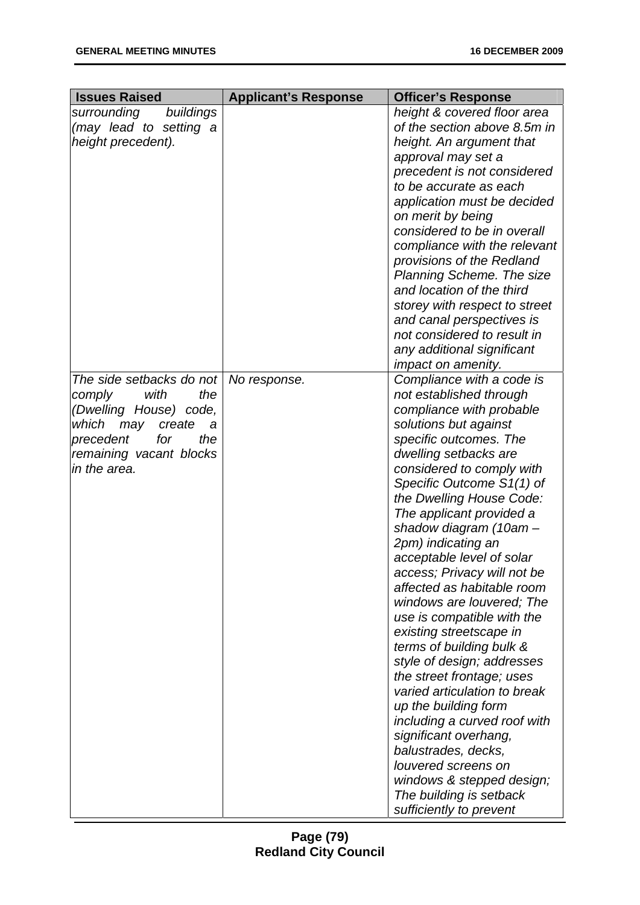| Issues Raised | Applicant's Response | Officer's Response |
|---|---|---|
| *surrounding buildings (may lead to setting a height precedent).* | | *height & covered floor area of the section above 8.5m in height. An argument that approval may set a precedent is not considered to be accurate as each application must be decided on merit by being considered to be in overall compliance with the relevant provisions of the Redland Planning Scheme. The size and location of the third storey with respect to street and canal perspectives is not considered to result in any additional significant impact on amenity.* |
| *The side setbacks do not comply with the (Dwelling House) code, which may create a precedent for the remaining vacant blocks in the area.* | *No response.* | *Compliance with a code is not established through compliance with probable solutions but against specific outcomes. The dwelling setbacks are considered to comply with Specific Outcome S1(1) of the Dwelling House Code: The applicant provided a shadow diagram (10am – 2pm) indicating an acceptable level of solar access; Privacy will not be affected as habitable room windows are louvered; The use is compatible with the existing streetscape in terms of building bulk & style of design; addresses the street frontage; uses varied articulation to break up the building form including a curved roof with significant overhang, balustrades, decks, louvered screens on windows & stepped design; The building is setback sufficiently to prevent* |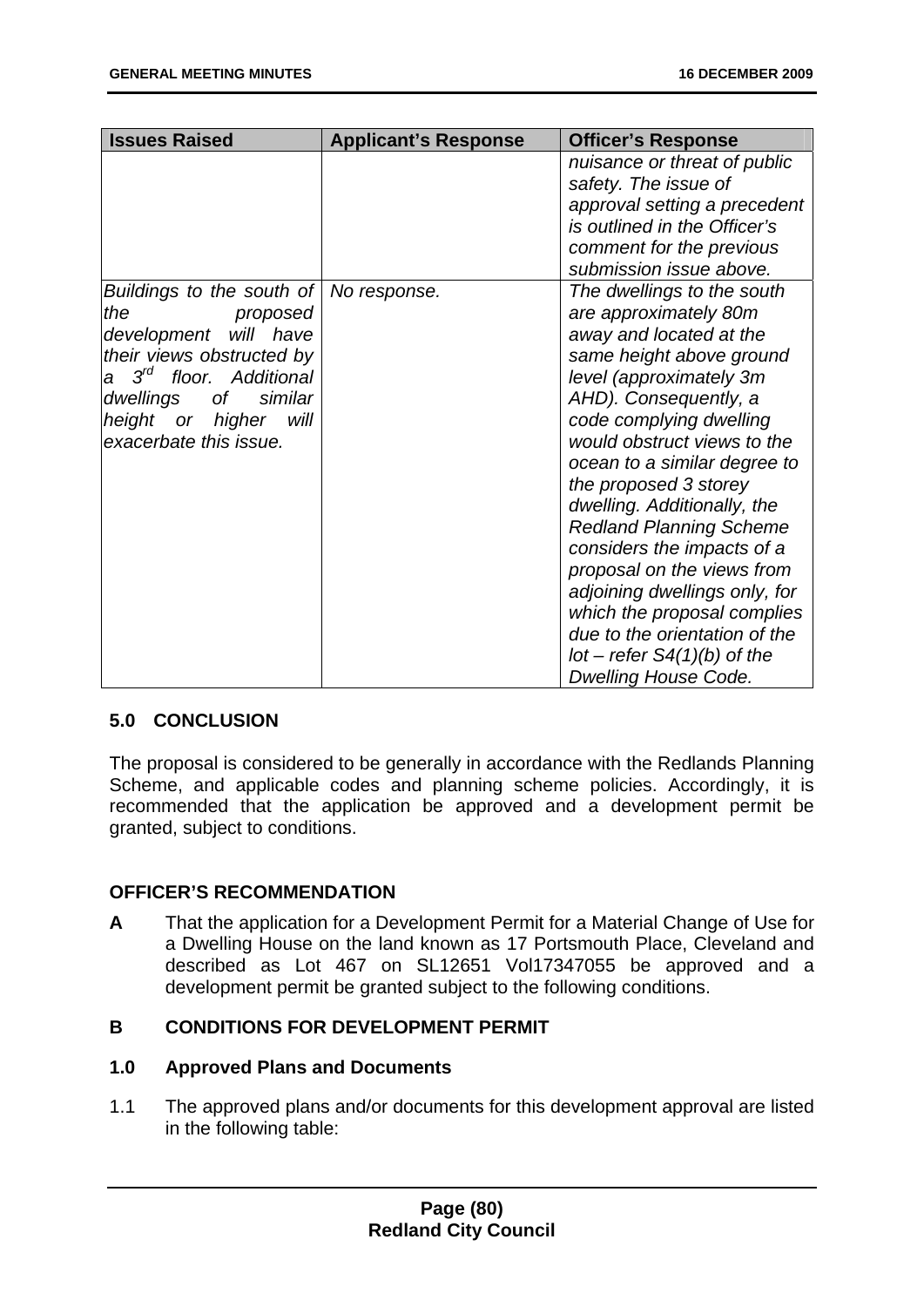| Issues Raised | Applicant's Response | Officer's Response |
| --- | --- | --- |
| | | *nuisance or threat of public safety. The issue of approval setting a precedent is outlined in the Officer's comment for the previous submission issue above.* |
| *Buildings to the south of the proposed development will have their views obstructed by a 3rd floor. Additional dwellings of similar height or higher will exacerbate this issue.* | *No response.* | *The dwellings to the south are approximately 80m away and located at the same height above ground level (approximately 3m AHD). Consequently, a code complying dwelling would obstruct views to the ocean to a similar degree to the proposed 3 storey dwelling. Additionally, the Redland Planning Scheme considers the impacts of a proposal on the views from adjoining dwellings only, for which the proposal complies due to the orientation of the lot – refer S4(1)(b) of the Dwelling House Code.* |

## 5.0 CONCLUSION

The proposal is considered to be generally in accordance with the Redlands Planning Scheme, and applicable codes and planning scheme policies. Accordingly, it is recommended that the application be approved and a development permit be granted, subject to conditions.

## OFFICER'S RECOMMENDATION

**A** That the application for a Development Permit for a Material Change of Use for a Dwelling House on the land known as 17 Portsmouth Place, Cleveland and described as Lot 467 on SL12651 Vol17347055 be approved and a development permit be granted subject to the following conditions.

**B CONDITIONS FOR DEVELOPMENT PERMIT**

**1.0 Approved Plans and Documents**

1.1 The approved plans and/or documents for this development approval are listed in the following table: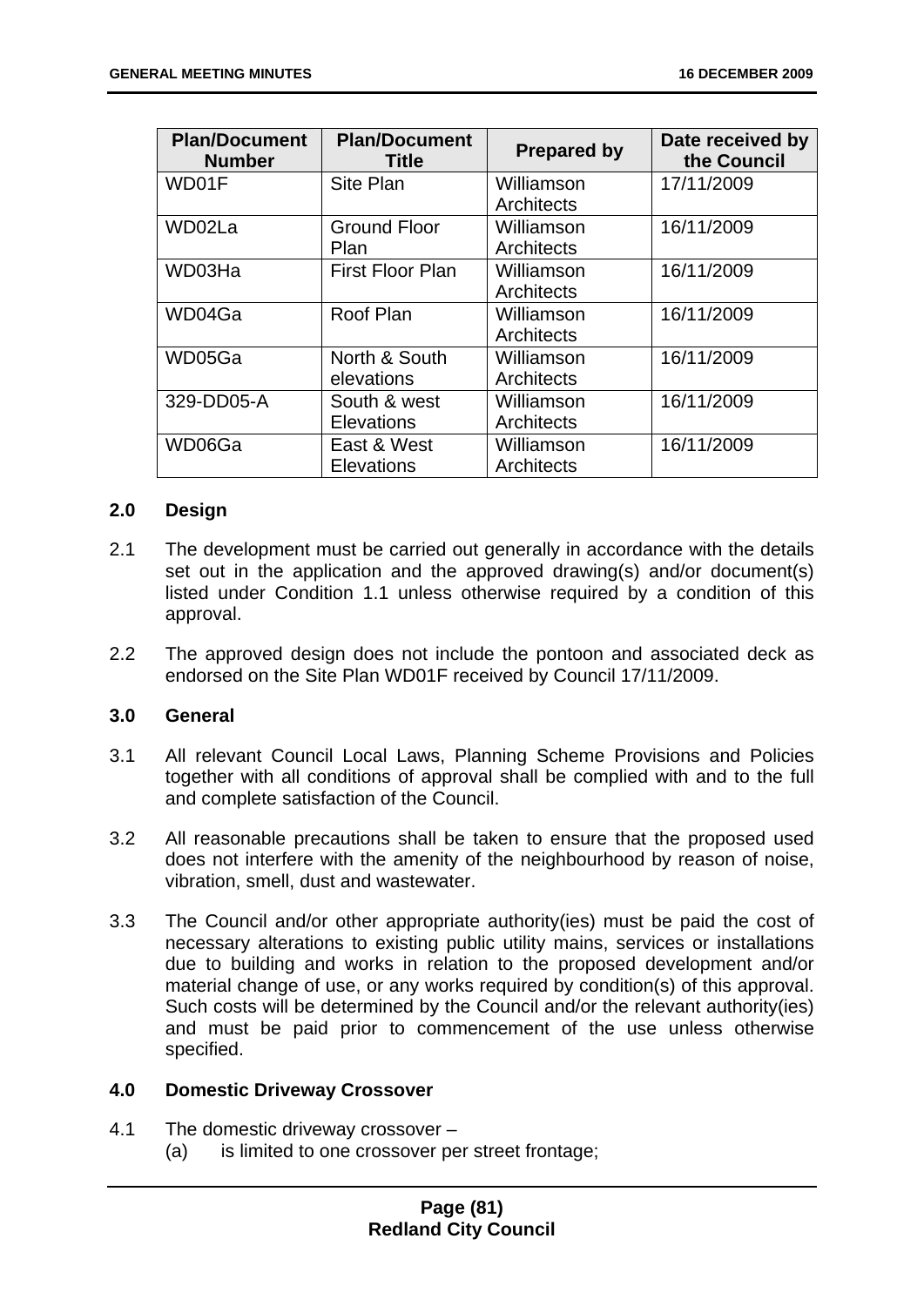| Plan/Document Number | Plan/Document Title | Prepared by | Date received by the Council |
|---|---|---|---|
| WD01F | Site Plan | Williamson Architects | 17/11/2009 |
| WD02La | Ground Floor Plan | Williamson Architects | 16/11/2009 |
| WD03Ha | First Floor Plan | Williamson Architects | 16/11/2009 |
| WD04Ga | Roof Plan | Williamson Architects | 16/11/2009 |
| WD05Ga | North & South elevations | Williamson Architects | 16/11/2009 |
| 329-DD05-A | South & west Elevations | Williamson Architects | 16/11/2009 |
| WD06Ga | East & West Elevations | Williamson Architects | 16/11/2009 |

**2.0 Design**

2.1 The development must be carried out generally in accordance with the details set out in the application and the approved drawing(s) and/or document(s) listed under Condition 1.1 unless otherwise required by a condition of this approval.

2.2 The approved design does not include the pontoon and associated deck as endorsed on the Site Plan WD01F received by Council 17/11/2009.

**3.0 General**

3.1 All relevant Council Local Laws, Planning Scheme Provisions and Policies together with all conditions of approval shall be complied with and to the full and complete satisfaction of the Council.

3.2 All reasonable precautions shall be taken to ensure that the proposed used does not interfere with the amenity of the neighbourhood by reason of noise, vibration, smell, dust and wastewater.

3.3 The Council and/or other appropriate authority(ies) must be paid the cost of necessary alterations to existing public utility mains, services or installations due to building and works in relation to the proposed development and/or material change of use, or any works required by condition(s) of this approval. Such costs will be determined by the Council and/or the relevant authority(ies) and must be paid prior to commencement of the use unless otherwise specified.

**4.0 Domestic Driveway Crossover**

4.1 The domestic driveway crossover –
  (a) is limited to one crossover per street frontage;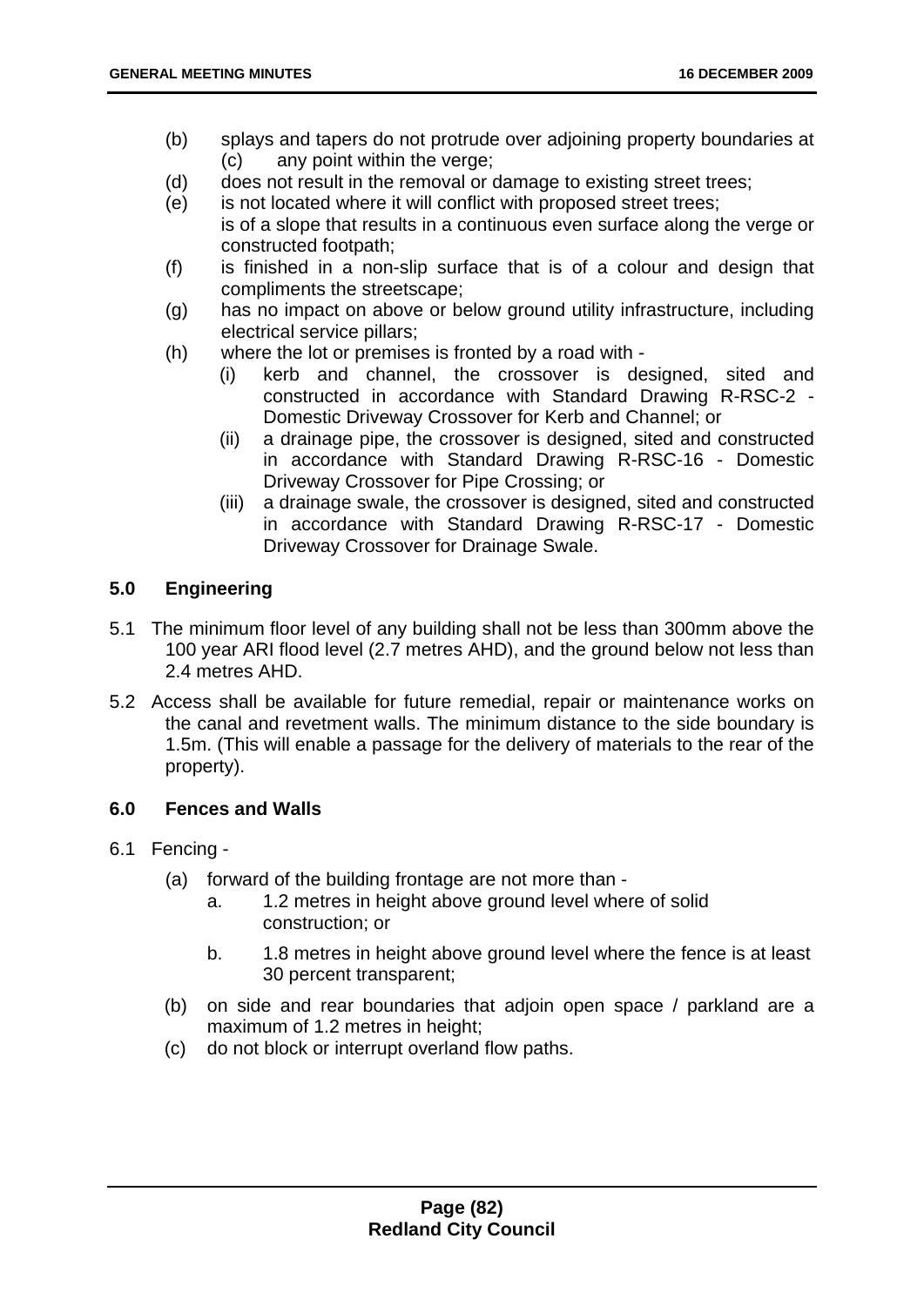(b) splays and tapers do not protrude over adjoining property boundaries at
    (c) any point within the verge;
(d) does not result in the removal or damage to existing street trees;
(e) is not located where it will conflict with proposed street trees;
    is of a slope that results in a continuous even surface along the verge or constructed footpath;
(f) is finished in a non-slip surface that is of a colour and design that compliments the streetscape;
(g) has no impact on above or below ground utility infrastructure, including electrical service pillars;
(h) where the lot or premises is fronted by a road with -
    (i) kerb and channel, the crossover is designed, sited and constructed in accordance with Standard Drawing R-RSC-2 - Domestic Driveway Crossover for Kerb and Channel; or
    (ii) a drainage pipe, the crossover is designed, sited and constructed in accordance with Standard Drawing R-RSC-16 - Domestic Driveway Crossover for Pipe Crossing; or
    (iii) a drainage swale, the crossover is designed, sited and constructed in accordance with Standard Drawing R-RSC-17 - Domestic Driveway Crossover for Drainage Swale.

## 5.0 Engineering

5.1 The minimum floor level of any building shall not be less than 300mm above the 100 year ARI flood level (2.7 metres AHD), and the ground below not less than 2.4 metres AHD.

5.2 Access shall be available for future remedial, repair or maintenance works on the canal and revetment walls. The minimum distance to the side boundary is 1.5m. (This will enable a passage for the delivery of materials to the rear of the property).

## 6.0 Fences and Walls

6.1 Fencing -

(a) forward of the building frontage are not more than -
    a. 1.2 metres in height above ground level where of solid construction; or
    b. 1.8 metres in height above ground level where the fence is at least 30 percent transparent;
(b) on side and rear boundaries that adjoin open space / parkland are a maximum of 1.2 metres in height;
(c) do not block or interrupt overland flow paths.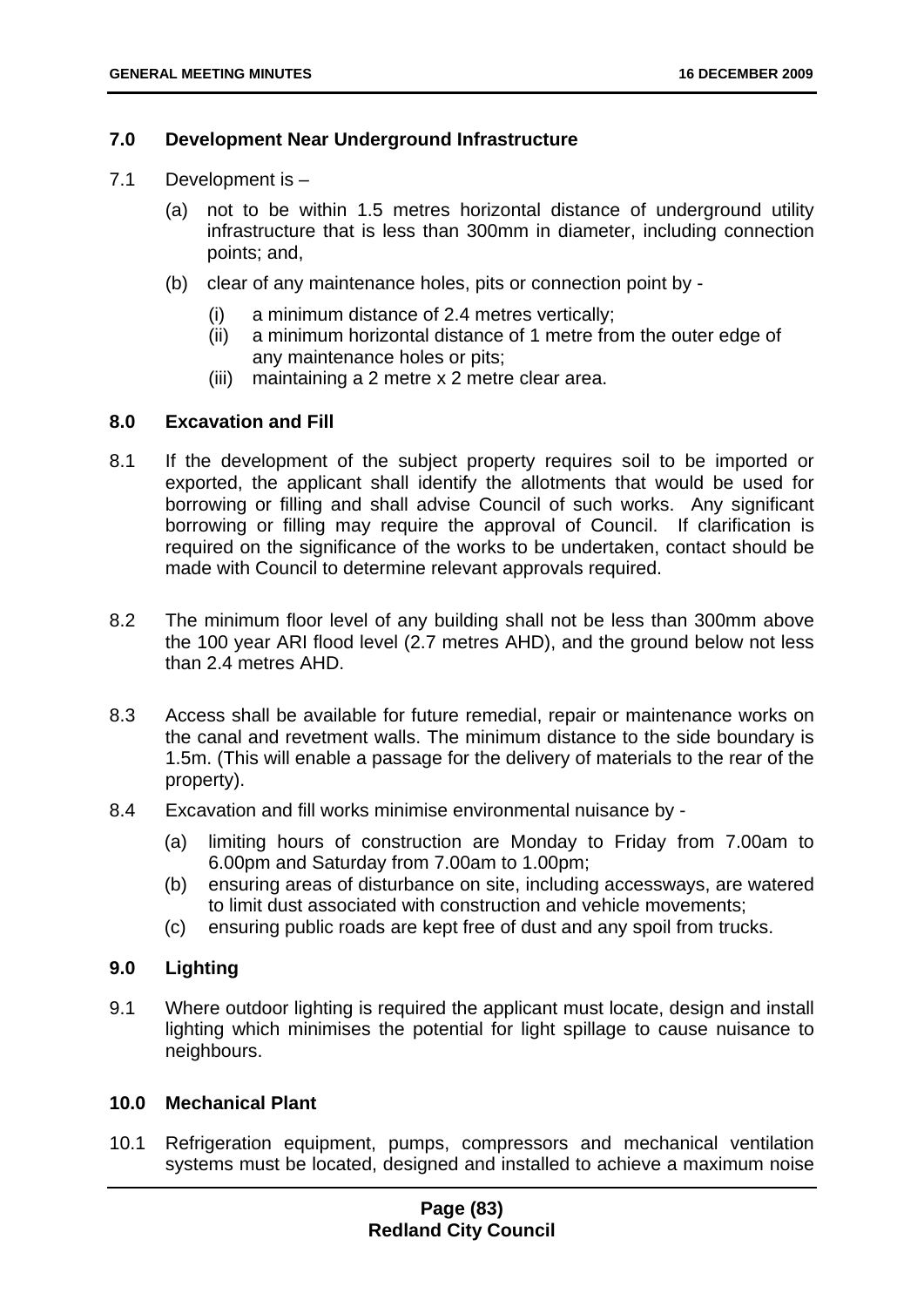### 7.0 Development Near Underground Infrastructure

7.1 Development is –

(a) not to be within 1.5 metres horizontal distance of underground utility infrastructure that is less than 300mm in diameter, including connection points; and,

(b) clear of any maintenance holes, pits or connection point by -

(i) a minimum distance of 2.4 metres vertically;
(ii) a minimum horizontal distance of 1 metre from the outer edge of any maintenance holes or pits;
(iii) maintaining a 2 metre x 2 metre clear area.

### 8.0 Excavation and Fill

8.1 If the development of the subject property requires soil to be imported or exported, the applicant shall identify the allotments that would be used for borrowing or filling and shall advise Council of such works. Any significant borrowing or filling may require the approval of Council. If clarification is required on the significance of the works to be undertaken, contact should be made with Council to determine relevant approvals required.

8.2 The minimum floor level of any building shall not be less than 300mm above the 100 year ARI flood level (2.7 metres AHD), and the ground below not less than 2.4 metres AHD.

8.3 Access shall be available for future remedial, repair or maintenance works on the canal and revetment walls. The minimum distance to the side boundary is 1.5m. (This will enable a passage for the delivery of materials to the rear of the property).

8.4 Excavation and fill works minimise environmental nuisance by -

(a) limiting hours of construction are Monday to Friday from 7.00am to 6.00pm and Saturday from 7.00am to 1.00pm;
(b) ensuring areas of disturbance on site, including accessways, are watered to limit dust associated with construction and vehicle movements;
(c) ensuring public roads are kept free of dust and any spoil from trucks.

### 9.0 Lighting

9.1 Where outdoor lighting is required the applicant must locate, design and install lighting which minimises the potential for light spillage to cause nuisance to neighbours.

### 10.0 Mechanical Plant

10.1 Refrigeration equipment, pumps, compressors and mechanical ventilation systems must be located, designed and installed to achieve a maximum noise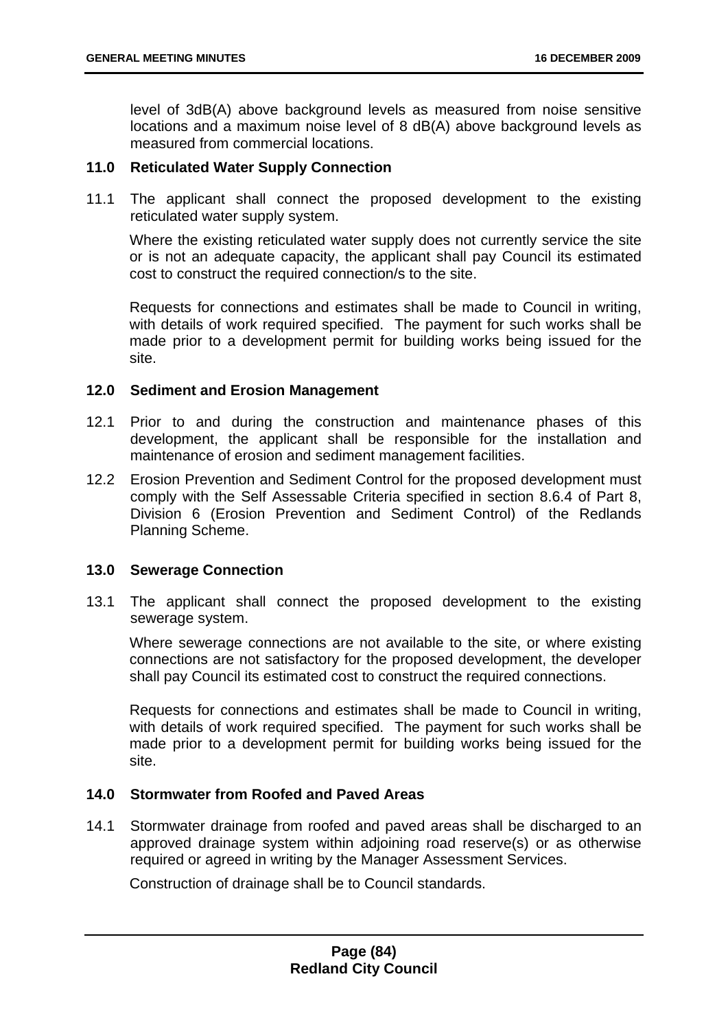level of 3dB(A) above background levels as measured from noise sensitive locations and a maximum noise level of 8 dB(A) above background levels as measured from commercial locations.

**11.0 Reticulated Water Supply Connection**

11.1 The applicant shall connect the proposed development to the existing reticulated water supply system.

Where the existing reticulated water supply does not currently service the site or is not an adequate capacity, the applicant shall pay Council its estimated cost to construct the required connection/s to the site.

Requests for connections and estimates shall be made to Council in writing, with details of work required specified. The payment for such works shall be made prior to a development permit for building works being issued for the site.

**12.0 Sediment and Erosion Management**

12.1 Prior to and during the construction and maintenance phases of this development, the applicant shall be responsible for the installation and maintenance of erosion and sediment management facilities.

12.2 Erosion Prevention and Sediment Control for the proposed development must comply with the Self Assessable Criteria specified in section 8.6.4 of Part 8, Division 6 (Erosion Prevention and Sediment Control) of the Redlands Planning Scheme.

**13.0 Sewerage Connection**

13.1 The applicant shall connect the proposed development to the existing sewerage system.

Where sewerage connections are not available to the site, or where existing connections are not satisfactory for the proposed development, the developer shall pay Council its estimated cost to construct the required connections.

Requests for connections and estimates shall be made to Council in writing, with details of work required specified. The payment for such works shall be made prior to a development permit for building works being issued for the site.

**14.0 Stormwater from Roofed and Paved Areas**

14.1 Stormwater drainage from roofed and paved areas shall be discharged to an approved drainage system within adjoining road reserve(s) or as otherwise required or agreed in writing by the Manager Assessment Services.

Construction of drainage shall be to Council standards.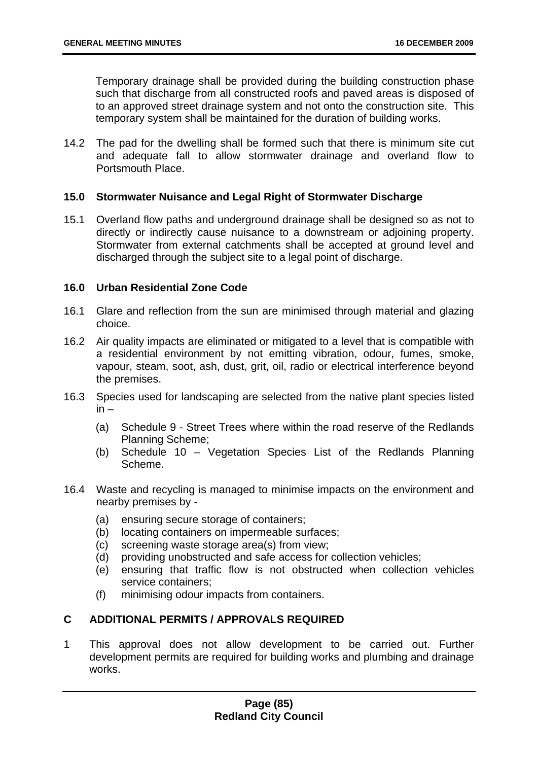Temporary drainage shall be provided during the building construction phase such that discharge from all constructed roofs and paved areas is disposed of to an approved street drainage system and not onto the construction site. This temporary system shall be maintained for the duration of building works.

14.2 The pad for the dwelling shall be formed such that there is minimum site cut and adequate fall to allow stormwater drainage and overland flow to Portsmouth Place.

**15.0 Stormwater Nuisance and Legal Right of Stormwater Discharge**

15.1 Overland flow paths and underground drainage shall be designed so as not to directly or indirectly cause nuisance to a downstream or adjoining property. Stormwater from external catchments shall be accepted at ground level and discharged through the subject site to a legal point of discharge.

**16.0 Urban Residential Zone Code**

16.1 Glare and reflection from the sun are minimised through material and glazing choice.

16.2 Air quality impacts are eliminated or mitigated to a level that is compatible with a residential environment by not emitting vibration, odour, fumes, smoke, vapour, steam, soot, ash, dust, grit, oil, radio or electrical interference beyond the premises.

16.3 Species used for landscaping are selected from the native plant species listed in –

(a) Schedule 9 - Street Trees where within the road reserve of the Redlands Planning Scheme;
(b) Schedule 10 – Vegetation Species List of the Redlands Planning Scheme.

16.4 Waste and recycling is managed to minimise impacts on the environment and nearby premises by -

(a) ensuring secure storage of containers;
(b) locating containers on impermeable surfaces;
(c) screening waste storage area(s) from view;
(d) providing unobstructed and safe access for collection vehicles;
(e) ensuring that traffic flow is not obstructed when collection vehicles service containers;
(f) minimising odour impacts from containers.

**C ADDITIONAL PERMITS / APPROVALS REQUIRED**

1 This approval does not allow development to be carried out. Further development permits are required for building works and plumbing and drainage works.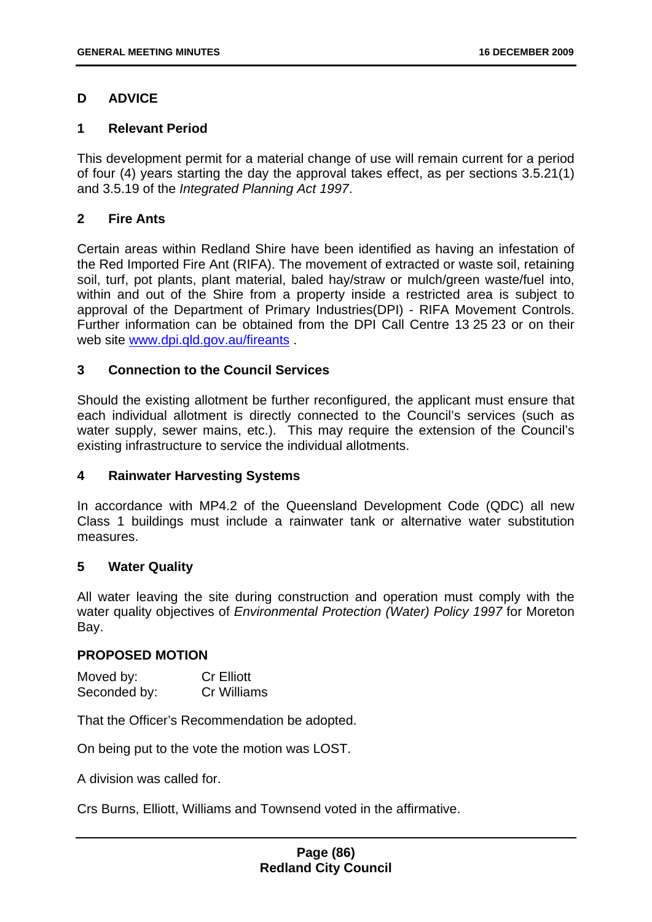## D ADVICE

### 1 Relevant Period

This development permit for a material change of use will remain current for a period of four (4) years starting the day the approval takes effect, as per sections 3.5.21(1) and 3.5.19 of the *Integrated Planning Act 1997*.

### 2 Fire Ants

Certain areas within Redland Shire have been identified as having an infestation of the Red Imported Fire Ant (RIFA). The movement of extracted or waste soil, retaining soil, turf, pot plants, plant material, baled hay/straw or mulch/green waste/fuel into, within and out of the Shire from a property inside a restricted area is subject to approval of the Department of Primary Industries(DPI) - RIFA Movement Controls. Further information can be obtained from the DPI Call Centre 13 25 23 or on their web site www.dpi.qld.gov.au/fireants .

### 3 Connection to the Council Services

Should the existing allotment be further reconfigured, the applicant must ensure that each individual allotment is directly connected to the Council's services (such as water supply, sewer mains, etc.). This may require the extension of the Council's existing infrastructure to service the individual allotments.

### 4 Rainwater Harvesting Systems

In accordance with MP4.2 of the Queensland Development Code (QDC) all new Class 1 buildings must include a rainwater tank or alternative water substitution measures.

### 5 Water Quality

All water leaving the site during construction and operation must comply with the water quality objectives of *Environmental Protection (Water) Policy 1997* for Moreton Bay.

**PROPOSED MOTION**

| | |
|---|---|
| Moved by: | Cr Elliott |
| Seconded by: | Cr Williams |

That the Officer's Recommendation be adopted.

On being put to the vote the motion was LOST.

A division was called for.

Crs Burns, Elliott, Williams and Townsend voted in the affirmative.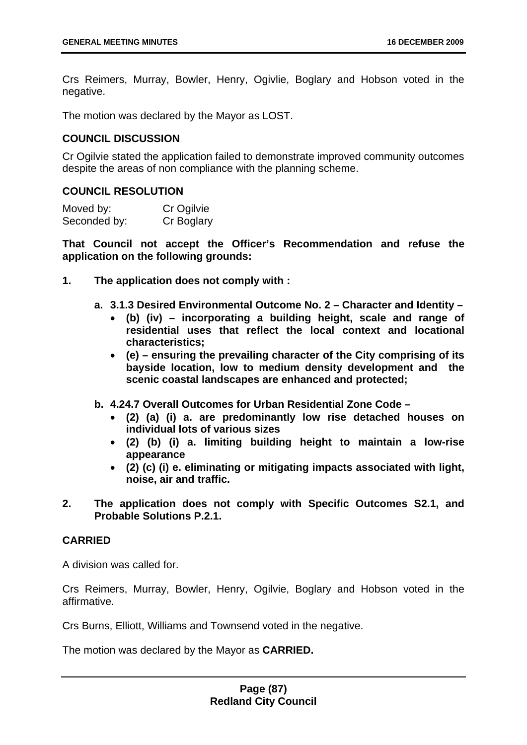Crs Reimers, Murray, Bowler, Henry, Ogivlie, Boglary and Hobson voted in the negative.

The motion was declared by the Mayor as LOST.

**COUNCIL DISCUSSION**

Cr Ogilvie stated the application failed to demonstrate improved community outcomes despite the areas of non compliance with the planning scheme.

**COUNCIL RESOLUTION**

| | |
|---|---|
| Moved by: | Cr Ogilvie |
| Seconded by: | Cr Boglary |

**That Council not accept the Officer's Recommendation and refuse the application on the following grounds:**

1. **The application does not comply with :**

   a. **3.1.3 Desired Environmental Outcome No. 2 – Character and Identity –**
      - **(b) (iv) – incorporating a building height, scale and range of residential uses that reflect the local context and locational characteristics;**
      - **(e) – ensuring the prevailing character of the City comprising of its bayside location, low to medium density development and the scenic coastal landscapes are enhanced and protected;**

   b. **4.24.7 Overall Outcomes for Urban Residential Zone Code –**
      - **(2) (a) (i) a. are predominantly low rise detached houses on individual lots of various sizes**
      - **(2) (b) (i) a. limiting building height to maintain a low-rise appearance**
      - **(2) (c) (i) e. eliminating or mitigating impacts associated with light, noise, air and traffic.**

2. **The application does not comply with Specific Outcomes S2.1, and Probable Solutions P.2.1.**

**CARRIED**

A division was called for.

Crs Reimers, Murray, Bowler, Henry, Ogilvie, Boglary and Hobson voted in the affirmative.

Crs Burns, Elliott, Williams and Townsend voted in the negative.

The motion was declared by the Mayor as **CARRIED.**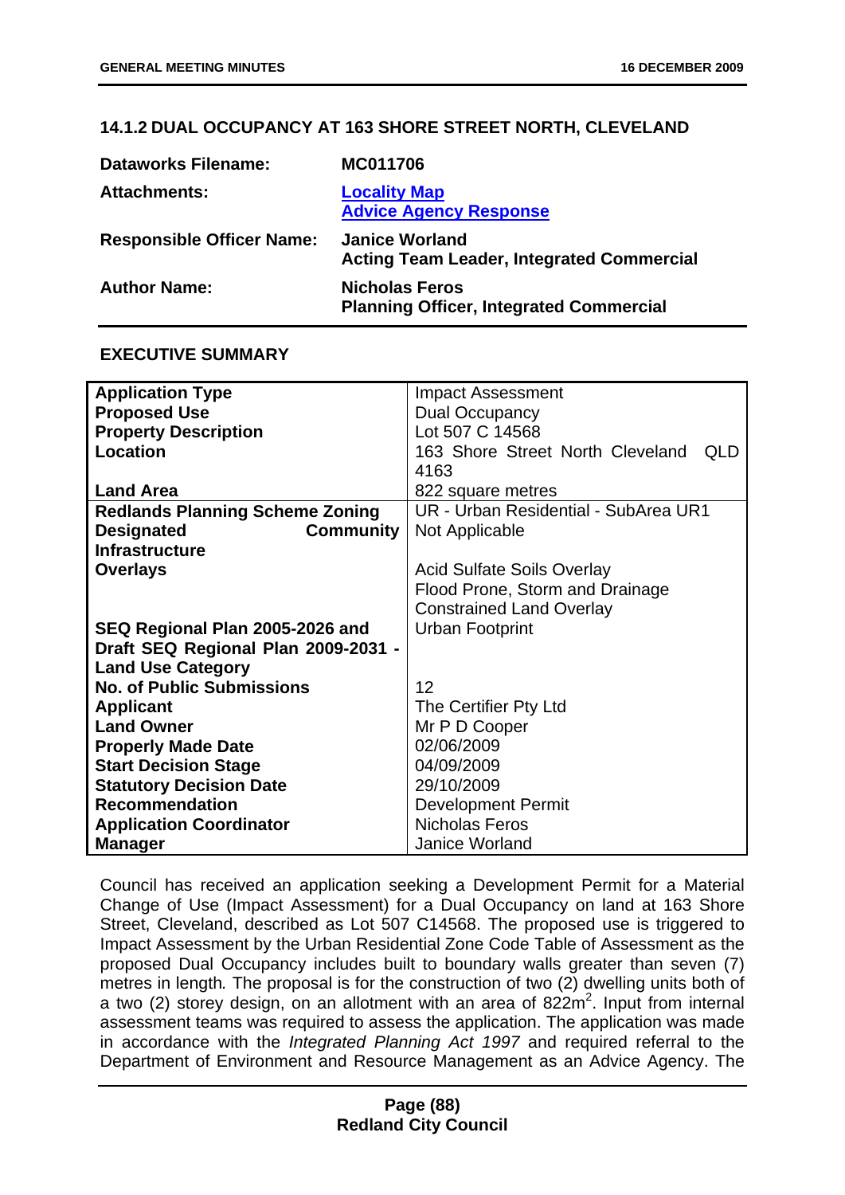### 14.1.2 DUAL OCCUPANCY AT 163 SHORE STREET NORTH, CLEVELAND

| | |
|---|---|
| **Dataworks Filename:** | **MC011706** |
| **Attachments:** | **Locality Map**<br>**Advice Agency Response** |
| **Responsible Officer Name:** | **Janice Worland**<br>**Acting Team Leader, Integrated Commercial** |
| **Author Name:** | **Nicholas Feros**<br>**Planning Officer, Integrated Commercial** |

**EXECUTIVE SUMMARY**

| | |
|---|---|
| **Application Type** | Impact Assessment |
| **Proposed Use** | Dual Occupancy |
| **Property Description** | Lot 507 C 14568 |
| **Location** | 163 Shore Street North Cleveland QLD 4163 |
| **Land Area** | 822 square metres |
| **Redlands Planning Scheme Zoning** | UR - Urban Residential - SubArea UR1 |
| **Designated Community Infrastructure** | Not Applicable |
| **Overlays** | Acid Sulfate Soils Overlay<br>Flood Prone, Storm and Drainage Constrained Land Overlay |
| **SEQ Regional Plan 2005-2026 and Draft SEQ Regional Plan 2009-2031 - Land Use Category** | Urban Footprint |
| **No. of Public Submissions** | 12 |
| **Applicant** | The Certifier Pty Ltd |
| **Land Owner** | Mr P D Cooper |
| **Properly Made Date** | 02/06/2009 |
| **Start Decision Stage** | 04/09/2009 |
| **Statutory Decision Date** | 29/10/2009 |
| **Recommendation** | Development Permit |
| **Application Coordinator** | Nicholas Feros |
| **Manager** | Janice Worland |

Council has received an application seeking a Development Permit for a Material Change of Use (Impact Assessment) for a Dual Occupancy on land at 163 Shore Street, Cleveland, described as Lot 507 C14568. The proposed use is triggered to Impact Assessment by the Urban Residential Zone Code Table of Assessment as the proposed Dual Occupancy includes built to boundary walls greater than seven (7) metres in length*.* The proposal is for the construction of two (2) dwelling units both of a two (2) storey design, on an allotment with an area of $822m^2$. Input from internal assessment teams was required to assess the application. The application was made in accordance with the *Integrated Planning Act 1997* and required referral to the Department of Environment and Resource Management as an Advice Agency. The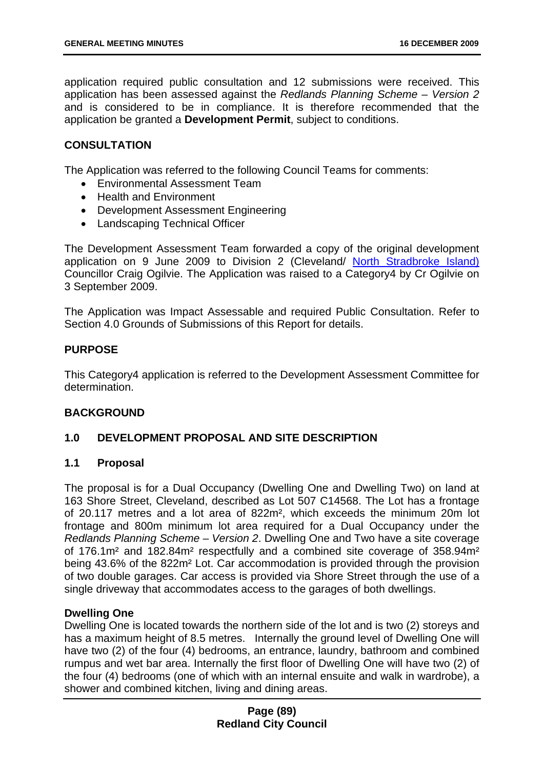application required public consultation and 12 submissions were received. This application has been assessed against the *Redlands Planning Scheme – Version 2* and is considered to be in compliance. It is therefore recommended that the application be granted a **Development Permit**, subject to conditions.

## CONSULTATION

The Application was referred to the following Council Teams for comments:

- Environmental Assessment Team
- Health and Environment
- Development Assessment Engineering
- Landscaping Technical Officer

The Development Assessment Team forwarded a copy of the original development application on 9 June 2009 to Division 2 (Cleveland/ North Stradbroke Island) Councillor Craig Ogilvie. The Application was raised to a Category4 by Cr Ogilvie on 3 September 2009.

The Application was Impact Assessable and required Public Consultation. Refer to Section 4.0 Grounds of Submissions of this Report for details.

## PURPOSE

This Category4 application is referred to the Development Assessment Committee for determination.

## BACKGROUND

## 1.0 DEVELOPMENT PROPOSAL AND SITE DESCRIPTION

### 1.1 Proposal

The proposal is for a Dual Occupancy (Dwelling One and Dwelling Two) on land at 163 Shore Street, Cleveland, described as Lot 507 C14568. The Lot has a frontage of 20.117 metres and a lot area of 822m², which exceeds the minimum 20m lot frontage and 800m minimum lot area required for a Dual Occupancy under the *Redlands Planning Scheme – Version 2*. Dwelling One and Two have a site coverage of 176.1m² and 182.84m² respectfully and a combined site coverage of 358.94m² being 43.6% of the 822m² Lot. Car accommodation is provided through the provision of two double garages. Car access is provided via Shore Street through the use of a single driveway that accommodates access to the garages of both dwellings.

**Dwelling One**

Dwelling One is located towards the northern side of the lot and is two (2) storeys and has a maximum height of 8.5 metres. Internally the ground level of Dwelling One will have two (2) of the four (4) bedrooms, an entrance, laundry, bathroom and combined rumpus and wet bar area. Internally the first floor of Dwelling One will have two (2) of the four (4) bedrooms (one of which with an internal ensuite and walk in wardrobe), a shower and combined kitchen, living and dining areas.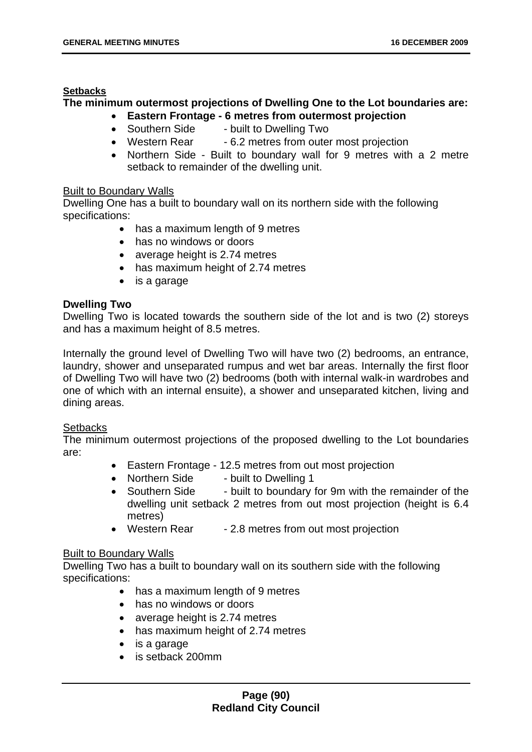**Setbacks**

**The minimum outermost projections of Dwelling One to the Lot boundaries are:**

- **Eastern Frontage - 6 metres from outermost projection**
- Southern Side - built to Dwelling Two
- Western Rear - 6.2 metres from outer most projection
- Northern Side - Built to boundary wall for 9 metres with a 2 metre setback to remainder of the dwelling unit.

Built to Boundary Walls

Dwelling One has a built to boundary wall on its northern side with the following specifications:

- has a maximum length of 9 metres
- has no windows or doors
- average height is 2.74 metres
- has maximum height of 2.74 metres
- is a garage

**Dwelling Two**

Dwelling Two is located towards the southern side of the lot and is two (2) storeys and has a maximum height of 8.5 metres.

Internally the ground level of Dwelling Two will have two (2) bedrooms, an entrance, laundry, shower and unseparated rumpus and wet bar areas. Internally the first floor of Dwelling Two will have two (2) bedrooms (both with internal walk-in wardrobes and one of which with an internal ensuite), a shower and unseparated kitchen, living and dining areas.

Setbacks

The minimum outermost projections of the proposed dwelling to the Lot boundaries are:

- Eastern Frontage - 12.5 metres from out most projection
- Northern Side - built to Dwelling 1
- Southern Side - built to boundary for 9m with the remainder of the dwelling unit setback 2 metres from out most projection (height is 6.4 metres)
- Western Rear - 2.8 metres from out most projection

Built to Boundary Walls

Dwelling Two has a built to boundary wall on its southern side with the following specifications:

- has a maximum length of 9 metres
- has no windows or doors
- average height is 2.74 metres
- has maximum height of 2.74 metres
- is a garage
- is setback 200mm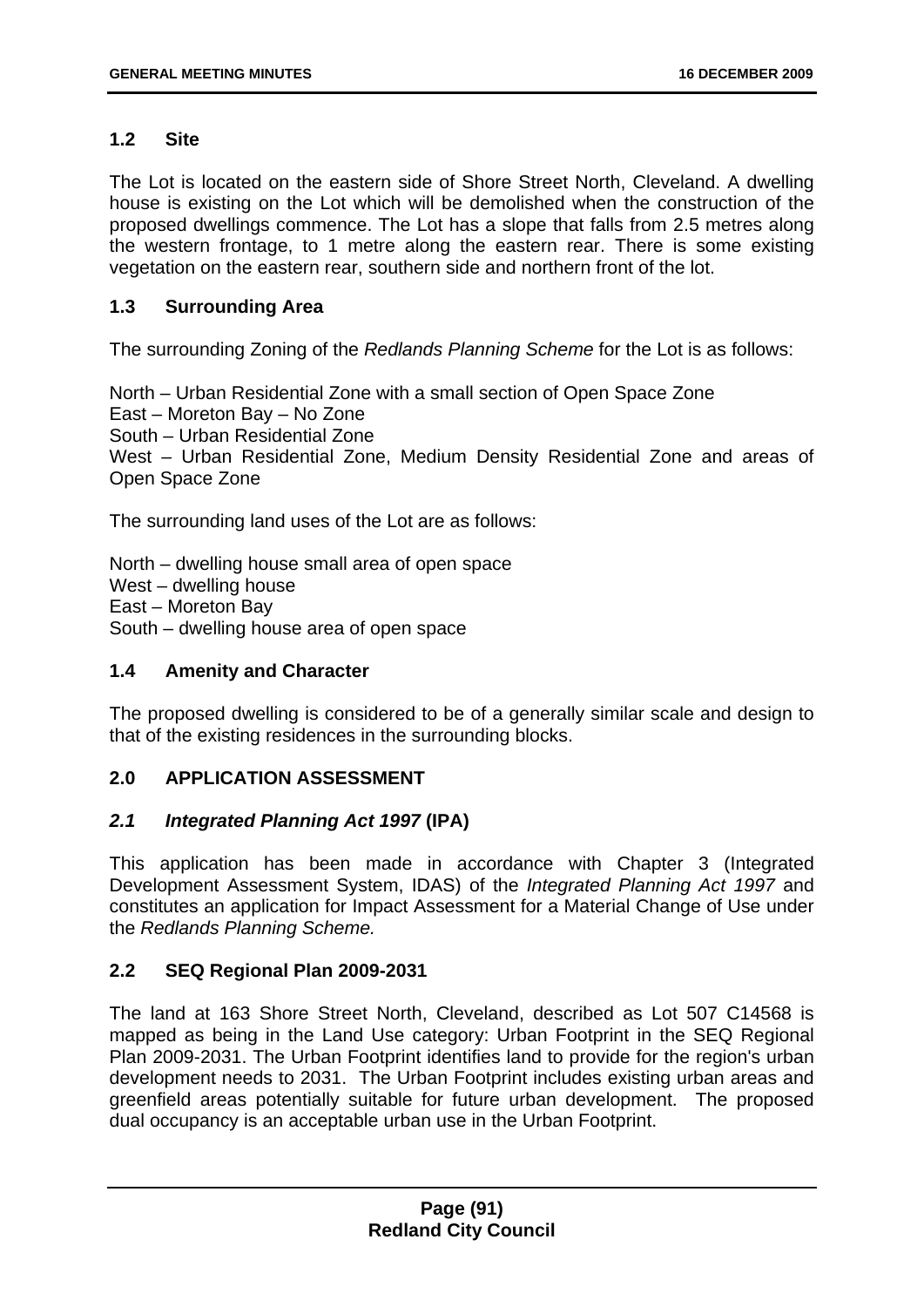### 1.2 Site

The Lot is located on the eastern side of Shore Street North, Cleveland. A dwelling house is existing on the Lot which will be demolished when the construction of the proposed dwellings commence. The Lot has a slope that falls from 2.5 metres along the western frontage, to 1 metre along the eastern rear. There is some existing vegetation on the eastern rear, southern side and northern front of the lot.

### 1.3 Surrounding Area

The surrounding Zoning of the *Redlands Planning Scheme* for the Lot is as follows:

North – Urban Residential Zone with a small section of Open Space Zone
East – Moreton Bay – No Zone
South – Urban Residential Zone
West – Urban Residential Zone, Medium Density Residential Zone and areas of Open Space Zone

The surrounding land uses of the Lot are as follows:

North – dwelling house small area of open space
West – dwelling house
East – Moreton Bay
South – dwelling house area of open space

### 1.4 Amenity and Character

The proposed dwelling is considered to be of a generally similar scale and design to that of the existing residences in the surrounding blocks.

## 2.0 APPLICATION ASSESSMENT

### *2.1 Integrated Planning Act 1997* (IPA)

This application has been made in accordance with Chapter 3 (Integrated Development Assessment System, IDAS) of the *Integrated Planning Act 1997* and constitutes an application for Impact Assessment for a Material Change of Use under the *Redlands Planning Scheme.*

### 2.2 SEQ Regional Plan 2009-2031

The land at 163 Shore Street North, Cleveland, described as Lot 507 C14568 is mapped as being in the Land Use category: Urban Footprint in the SEQ Regional Plan 2009-2031. The Urban Footprint identifies land to provide for the region's urban development needs to 2031. The Urban Footprint includes existing urban areas and greenfield areas potentially suitable for future urban development. The proposed dual occupancy is an acceptable urban use in the Urban Footprint.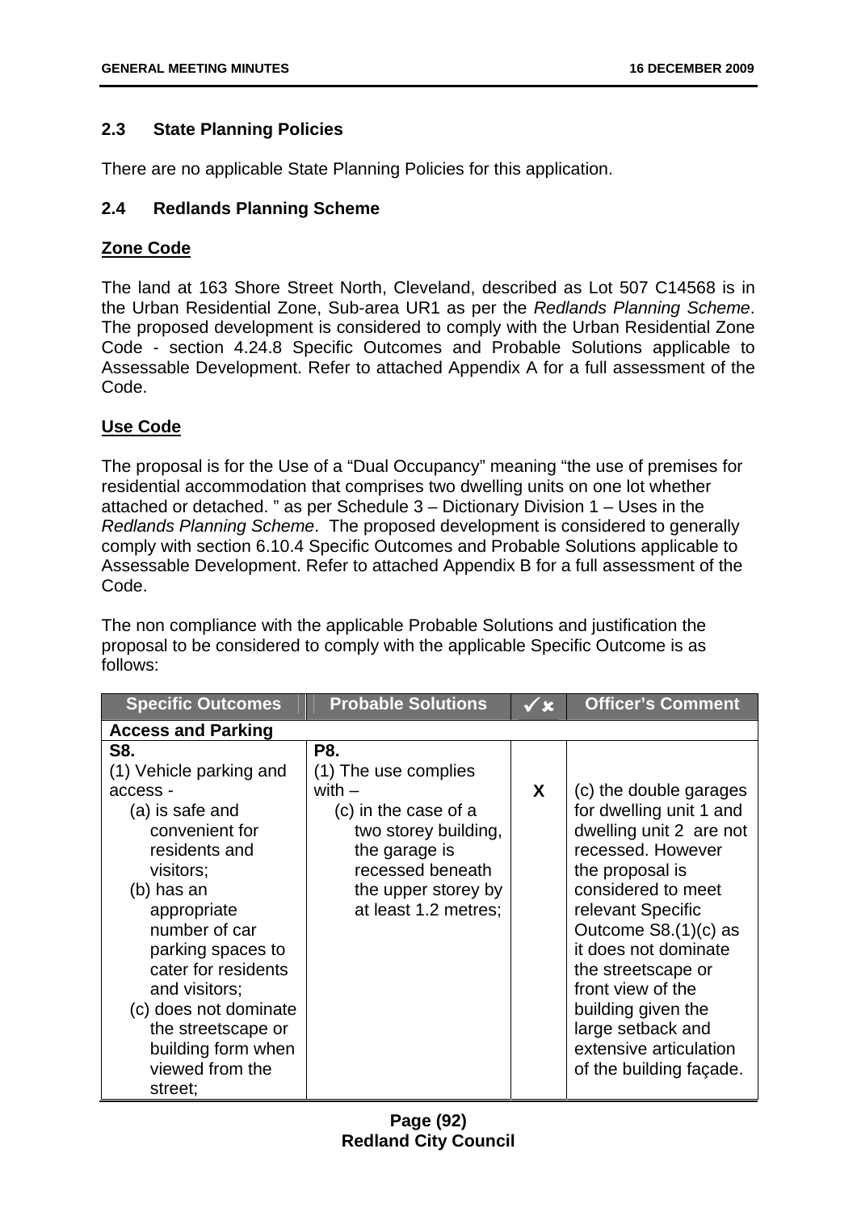### 2.3 State Planning Policies

There are no applicable State Planning Policies for this application.

### 2.4 Redlands Planning Scheme

**Zone Code**

The land at 163 Shore Street North, Cleveland, described as Lot 507 C14568 is in the Urban Residential Zone, Sub-area UR1 as per the *Redlands Planning Scheme*. The proposed development is considered to comply with the Urban Residential Zone Code - section 4.24.8 Specific Outcomes and Probable Solutions applicable to Assessable Development. Refer to attached Appendix A for a full assessment of the Code.

**Use Code**

The proposal is for the Use of a "Dual Occupancy" meaning "the use of premises for residential accommodation that comprises two dwelling units on one lot whether attached or detached. " as per Schedule 3 – Dictionary Division 1 – Uses in the *Redlands Planning Scheme*. The proposed development is considered to generally comply with section 6.10.4 Specific Outcomes and Probable Solutions applicable to Assessable Development. Refer to attached Appendix B for a full assessment of the Code.

The non compliance with the applicable Probable Solutions and justification the proposal to be considered to comply with the applicable Specific Outcome is as follows:

| Specific Outcomes | Probable Solutions | ✓✗ | Officer's Comment |
|---|---|---|---|
| **Access and Parking** | | | |
| **S8.**<br>(1) Vehicle parking and access -<br>(a) is safe and convenient for residents and visitors;<br>(b) has an appropriate number of car parking spaces to cater for residents and visitors;<br>(c) does not dominate the streetscape or building form when viewed from the street; | **P8.**<br>(1) The use complies with –<br>(c) in the case of a two storey building, the garage is recessed beneath the upper storey by at least 1.2 metres; | **X** | (c) the double garages for dwelling unit 1 and dwelling unit 2 are not recessed. However the proposal is considered to meet relevant Specific Outcome S8.(1)(c) as it does not dominate the streetscape or front view of the building given the large setback and extensive articulation of the building façade. |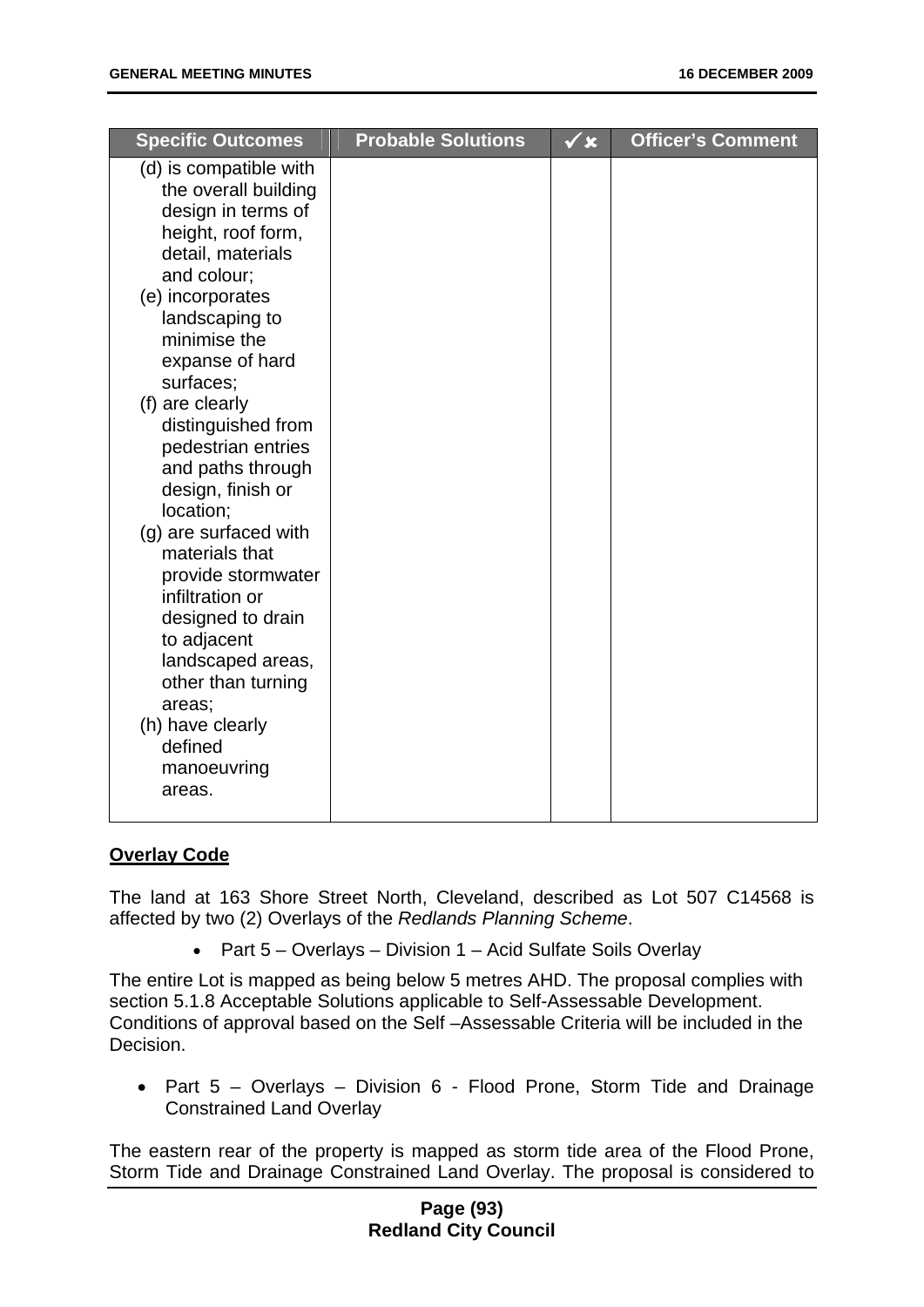| Specific Outcomes | Probable Solutions | ✓✗ | Officer's Comment |
|---|---|---|---|
| (d) is compatible with the overall building design in terms of height, roof form, detail, materials and colour;<br>(e) incorporates landscaping to minimise the expanse of hard surfaces;<br>(f) are clearly distinguished from pedestrian entries and paths through design, finish or location;<br>(g) are surfaced with materials that provide stormwater infiltration or designed to drain to adjacent landscaped areas, other than turning areas;<br>(h) have clearly defined manoeuvring areas. | | | |

**Overlay Code**

The land at 163 Shore Street North, Cleveland, described as Lot 507 C14568 is affected by two (2) Overlays of the *Redlands Planning Scheme*.

- Part 5 – Overlays – Division 1 – Acid Sulfate Soils Overlay

The entire Lot is mapped as being below 5 metres AHD. The proposal complies with section 5.1.8 Acceptable Solutions applicable to Self-Assessable Development. Conditions of approval based on the Self –Assessable Criteria will be included in the Decision.

- Part 5 – Overlays – Division 6 - Flood Prone, Storm Tide and Drainage Constrained Land Overlay

The eastern rear of the property is mapped as storm tide area of the Flood Prone, Storm Tide and Drainage Constrained Land Overlay. The proposal is considered to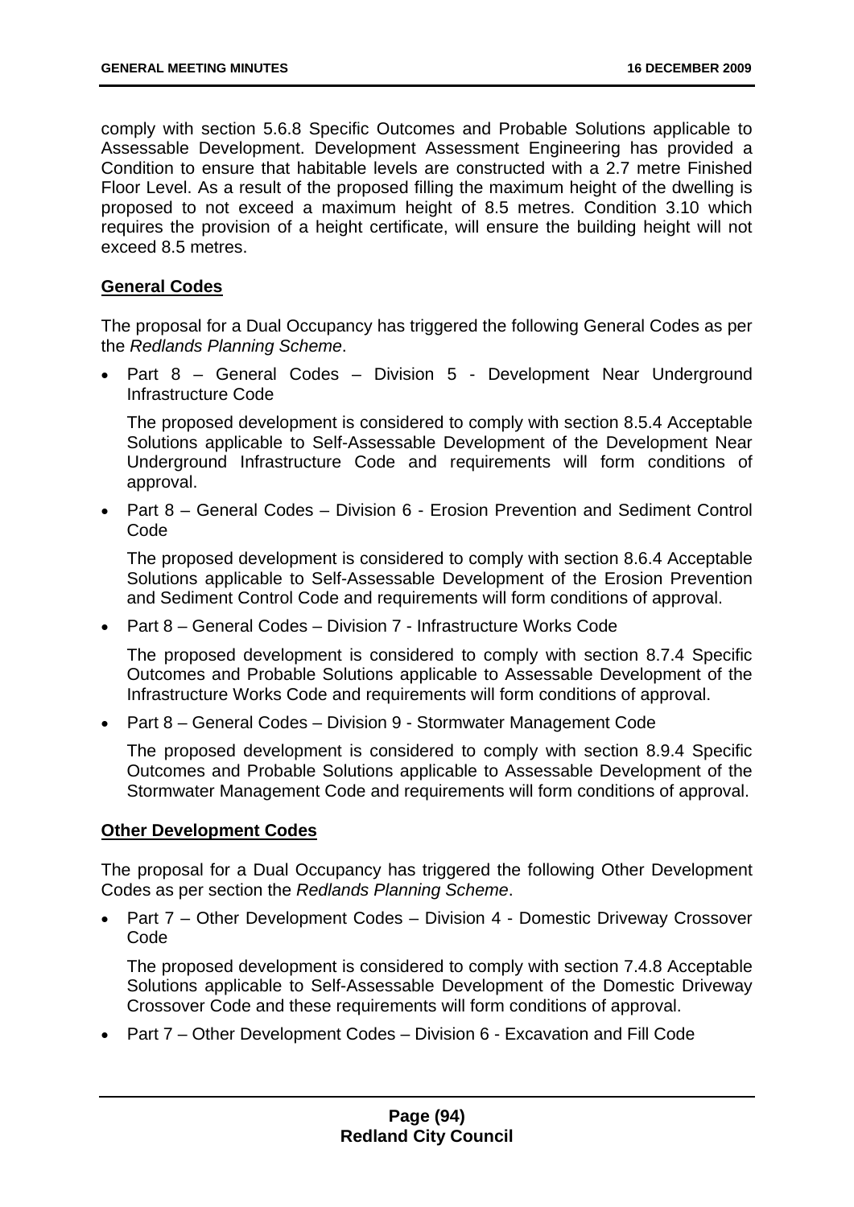comply with section 5.6.8 Specific Outcomes and Probable Solutions applicable to Assessable Development. Development Assessment Engineering has provided a Condition to ensure that habitable levels are constructed with a 2.7 metre Finished Floor Level. As a result of the proposed filling the maximum height of the dwelling is proposed to not exceed a maximum height of 8.5 metres. Condition 3.10 which requires the provision of a height certificate, will ensure the building height will not exceed 8.5 metres.

**General Codes**

The proposal for a Dual Occupancy has triggered the following General Codes as per the *Redlands Planning Scheme*.

- Part 8 – General Codes – Division 5 - Development Near Underground Infrastructure Code

  The proposed development is considered to comply with section 8.5.4 Acceptable Solutions applicable to Self-Assessable Development of the Development Near Underground Infrastructure Code and requirements will form conditions of approval.

- Part 8 – General Codes – Division 6 - Erosion Prevention and Sediment Control Code

  The proposed development is considered to comply with section 8.6.4 Acceptable Solutions applicable to Self-Assessable Development of the Erosion Prevention and Sediment Control Code and requirements will form conditions of approval.

- Part 8 – General Codes – Division 7 - Infrastructure Works Code

  The proposed development is considered to comply with section 8.7.4 Specific Outcomes and Probable Solutions applicable to Assessable Development of the Infrastructure Works Code and requirements will form conditions of approval.

- Part 8 – General Codes – Division 9 - Stormwater Management Code

  The proposed development is considered to comply with section 8.9.4 Specific Outcomes and Probable Solutions applicable to Assessable Development of the Stormwater Management Code and requirements will form conditions of approval.

**Other Development Codes**

The proposal for a Dual Occupancy has triggered the following Other Development Codes as per section the *Redlands Planning Scheme*.

- Part 7 – Other Development Codes – Division 4 - Domestic Driveway Crossover Code

  The proposed development is considered to comply with section 7.4.8 Acceptable Solutions applicable to Self-Assessable Development of the Domestic Driveway Crossover Code and these requirements will form conditions of approval.

- Part 7 – Other Development Codes – Division 6 - Excavation and Fill Code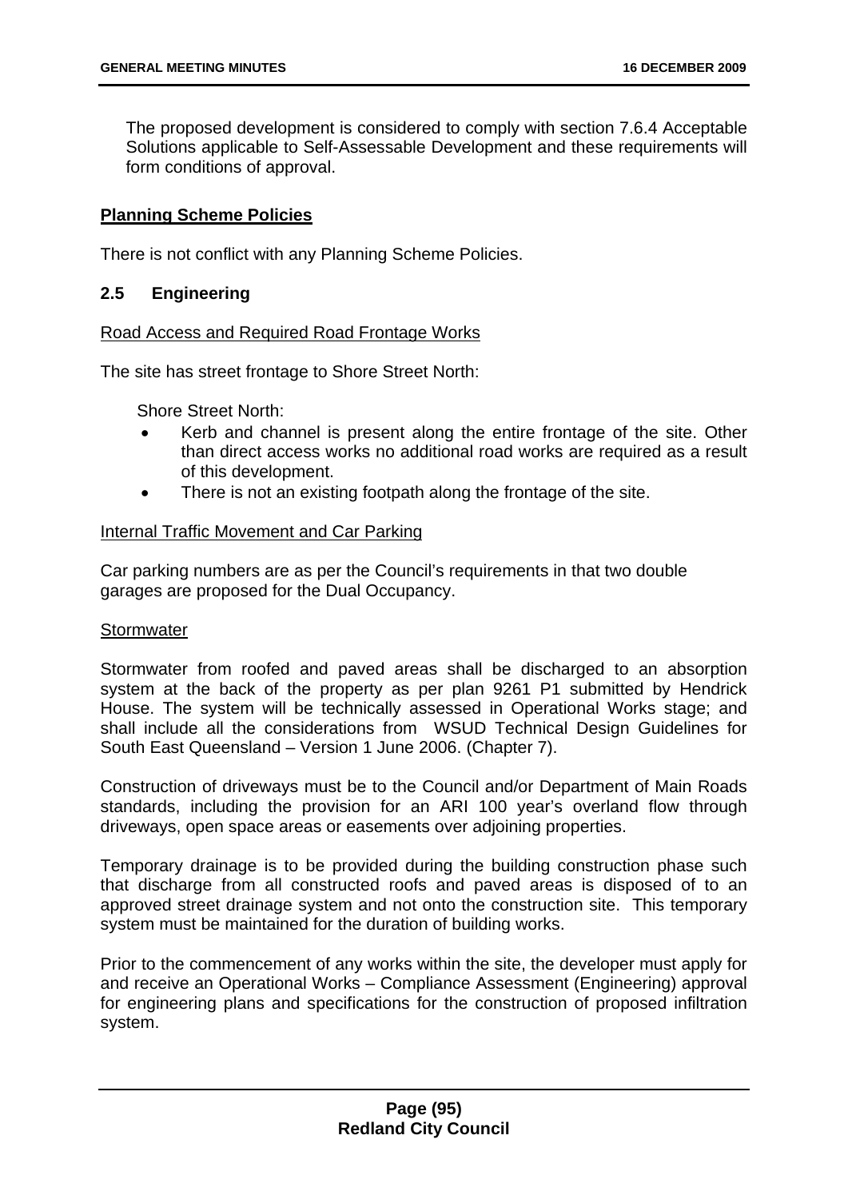The proposed development is considered to comply with section 7.6.4 Acceptable Solutions applicable to Self-Assessable Development and these requirements will form conditions of approval.

**Planning Scheme Policies**

There is not conflict with any Planning Scheme Policies.

### 2.5 Engineering

Road Access and Required Road Frontage Works

The site has street frontage to Shore Street North:

Shore Street North:

- Kerb and channel is present along the entire frontage of the site. Other than direct access works no additional road works are required as a result of this development.
- There is not an existing footpath along the frontage of the site.

Internal Traffic Movement and Car Parking

Car parking numbers are as per the Council's requirements in that two double garages are proposed for the Dual Occupancy.

Stormwater

Stormwater from roofed and paved areas shall be discharged to an absorption system at the back of the property as per plan 9261 P1 submitted by Hendrick House. The system will be technically assessed in Operational Works stage; and shall include all the considerations from WSUD Technical Design Guidelines for South East Queensland – Version 1 June 2006. (Chapter 7).

Construction of driveways must be to the Council and/or Department of Main Roads standards, including the provision for an ARI 100 year's overland flow through driveways, open space areas or easements over adjoining properties.

Temporary drainage is to be provided during the building construction phase such that discharge from all constructed roofs and paved areas is disposed of to an approved street drainage system and not onto the construction site. This temporary system must be maintained for the duration of building works.

Prior to the commencement of any works within the site, the developer must apply for and receive an Operational Works – Compliance Assessment (Engineering) approval for engineering plans and specifications for the construction of proposed infiltration system.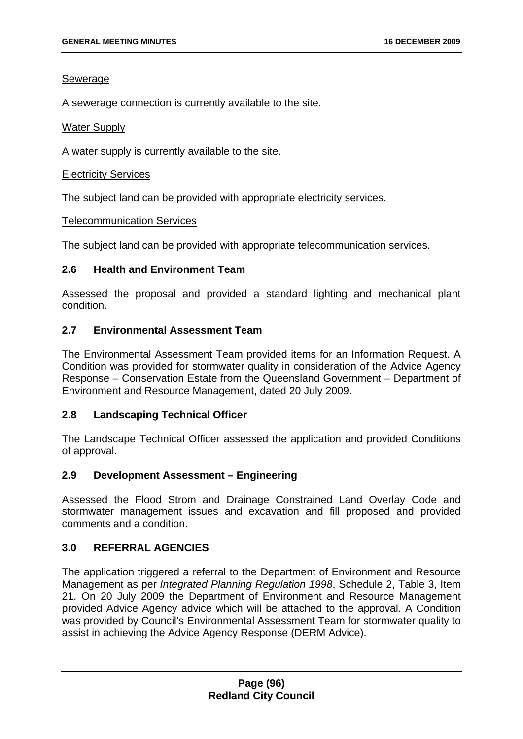Sewerage

A sewerage connection is currently available to the site.

Water Supply

A water supply is currently available to the site.

Electricity Services

The subject land can be provided with appropriate electricity services.

Telecommunication Services

The subject land can be provided with appropriate telecommunication services.

### 2.6 Health and Environment Team

Assessed the proposal and provided a standard lighting and mechanical plant condition.

### 2.7 Environmental Assessment Team

The Environmental Assessment Team provided items for an Information Request. A Condition was provided for stormwater quality in consideration of the Advice Agency Response – Conservation Estate from the Queensland Government – Department of Environment and Resource Management, dated 20 July 2009.

### 2.8 Landscaping Technical Officer

The Landscape Technical Officer assessed the application and provided Conditions of approval.

### 2.9 Development Assessment – Engineering

Assessed the Flood Strom and Drainage Constrained Land Overlay Code and stormwater management issues and excavation and fill proposed and provided comments and a condition.

## 3.0 REFERRAL AGENCIES

The application triggered a referral to the Department of Environment and Resource Management as per *Integrated Planning Regulation 1998*, Schedule 2, Table 3, Item 21. On 20 July 2009 the Department of Environment and Resource Management provided Advice Agency advice which will be attached to the approval. A Condition was provided by Council's Environmental Assessment Team for stormwater quality to assist in achieving the Advice Agency Response (DERM Advice).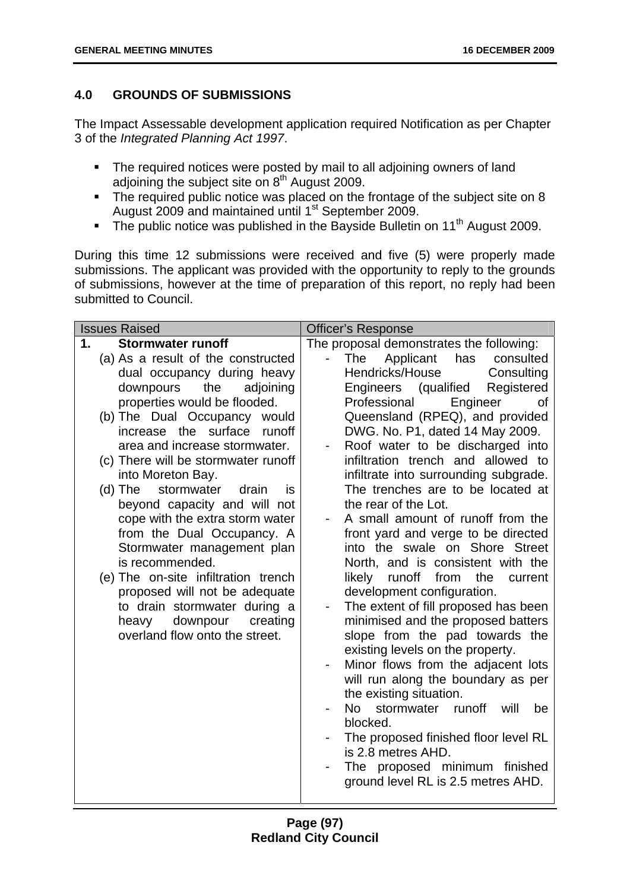## 4.0 GROUNDS OF SUBMISSIONS

The Impact Assessable development application required Notification as per Chapter 3 of the *Integrated Planning Act 1997*.

- The required notices were posted by mail to all adjoining owners of land adjoining the subject site on 8th August 2009.
- The required public notice was placed on the frontage of the subject site on 8 August 2009 and maintained until 1st September 2009.
- The public notice was published in the Bayside Bulletin on 11th August 2009.

During this time 12 submissions were received and five (5) were properly made submissions. The applicant was provided with the opportunity to reply to the grounds of submissions, however at the time of preparation of this report, no reply had been submitted to Council.

| Issues Raised | Officer's Response |
|---|---|
| **1. Stormwater runoff**<br>(a) As a result of the constructed dual occupancy during heavy downpours the adjoining properties would be flooded.<br>(b) The Dual Occupancy would increase the surface runoff area and increase stormwater.<br>(c) There will be stormwater runoff into Moreton Bay.<br>(d) The stormwater drain is beyond capacity and will not cope with the extra storm water from the Dual Occupancy. A Stormwater management plan is recommended.<br>(e) The on-site infiltration trench proposed will not be adequate to drain stormwater during a heavy downpour creating overland flow onto the street. | The proposal demonstrates the following:<br>- The Applicant has consulted Hendricks/House Consulting Engineers (qualified Registered Professional Engineer of Queensland (RPEQ), and provided DWG. No. P1, dated 14 May 2009.<br>- Roof water to be discharged into infiltration trench and allowed to infiltrate into surrounding subgrade. The trenches are to be located at the rear of the Lot.<br>- A small amount of runoff from the front yard and verge to be directed into the swale on Shore Street North, and is consistent with the likely runoff from the current development configuration.<br>- The extent of fill proposed has been minimised and the proposed batters slope from the pad towards the existing levels on the property.<br>- Minor flows from the adjacent lots will run along the boundary as per the existing situation.<br>- No stormwater runoff will be blocked.<br>- The proposed finished floor level RL is 2.8 metres AHD.<br>- The proposed minimum finished ground level RL is 2.5 metres AHD. |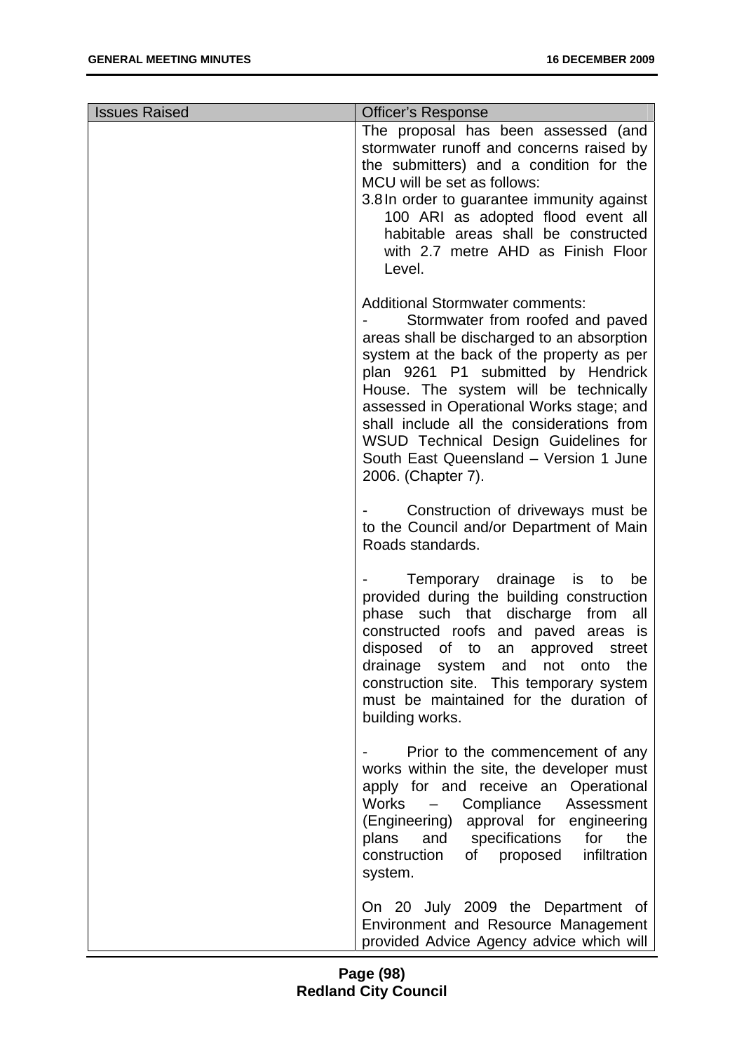| Issues Raised | Officer's Response |
|---|---|
| | The proposal has been assessed (and stormwater runoff and concerns raised by the submitters) and a condition for the MCU will be set as follows:<br>3.8 In order to guarantee immunity against 100 ARI as adopted flood event all habitable areas shall be constructed with 2.7 metre AHD as Finish Floor Level.<br><br>Additional Stormwater comments:<br>- Stormwater from roofed and paved areas shall be discharged to an absorption system at the back of the property as per plan 9261 P1 submitted by Hendrick House. The system will be technically assessed in Operational Works stage; and shall include all the considerations from WSUD Technical Design Guidelines for South East Queensland – Version 1 June 2006. (Chapter 7).<br><br>- Construction of driveways must be to the Council and/or Department of Main Roads standards.<br><br>- Temporary drainage is to be provided during the building construction phase such that discharge from all constructed roofs and paved areas is disposed of to an approved street drainage system and not onto the construction site. This temporary system must be maintained for the duration of building works.<br><br>- Prior to the commencement of any works within the site, the developer must apply for and receive an Operational Works – Compliance Assessment (Engineering) approval for engineering plans and specifications for the construction of proposed infiltration system.<br><br>On 20 July 2009 the Department of Environment and Resource Management provided Advice Agency advice which will |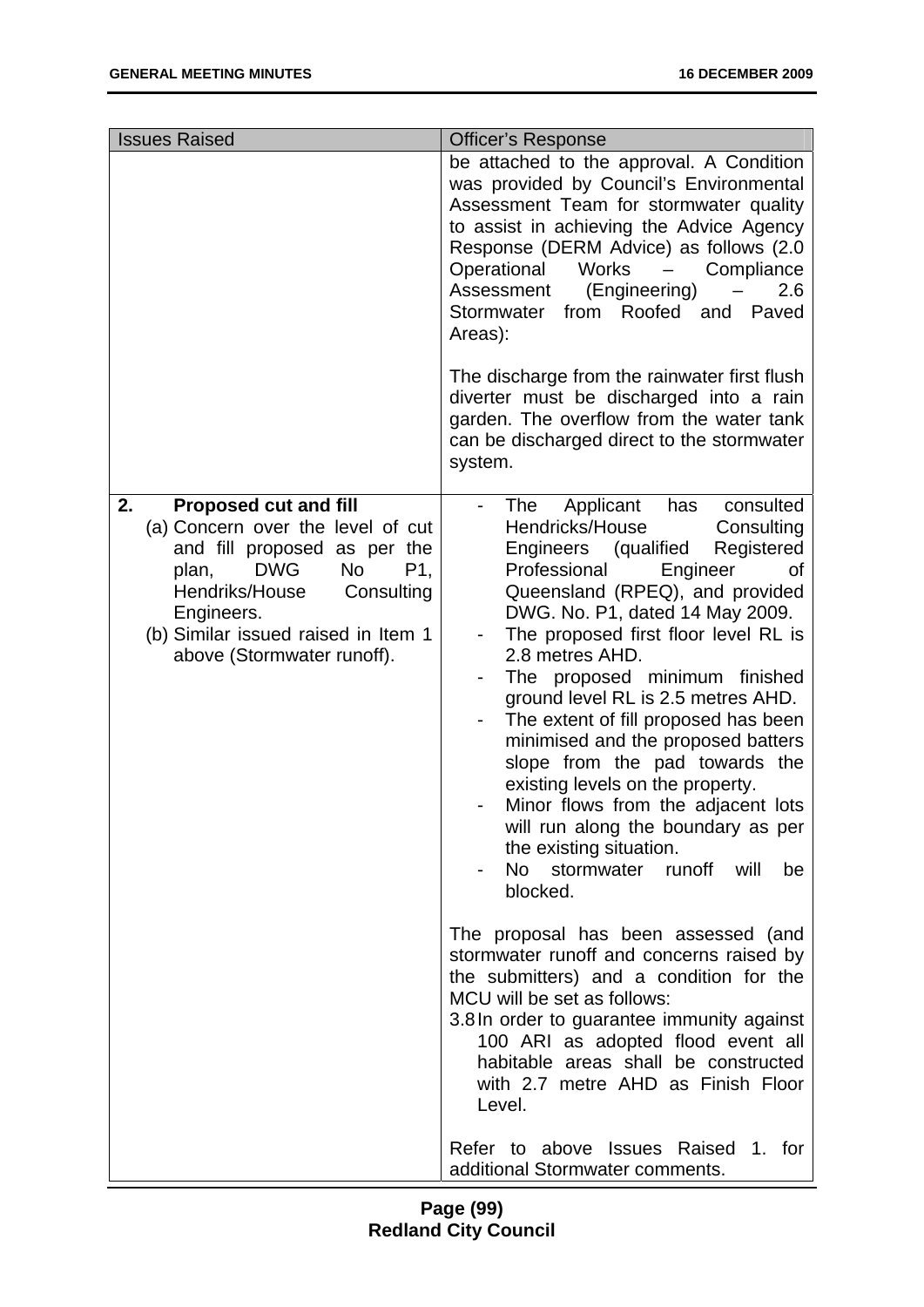| Issues Raised | Officer's Response |
| --- | --- |
| | be attached to the approval. A Condition was provided by Council's Environmental Assessment Team for stormwater quality to assist in achieving the Advice Agency Response (DERM Advice) as follows (2.0 Operational Works – Compliance Assessment (Engineering) – 2.6 Stormwater from Roofed and Paved Areas):<br><br>The discharge from the rainwater first flush diverter must be discharged into a rain garden. The overflow from the water tank can be discharged direct to the stormwater system. |
| **2. Proposed cut and fill**<br>(a) Concern over the level of cut and fill proposed as per the plan, DWG No P1, Hendriks/House Consulting Engineers.<br>(b) Similar issued raised in Item 1 above (Stormwater runoff). | - The Applicant has consulted Hendricks/House Consulting Engineers (qualified Registered Professional Engineer of Queensland (RPEQ), and provided DWG. No. P1, dated 14 May 2009.<br>- The proposed first floor level RL is 2.8 metres AHD.<br>- The proposed minimum finished ground level RL is 2.5 metres AHD.<br>- The extent of fill proposed has been minimised and the proposed batters slope from the pad towards the existing levels on the property.<br>- Minor flows from the adjacent lots will run along the boundary as per the existing situation.<br>- No stormwater runoff will be blocked.<br><br>The proposal has been assessed (and stormwater runoff and concerns raised by the submitters) and a condition for the MCU will be set as follows:<br>3.8 In order to guarantee immunity against 100 ARI as adopted flood event all habitable areas shall be constructed with 2.7 metre AHD as Finish Floor Level.<br><br>Refer to above Issues Raised 1. for additional Stormwater comments. |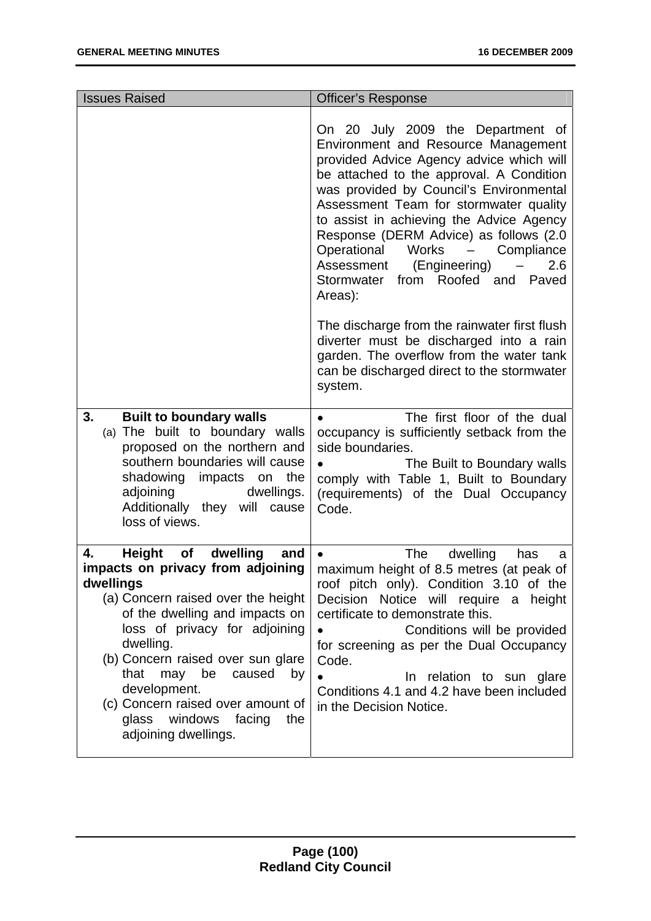| Issues Raised | Officer's Response |
| --- | --- |
| | On 20 July 2009 the Department of Environment and Resource Management provided Advice Agency advice which will be attached to the approval. A Condition was provided by Council's Environmental Assessment Team for stormwater quality to assist in achieving the Advice Agency Response (DERM Advice) as follows (2.0 Operational Works – Compliance Assessment (Engineering) – 2.6 Stormwater from Roofed and Paved Areas):<br><br>The discharge from the rainwater first flush diverter must be discharged into a rain garden. The overflow from the water tank can be discharged direct to the stormwater system. |
| **3. Built to boundary walls**<br>(a) The built to boundary walls proposed on the northern and southern boundaries will cause shadowing impacts on the adjoining dwellings. Additionally they will cause loss of views. | • The first floor of the dual occupancy is sufficiently setback from the side boundaries.<br>• The Built to Boundary walls comply with Table 1, Built to Boundary (requirements) of the Dual Occupancy Code. |
| **4. Height of dwelling and impacts on privacy from adjoining dwellings**<br>(a) Concern raised over the height of the dwelling and impacts on loss of privacy for adjoining dwelling.<br>(b) Concern raised over sun glare that may be caused by development.<br>(c) Concern raised over amount of glass windows facing the adjoining dwellings. | • The dwelling has a maximum height of 8.5 metres (at peak of roof pitch only). Condition 3.10 of the Decision Notice will require a height certificate to demonstrate this.<br>• Conditions will be provided for screening as per the Dual Occupancy Code.<br>• In relation to sun glare Conditions 4.1 and 4.2 have been included in the Decision Notice. |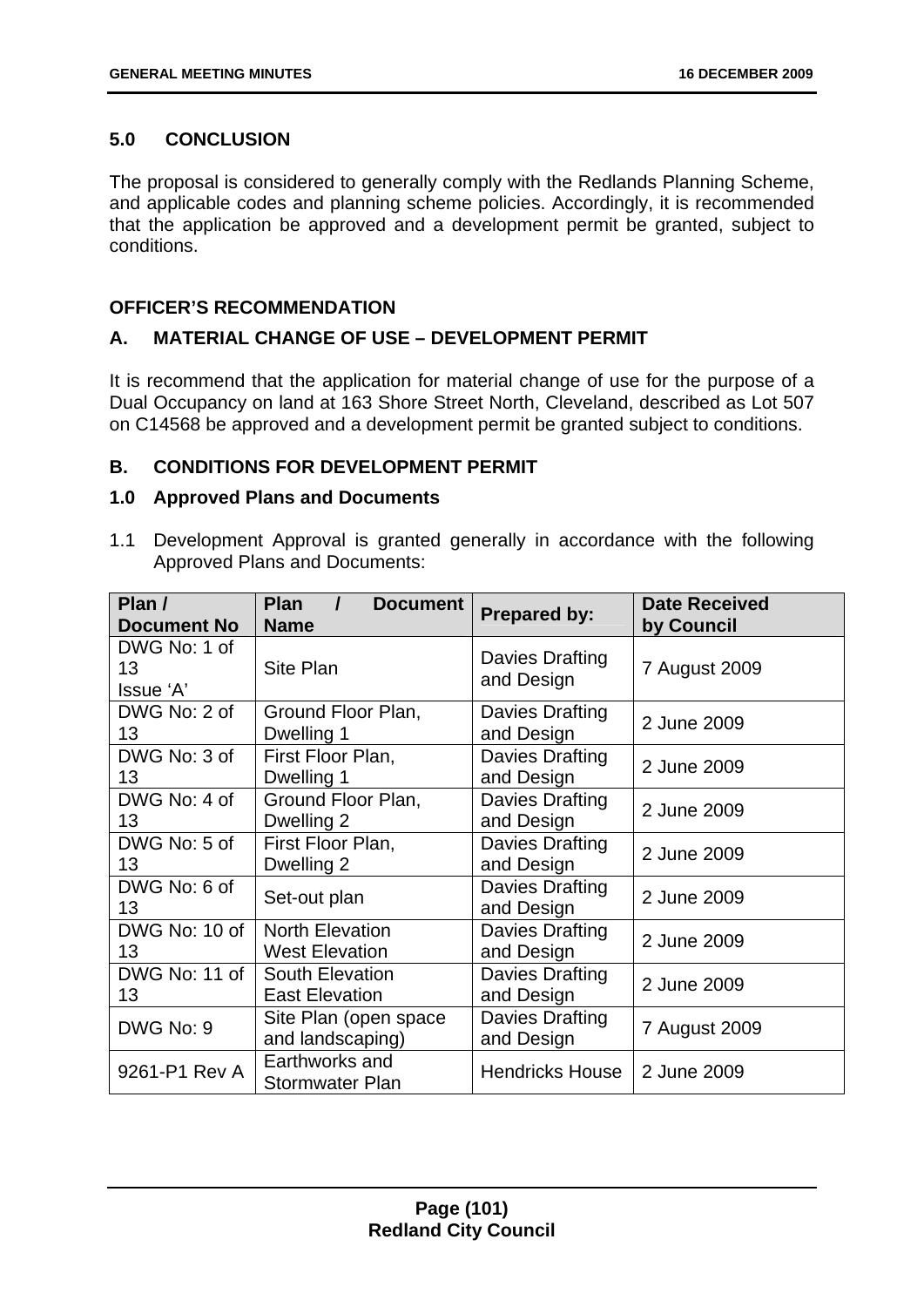## 5.0 CONCLUSION

The proposal is considered to generally comply with the Redlands Planning Scheme, and applicable codes and planning scheme policies. Accordingly, it is recommended that the application be approved and a development permit be granted, subject to conditions.

## OFFICER'S RECOMMENDATION

### A. MATERIAL CHANGE OF USE – DEVELOPMENT PERMIT

It is recommend that the application for material change of use for the purpose of a Dual Occupancy on land at 163 Shore Street North, Cleveland, described as Lot 507 on C14568 be approved and a development permit be granted subject to conditions.

### B. CONDITIONS FOR DEVELOPMENT PERMIT

#### 1.0 Approved Plans and Documents

1.1 Development Approval is granted generally in accordance with the following Approved Plans and Documents:

| Plan / Document No | Plan / Document Name | Prepared by: | Date Received by Council |
|---|---|---|---|
| DWG No: 1 of 13 Issue 'A' | Site Plan | Davies Drafting and Design | 7 August 2009 |
| DWG No: 2 of 13 | Ground Floor Plan, Dwelling 1 | Davies Drafting and Design | 2 June 2009 |
| DWG No: 3 of 13 | First Floor Plan, Dwelling 1 | Davies Drafting and Design | 2 June 2009 |
| DWG No: 4 of 13 | Ground Floor Plan, Dwelling 2 | Davies Drafting and Design | 2 June 2009 |
| DWG No: 5 of 13 | First Floor Plan, Dwelling 2 | Davies Drafting and Design | 2 June 2009 |
| DWG No: 6 of 13 | Set-out plan | Davies Drafting and Design | 2 June 2009 |
| DWG No: 10 of 13 | North Elevation West Elevation | Davies Drafting and Design | 2 June 2009 |
| DWG No: 11 of 13 | South Elevation East Elevation | Davies Drafting and Design | 2 June 2009 |
| DWG No: 9 | Site Plan (open space and landscaping) | Davies Drafting and Design | 7 August 2009 |
| 9261-P1 Rev A | Earthworks and Stormwater Plan | Hendricks House | 2 June 2009 |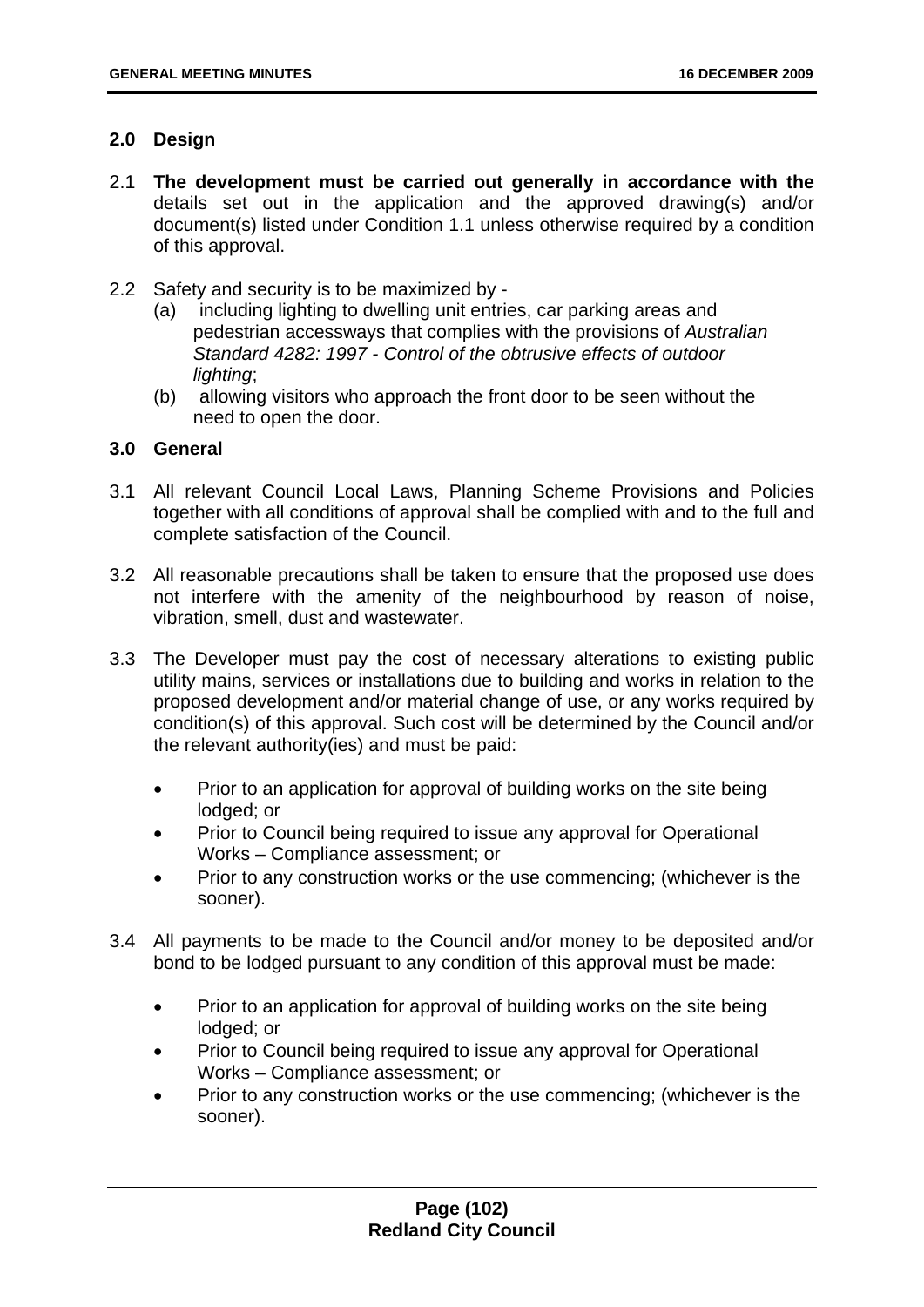### 2.0 Design

2.1 **The development must be carried out generally in accordance with the** details set out in the application and the approved drawing(s) and/or document(s) listed under Condition 1.1 unless otherwise required by a condition of this approval.

2.2 Safety and security is to be maximized by -

(a) including lighting to dwelling unit entries, car parking areas and pedestrian accessways that complies with the provisions of *Australian Standard 4282: 1997 - Control of the obtrusive effects of outdoor lighting*;

(b) allowing visitors who approach the front door to be seen without the need to open the door.

### 3.0 General

3.1 All relevant Council Local Laws, Planning Scheme Provisions and Policies together with all conditions of approval shall be complied with and to the full and complete satisfaction of the Council.

3.2 All reasonable precautions shall be taken to ensure that the proposed use does not interfere with the amenity of the neighbourhood by reason of noise, vibration, smell, dust and wastewater.

3.3 The Developer must pay the cost of necessary alterations to existing public utility mains, services or installations due to building and works in relation to the proposed development and/or material change of use, or any works required by condition(s) of this approval. Such cost will be determined by the Council and/or the relevant authority(ies) and must be paid:

- Prior to an application for approval of building works on the site being lodged; or
- Prior to Council being required to issue any approval for Operational Works – Compliance assessment; or
- Prior to any construction works or the use commencing; (whichever is the sooner).

3.4 All payments to be made to the Council and/or money to be deposited and/or bond to be lodged pursuant to any condition of this approval must be made:

- Prior to an application for approval of building works on the site being lodged; or
- Prior to Council being required to issue any approval for Operational Works – Compliance assessment; or
- Prior to any construction works or the use commencing; (whichever is the sooner).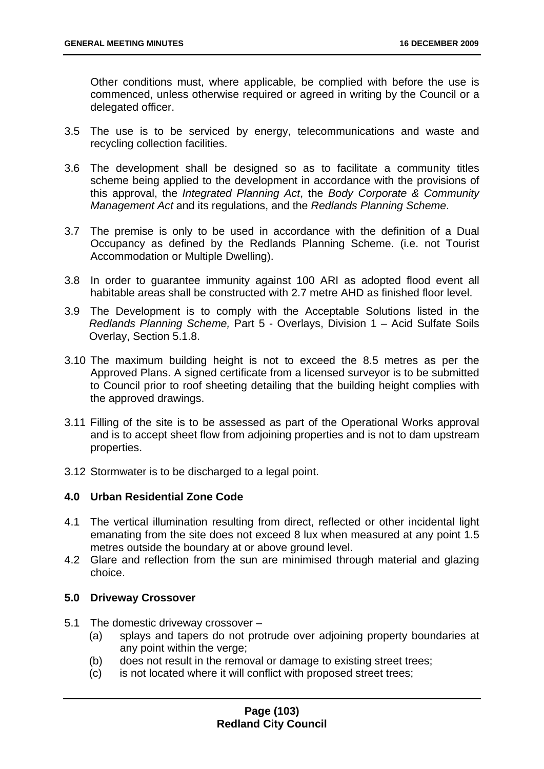Other conditions must, where applicable, be complied with before the use is commenced, unless otherwise required or agreed in writing by the Council or a delegated officer.

3.5 The use is to be serviced by energy, telecommunications and waste and recycling collection facilities.

3.6 The development shall be designed so as to facilitate a community titles scheme being applied to the development in accordance with the provisions of this approval, the *Integrated Planning Act*, the *Body Corporate & Community Management Act* and its regulations, and the *Redlands Planning Scheme*.

3.7 The premise is only to be used in accordance with the definition of a Dual Occupancy as defined by the Redlands Planning Scheme. (i.e. not Tourist Accommodation or Multiple Dwelling).

3.8 In order to guarantee immunity against 100 ARI as adopted flood event all habitable areas shall be constructed with 2.7 metre AHD as finished floor level.

3.9 The Development is to comply with the Acceptable Solutions listed in the *Redlands Planning Scheme,* Part 5 - Overlays, Division 1 – Acid Sulfate Soils Overlay, Section 5.1.8.

3.10 The maximum building height is not to exceed the 8.5 metres as per the Approved Plans. A signed certificate from a licensed surveyor is to be submitted to Council prior to roof sheeting detailing that the building height complies with the approved drawings.

3.11 Filling of the site is to be assessed as part of the Operational Works approval and is to accept sheet flow from adjoining properties and is not to dam upstream properties.

3.12 Stormwater is to be discharged to a legal point.

## 4.0 Urban Residential Zone Code

4.1 The vertical illumination resulting from direct, reflected or other incidental light emanating from the site does not exceed 8 lux when measured at any point 1.5 metres outside the boundary at or above ground level.

4.2 Glare and reflection from the sun are minimised through material and glazing choice.

## 5.0 Driveway Crossover

5.1 The domestic driveway crossover –

(a) splays and tapers do not protrude over adjoining property boundaries at any point within the verge;

(b) does not result in the removal or damage to existing street trees;

(c) is not located where it will conflict with proposed street trees;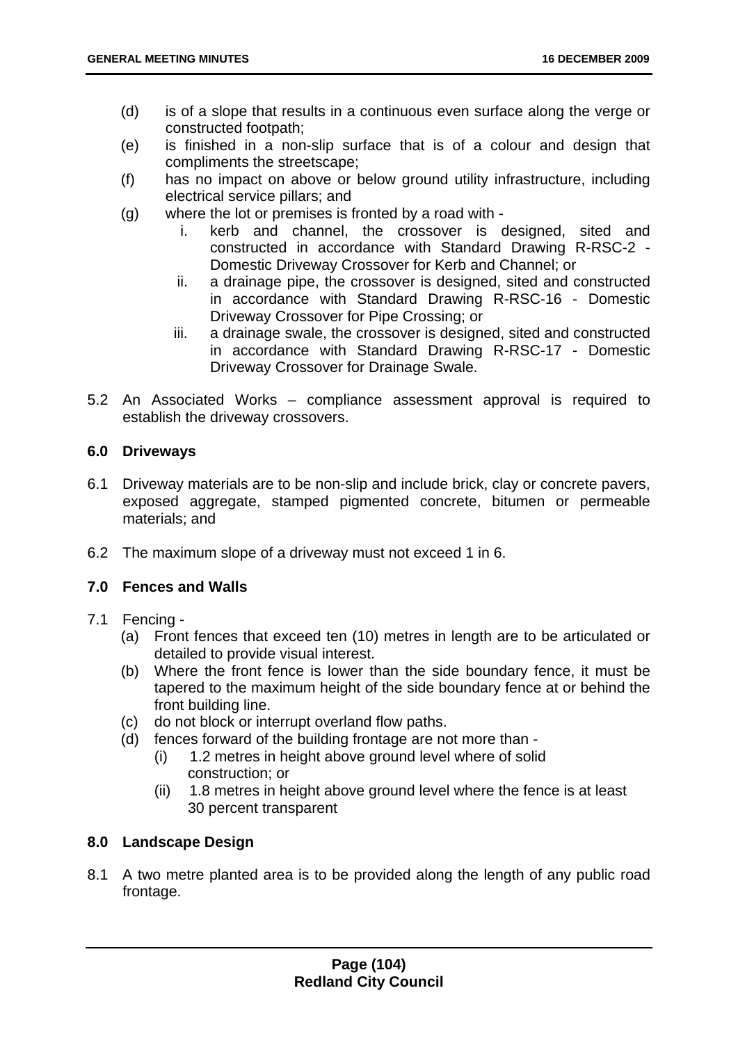(d) is of a slope that results in a continuous even surface along the verge or constructed footpath;

(e) is finished in a non-slip surface that is of a colour and design that compliments the streetscape;

(f) has no impact on above or below ground utility infrastructure, including electrical service pillars; and

(g) where the lot or premises is fronted by a road with -

   i. kerb and channel, the crossover is designed, sited and constructed in accordance with Standard Drawing R-RSC-2 - Domestic Driveway Crossover for Kerb and Channel; or

   ii. a drainage pipe, the crossover is designed, sited and constructed in accordance with Standard Drawing R-RSC-16 - Domestic Driveway Crossover for Pipe Crossing; or

   iii. a drainage swale, the crossover is designed, sited and constructed in accordance with Standard Drawing R-RSC-17 - Domestic Driveway Crossover for Drainage Swale.

5.2 An Associated Works – compliance assessment approval is required to establish the driveway crossovers.

## 6.0 Driveways

6.1 Driveway materials are to be non-slip and include brick, clay or concrete pavers, exposed aggregate, stamped pigmented concrete, bitumen or permeable materials; and

6.2 The maximum slope of a driveway must not exceed 1 in 6.

## 7.0 Fences and Walls

7.1 Fencing -

(a) Front fences that exceed ten (10) metres in length are to be articulated or detailed to provide visual interest.

(b) Where the front fence is lower than the side boundary fence, it must be tapered to the maximum height of the side boundary fence at or behind the front building line.

(c) do not block or interrupt overland flow paths.

(d) fences forward of the building frontage are not more than -

   (i) 1.2 metres in height above ground level where of solid construction; or

   (ii) 1.8 metres in height above ground level where the fence is at least 30 percent transparent

## 8.0 Landscape Design

8.1 A two metre planted area is to be provided along the length of any public road frontage.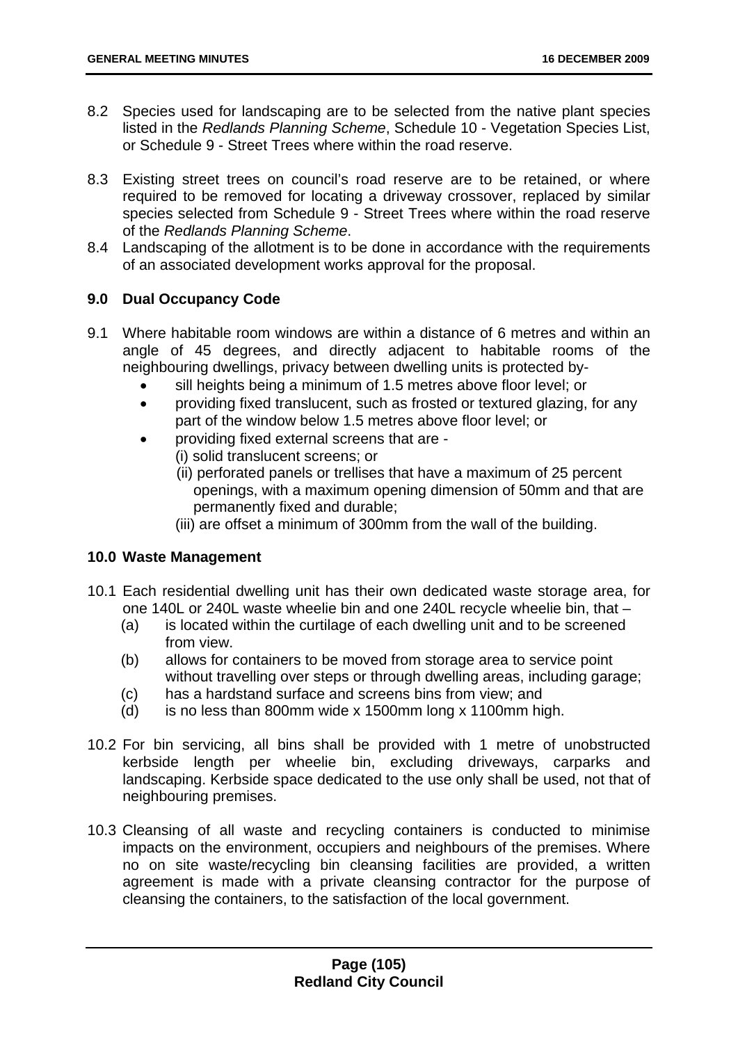8.2 Species used for landscaping are to be selected from the native plant species listed in the *Redlands Planning Scheme*, Schedule 10 - Vegetation Species List, or Schedule 9 - Street Trees where within the road reserve.

8.3 Existing street trees on council's road reserve are to be retained, or where required to be removed for locating a driveway crossover, replaced by similar species selected from Schedule 9 - Street Trees where within the road reserve of the *Redlands Planning Scheme*.

8.4 Landscaping of the allotment is to be done in accordance with the requirements of an associated development works approval for the proposal.

### 9.0 Dual Occupancy Code

9.1 Where habitable room windows are within a distance of 6 metres and within an angle of 45 degrees, and directly adjacent to habitable rooms of the neighbouring dwellings, privacy between dwelling units is protected by-

- sill heights being a minimum of 1.5 metres above floor level; or
- providing fixed translucent, such as frosted or textured glazing, for any part of the window below 1.5 metres above floor level; or
- providing fixed external screens that are -
  - (i) solid translucent screens; or
  - (ii) perforated panels or trellises that have a maximum of 25 percent openings, with a maximum opening dimension of 50mm and that are permanently fixed and durable;
  - (iii) are offset a minimum of 300mm from the wall of the building.

### 10.0 Waste Management

10.1 Each residential dwelling unit has their own dedicated waste storage area, for one 140L or 240L waste wheelie bin and one 240L recycle wheelie bin, that –

- (a) is located within the curtilage of each dwelling unit and to be screened from view.
- (b) allows for containers to be moved from storage area to service point without travelling over steps or through dwelling areas, including garage;
- (c) has a hardstand surface and screens bins from view; and
- (d) is no less than 800mm wide x 1500mm long x 1100mm high.

10.2 For bin servicing, all bins shall be provided with 1 metre of unobstructed kerbside length per wheelie bin, excluding driveways, carparks and landscaping. Kerbside space dedicated to the use only shall be used, not that of neighbouring premises.

10.3 Cleansing of all waste and recycling containers is conducted to minimise impacts on the environment, occupiers and neighbours of the premises. Where no on site waste/recycling bin cleansing facilities are provided, a written agreement is made with a private cleansing contractor for the purpose of cleansing the containers, to the satisfaction of the local government.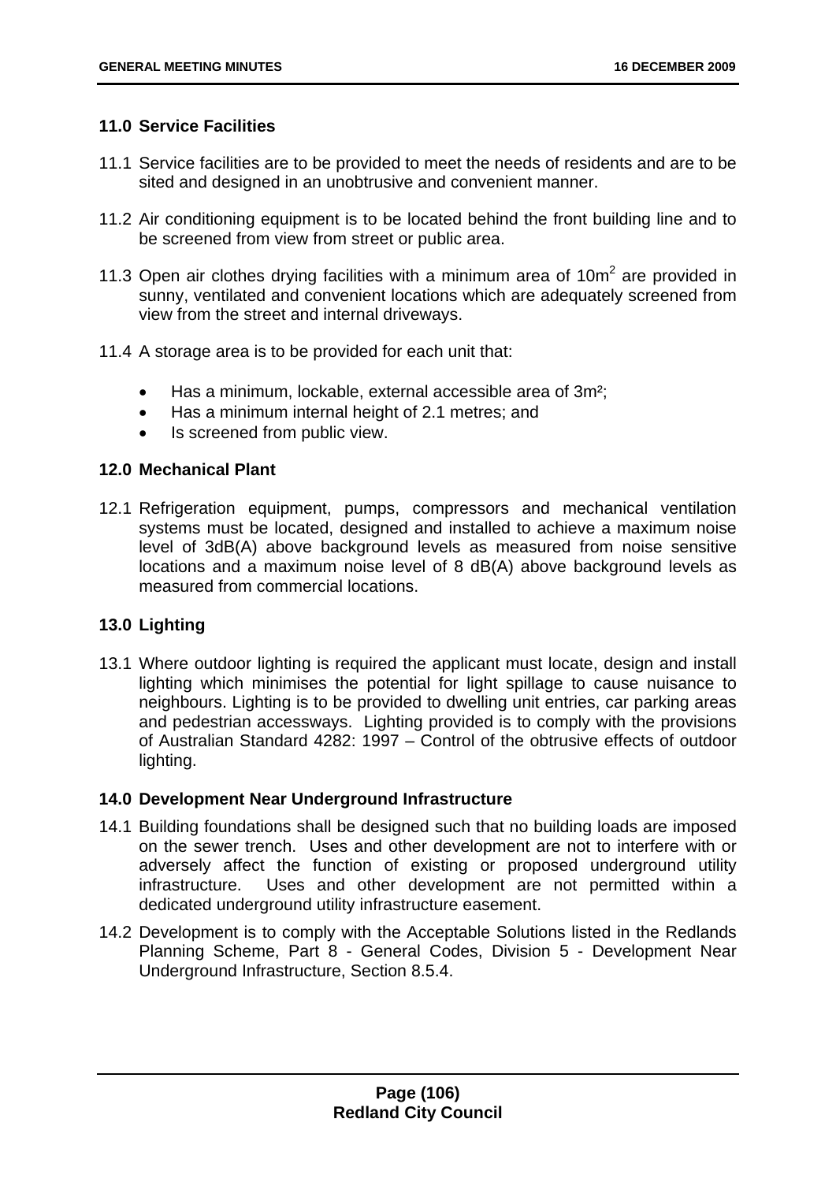## 11.0 Service Facilities

11.1 Service facilities are to be provided to meet the needs of residents and are to be sited and designed in an unobtrusive and convenient manner.

11.2 Air conditioning equipment is to be located behind the front building line and to be screened from view from street or public area.

11.3 Open air clothes drying facilities with a minimum area of $10m^2$ are provided in sunny, ventilated and convenient locations which are adequately screened from view from the street and internal driveways.

11.4 A storage area is to be provided for each unit that:

- Has a minimum, lockable, external accessible area of $3m^2$;
- Has a minimum internal height of 2.1 metres; and
- Is screened from public view.

## 12.0 Mechanical Plant

12.1 Refrigeration equipment, pumps, compressors and mechanical ventilation systems must be located, designed and installed to achieve a maximum noise level of 3dB(A) above background levels as measured from noise sensitive locations and a maximum noise level of 8 dB(A) above background levels as measured from commercial locations.

## 13.0 Lighting

13.1 Where outdoor lighting is required the applicant must locate, design and install lighting which minimises the potential for light spillage to cause nuisance to neighbours. Lighting is to be provided to dwelling unit entries, car parking areas and pedestrian accessways. Lighting provided is to comply with the provisions of Australian Standard 4282: 1997 – Control of the obtrusive effects of outdoor lighting.

## 14.0 Development Near Underground Infrastructure

14.1 Building foundations shall be designed such that no building loads are imposed on the sewer trench. Uses and other development are not to interfere with or adversely affect the function of existing or proposed underground utility infrastructure. Uses and other development are not permitted within a dedicated underground utility infrastructure easement.

14.2 Development is to comply with the Acceptable Solutions listed in the Redlands Planning Scheme, Part 8 - General Codes, Division 5 - Development Near Underground Infrastructure, Section 8.5.4.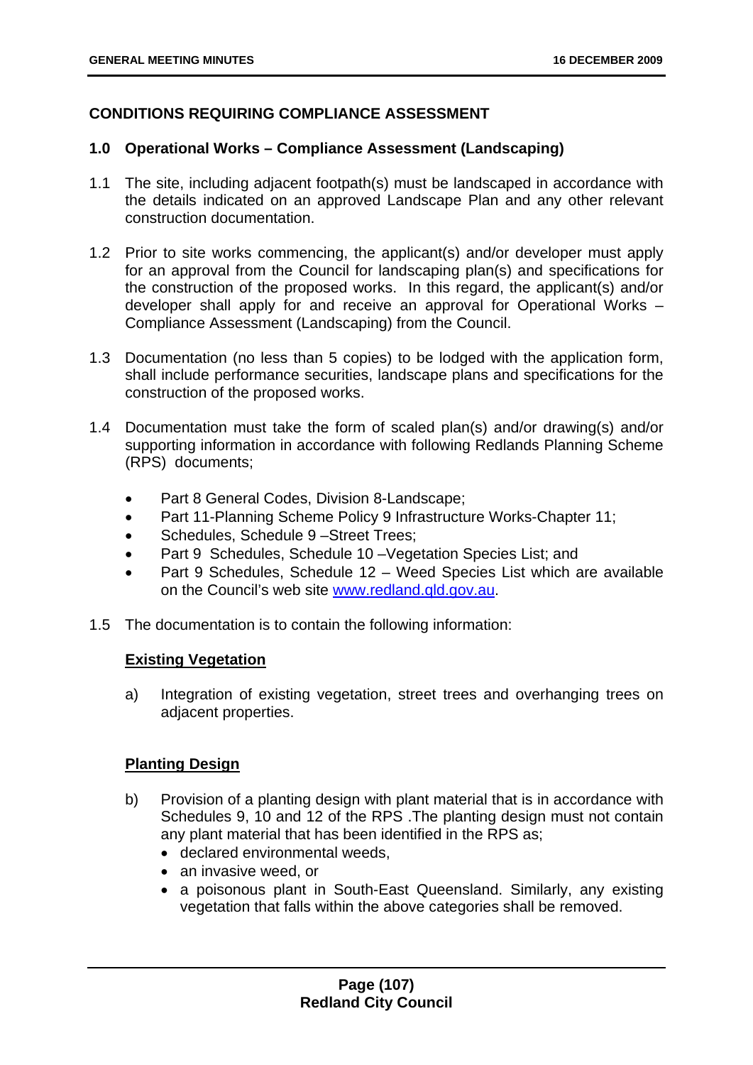## CONDITIONS REQUIRING COMPLIANCE ASSESSMENT

### 1.0 Operational Works – Compliance Assessment (Landscaping)

1.1 The site, including adjacent footpath(s) must be landscaped in accordance with the details indicated on an approved Landscape Plan and any other relevant construction documentation.

1.2 Prior to site works commencing, the applicant(s) and/or developer must apply for an approval from the Council for landscaping plan(s) and specifications for the construction of the proposed works. In this regard, the applicant(s) and/or developer shall apply for and receive an approval for Operational Works – Compliance Assessment (Landscaping) from the Council.

1.3 Documentation (no less than 5 copies) to be lodged with the application form, shall include performance securities, landscape plans and specifications for the construction of the proposed works.

1.4 Documentation must take the form of scaled plan(s) and/or drawing(s) and/or supporting information in accordance with following Redlands Planning Scheme (RPS) documents;

- Part 8 General Codes, Division 8-Landscape;
- Part 11-Planning Scheme Policy 9 Infrastructure Works-Chapter 11;
- Schedules, Schedule 9 –Street Trees;
- Part 9 Schedules, Schedule 10 –Vegetation Species List; and
- Part 9 Schedules, Schedule 12 – Weed Species List which are available on the Council's web site www.redland.qld.gov.au.

1.5 The documentation is to contain the following information:

**Existing Vegetation**

a) Integration of existing vegetation, street trees and overhanging trees on adjacent properties.

**Planting Design**

b) Provision of a planting design with plant material that is in accordance with Schedules 9, 10 and 12 of the RPS .The planting design must not contain any plant material that has been identified in the RPS as;
   - declared environmental weeds,
   - an invasive weed, or
   - a poisonous plant in South-East Queensland. Similarly, any existing vegetation that falls within the above categories shall be removed.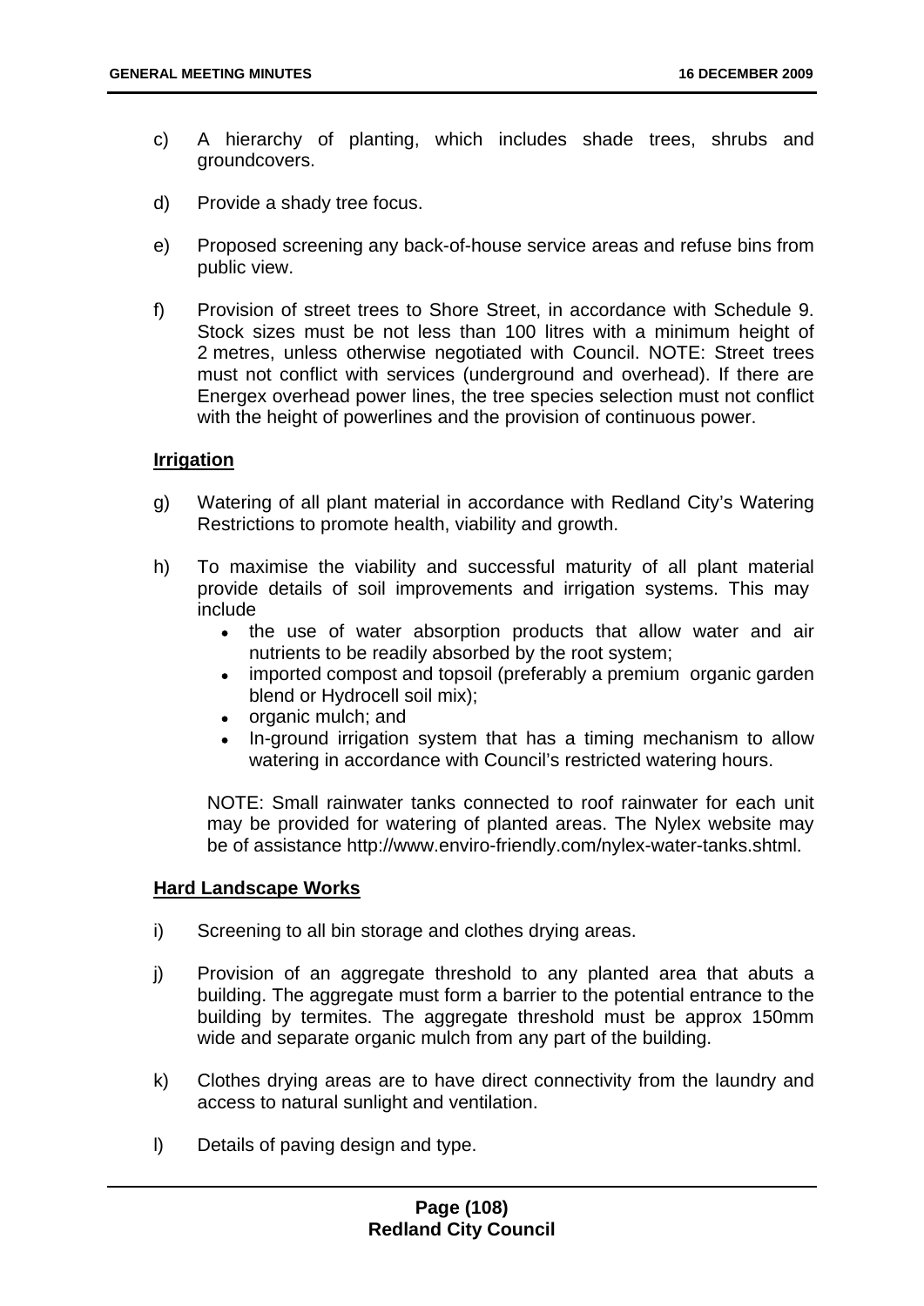c) A hierarchy of planting, which includes shade trees, shrubs and groundcovers.

d) Provide a shady tree focus.

e) Proposed screening any back-of-house service areas and refuse bins from public view.

f) Provision of street trees to Shore Street, in accordance with Schedule 9. Stock sizes must be not less than 100 litres with a minimum height of 2 metres, unless otherwise negotiated with Council. NOTE: Street trees must not conflict with services (underground and overhead). If there are Energex overhead power lines, the tree species selection must not conflict with the height of powerlines and the provision of continuous power.

**Irrigation**

g) Watering of all plant material in accordance with Redland City's Watering Restrictions to promote health, viability and growth.

h) To maximise the viability and successful maturity of all plant material provide details of soil improvements and irrigation systems. This may include
   - the use of water absorption products that allow water and air nutrients to be readily absorbed by the root system;
   - imported compost and topsoil (preferably a premium organic garden blend or Hydrocell soil mix);
   - organic mulch; and
   - In-ground irrigation system that has a timing mechanism to allow watering in accordance with Council's restricted watering hours.

   NOTE: Small rainwater tanks connected to roof rainwater for each unit may be provided for watering of planted areas. The Nylex website may be of assistance http://www.enviro-friendly.com/nylex-water-tanks.shtml.

**Hard Landscape Works**

i) Screening to all bin storage and clothes drying areas.

j) Provision of an aggregate threshold to any planted area that abuts a building. The aggregate must form a barrier to the potential entrance to the building by termites. The aggregate threshold must be approx 150mm wide and separate organic mulch from any part of the building.

k) Clothes drying areas are to have direct connectivity from the laundry and access to natural sunlight and ventilation.

l) Details of paving design and type.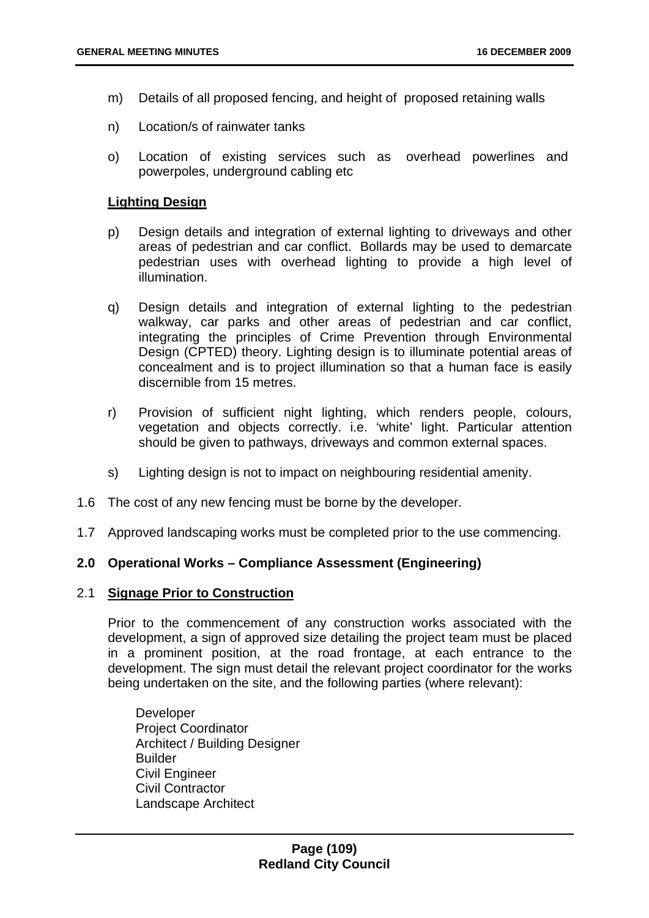m) Details of all proposed fencing, and height of proposed retaining walls

n) Location/s of rainwater tanks

o) Location of existing services such as overhead powerlines and powerpoles, underground cabling etc

**Lighting Design**

p) Design details and integration of external lighting to driveways and other areas of pedestrian and car conflict. Bollards may be used to demarcate pedestrian uses with overhead lighting to provide a high level of illumination.

q) Design details and integration of external lighting to the pedestrian walkway, car parks and other areas of pedestrian and car conflict, integrating the principles of Crime Prevention through Environmental Design (CPTED) theory. Lighting design is to illuminate potential areas of concealment and is to project illumination so that a human face is easily discernible from 15 metres.

r) Provision of sufficient night lighting, which renders people, colours, vegetation and objects correctly. i.e. 'white' light. Particular attention should be given to pathways, driveways and common external spaces.

s) Lighting design is not to impact on neighbouring residential amenity.

1.6 The cost of any new fencing must be borne by the developer.

1.7 Approved landscaping works must be completed prior to the use commencing.

**2.0 Operational Works – Compliance Assessment (Engineering)**

2.1 **Signage Prior to Construction**

Prior to the commencement of any construction works associated with the development, a sign of approved size detailing the project team must be placed in a prominent position, at the road frontage, at each entrance to the development. The sign must detail the relevant project coordinator for the works being undertaken on the site, and the following parties (where relevant):

Developer
Project Coordinator
Architect / Building Designer
Builder
Civil Engineer
Civil Contractor
Landscape Architect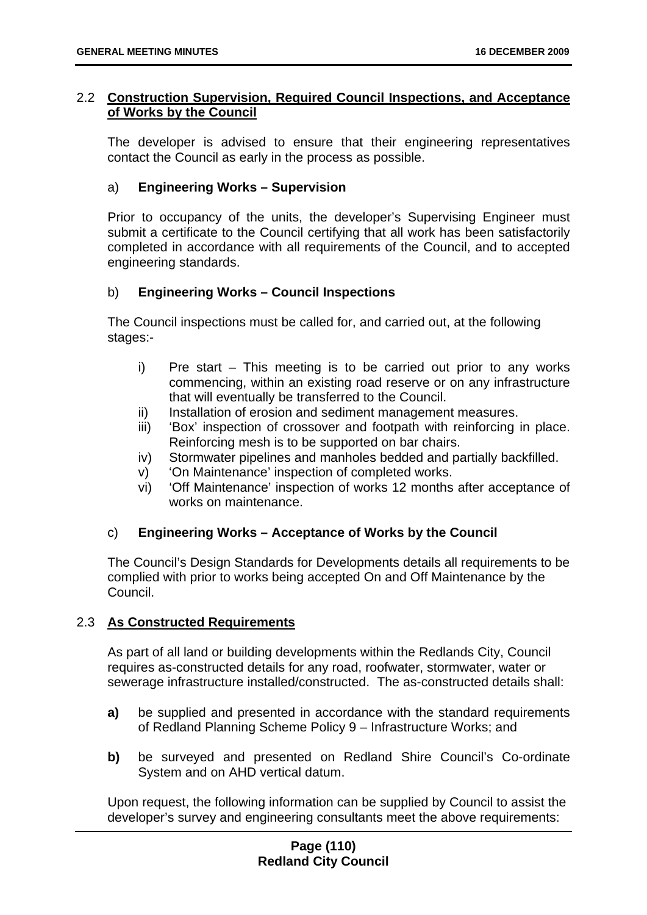### 2.2 **Construction Supervision, Required Council Inspections, and Acceptance of Works by the Council**

The developer is advised to ensure that their engineering representatives contact the Council as early in the process as possible.

#### a) **Engineering Works – Supervision**

Prior to occupancy of the units, the developer's Supervising Engineer must submit a certificate to the Council certifying that all work has been satisfactorily completed in accordance with all requirements of the Council, and to accepted engineering standards.

#### b) **Engineering Works – Council Inspections**

The Council inspections must be called for, and carried out, at the following stages:-

- i) Pre start – This meeting is to be carried out prior to any works commencing, within an existing road reserve or on any infrastructure that will eventually be transferred to the Council.
- ii) Installation of erosion and sediment management measures.
- iii) 'Box' inspection of crossover and footpath with reinforcing in place. Reinforcing mesh is to be supported on bar chairs.
- iv) Stormwater pipelines and manholes bedded and partially backfilled.
- v) 'On Maintenance' inspection of completed works.
- vi) 'Off Maintenance' inspection of works 12 months after acceptance of works on maintenance.

#### c) **Engineering Works – Acceptance of Works by the Council**

The Council's Design Standards for Developments details all requirements to be complied with prior to works being accepted On and Off Maintenance by the Council.

### 2.3 **As Constructed Requirements**

As part of all land or building developments within the Redlands City, Council requires as-constructed details for any road, roofwater, stormwater, water or sewerage infrastructure installed/constructed. The as-constructed details shall:

**a)** be supplied and presented in accordance with the standard requirements of Redland Planning Scheme Policy 9 – Infrastructure Works; and

**b)** be surveyed and presented on Redland Shire Council's Co-ordinate System and on AHD vertical datum.

Upon request, the following information can be supplied by Council to assist the developer's survey and engineering consultants meet the above requirements: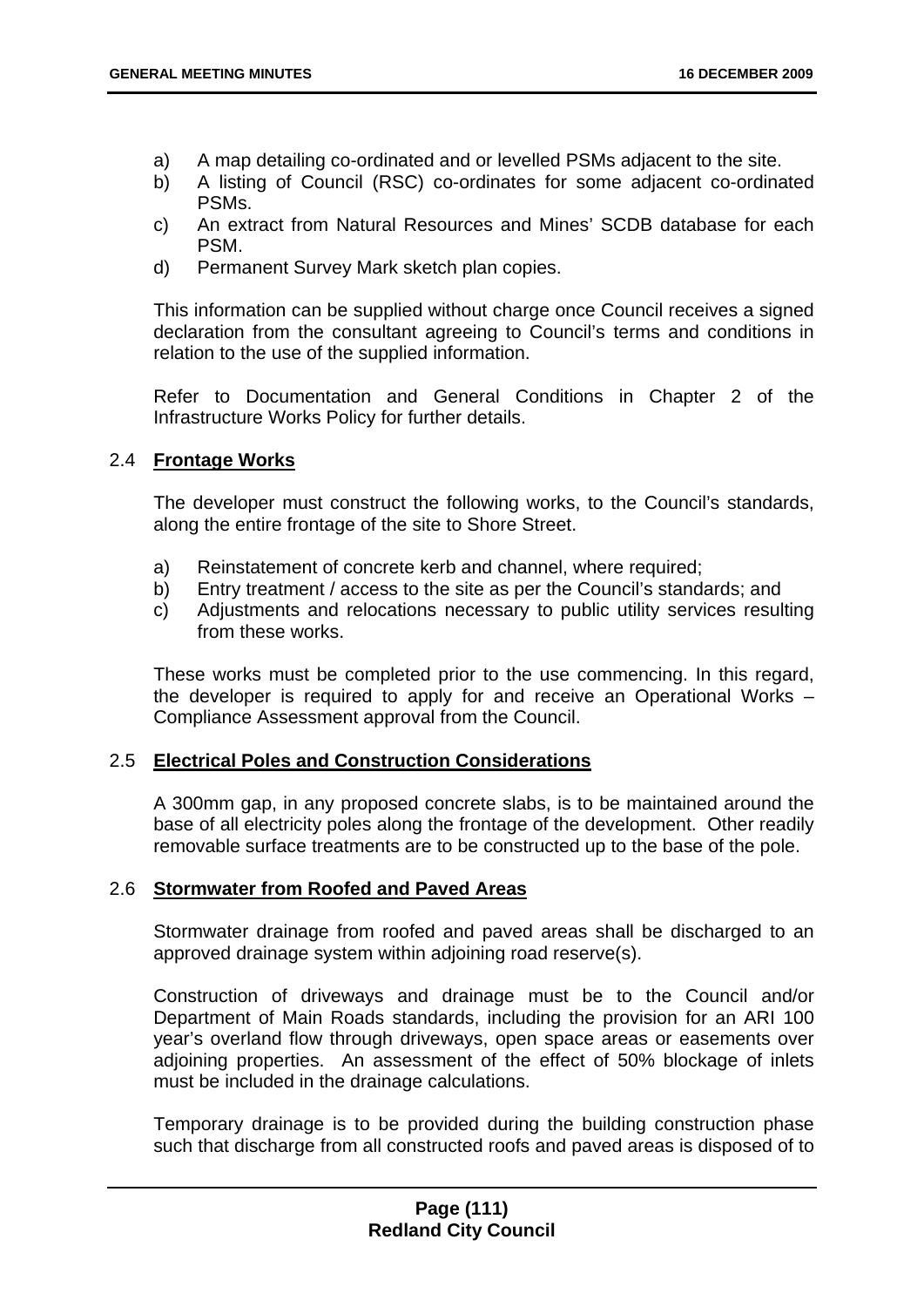a) A map detailing co-ordinated and or levelled PSMs adjacent to the site.
b) A listing of Council (RSC) co-ordinates for some adjacent co-ordinated PSMs.
c) An extract from Natural Resources and Mines' SCDB database for each PSM.
d) Permanent Survey Mark sketch plan copies.

This information can be supplied without charge once Council receives a signed declaration from the consultant agreeing to Council's terms and conditions in relation to the use of the supplied information.

Refer to Documentation and General Conditions in Chapter 2 of the Infrastructure Works Policy for further details.

### 2.4 **Frontage Works**

The developer must construct the following works, to the Council's standards, along the entire frontage of the site to Shore Street.

a) Reinstatement of concrete kerb and channel, where required;
b) Entry treatment / access to the site as per the Council's standards; and
c) Adjustments and relocations necessary to public utility services resulting from these works.

These works must be completed prior to the use commencing. In this regard, the developer is required to apply for and receive an Operational Works – Compliance Assessment approval from the Council.

### 2.5 **Electrical Poles and Construction Considerations**

A 300mm gap, in any proposed concrete slabs, is to be maintained around the base of all electricity poles along the frontage of the development. Other readily removable surface treatments are to be constructed up to the base of the pole.

### 2.6 **Stormwater from Roofed and Paved Areas**

Stormwater drainage from roofed and paved areas shall be discharged to an approved drainage system within adjoining road reserve(s).

Construction of driveways and drainage must be to the Council and/or Department of Main Roads standards, including the provision for an ARI 100 year's overland flow through driveways, open space areas or easements over adjoining properties. An assessment of the effect of 50% blockage of inlets must be included in the drainage calculations.

Temporary drainage is to be provided during the building construction phase such that discharge from all constructed roofs and paved areas is disposed of to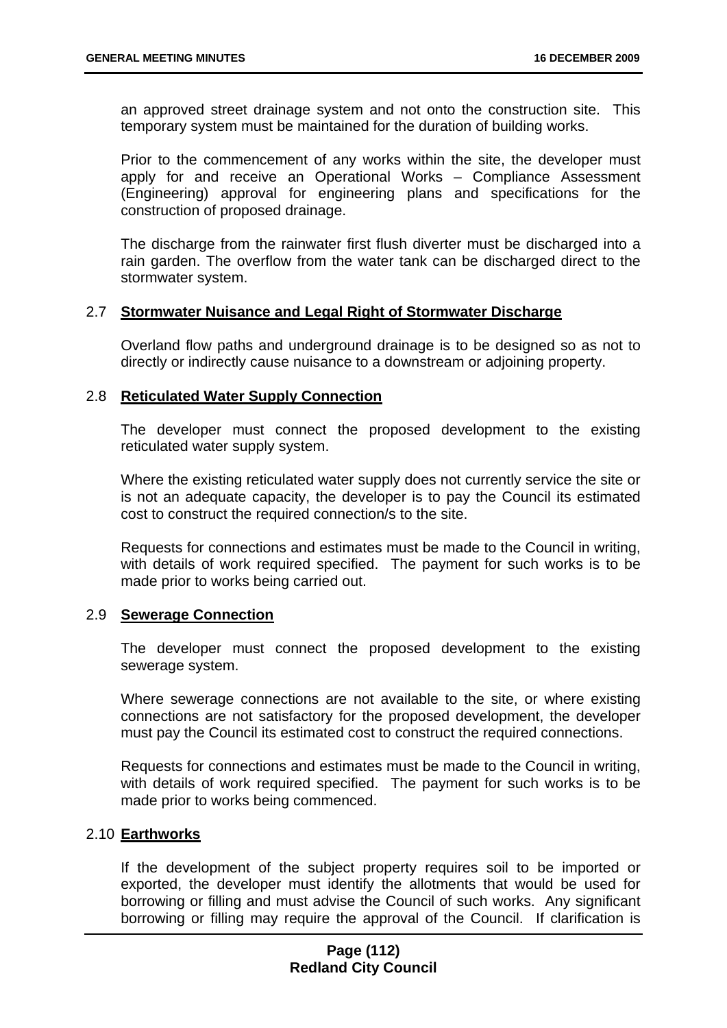an approved street drainage system and not onto the construction site. This temporary system must be maintained for the duration of building works.

Prior to the commencement of any works within the site, the developer must apply for and receive an Operational Works – Compliance Assessment (Engineering) approval for engineering plans and specifications for the construction of proposed drainage.

The discharge from the rainwater first flush diverter must be discharged into a rain garden. The overflow from the water tank can be discharged direct to the stormwater system.

2.7 **Stormwater Nuisance and Legal Right of Stormwater Discharge**

Overland flow paths and underground drainage is to be designed so as not to directly or indirectly cause nuisance to a downstream or adjoining property.

2.8 **Reticulated Water Supply Connection**

The developer must connect the proposed development to the existing reticulated water supply system.

Where the existing reticulated water supply does not currently service the site or is not an adequate capacity, the developer is to pay the Council its estimated cost to construct the required connection/s to the site.

Requests for connections and estimates must be made to the Council in writing, with details of work required specified. The payment for such works is to be made prior to works being carried out.

2.9 **Sewerage Connection**

The developer must connect the proposed development to the existing sewerage system.

Where sewerage connections are not available to the site, or where existing connections are not satisfactory for the proposed development, the developer must pay the Council its estimated cost to construct the required connections.

Requests for connections and estimates must be made to the Council in writing, with details of work required specified. The payment for such works is to be made prior to works being commenced.

2.10 **Earthworks**

If the development of the subject property requires soil to be imported or exported, the developer must identify the allotments that would be used for borrowing or filling and must advise the Council of such works. Any significant borrowing or filling may require the approval of the Council. If clarification is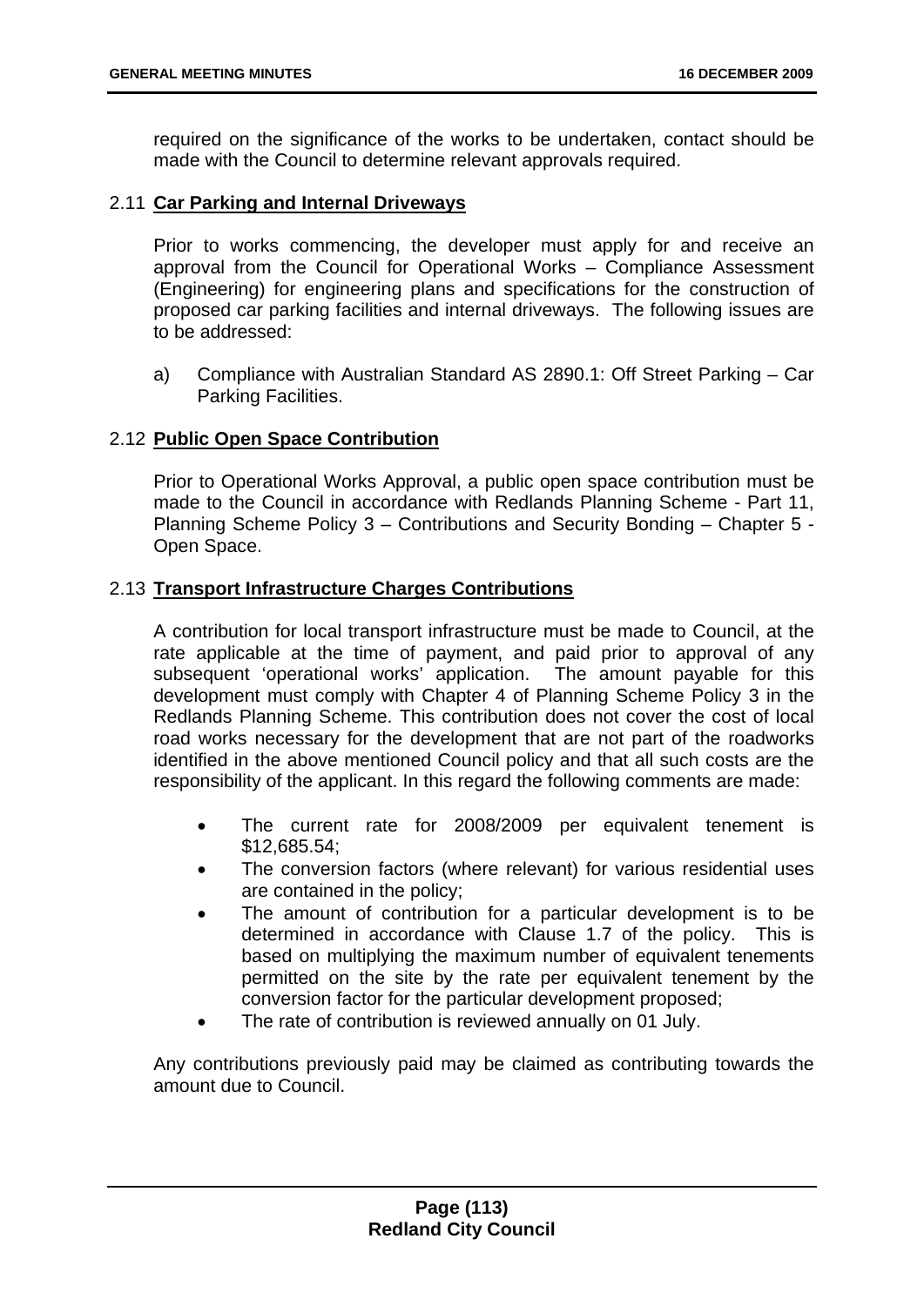required on the significance of the works to be undertaken, contact should be made with the Council to determine relevant approvals required.

### 2.11 **Car Parking and Internal Driveways**

Prior to works commencing, the developer must apply for and receive an approval from the Council for Operational Works – Compliance Assessment (Engineering) for engineering plans and specifications for the construction of proposed car parking facilities and internal driveways. The following issues are to be addressed:

a) Compliance with Australian Standard AS 2890.1: Off Street Parking – Car Parking Facilities.

### 2.12 **Public Open Space Contribution**

Prior to Operational Works Approval, a public open space contribution must be made to the Council in accordance with Redlands Planning Scheme - Part 11, Planning Scheme Policy 3 – Contributions and Security Bonding – Chapter 5 - Open Space.

### 2.13 **Transport Infrastructure Charges Contributions**

A contribution for local transport infrastructure must be made to Council, at the rate applicable at the time of payment, and paid prior to approval of any subsequent 'operational works' application. The amount payable for this development must comply with Chapter 4 of Planning Scheme Policy 3 in the Redlands Planning Scheme. This contribution does not cover the cost of local road works necessary for the development that are not part of the roadworks identified in the above mentioned Council policy and that all such costs are the responsibility of the applicant. In this regard the following comments are made:

- The current rate for 2008/2009 per equivalent tenement is $12,685.54;
- The conversion factors (where relevant) for various residential uses are contained in the policy;
- The amount of contribution for a particular development is to be determined in accordance with Clause 1.7 of the policy. This is based on multiplying the maximum number of equivalent tenements permitted on the site by the rate per equivalent tenement by the conversion factor for the particular development proposed;
- The rate of contribution is reviewed annually on 01 July.

Any contributions previously paid may be claimed as contributing towards the amount due to Council.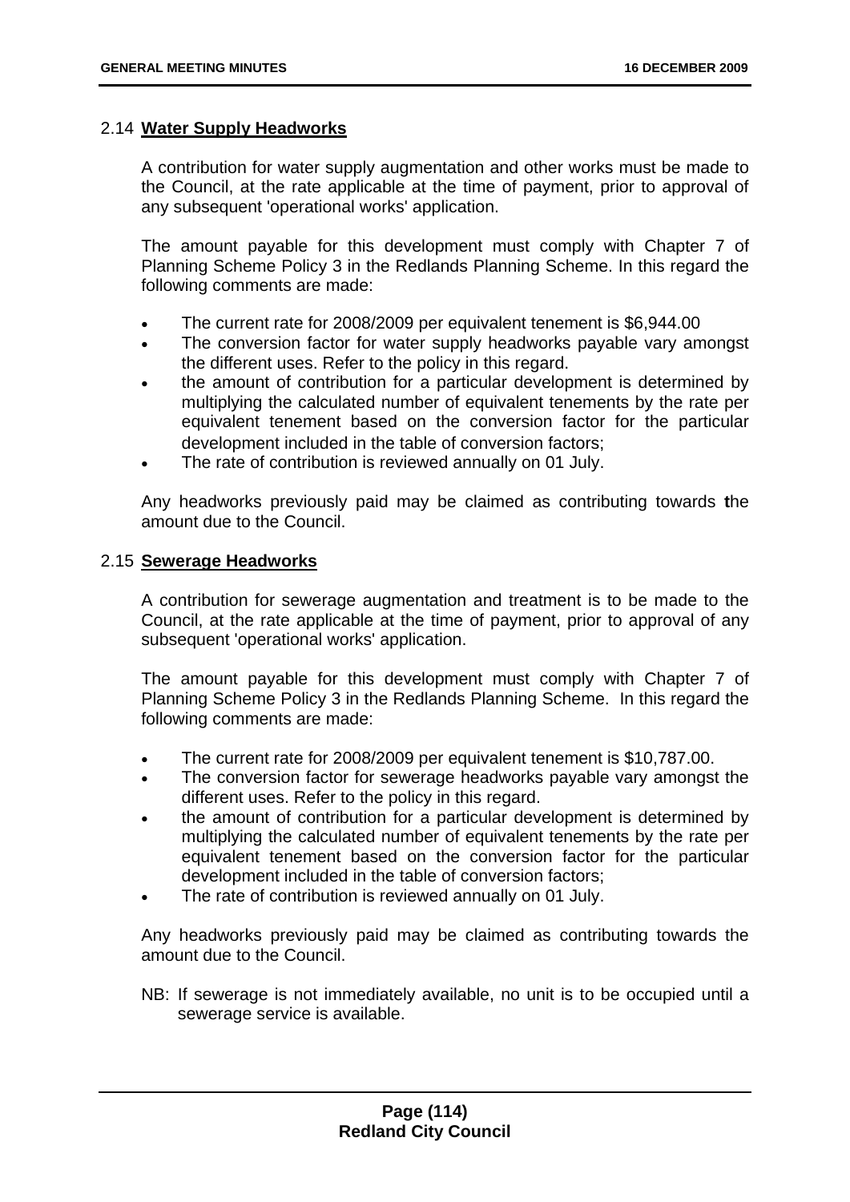### 2.14 **Water Supply Headworks**

A contribution for water supply augmentation and other works must be made to the Council, at the rate applicable at the time of payment, prior to approval of any subsequent 'operational works' application.

The amount payable for this development must comply with Chapter 7 of Planning Scheme Policy 3 in the Redlands Planning Scheme. In this regard the following comments are made:

- The current rate for 2008/2009 per equivalent tenement is $6,944.00
- The conversion factor for water supply headworks payable vary amongst the different uses. Refer to the policy in this regard.
- the amount of contribution for a particular development is determined by multiplying the calculated number of equivalent tenements by the rate per equivalent tenement based on the conversion factor for the particular development included in the table of conversion factors;
- The rate of contribution is reviewed annually on 01 July.

Any headworks previously paid may be claimed as contributing towards the amount due to the Council.

### 2.15 **Sewerage Headworks**

A contribution for sewerage augmentation and treatment is to be made to the Council, at the rate applicable at the time of payment, prior to approval of any subsequent 'operational works' application.

The amount payable for this development must comply with Chapter 7 of Planning Scheme Policy 3 in the Redlands Planning Scheme. In this regard the following comments are made:

- The current rate for 2008/2009 per equivalent tenement is $10,787.00.
- The conversion factor for sewerage headworks payable vary amongst the different uses. Refer to the policy in this regard.
- the amount of contribution for a particular development is determined by multiplying the calculated number of equivalent tenements by the rate per equivalent tenement based on the conversion factor for the particular development included in the table of conversion factors;
- The rate of contribution is reviewed annually on 01 July.

Any headworks previously paid may be claimed as contributing towards the amount due to the Council.

NB: If sewerage is not immediately available, no unit is to be occupied until a sewerage service is available.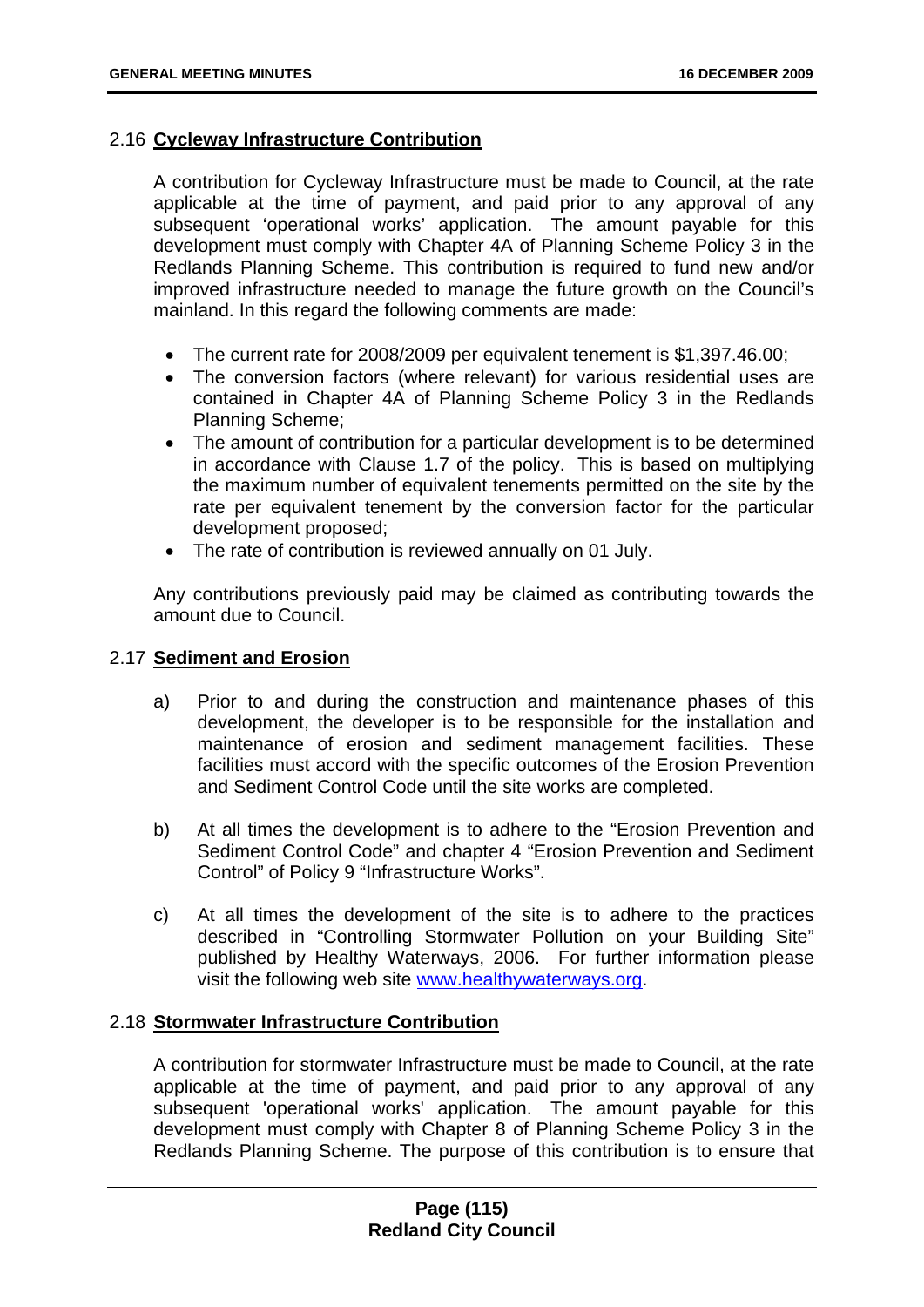2.16 **Cycleway Infrastructure Contribution**

A contribution for Cycleway Infrastructure must be made to Council, at the rate applicable at the time of payment, and paid prior to any approval of any subsequent 'operational works' application. The amount payable for this development must comply with Chapter 4A of Planning Scheme Policy 3 in the Redlands Planning Scheme. This contribution is required to fund new and/or improved infrastructure needed to manage the future growth on the Council's mainland. In this regard the following comments are made:

- The current rate for 2008/2009 per equivalent tenement is $1,397.46.00;
- The conversion factors (where relevant) for various residential uses are contained in Chapter 4A of Planning Scheme Policy 3 in the Redlands Planning Scheme;
- The amount of contribution for a particular development is to be determined in accordance with Clause 1.7 of the policy. This is based on multiplying the maximum number of equivalent tenements permitted on the site by the rate per equivalent tenement by the conversion factor for the particular development proposed;
- The rate of contribution is reviewed annually on 01 July.

Any contributions previously paid may be claimed as contributing towards the amount due to Council.

2.17 **Sediment and Erosion**

a) Prior to and during the construction and maintenance phases of this development, the developer is to be responsible for the installation and maintenance of erosion and sediment management facilities. These facilities must accord with the specific outcomes of the Erosion Prevention and Sediment Control Code until the site works are completed.

b) At all times the development is to adhere to the "Erosion Prevention and Sediment Control Code" and chapter 4 "Erosion Prevention and Sediment Control" of Policy 9 "Infrastructure Works".

c) At all times the development of the site is to adhere to the practices described in "Controlling Stormwater Pollution on your Building Site" published by Healthy Waterways, 2006. For further information please visit the following web site www.healthywaterways.org.

2.18 **Stormwater Infrastructure Contribution**

A contribution for stormwater Infrastructure must be made to Council, at the rate applicable at the time of payment, and paid prior to any approval of any subsequent 'operational works' application. The amount payable for this development must comply with Chapter 8 of Planning Scheme Policy 3 in the Redlands Planning Scheme. The purpose of this contribution is to ensure that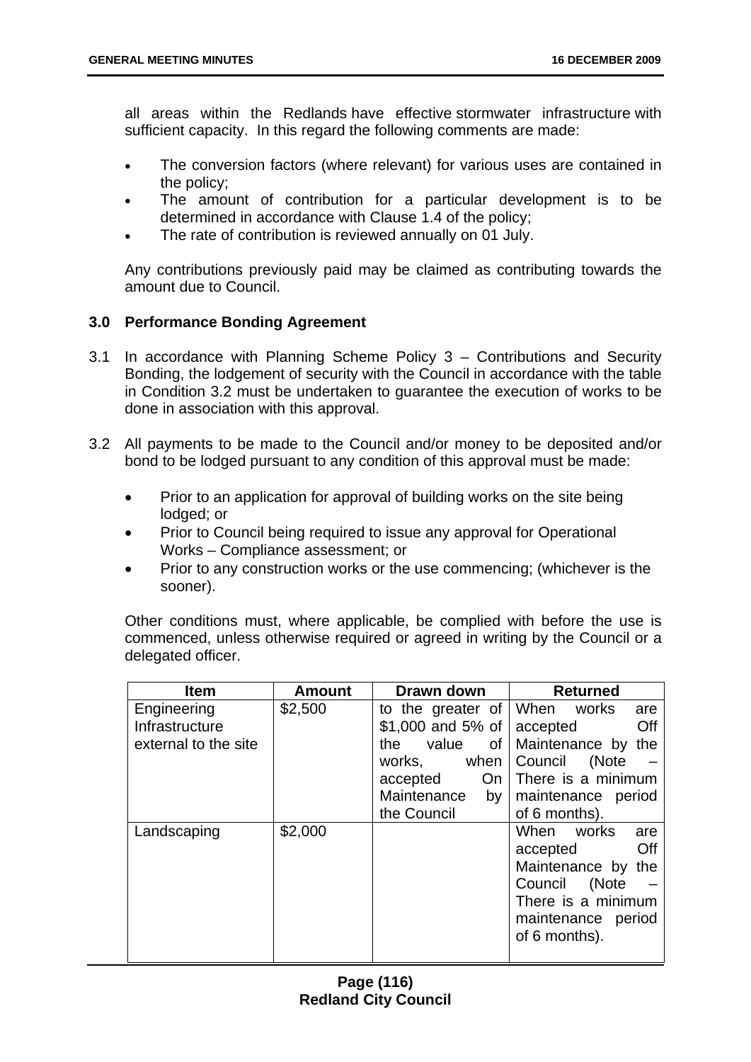all areas within the Redlands have effective stormwater infrastructure with sufficient capacity. In this regard the following comments are made:

- The conversion factors (where relevant) for various uses are contained in the policy;
- The amount of contribution for a particular development is to be determined in accordance with Clause 1.4 of the policy;
- The rate of contribution is reviewed annually on 01 July.

Any contributions previously paid may be claimed as contributing towards the amount due to Council.

### 3.0 Performance Bonding Agreement

3.1 In accordance with Planning Scheme Policy 3 – Contributions and Security Bonding, the lodgement of security with the Council in accordance with the table in Condition 3.2 must be undertaken to guarantee the execution of works to be done in association with this approval.

3.2 All payments to be made to the Council and/or money to be deposited and/or bond to be lodged pursuant to any condition of this approval must be made:

- Prior to an application for approval of building works on the site being lodged; or
- Prior to Council being required to issue any approval for Operational Works – Compliance assessment; or
- Prior to any construction works or the use commencing; (whichever is the sooner).

Other conditions must, where applicable, be complied with before the use is commenced, unless otherwise required or agreed in writing by the Council or a delegated officer.

| Item | Amount | Drawn down | Returned |
|---|---|---|---|
| Engineering Infrastructure external to the site | \$2,500 | to the greater of \$1,000 and 5% of the value of works, when accepted On Maintenance by the Council | When works are accepted Off Maintenance by the Council (Note – There is a minimum maintenance period of 6 months). |
| Landscaping | \$2,000 | | When works are accepted Off Maintenance by the Council (Note – There is a minimum maintenance period of 6 months). |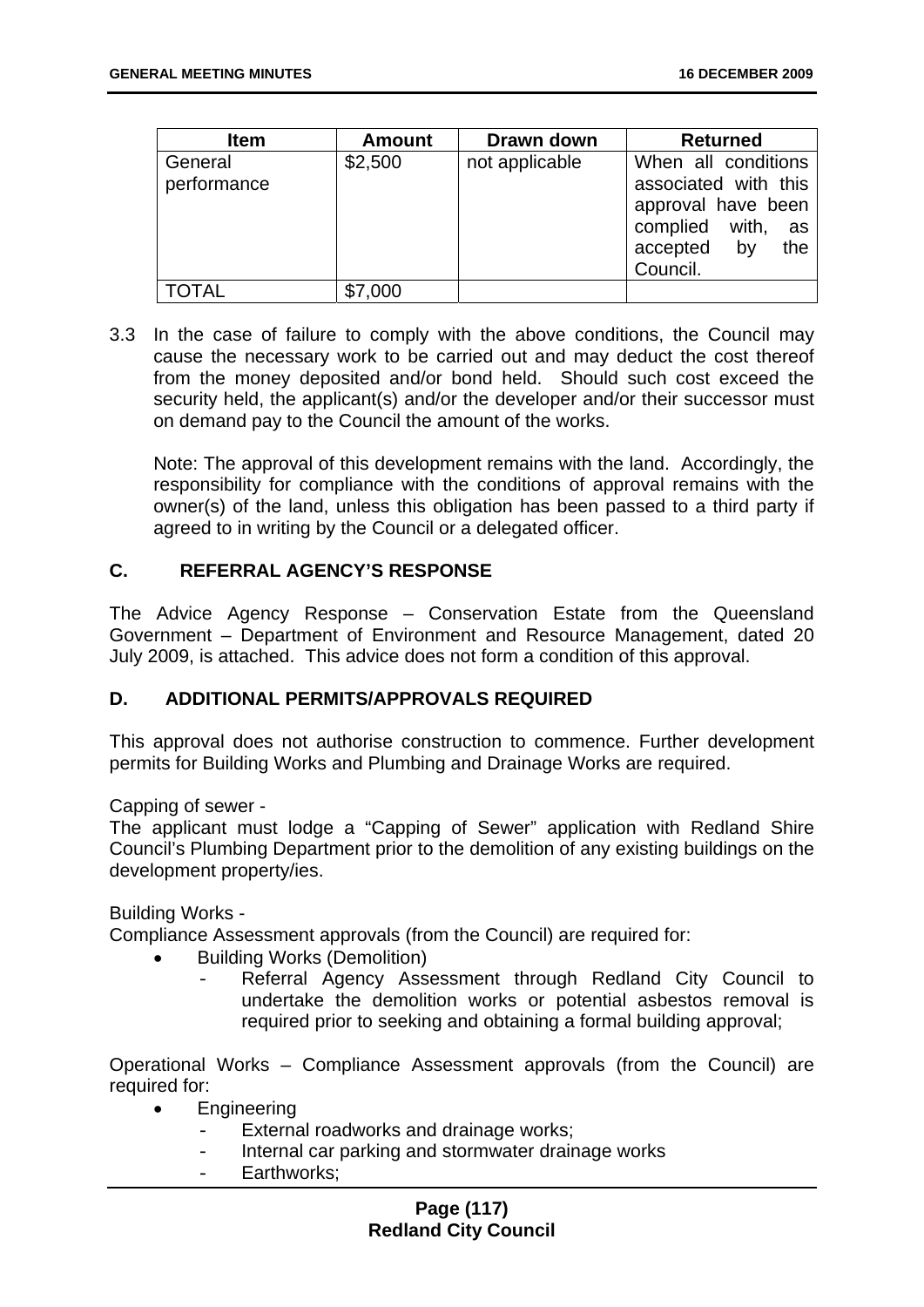| Item | Amount | Drawn down | Returned |
|---|---|---|---|
| General performance | $2,500 | not applicable | When all conditions associated with this approval have been complied with, as accepted by the Council. |
| TOTAL | $7,000 | | |

3.3 In the case of failure to comply with the above conditions, the Council may cause the necessary work to be carried out and may deduct the cost thereof from the money deposited and/or bond held. Should such cost exceed the security held, the applicant(s) and/or the developer and/or their successor must on demand pay to the Council the amount of the works.

Note: The approval of this development remains with the land. Accordingly, the responsibility for compliance with the conditions of approval remains with the owner(s) of the land, unless this obligation has been passed to a third party if agreed to in writing by the Council or a delegated officer.

## C. REFERRAL AGENCY'S RESPONSE

The Advice Agency Response – Conservation Estate from the Queensland Government – Department of Environment and Resource Management, dated 20 July 2009, is attached. This advice does not form a condition of this approval.

## D. ADDITIONAL PERMITS/APPROVALS REQUIRED

This approval does not authorise construction to commence. Further development permits for Building Works and Plumbing and Drainage Works are required.

Capping of sewer -
The applicant must lodge a "Capping of Sewer" application with Redland Shire Council's Plumbing Department prior to the demolition of any existing buildings on the development property/ies.

Building Works -
Compliance Assessment approvals (from the Council) are required for:

- Building Works (Demolition)
  - Referral Agency Assessment through Redland City Council to undertake the demolition works or potential asbestos removal is required prior to seeking and obtaining a formal building approval;

Operational Works – Compliance Assessment approvals (from the Council) are required for:

- Engineering
  - External roadworks and drainage works;
  - Internal car parking and stormwater drainage works
  - Earthworks;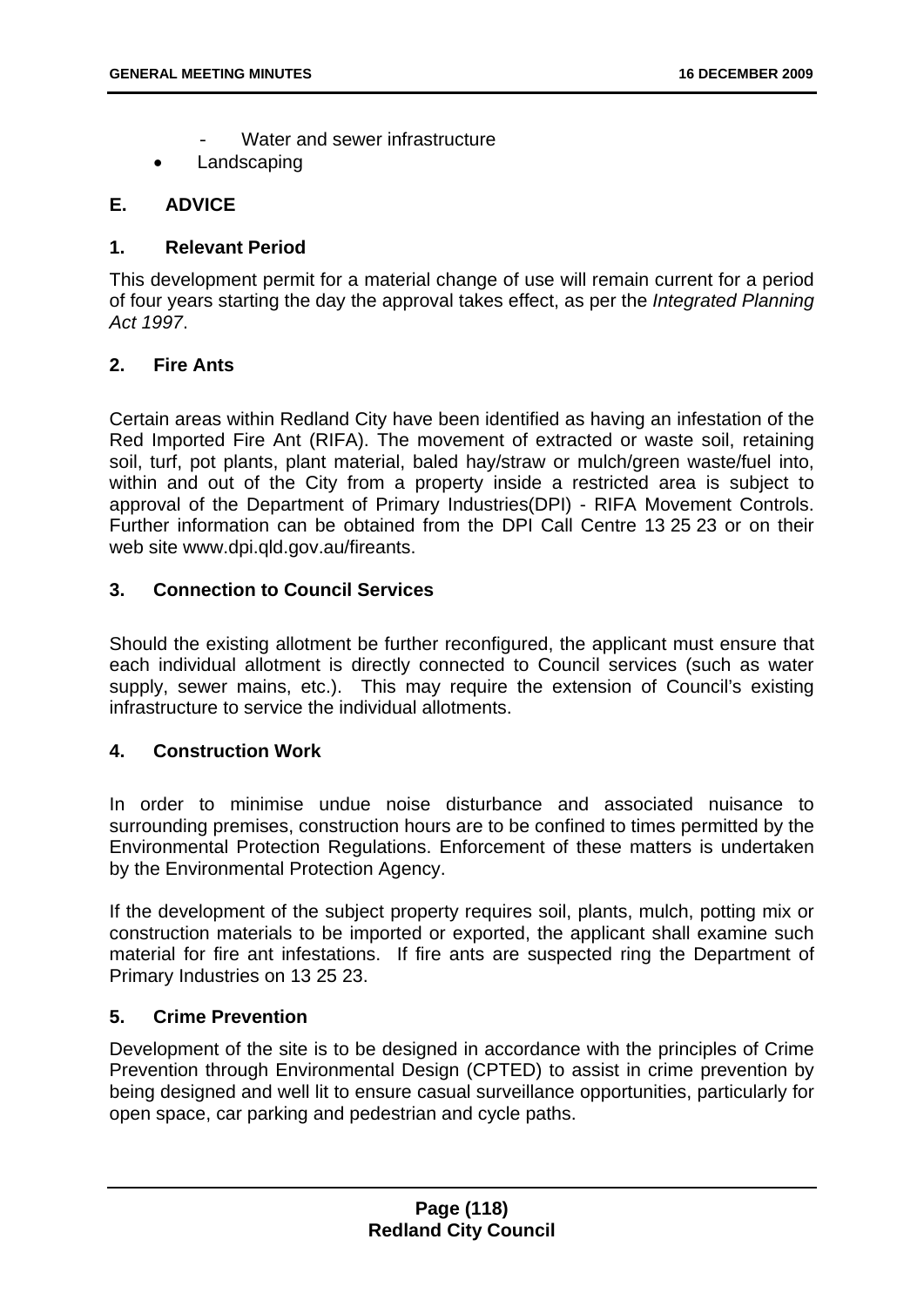- Water and sewer infrastructure

- Landscaping

## E. ADVICE

### 1. Relevant Period

This development permit for a material change of use will remain current for a period of four years starting the day the approval takes effect, as per the *Integrated Planning Act 1997*.

### 2. Fire Ants

Certain areas within Redland City have been identified as having an infestation of the Red Imported Fire Ant (RIFA). The movement of extracted or waste soil, retaining soil, turf, pot plants, plant material, baled hay/straw or mulch/green waste/fuel into, within and out of the City from a property inside a restricted area is subject to approval of the Department of Primary Industries(DPI) - RIFA Movement Controls. Further information can be obtained from the DPI Call Centre 13 25 23 or on their web site www.dpi.qld.gov.au/fireants.

### 3. Connection to Council Services

Should the existing allotment be further reconfigured, the applicant must ensure that each individual allotment is directly connected to Council services (such as water supply, sewer mains, etc.). This may require the extension of Council's existing infrastructure to service the individual allotments.

### 4. Construction Work

In order to minimise undue noise disturbance and associated nuisance to surrounding premises, construction hours are to be confined to times permitted by the Environmental Protection Regulations. Enforcement of these matters is undertaken by the Environmental Protection Agency.

If the development of the subject property requires soil, plants, mulch, potting mix or construction materials to be imported or exported, the applicant shall examine such material for fire ant infestations. If fire ants are suspected ring the Department of Primary Industries on 13 25 23.

### 5. Crime Prevention

Development of the site is to be designed in accordance with the principles of Crime Prevention through Environmental Design (CPTED) to assist in crime prevention by being designed and well lit to ensure casual surveillance opportunities, particularly for open space, car parking and pedestrian and cycle paths.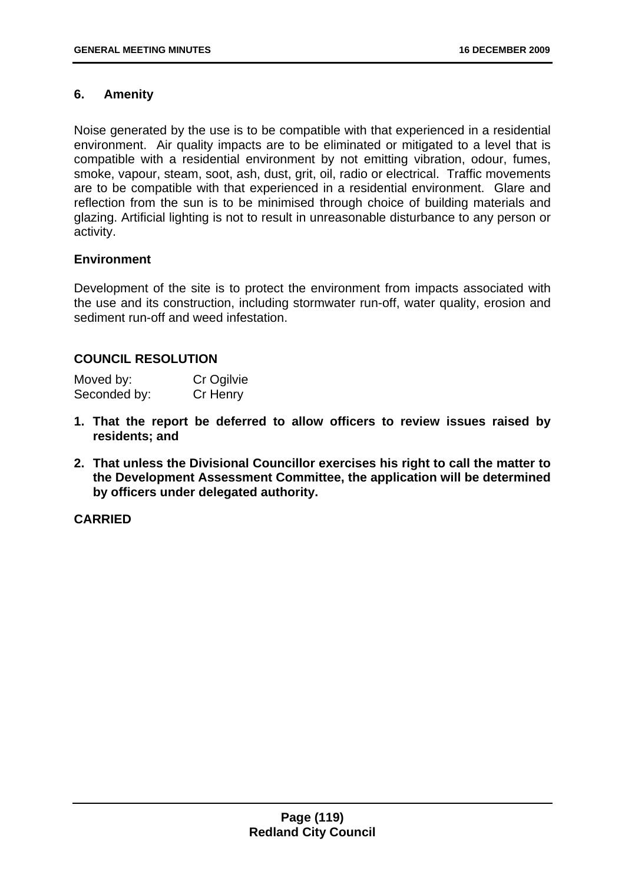### 6. Amenity

Noise generated by the use is to be compatible with that experienced in a residential environment. Air quality impacts are to be eliminated or mitigated to a level that is compatible with a residential environment by not emitting vibration, odour, fumes, smoke, vapour, steam, soot, ash, dust, grit, oil, radio or electrical. Traffic movements are to be compatible with that experienced in a residential environment. Glare and reflection from the sun is to be minimised through choice of building materials and glazing. Artificial lighting is not to result in unreasonable disturbance to any person or activity.

**Environment**

Development of the site is to protect the environment from impacts associated with the use and its construction, including stormwater run-off, water quality, erosion and sediment run-off and weed infestation.

**COUNCIL RESOLUTION**

Moved by: Cr Ogilvie
Seconded by: Cr Henry

1. **That the report be deferred to allow officers to review issues raised by residents; and**
2. **That unless the Divisional Councillor exercises his right to call the matter to the Development Assessment Committee, the application will be determined by officers under delegated authority.**

**CARRIED**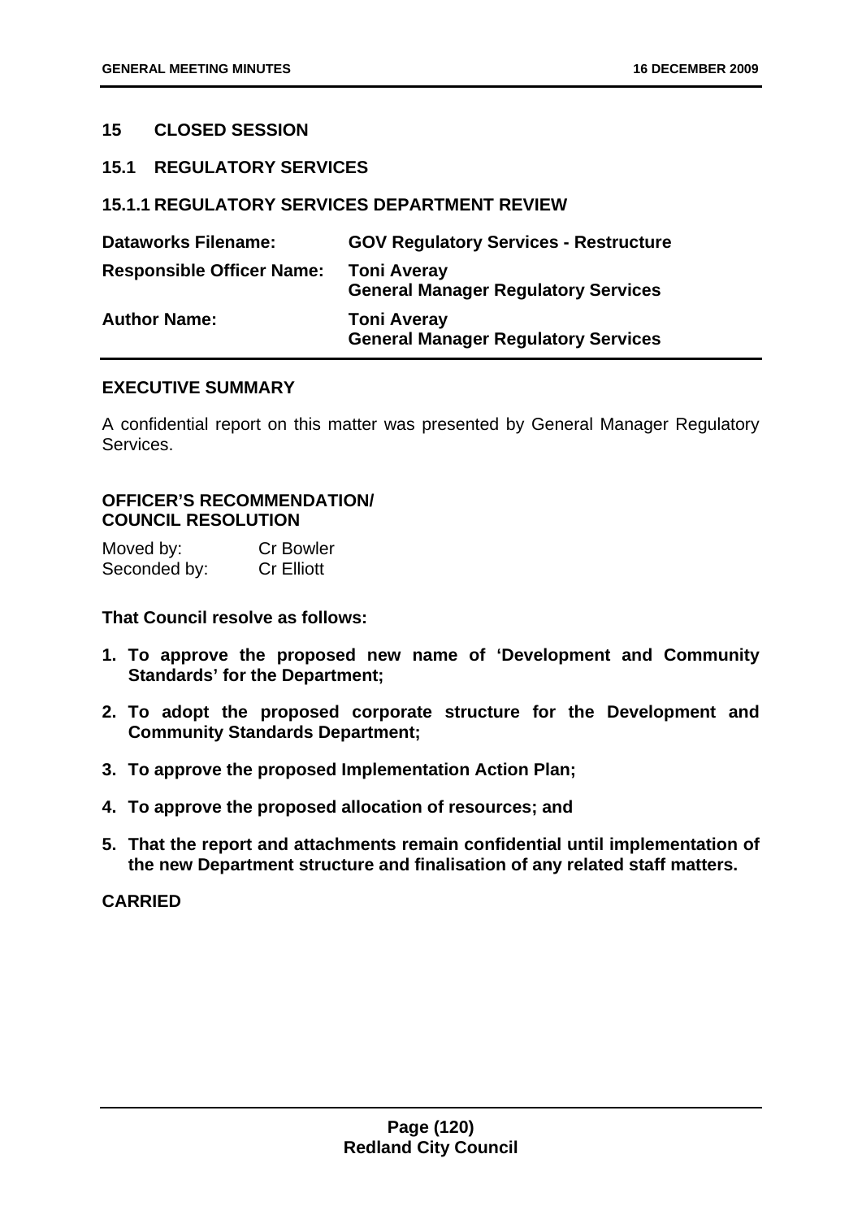## 15 CLOSED SESSION

### 15.1 REGULATORY SERVICES

### 15.1.1 REGULATORY SERVICES DEPARTMENT REVIEW

| | |
|---|---|
| **Dataworks Filename:** | **GOV Regulatory Services - Restructure** |
| **Responsible Officer Name:** | **Toni Averay**<br>**General Manager Regulatory Services** |
| **Author Name:** | **Toni Averay**<br>**General Manager Regulatory Services** |

**EXECUTIVE SUMMARY**

A confidential report on this matter was presented by General Manager Regulatory Services.

**OFFICER'S RECOMMENDATION/ COUNCIL RESOLUTION**

Moved by: Cr Bowler
Seconded by: Cr Elliott

**That Council resolve as follows:**

1. **To approve the proposed new name of 'Development and Community Standards' for the Department;**
2. **To adopt the proposed corporate structure for the Development and Community Standards Department;**
3. **To approve the proposed Implementation Action Plan;**
4. **To approve the proposed allocation of resources; and**
5. **That the report and attachments remain confidential until implementation of the new Department structure and finalisation of any related staff matters.**

**CARRIED**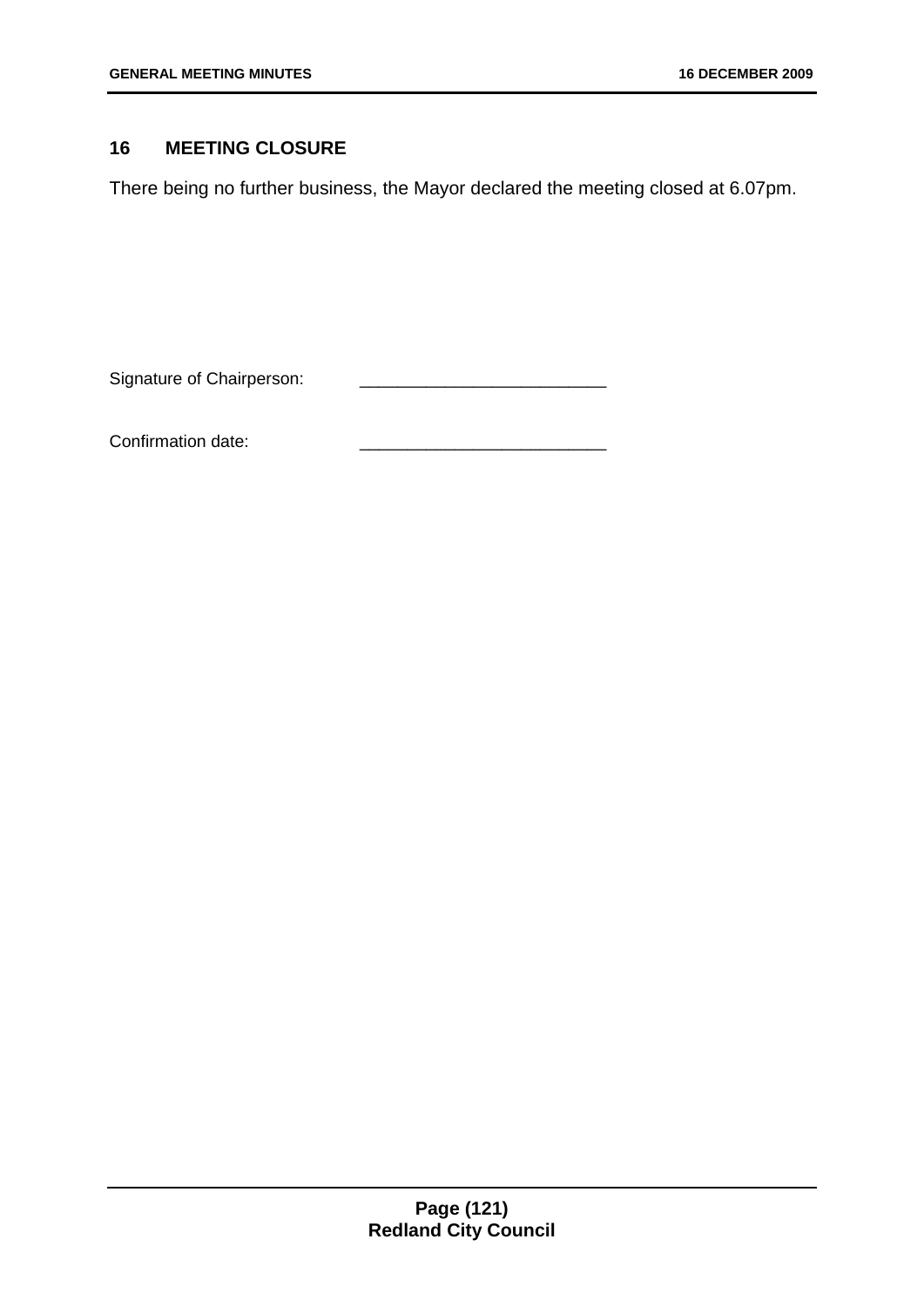## 16 MEETING CLOSURE

There being no further business, the Mayor declared the meeting closed at 6.07pm.

Signature of Chairperson: __________________________

Confirmation date: __________________________